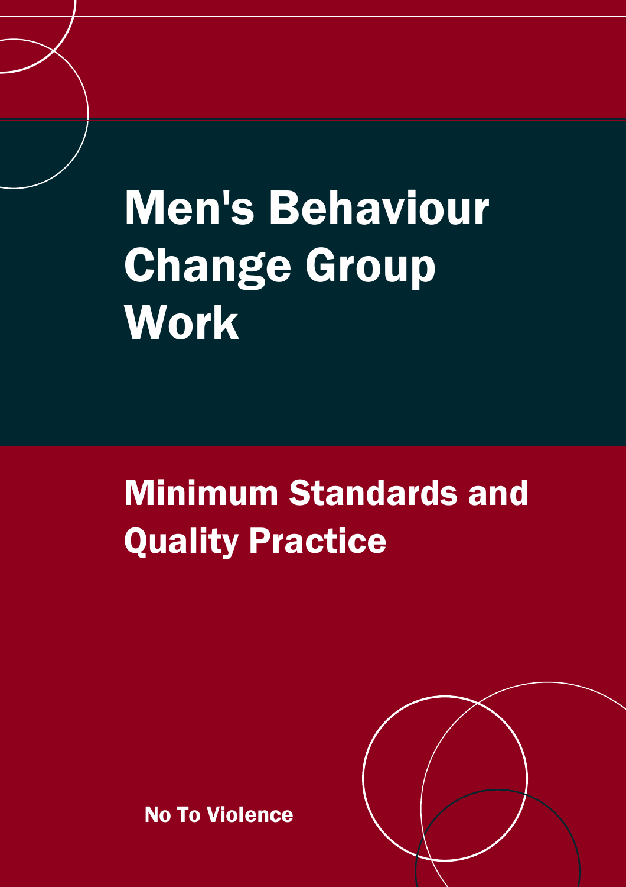# Men's Behaviour Change Group Work

## Minimum Standards and Quality Practice

No To Violence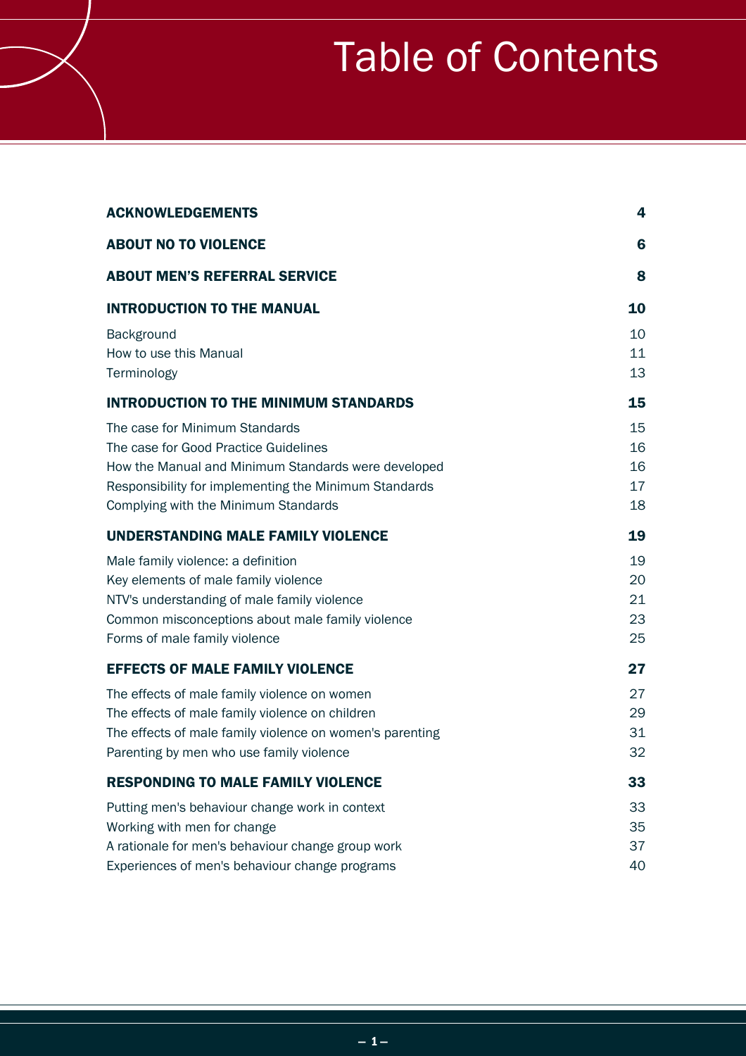# Table of Contents

| | |
|---|---|
| **ACKNOWLEDGEMENTS** | **4** |
| **ABOUT NO TO VIOLENCE** | **6** |
| **ABOUT MEN'S REFERRAL SERVICE** | **8** |
| **INTRODUCTION TO THE MANUAL** | **10** |
| Background | 10 |
| How to use this Manual | 11 |
| Terminology | 13 |
| **INTRODUCTION TO THE MINIMUM STANDARDS** | **15** |
| The case for Minimum Standards | 15 |
| The case for Good Practice Guidelines | 16 |
| How the Manual and Minimum Standards were developed | 16 |
| Responsibility for implementing the Minimum Standards | 17 |
| Complying with the Minimum Standards | 18 |
| **UNDERSTANDING MALE FAMILY VIOLENCE** | **19** |
| Male family violence: a definition | 19 |
| Key elements of male family violence | 20 |
| NTV's understanding of male family violence | 21 |
| Common misconceptions about male family violence | 23 |
| Forms of male family violence | 25 |
| **EFFECTS OF MALE FAMILY VIOLENCE** | **27** |
| The effects of male family violence on women | 27 |
| The effects of male family violence on children | 29 |
| The effects of male family violence on women's parenting | 31 |
| Parenting by men who use family violence | 32 |
| **RESPONDING TO MALE FAMILY VIOLENCE** | **33** |
| Putting men's behaviour change work in context | 33 |
| Working with men for change | 35 |
| A rationale for men's behaviour change group work | 37 |
| Experiences of men's behaviour change programs | 40 |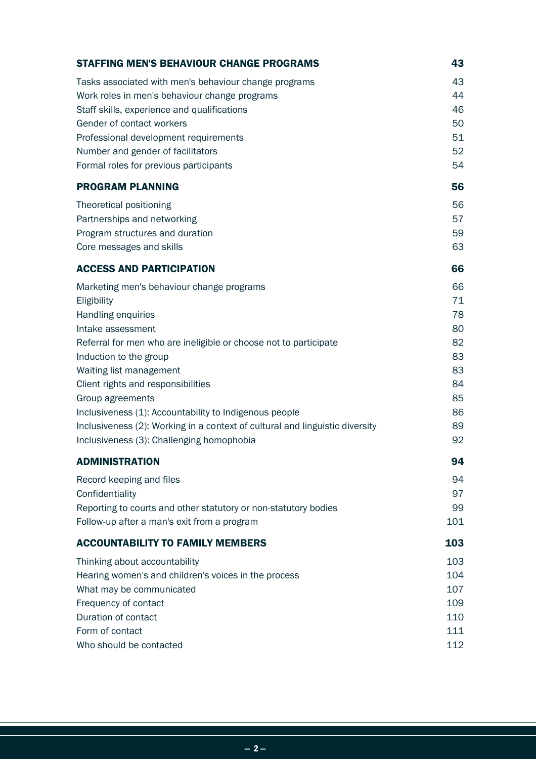| | |
|---|---|
| **STAFFING MEN'S BEHAVIOUR CHANGE PROGRAMS** | **43** |
| Tasks associated with men's behaviour change programs | 43 |
| Work roles in men's behaviour change programs | 44 |
| Staff skills, experience and qualifications | 46 |
| Gender of contact workers | 50 |
| Professional development requirements | 51 |
| Number and gender of facilitators | 52 |
| Formal roles for previous participants | 54 |
| **PROGRAM PLANNING** | **56** |
| Theoretical positioning | 56 |
| Partnerships and networking | 57 |
| Program structures and duration | 59 |
| Core messages and skills | 63 |
| **ACCESS AND PARTICIPATION** | **66** |
| Marketing men's behaviour change programs | 66 |
| Eligibility | 71 |
| Handling enquiries | 78 |
| Intake assessment | 80 |
| Referral for men who are ineligible or choose not to participate | 82 |
| Induction to the group | 83 |
| Waiting list management | 83 |
| Client rights and responsibilities | 84 |
| Group agreements | 85 |
| Inclusiveness (1): Accountability to Indigenous people | 86 |
| Inclusiveness (2): Working in a context of cultural and linguistic diversity | 89 |
| Inclusiveness (3): Challenging homophobia | 92 |
| **ADMINISTRATION** | **94** |
| Record keeping and files | 94 |
| Confidentiality | 97 |
| Reporting to courts and other statutory or non-statutory bodies | 99 |
| Follow-up after a man's exit from a program | 101 |
| **ACCOUNTABILITY TO FAMILY MEMBERS** | **103** |
| Thinking about accountability | 103 |
| Hearing women's and children's voices in the process | 104 |
| What may be communicated | 107 |
| Frequency of contact | 109 |
| Duration of contact | 110 |
| Form of contact | 111 |
| Who should be contacted | 112 |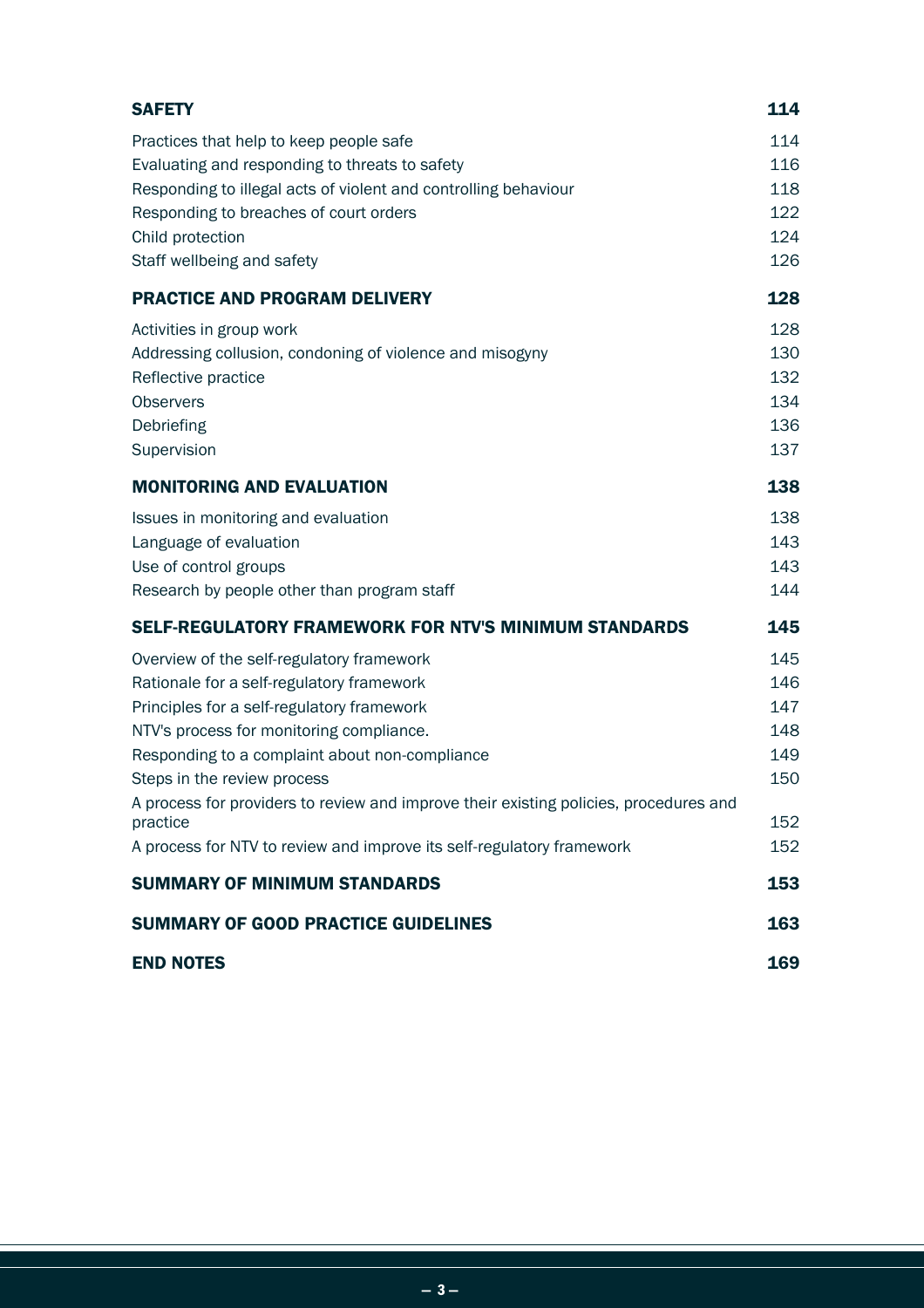| | |
|---|---|
| **SAFETY** | **114** |
| Practices that help to keep people safe | 114 |
| Evaluating and responding to threats to safety | 116 |
| Responding to illegal acts of violent and controlling behaviour | 118 |
| Responding to breaches of court orders | 122 |
| Child protection | 124 |
| Staff wellbeing and safety | 126 |
| **PRACTICE AND PROGRAM DELIVERY** | **128** |
| Activities in group work | 128 |
| Addressing collusion, condoning of violence and misogyny | 130 |
| Reflective practice | 132 |
| Observers | 134 |
| Debriefing | 136 |
| Supervision | 137 |
| **MONITORING AND EVALUATION** | **138** |
| Issues in monitoring and evaluation | 138 |
| Language of evaluation | 143 |
| Use of control groups | 143 |
| Research by people other than program staff | 144 |
| **SELF-REGULATORY FRAMEWORK FOR NTV'S MINIMUM STANDARDS** | **145** |
| Overview of the self-regulatory framework | 145 |
| Rationale for a self-regulatory framework | 146 |
| Principles for a self-regulatory framework | 147 |
| NTV's process for monitoring compliance. | 148 |
| Responding to a complaint about non-compliance | 149 |
| Steps in the review process | 150 |
| A process for providers to review and improve their existing policies, procedures and practice | 152 |
| A process for NTV to review and improve its self-regulatory framework | 152 |
| **SUMMARY OF MINIMUM STANDARDS** | **153** |
| **SUMMARY OF GOOD PRACTICE GUIDELINES** | **163** |
| **END NOTES** | **169** |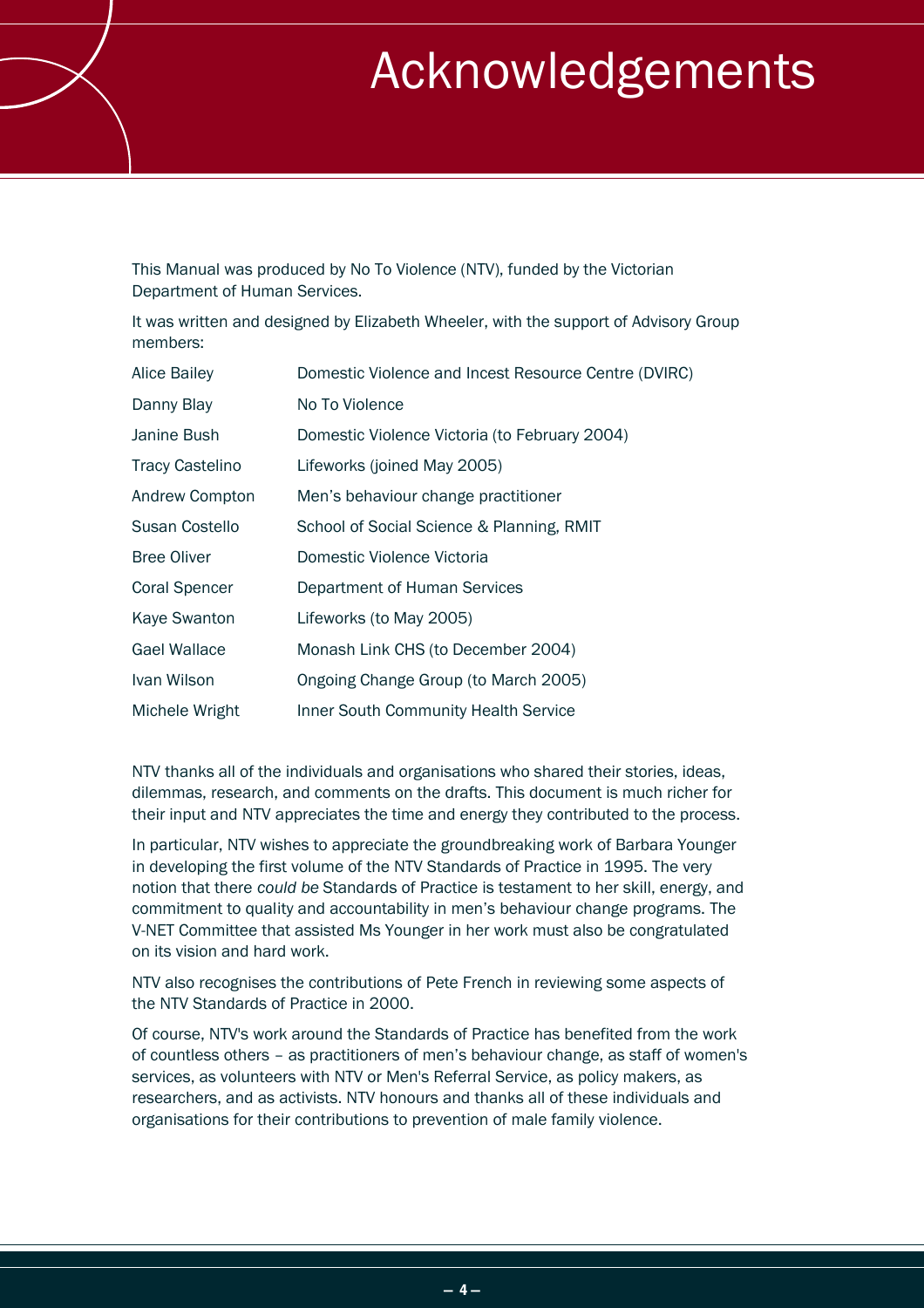# Acknowledgements

This Manual was produced by No To Violence (NTV), funded by the Victorian Department of Human Services.

It was written and designed by Elizabeth Wheeler, with the support of Advisory Group members:

| | |
|---|---|
| Alice Bailey | Domestic Violence and Incest Resource Centre (DVIRC) |
| Danny Blay | No To Violence |
| Janine Bush | Domestic Violence Victoria (to February 2004) |
| Tracy Castelino | Lifeworks (joined May 2005) |
| Andrew Compton | Men's behaviour change practitioner |
| Susan Costello | School of Social Science & Planning, RMIT |
| Bree Oliver | Domestic Violence Victoria |
| Coral Spencer | Department of Human Services |
| Kaye Swanton | Lifeworks (to May 2005) |
| Gael Wallace | Monash Link CHS (to December 2004) |
| Ivan Wilson | Ongoing Change Group (to March 2005) |
| Michele Wright | Inner South Community Health Service |

NTV thanks all of the individuals and organisations who shared their stories, ideas, dilemmas, research, and comments on the drafts. This document is much richer for their input and NTV appreciates the time and energy they contributed to the process.

In particular, NTV wishes to appreciate the groundbreaking work of Barbara Younger in developing the first volume of the NTV Standards of Practice in 1995. The very notion that there *could be* Standards of Practice is testament to her skill, energy, and commitment to quality and accountability in men's behaviour change programs. The V-NET Committee that assisted Ms Younger in her work must also be congratulated on its vision and hard work.

NTV also recognises the contributions of Pete French in reviewing some aspects of the NTV Standards of Practice in 2000.

Of course, NTV's work around the Standards of Practice has benefited from the work of countless others – as practitioners of men's behaviour change, as staff of women's services, as volunteers with NTV or Men's Referral Service, as policy makers, as researchers, and as activists. NTV honours and thanks all of these individuals and organisations for their contributions to prevention of male family violence.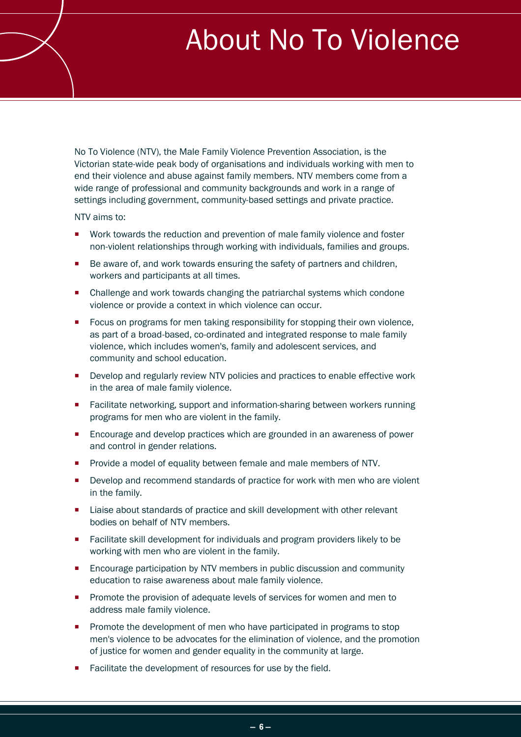# About No To Violence

No To Violence (NTV), the Male Family Violence Prevention Association, is the Victorian state-wide peak body of organisations and individuals working with men to end their violence and abuse against family members. NTV members come from a wide range of professional and community backgrounds and work in a range of settings including government, community-based settings and private practice.

NTV aims to:

- Work towards the reduction and prevention of male family violence and foster non-violent relationships through working with individuals, families and groups.
- Be aware of, and work towards ensuring the safety of partners and children, workers and participants at all times.
- Challenge and work towards changing the patriarchal systems which condone violence or provide a context in which violence can occur.
- Focus on programs for men taking responsibility for stopping their own violence, as part of a broad-based, co-ordinated and integrated response to male family violence, which includes women's, family and adolescent services, and community and school education.
- Develop and regularly review NTV policies and practices to enable effective work in the area of male family violence.
- Facilitate networking, support and information-sharing between workers running programs for men who are violent in the family.
- Encourage and develop practices which are grounded in an awareness of power and control in gender relations.
- Provide a model of equality between female and male members of NTV.
- Develop and recommend standards of practice for work with men who are violent in the family.
- Liaise about standards of practice and skill development with other relevant bodies on behalf of NTV members.
- Facilitate skill development for individuals and program providers likely to be working with men who are violent in the family.
- Encourage participation by NTV members in public discussion and community education to raise awareness about male family violence.
- Promote the provision of adequate levels of services for women and men to address male family violence.
- Promote the development of men who have participated in programs to stop men's violence to be advocates for the elimination of violence, and the promotion of justice for women and gender equality in the community at large.
- Facilitate the development of resources for use by the field.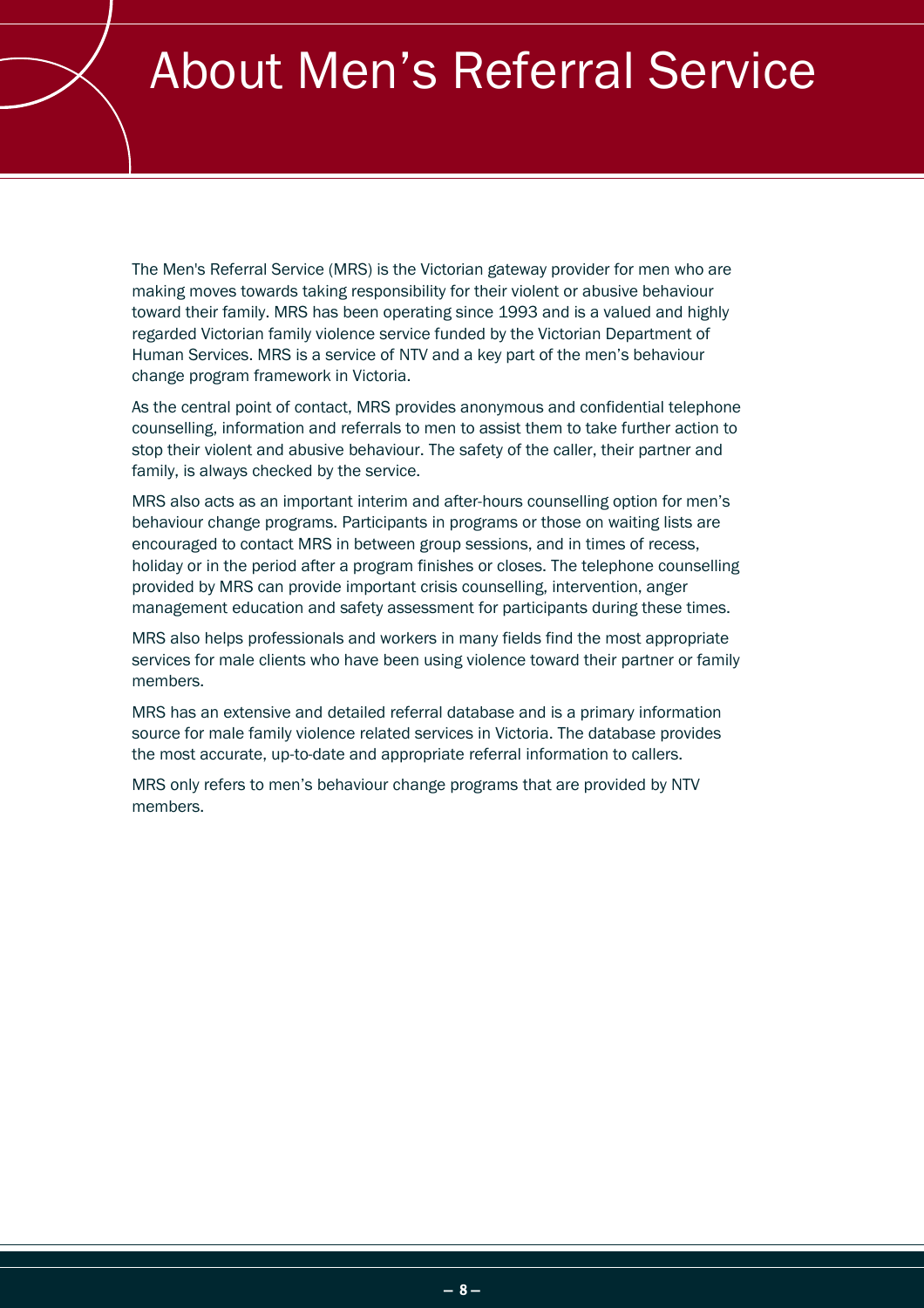# About Men's Referral Service

The Men's Referral Service (MRS) is the Victorian gateway provider for men who are making moves towards taking responsibility for their violent or abusive behaviour toward their family. MRS has been operating since 1993 and is a valued and highly regarded Victorian family violence service funded by the Victorian Department of Human Services. MRS is a service of NTV and a key part of the men's behaviour change program framework in Victoria.

As the central point of contact, MRS provides anonymous and confidential telephone counselling, information and referrals to men to assist them to take further action to stop their violent and abusive behaviour. The safety of the caller, their partner and family, is always checked by the service.

MRS also acts as an important interim and after-hours counselling option for men's behaviour change programs. Participants in programs or those on waiting lists are encouraged to contact MRS in between group sessions, and in times of recess, holiday or in the period after a program finishes or closes. The telephone counselling provided by MRS can provide important crisis counselling, intervention, anger management education and safety assessment for participants during these times.

MRS also helps professionals and workers in many fields find the most appropriate services for male clients who have been using violence toward their partner or family members.

MRS has an extensive and detailed referral database and is a primary information source for male family violence related services in Victoria. The database provides the most accurate, up-to-date and appropriate referral information to callers.

MRS only refers to men's behaviour change programs that are provided by NTV members.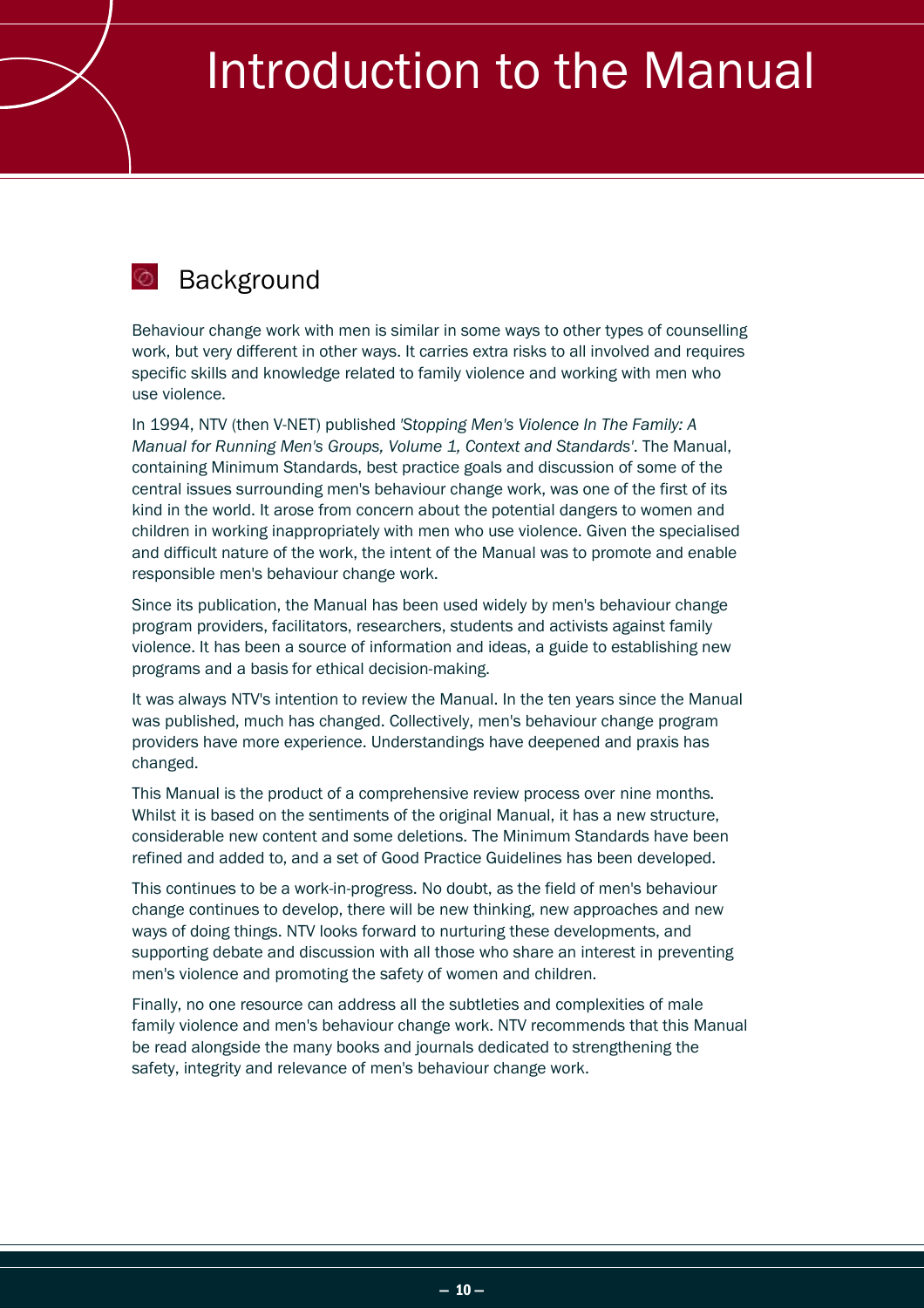# Introduction to the Manual

## Background

Behaviour change work with men is similar in some ways to other types of counselling work, but very different in other ways. It carries extra risks to all involved and requires specific skills and knowledge related to family violence and working with men who use violence.

In 1994, NTV (then V-NET) published *'Stopping Men's Violence In The Family: A Manual for Running Men's Groups, Volume 1, Context and Standards'*. The Manual, containing Minimum Standards, best practice goals and discussion of some of the central issues surrounding men's behaviour change work, was one of the first of its kind in the world. It arose from concern about the potential dangers to women and children in working inappropriately with men who use violence. Given the specialised and difficult nature of the work, the intent of the Manual was to promote and enable responsible men's behaviour change work.

Since its publication, the Manual has been used widely by men's behaviour change program providers, facilitators, researchers, students and activists against family violence. It has been a source of information and ideas, a guide to establishing new programs and a basis for ethical decision-making.

It was always NTV's intention to review the Manual. In the ten years since the Manual was published, much has changed. Collectively, men's behaviour change program providers have more experience. Understandings have deepened and praxis has changed.

This Manual is the product of a comprehensive review process over nine months. Whilst it is based on the sentiments of the original Manual, it has a new structure, considerable new content and some deletions. The Minimum Standards have been refined and added to, and a set of Good Practice Guidelines has been developed.

This continues to be a work-in-progress. No doubt, as the field of men's behaviour change continues to develop, there will be new thinking, new approaches and new ways of doing things. NTV looks forward to nurturing these developments, and supporting debate and discussion with all those who share an interest in preventing men's violence and promoting the safety of women and children.

Finally, no one resource can address all the subtleties and complexities of male family violence and men's behaviour change work. NTV recommends that this Manual be read alongside the many books and journals dedicated to strengthening the safety, integrity and relevance of men's behaviour change work.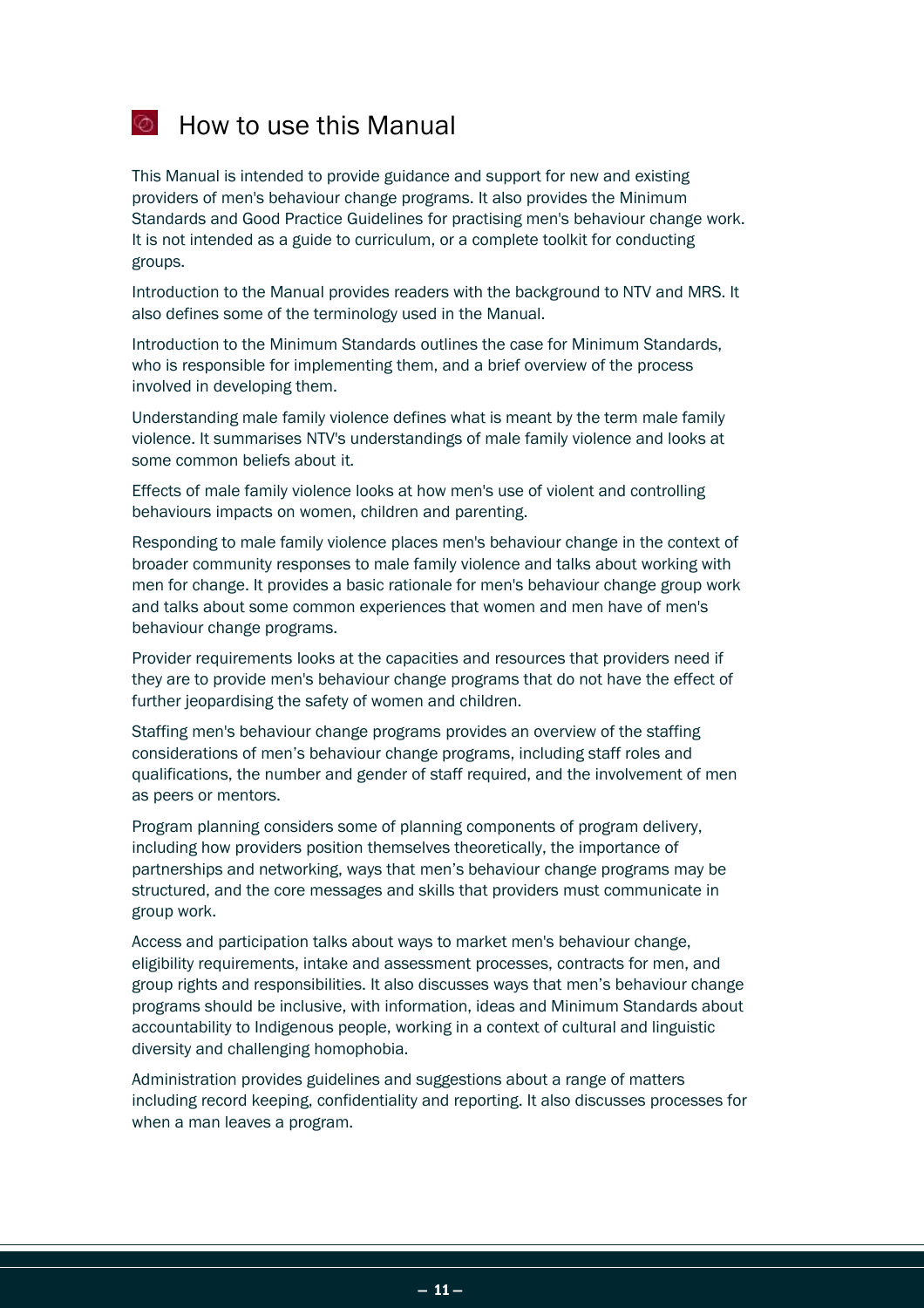# How to use this Manual

This Manual is intended to provide guidance and support for new and existing providers of men's behaviour change programs. It also provides the Minimum Standards and Good Practice Guidelines for practising men's behaviour change work. It is not intended as a guide to curriculum, or a complete toolkit for conducting groups.

Introduction to the Manual provides readers with the background to NTV and MRS. It also defines some of the terminology used in the Manual.

Introduction to the Minimum Standards outlines the case for Minimum Standards, who is responsible for implementing them, and a brief overview of the process involved in developing them.

Understanding male family violence defines what is meant by the term male family violence. It summarises NTV's understandings of male family violence and looks at some common beliefs about it.

Effects of male family violence looks at how men's use of violent and controlling behaviours impacts on women, children and parenting.

Responding to male family violence places men's behaviour change in the context of broader community responses to male family violence and talks about working with men for change. It provides a basic rationale for men's behaviour change group work and talks about some common experiences that women and men have of men's behaviour change programs.

Provider requirements looks at the capacities and resources that providers need if they are to provide men's behaviour change programs that do not have the effect of further jeopardising the safety of women and children.

Staffing men's behaviour change programs provides an overview of the staffing considerations of men's behaviour change programs, including staff roles and qualifications, the number and gender of staff required, and the involvement of men as peers or mentors.

Program planning considers some of planning components of program delivery, including how providers position themselves theoretically, the importance of partnerships and networking, ways that men's behaviour change programs may be structured, and the core messages and skills that providers must communicate in group work.

Access and participation talks about ways to market men's behaviour change, eligibility requirements, intake and assessment processes, contracts for men, and group rights and responsibilities. It also discusses ways that men's behaviour change programs should be inclusive, with information, ideas and Minimum Standards about accountability to Indigenous people, working in a context of cultural and linguistic diversity and challenging homophobia.

Administration provides guidelines and suggestions about a range of matters including record keeping, confidentiality and reporting. It also discusses processes for when a man leaves a program.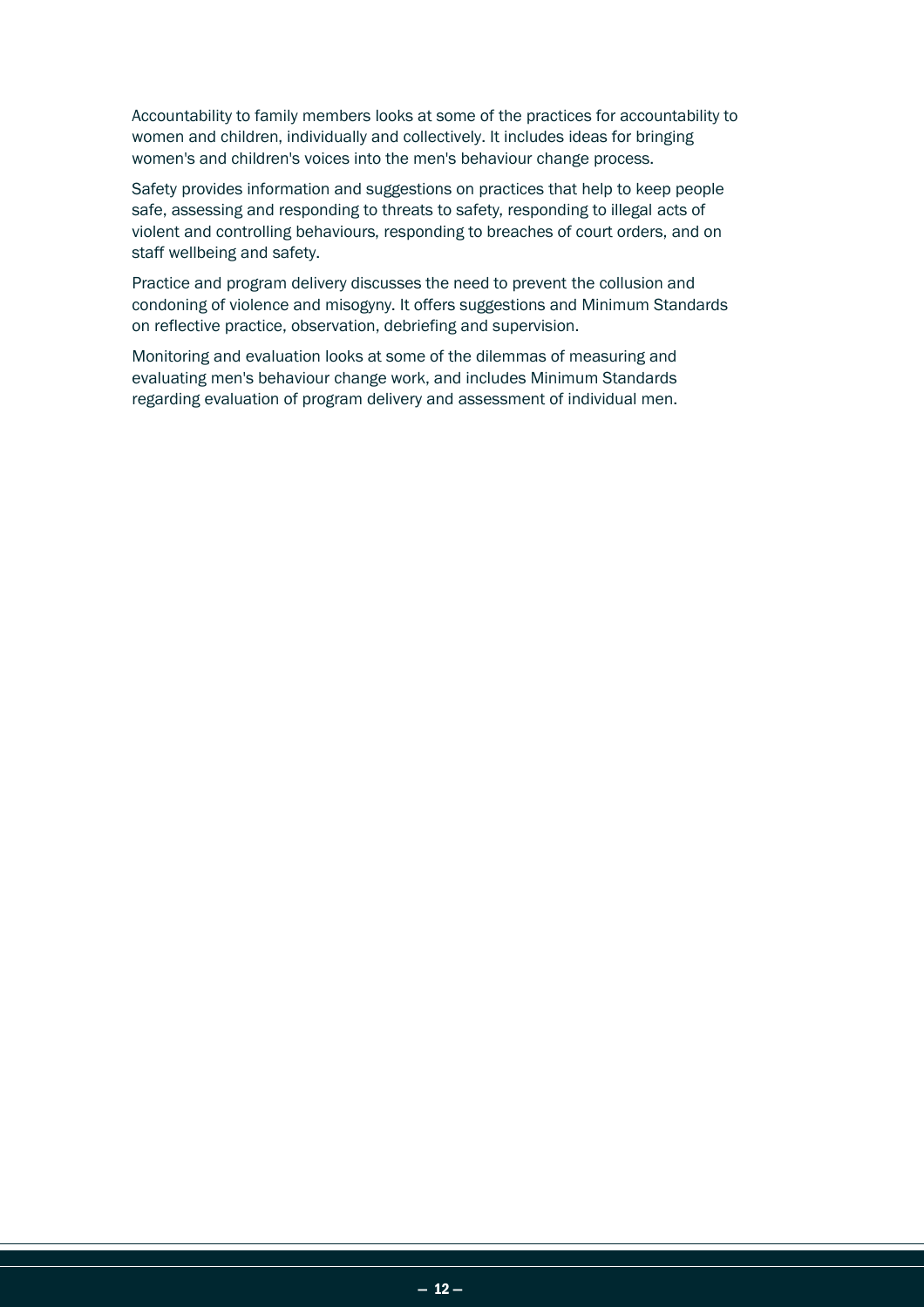Accountability to family members looks at some of the practices for accountability to women and children, individually and collectively. It includes ideas for bringing women's and children's voices into the men's behaviour change process.

Safety provides information and suggestions on practices that help to keep people safe, assessing and responding to threats to safety, responding to illegal acts of violent and controlling behaviours, responding to breaches of court orders, and on staff wellbeing and safety.

Practice and program delivery discusses the need to prevent the collusion and condoning of violence and misogyny. It offers suggestions and Minimum Standards on reflective practice, observation, debriefing and supervision.

Monitoring and evaluation looks at some of the dilemmas of measuring and evaluating men's behaviour change work, and includes Minimum Standards regarding evaluation of program delivery and assessment of individual men.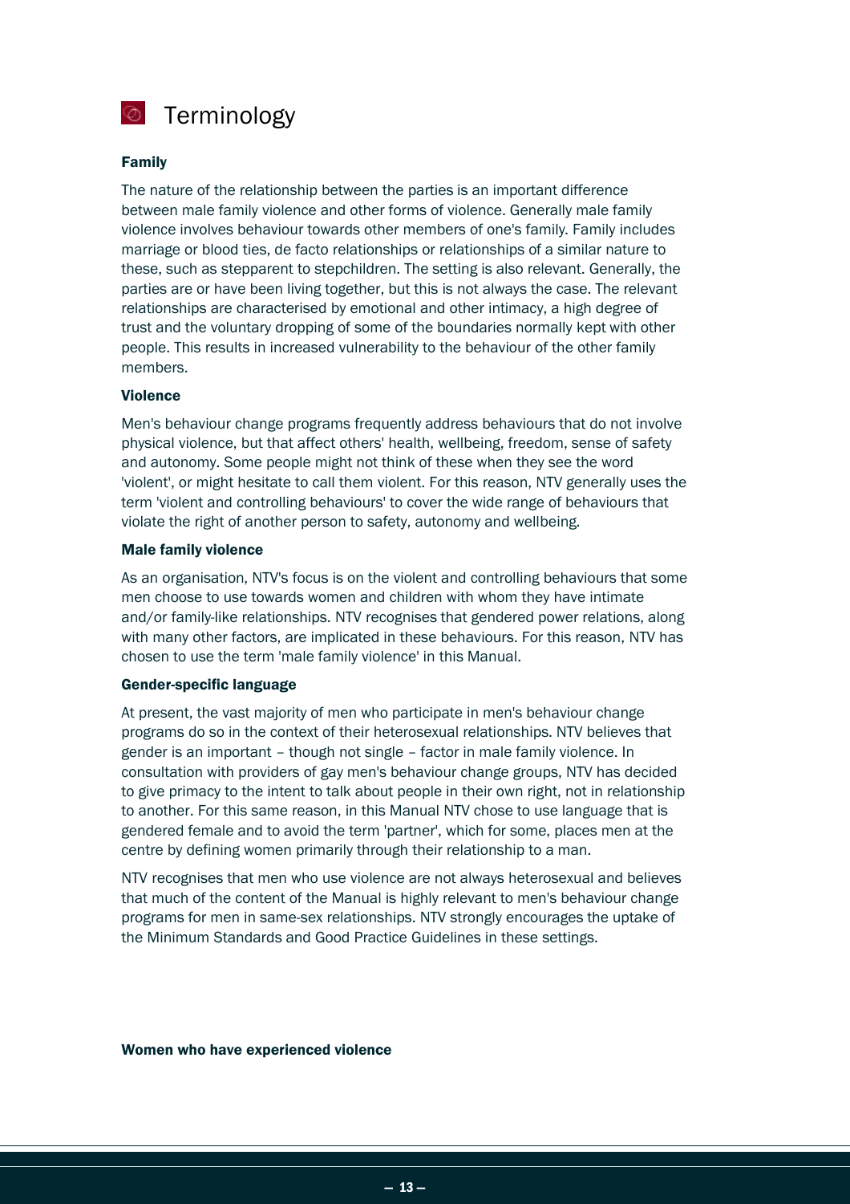# Terminology

### Family

The nature of the relationship between the parties is an important difference between male family violence and other forms of violence. Generally male family violence involves behaviour towards other members of one's family. Family includes marriage or blood ties, de facto relationships or relationships of a similar nature to these, such as stepparent to stepchildren. The setting is also relevant. Generally, the parties are or have been living together, but this is not always the case. The relevant relationships are characterised by emotional and other intimacy, a high degree of trust and the voluntary dropping of some of the boundaries normally kept with other people. This results in increased vulnerability to the behaviour of the other family members.

### Violence

Men's behaviour change programs frequently address behaviours that do not involve physical violence, but that affect others' health, wellbeing, freedom, sense of safety and autonomy. Some people might not think of these when they see the word 'violent', or might hesitate to call them violent. For this reason, NTV generally uses the term 'violent and controlling behaviours' to cover the wide range of behaviours that violate the right of another person to safety, autonomy and wellbeing.

### Male family violence

As an organisation, NTV's focus is on the violent and controlling behaviours that some men choose to use towards women and children with whom they have intimate and/or family-like relationships. NTV recognises that gendered power relations, along with many other factors, are implicated in these behaviours. For this reason, NTV has chosen to use the term 'male family violence' in this Manual.

### Gender-specific language

At present, the vast majority of men who participate in men's behaviour change programs do so in the context of their heterosexual relationships. NTV believes that gender is an important – though not single – factor in male family violence. In consultation with providers of gay men's behaviour change groups, NTV has decided to give primacy to the intent to talk about people in their own right, not in relationship to another. For this same reason, in this Manual NTV chose to use language that is gendered female and to avoid the term 'partner', which for some, places men at the centre by defining women primarily through their relationship to a man.

NTV recognises that men who use violence are not always heterosexual and believes that much of the content of the Manual is highly relevant to men's behaviour change programs for men in same-sex relationships. NTV strongly encourages the uptake of the Minimum Standards and Good Practice Guidelines in these settings.

### Women who have experienced violence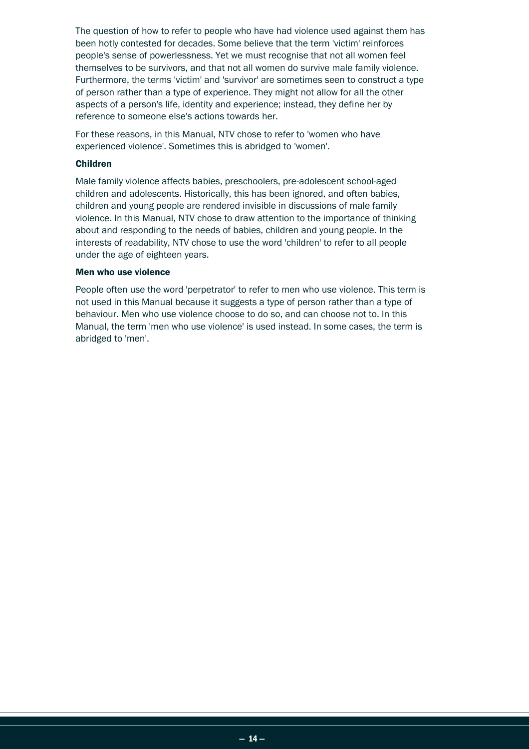The question of how to refer to people who have had violence used against them has been hotly contested for decades. Some believe that the term 'victim' reinforces people's sense of powerlessness. Yet we must recognise that not all women feel themselves to be survivors, and that not all women do survive male family violence. Furthermore, the terms 'victim' and 'survivor' are sometimes seen to construct a type of person rather than a type of experience. They might not allow for all the other aspects of a person's life, identity and experience; instead, they define her by reference to someone else's actions towards her.

For these reasons, in this Manual, NTV chose to refer to 'women who have experienced violence'. Sometimes this is abridged to 'women'.

#### Children

Male family violence affects babies, preschoolers, pre-adolescent school-aged children and adolescents. Historically, this has been ignored, and often babies, children and young people are rendered invisible in discussions of male family violence. In this Manual, NTV chose to draw attention to the importance of thinking about and responding to the needs of babies, children and young people. In the interests of readability, NTV chose to use the word 'children' to refer to all people under the age of eighteen years.

#### Men who use violence

People often use the word 'perpetrator' to refer to men who use violence. This term is not used in this Manual because it suggests a type of person rather than a type of behaviour. Men who use violence choose to do so, and can choose not to. In this Manual, the term 'men who use violence' is used instead. In some cases, the term is abridged to 'men'.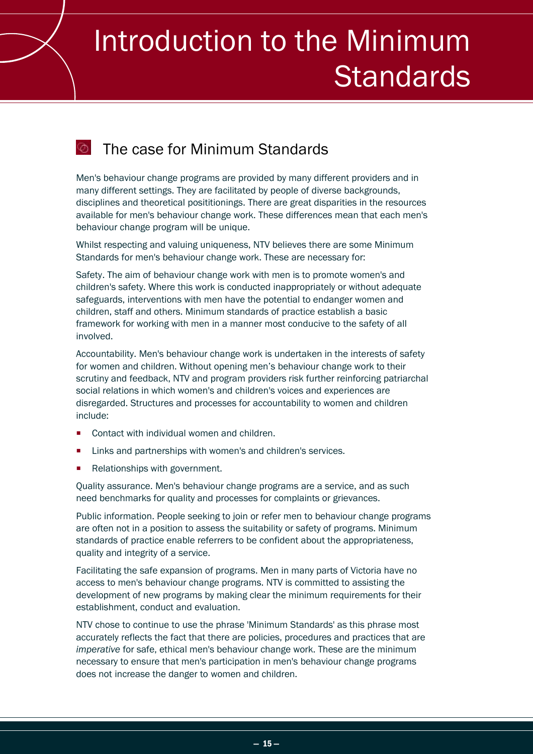# Introduction to the Minimum Standards

## The case for Minimum Standards

Men's behaviour change programs are provided by many different providers and in many different settings. They are facilitated by people of diverse backgrounds, disciplines and theoretical posititionings. There are great disparities in the resources available for men's behaviour change work. These differences mean that each men's behaviour change program will be unique.

Whilst respecting and valuing uniqueness, NTV believes there are some Minimum Standards for men's behaviour change work. These are necessary for:

Safety. The aim of behaviour change work with men is to promote women's and children's safety. Where this work is conducted inappropriately or without adequate safeguards, interventions with men have the potential to endanger women and children, staff and others. Minimum standards of practice establish a basic framework for working with men in a manner most conducive to the safety of all involved.

Accountability. Men's behaviour change work is undertaken in the interests of safety for women and children. Without opening men's behaviour change work to their scrutiny and feedback, NTV and program providers risk further reinforcing patriarchal social relations in which women's and children's voices and experiences are disregarded. Structures and processes for accountability to women and children include:

- Contact with individual women and children.
- Links and partnerships with women's and children's services.
- Relationships with government.

Quality assurance. Men's behaviour change programs are a service, and as such need benchmarks for quality and processes for complaints or grievances.

Public information. People seeking to join or refer men to behaviour change programs are often not in a position to assess the suitability or safety of programs. Minimum standards of practice enable referrers to be confident about the appropriateness, quality and integrity of a service.

Facilitating the safe expansion of programs. Men in many parts of Victoria have no access to men's behaviour change programs. NTV is committed to assisting the development of new programs by making clear the minimum requirements for their establishment, conduct and evaluation.

NTV chose to continue to use the phrase 'Minimum Standards' as this phrase most accurately reflects the fact that there are policies, procedures and practices that are *imperative* for safe, ethical men's behaviour change work. These are the minimum necessary to ensure that men's participation in men's behaviour change programs does not increase the danger to women and children.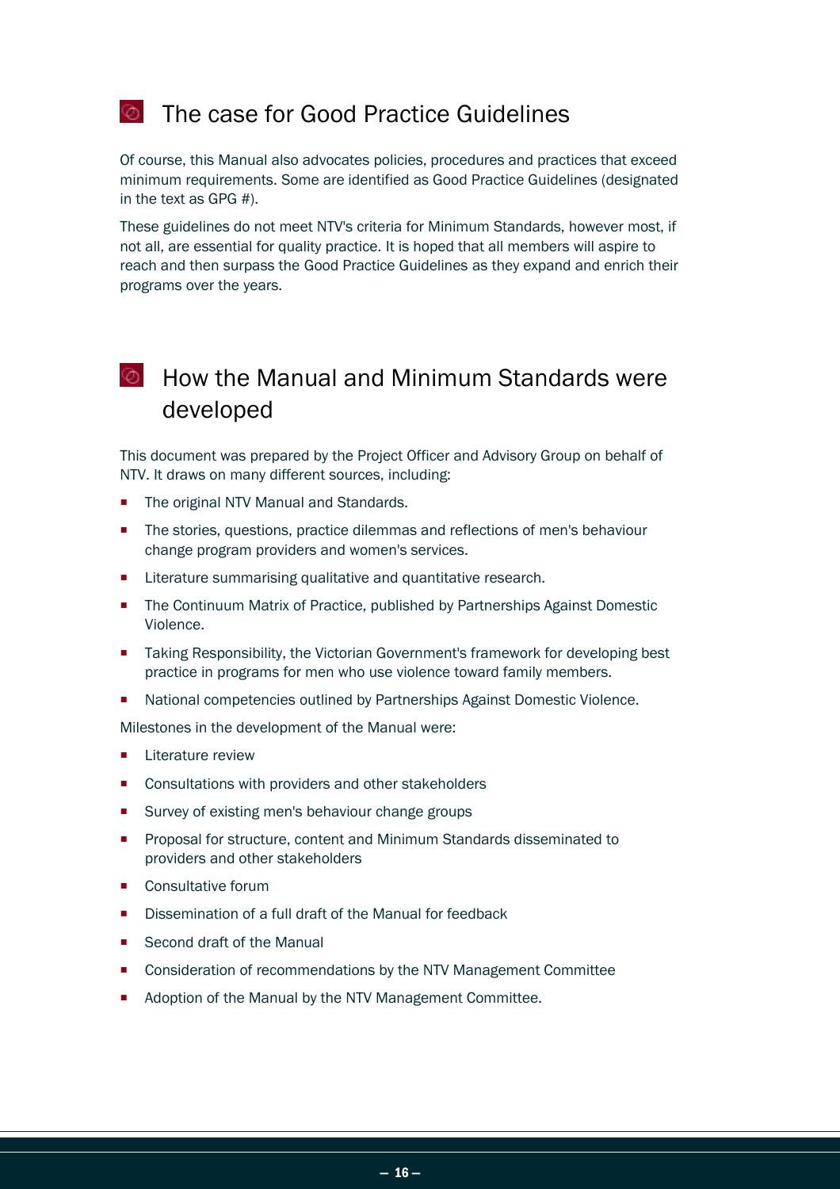## The case for Good Practice Guidelines

Of course, this Manual also advocates policies, procedures and practices that exceed minimum requirements. Some are identified as Good Practice Guidelines (designated in the text as GPG #).

These guidelines do not meet NTV's criteria for Minimum Standards, however most, if not all, are essential for quality practice. It is hoped that all members will aspire to reach and then surpass the Good Practice Guidelines as they expand and enrich their programs over the years.

## How the Manual and Minimum Standards were developed

This document was prepared by the Project Officer and Advisory Group on behalf of NTV. It draws on many different sources, including:

- The original NTV Manual and Standards.
- The stories, questions, practice dilemmas and reflections of men's behaviour change program providers and women's services.
- Literature summarising qualitative and quantitative research.
- The Continuum Matrix of Practice, published by Partnerships Against Domestic Violence.
- Taking Responsibility, the Victorian Government's framework for developing best practice in programs for men who use violence toward family members.
- National competencies outlined by Partnerships Against Domestic Violence.

Milestones in the development of the Manual were:

- Literature review
- Consultations with providers and other stakeholders
- Survey of existing men's behaviour change groups
- Proposal for structure, content and Minimum Standards disseminated to providers and other stakeholders
- Consultative forum
- Dissemination of a full draft of the Manual for feedback
- Second draft of the Manual
- Consideration of recommendations by the NTV Management Committee
- Adoption of the Manual by the NTV Management Committee.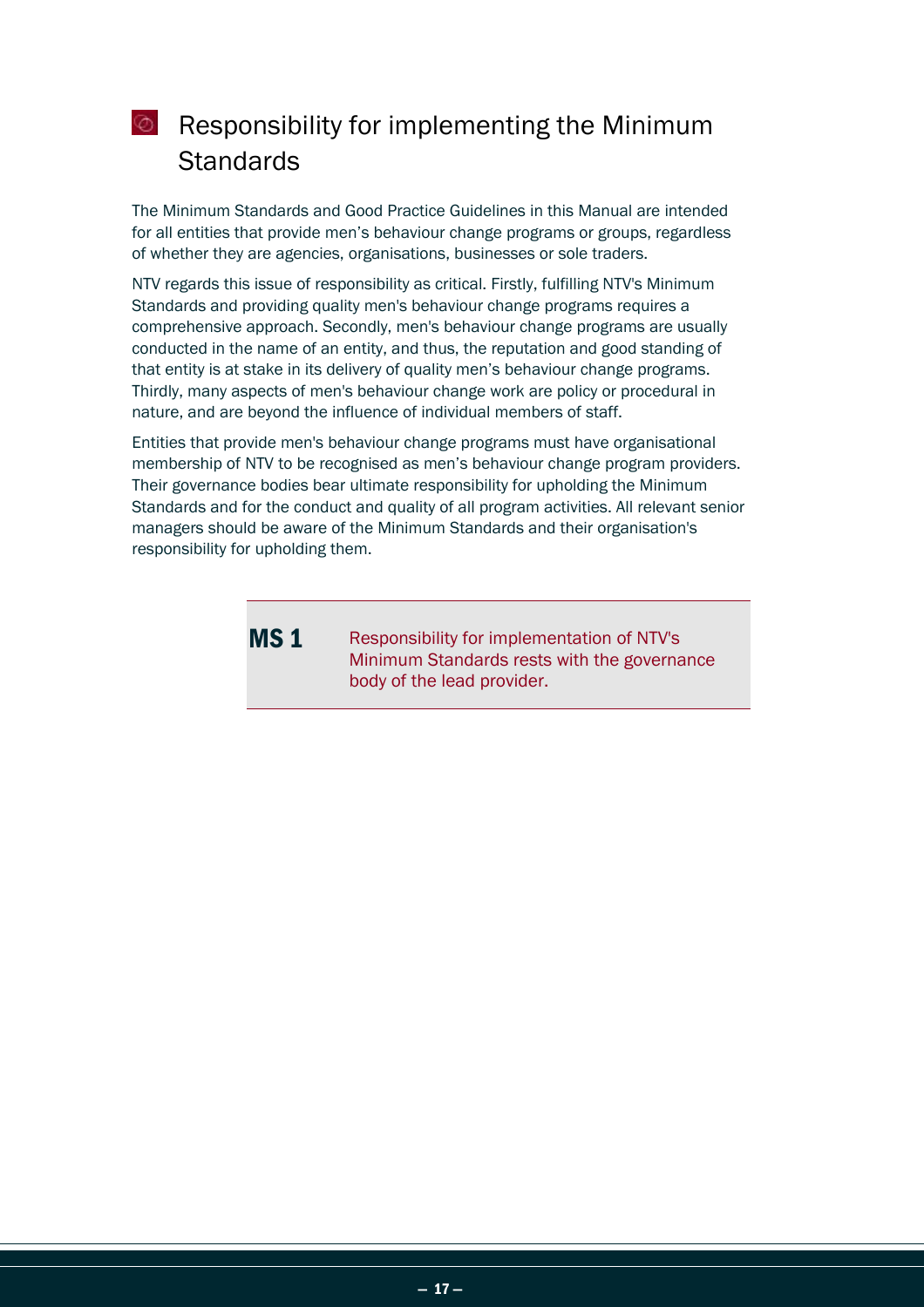## Responsibility for implementing the Minimum Standards

The Minimum Standards and Good Practice Guidelines in this Manual are intended for all entities that provide men's behaviour change programs or groups, regardless of whether they are agencies, organisations, businesses or sole traders.

NTV regards this issue of responsibility as critical. Firstly, fulfilling NTV's Minimum Standards and providing quality men's behaviour change programs requires a comprehensive approach. Secondly, men's behaviour change programs are usually conducted in the name of an entity, and thus, the reputation and good standing of that entity is at stake in its delivery of quality men's behaviour change programs. Thirdly, many aspects of men's behaviour change work are policy or procedural in nature, and are beyond the influence of individual members of staff.

Entities that provide men's behaviour change programs must have organisational membership of NTV to be recognised as men's behaviour change program providers. Their governance bodies bear ultimate responsibility for upholding the Minimum Standards and for the conduct and quality of all program activities. All relevant senior managers should be aware of the Minimum Standards and their organisation's responsibility for upholding them.

| **MS 1** | Responsibility for implementation of NTV's Minimum Standards rests with the governance body of the lead provider. |
|---|---|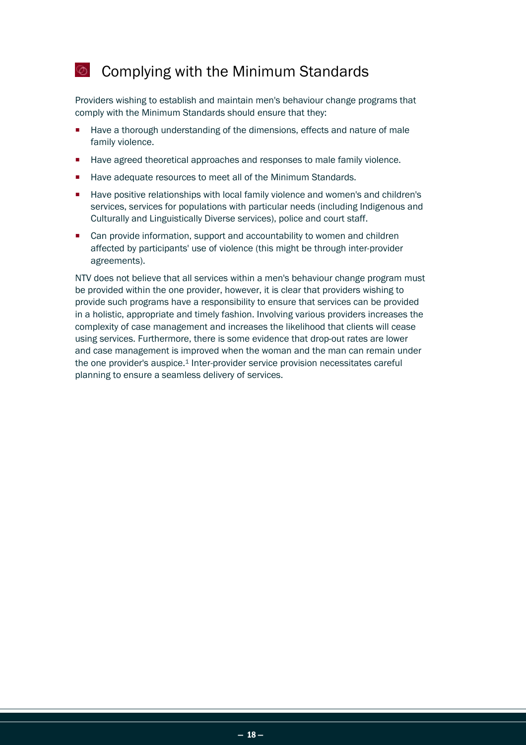# Complying with the Minimum Standards

Providers wishing to establish and maintain men's behaviour change programs that comply with the Minimum Standards should ensure that they:

- Have a thorough understanding of the dimensions, effects and nature of male family violence.
- Have agreed theoretical approaches and responses to male family violence.
- Have adequate resources to meet all of the Minimum Standards.
- Have positive relationships with local family violence and women's and children's services, services for populations with particular needs (including Indigenous and Culturally and Linguistically Diverse services), police and court staff.
- Can provide information, support and accountability to women and children affected by participants' use of violence (this might be through inter-provider agreements).

NTV does not believe that all services within a men's behaviour change program must be provided within the one provider, however, it is clear that providers wishing to provide such programs have a responsibility to ensure that services can be provided in a holistic, appropriate and timely fashion. Involving various providers increases the complexity of case management and increases the likelihood that clients will cease using services. Furthermore, there is some evidence that drop-out rates are lower and case management is improved when the woman and the man can remain under the one provider's auspice.[1] Inter-provider service provision necessitates careful planning to ensure a seamless delivery of services.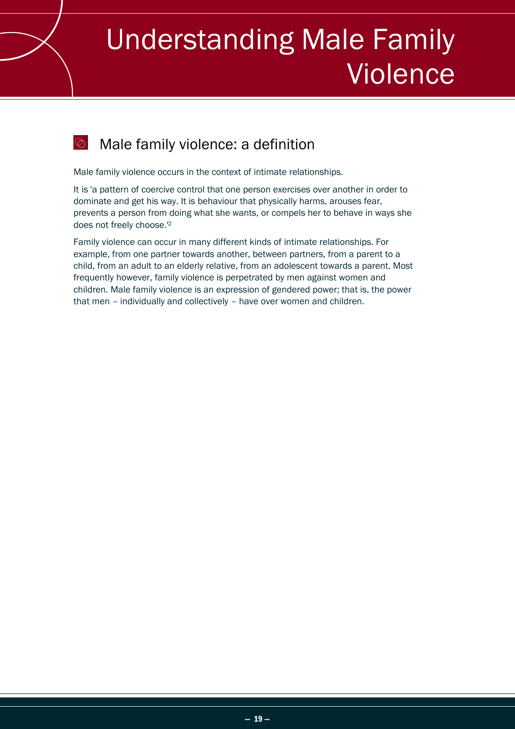# Understanding Male Family Violence

## Male family violence: a definition

Male family violence occurs in the context of intimate relationships.

It is 'a pattern of coercive control that one person exercises over another in order to dominate and get his way. It is behaviour that physically harms, arouses fear, prevents a person from doing what she wants, or compels her to behave in ways she does not freely choose.'[2]

Family violence can occur in many different kinds of intimate relationships. For example, from one partner towards another, between partners, from a parent to a child, from an adult to an elderly relative, from an adolescent towards a parent. Most frequently however, family violence is perpetrated by men against women and children. Male family violence is an expression of gendered power; that is, the power that men – individually and collectively – have over women and children.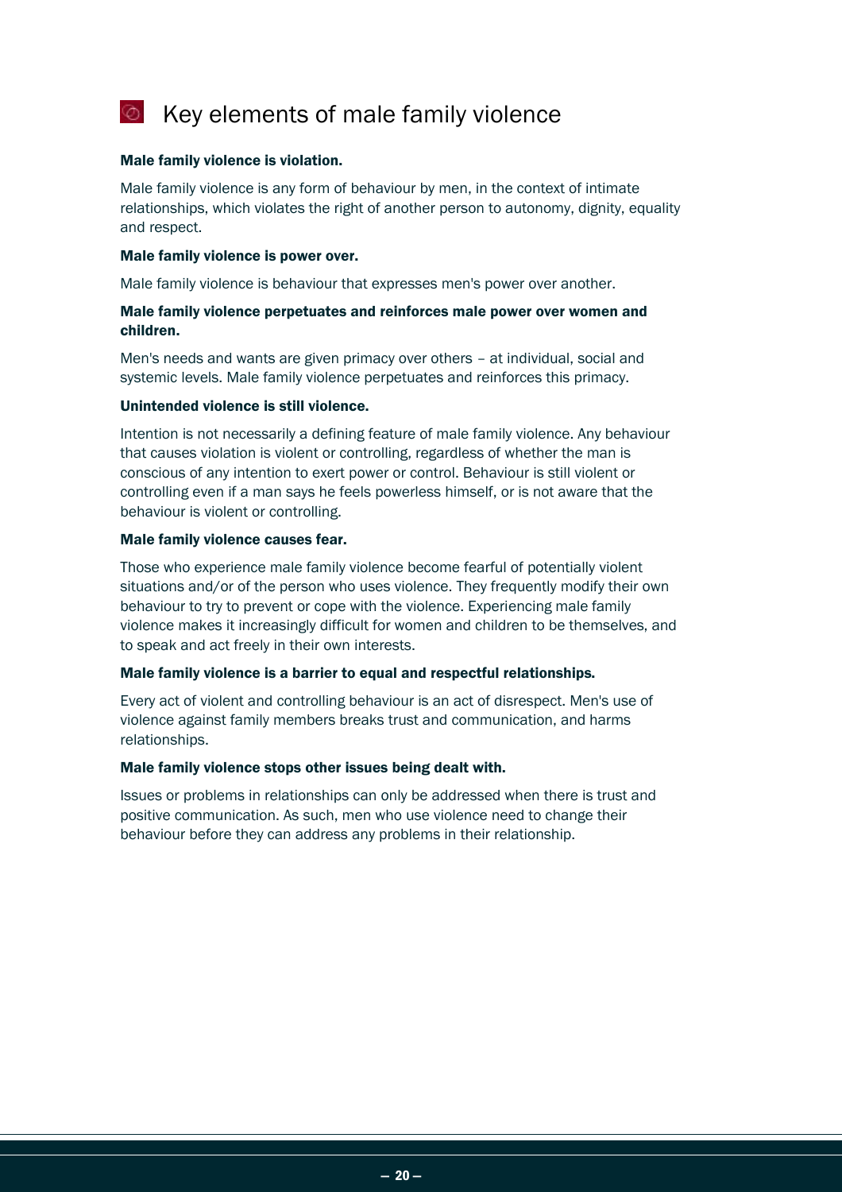# Key elements of male family violence

**Male family violence is violation.**

Male family violence is any form of behaviour by men, in the context of intimate relationships, which violates the right of another person to autonomy, dignity, equality and respect.

**Male family violence is power over.**

Male family violence is behaviour that expresses men's power over another.

**Male family violence perpetuates and reinforces male power over women and children.**

Men's needs and wants are given primacy over others – at individual, social and systemic levels. Male family violence perpetuates and reinforces this primacy.

**Unintended violence is still violence.**

Intention is not necessarily a defining feature of male family violence. Any behaviour that causes violation is violent or controlling, regardless of whether the man is conscious of any intention to exert power or control. Behaviour is still violent or controlling even if a man says he feels powerless himself, or is not aware that the behaviour is violent or controlling.

**Male family violence causes fear.**

Those who experience male family violence become fearful of potentially violent situations and/or of the person who uses violence. They frequently modify their own behaviour to try to prevent or cope with the violence. Experiencing male family violence makes it increasingly difficult for women and children to be themselves, and to speak and act freely in their own interests.

**Male family violence is a barrier to equal and respectful relationships.**

Every act of violent and controlling behaviour is an act of disrespect. Men's use of violence against family members breaks trust and communication, and harms relationships.

**Male family violence stops other issues being dealt with.**

Issues or problems in relationships can only be addressed when there is trust and positive communication. As such, men who use violence need to change their behaviour before they can address any problems in their relationship.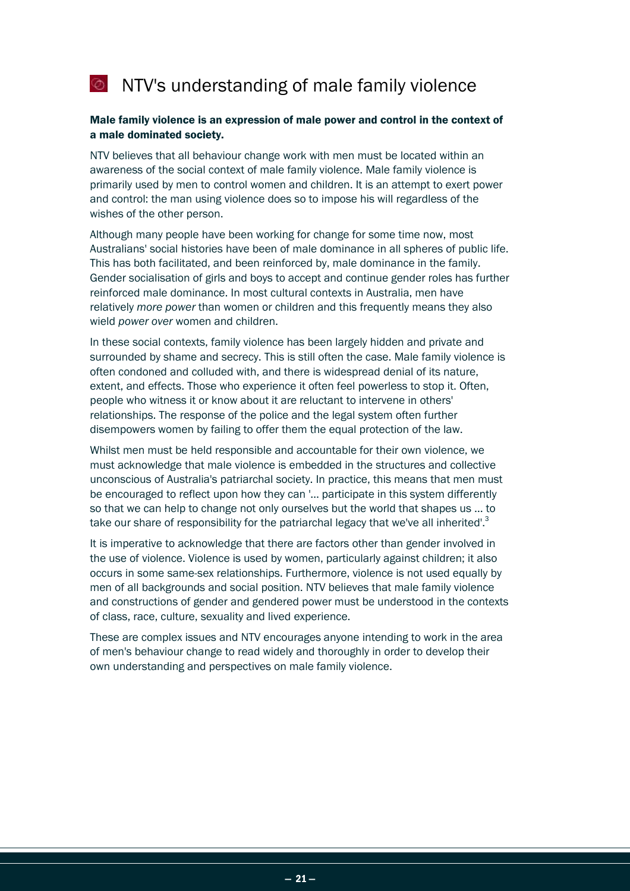# NTV's understanding of male family violence

**Male family violence is an expression of male power and control in the context of a male dominated society.**

NTV believes that all behaviour change work with men must be located within an awareness of the social context of male family violence. Male family violence is primarily used by men to control women and children. It is an attempt to exert power and control: the man using violence does so to impose his will regardless of the wishes of the other person.

Although many people have been working for change for some time now, most Australians' social histories have been of male dominance in all spheres of public life. This has both facilitated, and been reinforced by, male dominance in the family. Gender socialisation of girls and boys to accept and continue gender roles has further reinforced male dominance. In most cultural contexts in Australia, men have relatively *more power* than women or children and this frequently means they also wield *power over* women and children.

In these social contexts, family violence has been largely hidden and private and surrounded by shame and secrecy. This is still often the case. Male family violence is often condoned and colluded with, and there is widespread denial of its nature, extent, and effects. Those who experience it often feel powerless to stop it. Often, people who witness it or know about it are reluctant to intervene in others' relationships. The response of the police and the legal system often further disempowers women by failing to offer them the equal protection of the law.

Whilst men must be held responsible and accountable for their own violence, we must acknowledge that male violence is embedded in the structures and collective unconscious of Australia's patriarchal society. In practice, this means that men must be encouraged to reflect upon how they can '... participate in this system differently so that we can help to change not only ourselves but the world that shapes us ... to take our share of responsibility for the patriarchal legacy that we've all inherited'.[3]

It is imperative to acknowledge that there are factors other than gender involved in the use of violence. Violence is used by women, particularly against children; it also occurs in some same-sex relationships. Furthermore, violence is not used equally by men of all backgrounds and social position. NTV believes that male family violence and constructions of gender and gendered power must be understood in the contexts of class, race, culture, sexuality and lived experience.

These are complex issues and NTV encourages anyone intending to work in the area of men's behaviour change to read widely and thoroughly in order to develop their own understanding and perspectives on male family violence.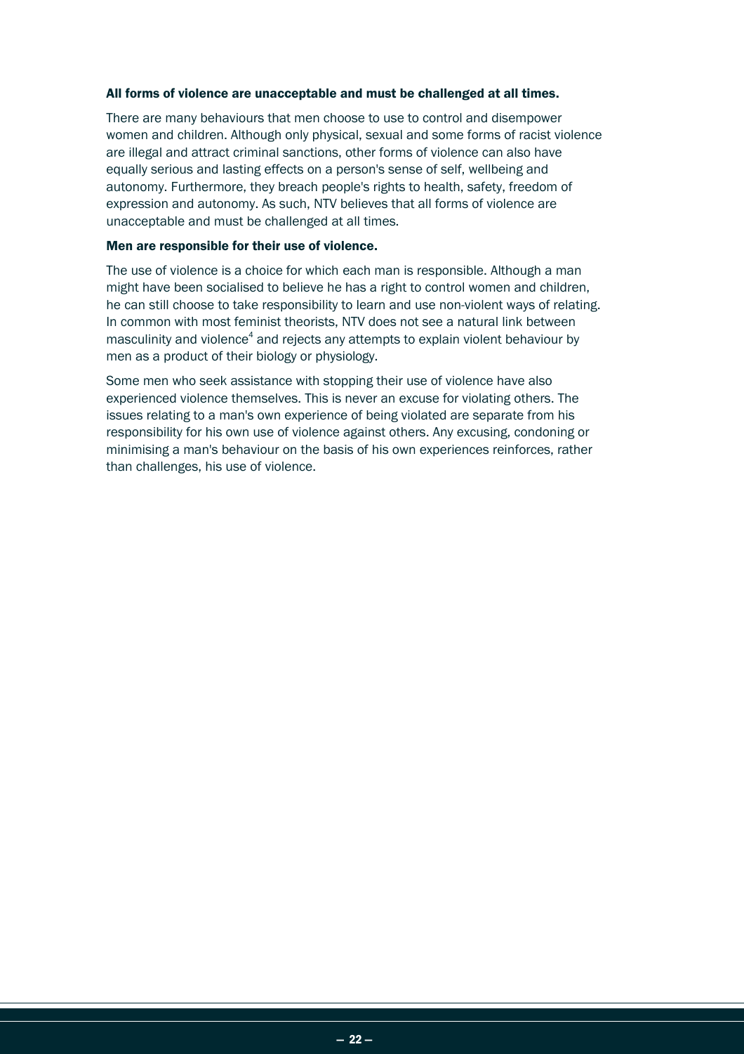**All forms of violence are unacceptable and must be challenged at all times.**

There are many behaviours that men choose to use to control and disempower women and children. Although only physical, sexual and some forms of racist violence are illegal and attract criminal sanctions, other forms of violence can also have equally serious and lasting effects on a person's sense of self, wellbeing and autonomy. Furthermore, they breach people's rights to health, safety, freedom of expression and autonomy. As such, NTV believes that all forms of violence are unacceptable and must be challenged at all times.

**Men are responsible for their use of violence.**

The use of violence is a choice for which each man is responsible. Although a man might have been socialised to believe he has a right to control women and children, he can still choose to take responsibility to learn and use non-violent ways of relating. In common with most feminist theorists, NTV does not see a natural link between masculinity and violence[4] and rejects any attempts to explain violent behaviour by men as a product of their biology or physiology.

Some men who seek assistance with stopping their use of violence have also experienced violence themselves. This is never an excuse for violating others. The issues relating to a man's own experience of being violated are separate from his responsibility for his own use of violence against others. Any excusing, condoning or minimising a man's behaviour on the basis of his own experiences reinforces, rather than challenges, his use of violence.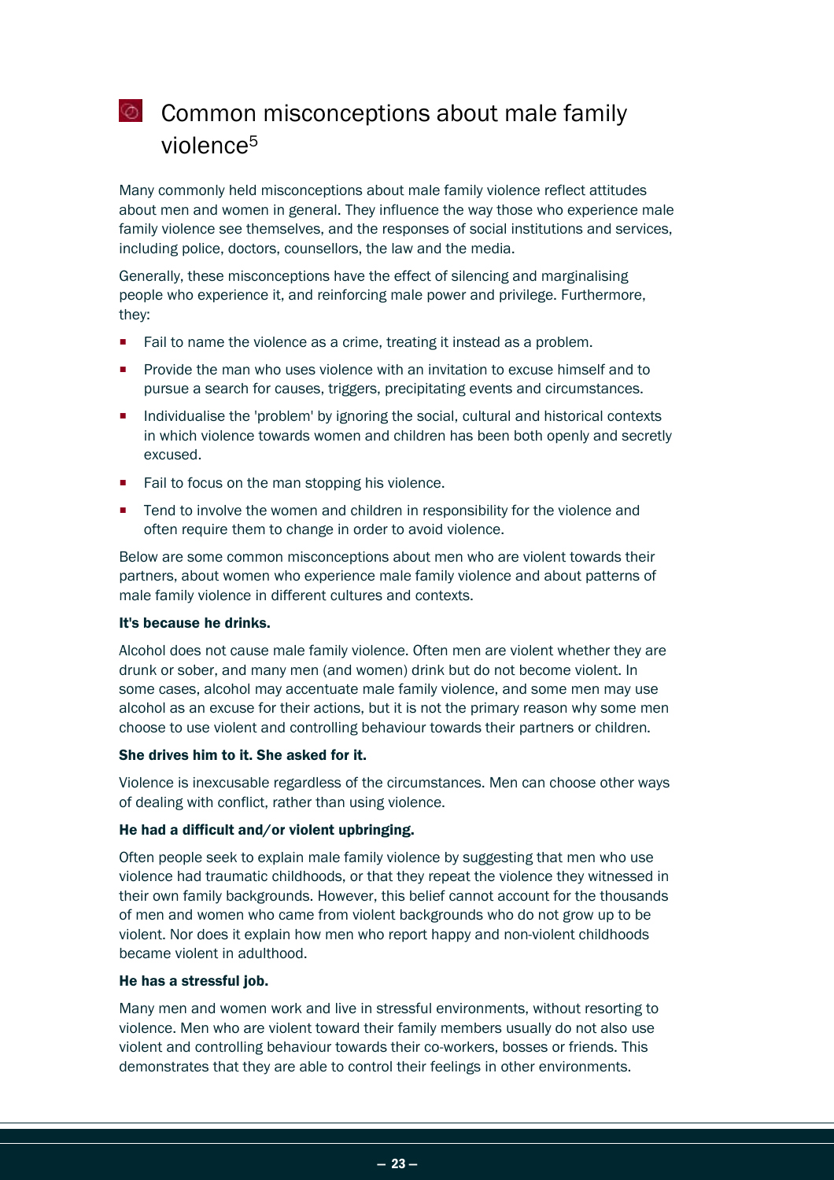## Common misconceptions about male family violence[5]

Many commonly held misconceptions about male family violence reflect attitudes about men and women in general. They influence the way those who experience male family violence see themselves, and the responses of social institutions and services, including police, doctors, counsellors, the law and the media.

Generally, these misconceptions have the effect of silencing and marginalising people who experience it, and reinforcing male power and privilege. Furthermore, they:

- Fail to name the violence as a crime, treating it instead as a problem.
- Provide the man who uses violence with an invitation to excuse himself and to pursue a search for causes, triggers, precipitating events and circumstances.
- Individualise the 'problem' by ignoring the social, cultural and historical contexts in which violence towards women and children has been both openly and secretly excused.
- Fail to focus on the man stopping his violence.
- Tend to involve the women and children in responsibility for the violence and often require them to change in order to avoid violence.

Below are some common misconceptions about men who are violent towards their partners, about women who experience male family violence and about patterns of male family violence in different cultures and contexts.

**It's because he drinks.**

Alcohol does not cause male family violence. Often men are violent whether they are drunk or sober, and many men (and women) drink but do not become violent. In some cases, alcohol may accentuate male family violence, and some men may use alcohol as an excuse for their actions, but it is not the primary reason why some men choose to use violent and controlling behaviour towards their partners or children.

**She drives him to it. She asked for it.**

Violence is inexcusable regardless of the circumstances. Men can choose other ways of dealing with conflict, rather than using violence.

**He had a difficult and/or violent upbringing.**

Often people seek to explain male family violence by suggesting that men who use violence had traumatic childhoods, or that they repeat the violence they witnessed in their own family backgrounds. However, this belief cannot account for the thousands of men and women who came from violent backgrounds who do not grow up to be violent. Nor does it explain how men who report happy and non-violent childhoods became violent in adulthood.

**He has a stressful job.**

Many men and women work and live in stressful environments, without resorting to violence. Men who are violent toward their family members usually do not also use violent and controlling behaviour towards their co-workers, bosses or friends. This demonstrates that they are able to control their feelings in other environments.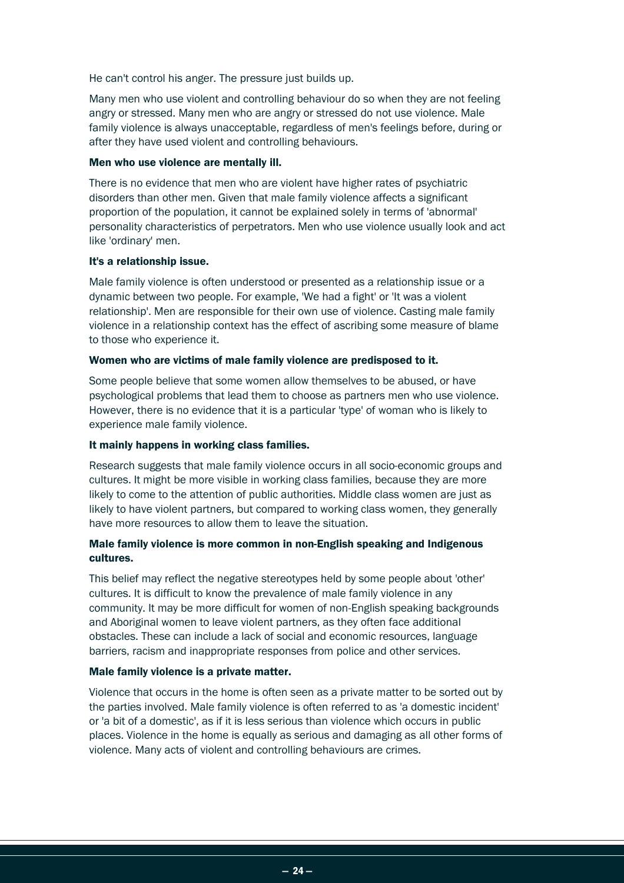He can't control his anger. The pressure just builds up.

Many men who use violent and controlling behaviour do so when they are not feeling angry or stressed. Many men who are angry or stressed do not use violence. Male family violence is always unacceptable, regardless of men's feelings before, during or after they have used violent and controlling behaviours.

**Men who use violence are mentally ill.**

There is no evidence that men who are violent have higher rates of psychiatric disorders than other men. Given that male family violence affects a significant proportion of the population, it cannot be explained solely in terms of 'abnormal' personality characteristics of perpetrators. Men who use violence usually look and act like 'ordinary' men.

**It's a relationship issue.**

Male family violence is often understood or presented as a relationship issue or a dynamic between two people. For example, 'We had a fight' or 'It was a violent relationship'. Men are responsible for their own use of violence. Casting male family violence in a relationship context has the effect of ascribing some measure of blame to those who experience it.

**Women who are victims of male family violence are predisposed to it.**

Some people believe that some women allow themselves to be abused, or have psychological problems that lead them to choose as partners men who use violence. However, there is no evidence that it is a particular 'type' of woman who is likely to experience male family violence.

**It mainly happens in working class families.**

Research suggests that male family violence occurs in all socio-economic groups and cultures. It might be more visible in working class families, because they are more likely to come to the attention of public authorities. Middle class women are just as likely to have violent partners, but compared to working class women, they generally have more resources to allow them to leave the situation.

**Male family violence is more common in non-English speaking and Indigenous cultures.**

This belief may reflect the negative stereotypes held by some people about 'other' cultures. It is difficult to know the prevalence of male family violence in any community. It may be more difficult for women of non-English speaking backgrounds and Aboriginal women to leave violent partners, as they often face additional obstacles. These can include a lack of social and economic resources, language barriers, racism and inappropriate responses from police and other services.

**Male family violence is a private matter.**

Violence that occurs in the home is often seen as a private matter to be sorted out by the parties involved. Male family violence is often referred to as 'a domestic incident' or 'a bit of a domestic', as if it is less serious than violence which occurs in public places. Violence in the home is equally as serious and damaging as all other forms of violence. Many acts of violent and controlling behaviours are crimes.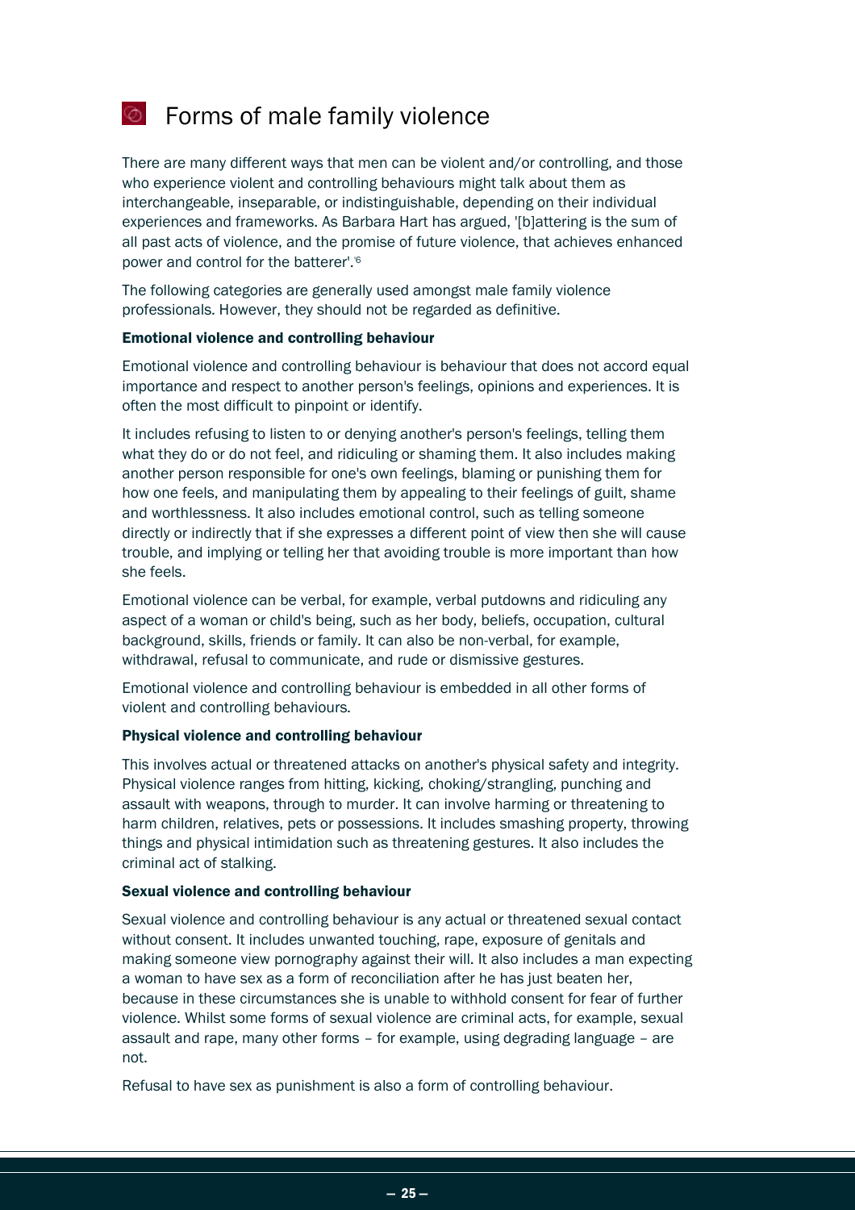# Forms of male family violence

There are many different ways that men can be violent and/or controlling, and those who experience violent and controlling behaviours might talk about them as interchangeable, inseparable, or indistinguishable, depending on their individual experiences and frameworks. As Barbara Hart has argued, '[b]attering is the sum of all past acts of violence, and the promise of future violence, that achieves enhanced power and control for the batterer'.[6]

The following categories are generally used amongst male family violence professionals. However, they should not be regarded as definitive.

### Emotional violence and controlling behaviour

Emotional violence and controlling behaviour is behaviour that does not accord equal importance and respect to another person's feelings, opinions and experiences. It is often the most difficult to pinpoint or identify.

It includes refusing to listen to or denying another's person's feelings, telling them what they do or do not feel, and ridiculing or shaming them. It also includes making another person responsible for one's own feelings, blaming or punishing them for how one feels, and manipulating them by appealing to their feelings of guilt, shame and worthlessness. It also includes emotional control, such as telling someone directly or indirectly that if she expresses a different point of view then she will cause trouble, and implying or telling her that avoiding trouble is more important than how she feels.

Emotional violence can be verbal, for example, verbal putdowns and ridiculing any aspect of a woman or child's being, such as her body, beliefs, occupation, cultural background, skills, friends or family. It can also be non-verbal, for example, withdrawal, refusal to communicate, and rude or dismissive gestures.

Emotional violence and controlling behaviour is embedded in all other forms of violent and controlling behaviours.

### Physical violence and controlling behaviour

This involves actual or threatened attacks on another's physical safety and integrity. Physical violence ranges from hitting, kicking, choking/strangling, punching and assault with weapons, through to murder. It can involve harming or threatening to harm children, relatives, pets or possessions. It includes smashing property, throwing things and physical intimidation such as threatening gestures. It also includes the criminal act of stalking.

### Sexual violence and controlling behaviour

Sexual violence and controlling behaviour is any actual or threatened sexual contact without consent. It includes unwanted touching, rape, exposure of genitals and making someone view pornography against their will. It also includes a man expecting a woman to have sex as a form of reconciliation after he has just beaten her, because in these circumstances she is unable to withhold consent for fear of further violence. Whilst some forms of sexual violence are criminal acts, for example, sexual assault and rape, many other forms – for example, using degrading language – are not.

Refusal to have sex as punishment is also a form of controlling behaviour.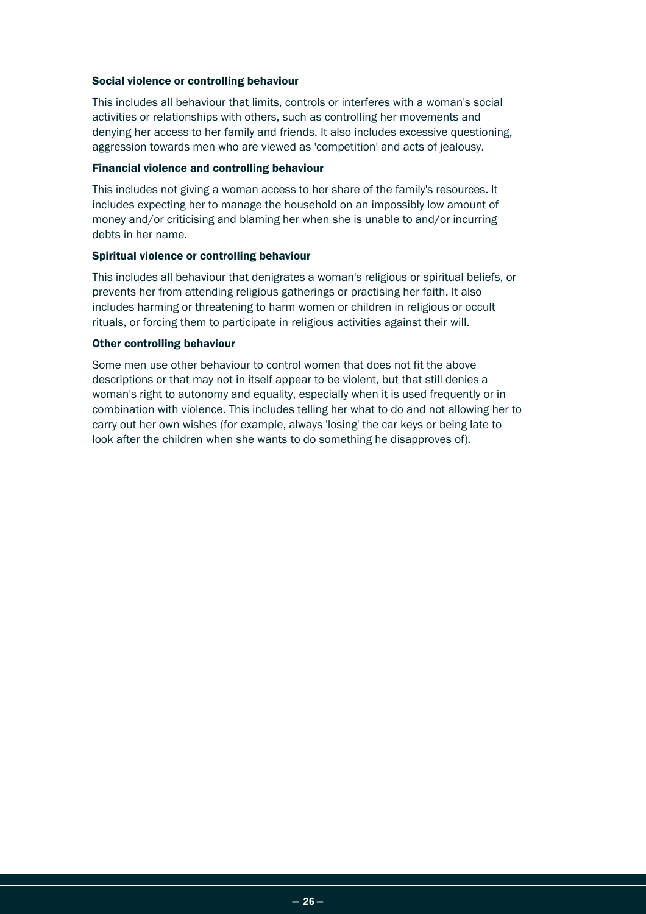### Social violence or controlling behaviour

This includes all behaviour that limits, controls or interferes with a woman's social activities or relationships with others, such as controlling her movements and denying her access to her family and friends. It also includes excessive questioning, aggression towards men who are viewed as 'competition' and acts of jealousy.

### Financial violence and controlling behaviour

This includes not giving a woman access to her share of the family's resources. It includes expecting her to manage the household on an impossibly low amount of money and/or criticising and blaming her when she is unable to and/or incurring debts in her name.

### Spiritual violence or controlling behaviour

This includes all behaviour that denigrates a woman's religious or spiritual beliefs, or prevents her from attending religious gatherings or practising her faith. It also includes harming or threatening to harm women or children in religious or occult rituals, or forcing them to participate in religious activities against their will.

### Other controlling behaviour

Some men use other behaviour to control women that does not fit the above descriptions or that may not in itself appear to be violent, but that still denies a woman's right to autonomy and equality, especially when it is used frequently or in combination with violence. This includes telling her what to do and not allowing her to carry out her own wishes (for example, always 'losing' the car keys or being late to look after the children when she wants to do something he disapproves of).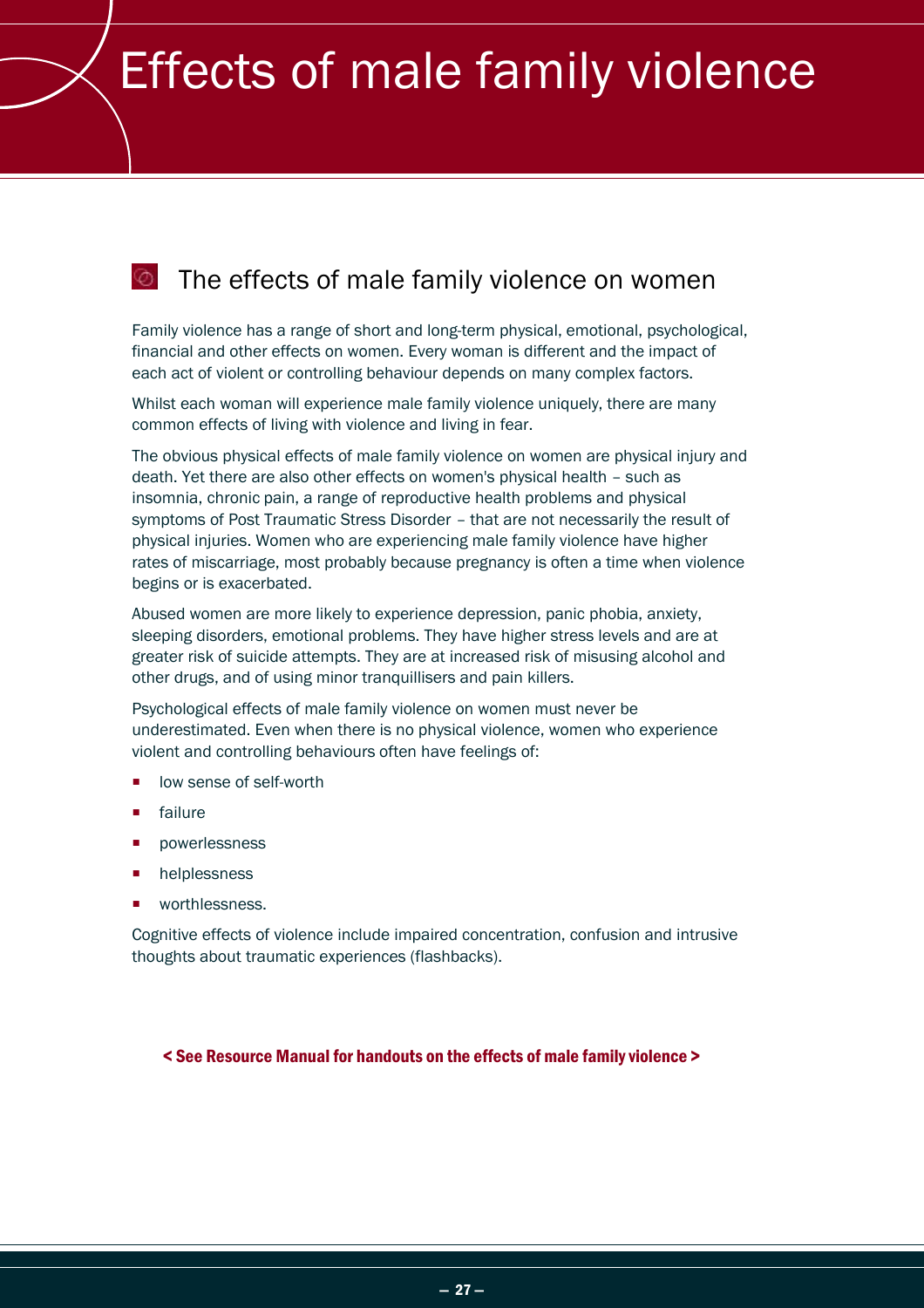# Effects of male family violence

## The effects of male family violence on women

Family violence has a range of short and long-term physical, emotional, psychological, financial and other effects on women. Every woman is different and the impact of each act of violent or controlling behaviour depends on many complex factors.

Whilst each woman will experience male family violence uniquely, there are many common effects of living with violence and living in fear.

The obvious physical effects of male family violence on women are physical injury and death. Yet there are also other effects on women's physical health – such as insomnia, chronic pain, a range of reproductive health problems and physical symptoms of Post Traumatic Stress Disorder – that are not necessarily the result of physical injuries. Women who are experiencing male family violence have higher rates of miscarriage, most probably because pregnancy is often a time when violence begins or is exacerbated.

Abused women are more likely to experience depression, panic phobia, anxiety, sleeping disorders, emotional problems. They have higher stress levels and are at greater risk of suicide attempts. They are at increased risk of misusing alcohol and other drugs, and of using minor tranquillisers and pain killers.

Psychological effects of male family violence on women must never be underestimated. Even when there is no physical violence, women who experience violent and controlling behaviours often have feelings of:

- low sense of self-worth
- failure
- powerlessness
- helplessness
- worthlessness.

Cognitive effects of violence include impaired concentration, confusion and intrusive thoughts about traumatic experiences (flashbacks).

**< See Resource Manual for handouts on the effects of male family violence >**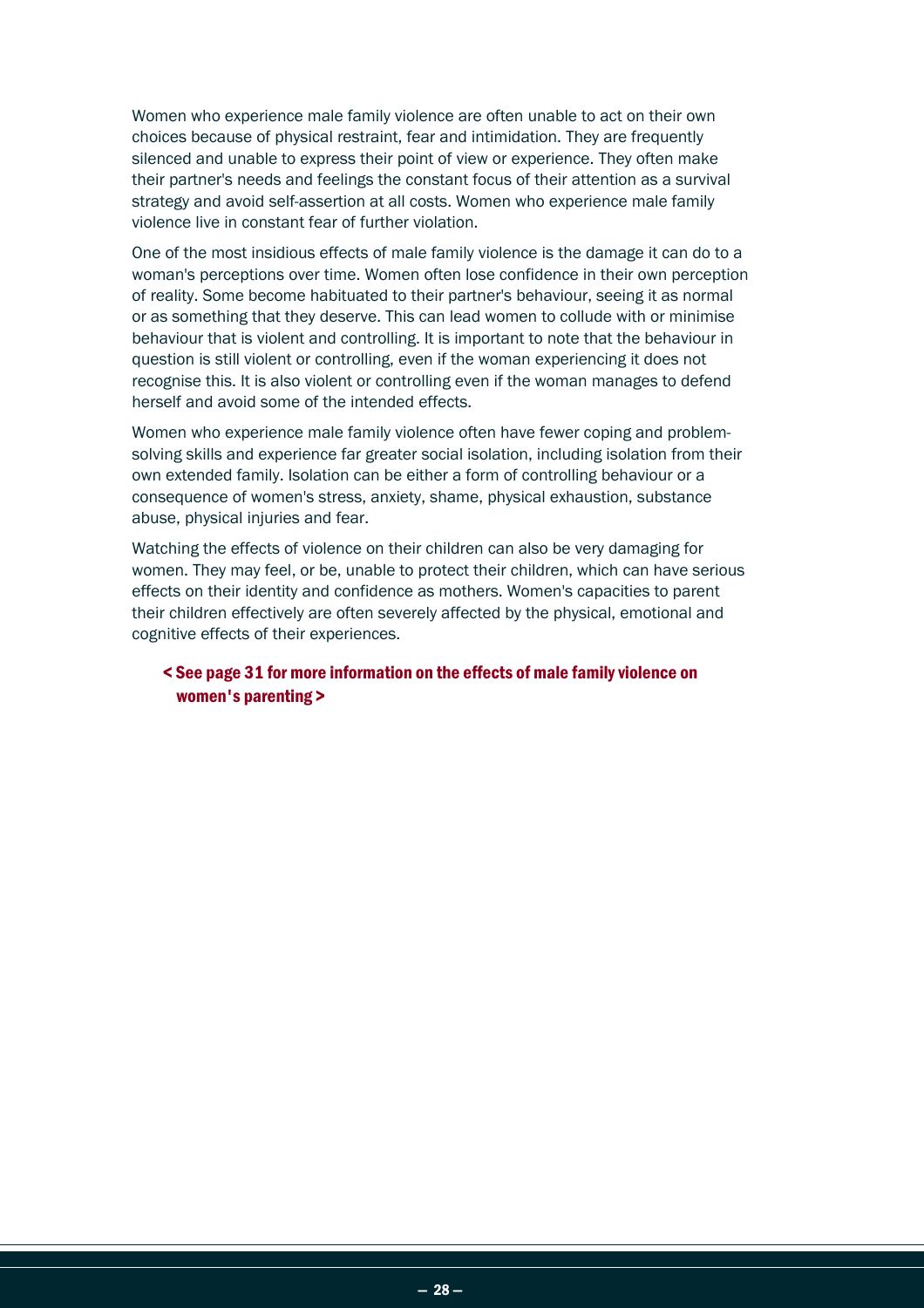Women who experience male family violence are often unable to act on their own choices because of physical restraint, fear and intimidation. They are frequently silenced and unable to express their point of view or experience. They often make their partner's needs and feelings the constant focus of their attention as a survival strategy and avoid self-assertion at all costs. Women who experience male family violence live in constant fear of further violation.

One of the most insidious effects of male family violence is the damage it can do to a woman's perceptions over time. Women often lose confidence in their own perception of reality. Some become habituated to their partner's behaviour, seeing it as normal or as something that they deserve. This can lead women to collude with or minimise behaviour that is violent and controlling. It is important to note that the behaviour in question is still violent or controlling, even if the woman experiencing it does not recognise this. It is also violent or controlling even if the woman manages to defend herself and avoid some of the intended effects.

Women who experience male family violence often have fewer coping and problem-solving skills and experience far greater social isolation, including isolation from their own extended family. Isolation can be either a form of controlling behaviour or a consequence of women's stress, anxiety, shame, physical exhaustion, substance abuse, physical injuries and fear.

Watching the effects of violence on their children can also be very damaging for women. They may feel, or be, unable to protect their children, which can have serious effects on their identity and confidence as mothers. Women's capacities to parent their children effectively are often severely affected by the physical, emotional and cognitive effects of their experiences.

**< See page 31 for more information on the effects of male family violence on women's parenting >**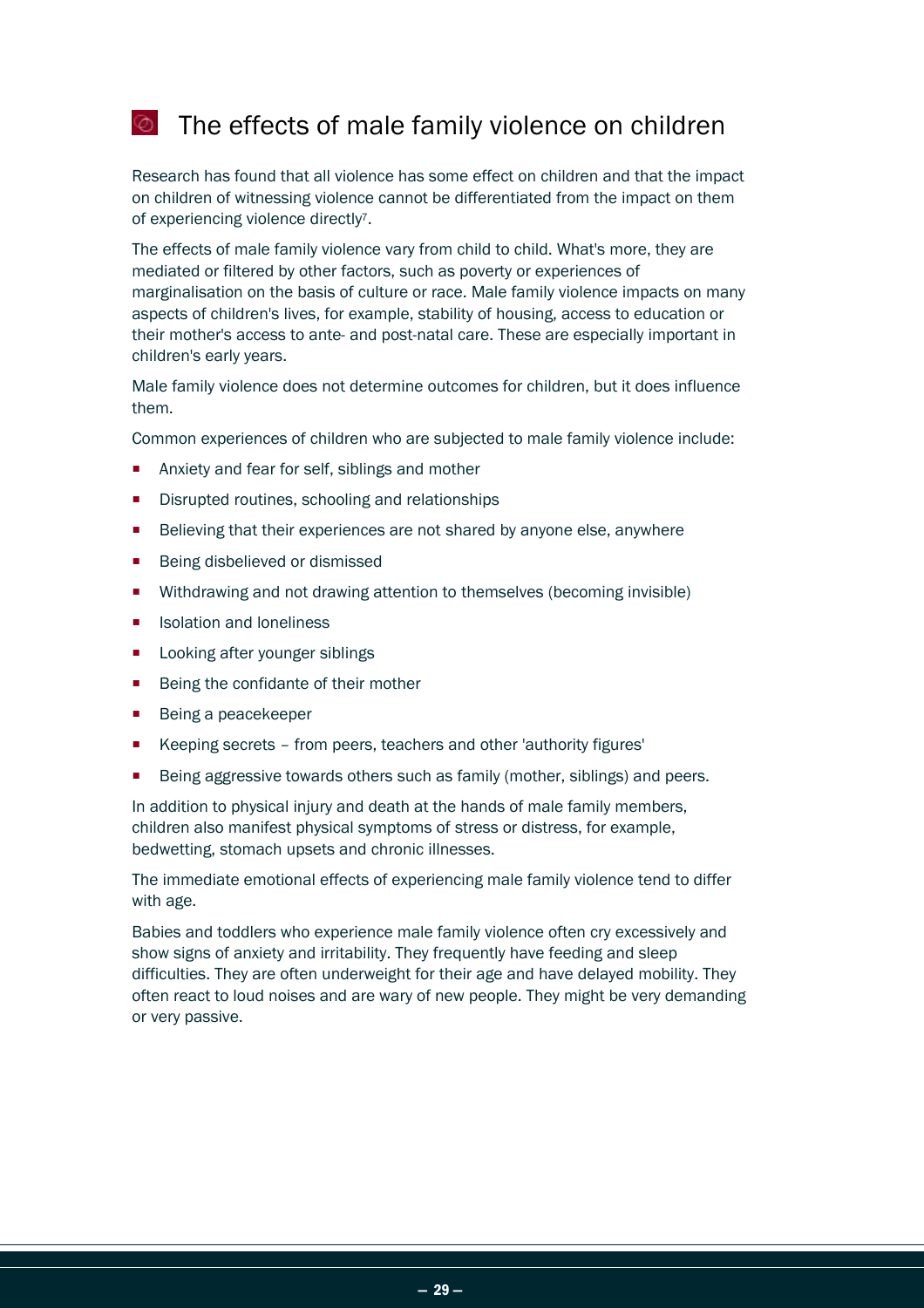## The effects of male family violence on children

Research has found that all violence has some effect on children and that the impact on children of witnessing violence cannot be differentiated from the impact on them of experiencing violence directly[7].

The effects of male family violence vary from child to child. What's more, they are mediated or filtered by other factors, such as poverty or experiences of marginalisation on the basis of culture or race. Male family violence impacts on many aspects of children's lives, for example, stability of housing, access to education or their mother's access to ante- and post-natal care. These are especially important in children's early years.

Male family violence does not determine outcomes for children, but it does influence them.

Common experiences of children who are subjected to male family violence include:

- Anxiety and fear for self, siblings and mother
- Disrupted routines, schooling and relationships
- Believing that their experiences are not shared by anyone else, anywhere
- Being disbelieved or dismissed
- Withdrawing and not drawing attention to themselves (becoming invisible)
- Isolation and loneliness
- Looking after younger siblings
- Being the confidante of their mother
- Being a peacekeeper
- Keeping secrets – from peers, teachers and other 'authority figures'
- Being aggressive towards others such as family (mother, siblings) and peers.

In addition to physical injury and death at the hands of male family members, children also manifest physical symptoms of stress or distress, for example, bedwetting, stomach upsets and chronic illnesses.

The immediate emotional effects of experiencing male family violence tend to differ with age.

Babies and toddlers who experience male family violence often cry excessively and show signs of anxiety and irritability. They frequently have feeding and sleep difficulties. They are often underweight for their age and have delayed mobility. They often react to loud noises and are wary of new people. They might be very demanding or very passive.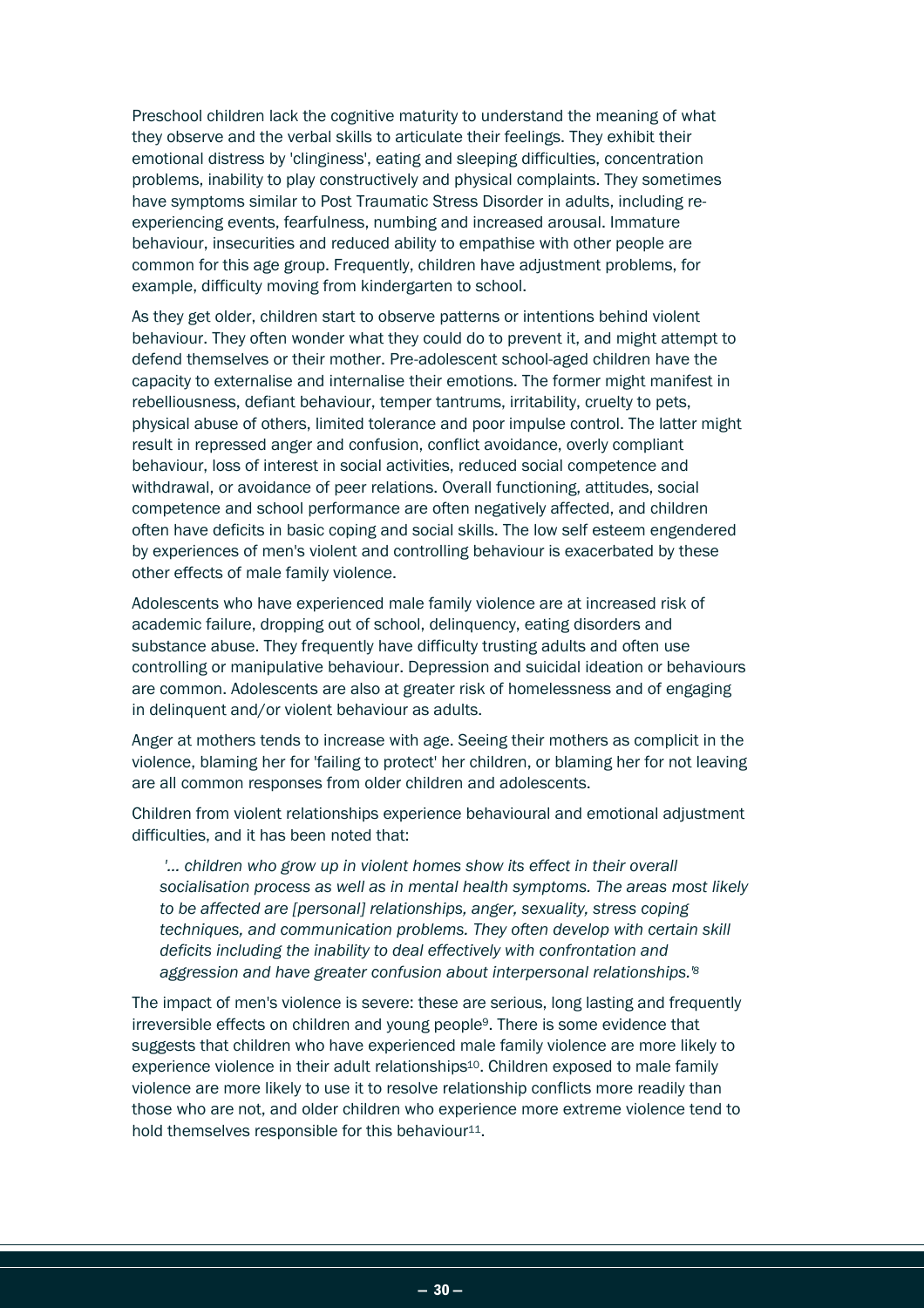Preschool children lack the cognitive maturity to understand the meaning of what they observe and the verbal skills to articulate their feelings. They exhibit their emotional distress by 'clinginess', eating and sleeping difficulties, concentration problems, inability to play constructively and physical complaints. They sometimes have symptoms similar to Post Traumatic Stress Disorder in adults, including re-experiencing events, fearfulness, numbing and increased arousal. Immature behaviour, insecurities and reduced ability to empathise with other people are common for this age group. Frequently, children have adjustment problems, for example, difficulty moving from kindergarten to school.

As they get older, children start to observe patterns or intentions behind violent behaviour. They often wonder what they could do to prevent it, and might attempt to defend themselves or their mother. Pre-adolescent school-aged children have the capacity to externalise and internalise their emotions. The former might manifest in rebelliousness, defiant behaviour, temper tantrums, irritability, cruelty to pets, physical abuse of others, limited tolerance and poor impulse control. The latter might result in repressed anger and confusion, conflict avoidance, overly compliant behaviour, loss of interest in social activities, reduced social competence and withdrawal, or avoidance of peer relations. Overall functioning, attitudes, social competence and school performance are often negatively affected, and children often have deficits in basic coping and social skills. The low self esteem engendered by experiences of men's violent and controlling behaviour is exacerbated by these other effects of male family violence.

Adolescents who have experienced male family violence are at increased risk of academic failure, dropping out of school, delinquency, eating disorders and substance abuse. They frequently have difficulty trusting adults and often use controlling or manipulative behaviour. Depression and suicidal ideation or behaviours are common. Adolescents are also at greater risk of homelessness and of engaging in delinquent and/or violent behaviour as adults.

Anger at mothers tends to increase with age. Seeing their mothers as complicit in the violence, blaming her for 'failing to protect' her children, or blaming her for not leaving are all common responses from older children and adolescents.

Children from violent relationships experience behavioural and emotional adjustment difficulties, and it has been noted that:

> *'... children who grow up in violent homes show its effect in their overall socialisation process as well as in mental health symptoms. The areas most likely to be affected are [personal] relationships, anger, sexuality, stress coping techniques, and communication problems. They often develop with certain skill deficits including the inability to deal effectively with confrontation and aggression and have greater confusion about interpersonal relationships.'*[8]

The impact of men's violence is severe: these are serious, long lasting and frequently irreversible effects on children and young people[9]. There is some evidence that suggests that children who have experienced male family violence are more likely to experience violence in their adult relationships[10]. Children exposed to male family violence are more likely to use it to resolve relationship conflicts more readily than those who are not, and older children who experience more extreme violence tend to hold themselves responsible for this behaviour[11].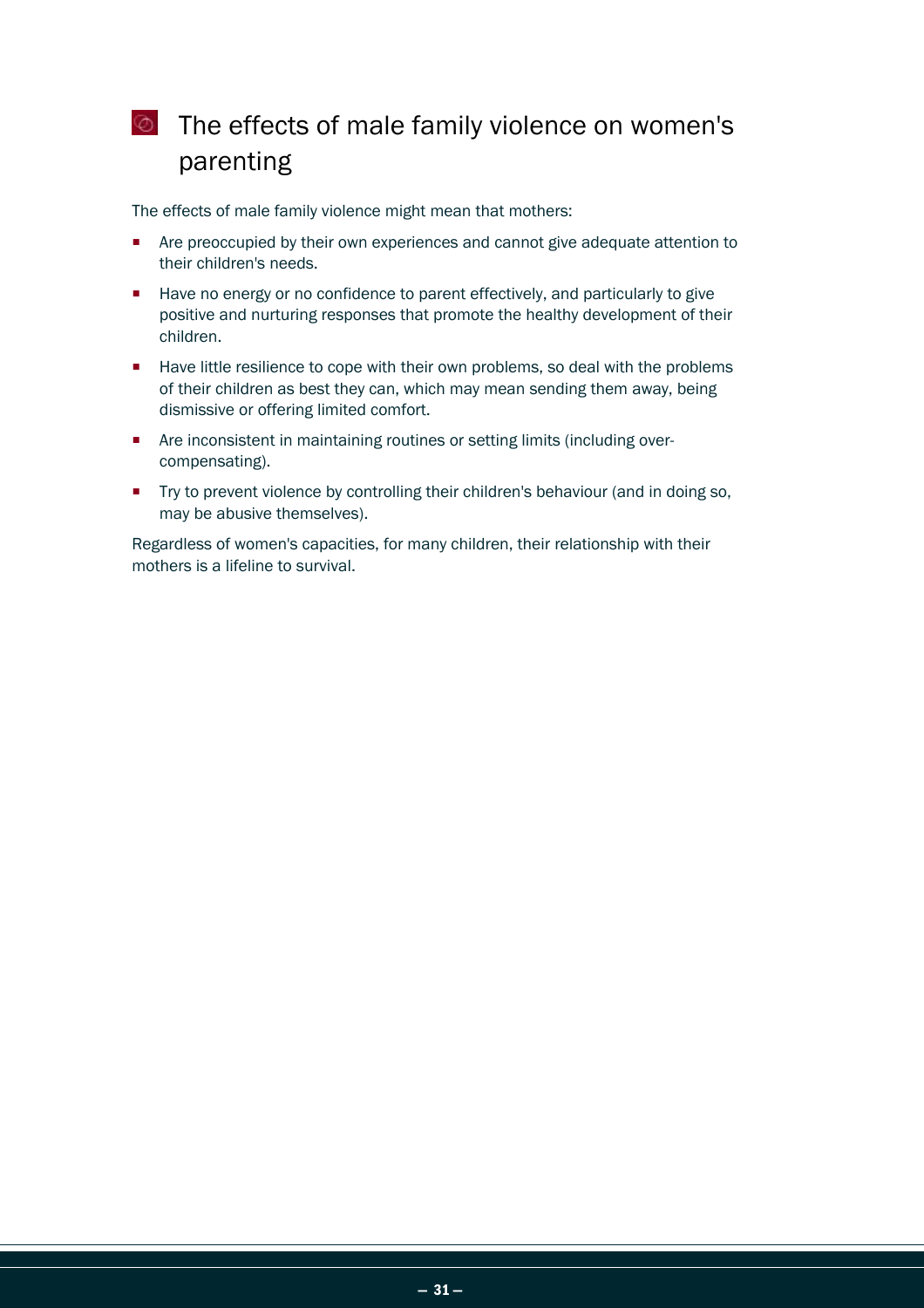## The effects of male family violence on women's parenting

The effects of male family violence might mean that mothers:

- Are preoccupied by their own experiences and cannot give adequate attention to their children's needs.
- Have no energy or no confidence to parent effectively, and particularly to give positive and nurturing responses that promote the healthy development of their children.
- Have little resilience to cope with their own problems, so deal with the problems of their children as best they can, which may mean sending them away, being dismissive or offering limited comfort.
- Are inconsistent in maintaining routines or setting limits (including over-compensating).
- Try to prevent violence by controlling their children's behaviour (and in doing so, may be abusive themselves).

Regardless of women's capacities, for many children, their relationship with their mothers is a lifeline to survival.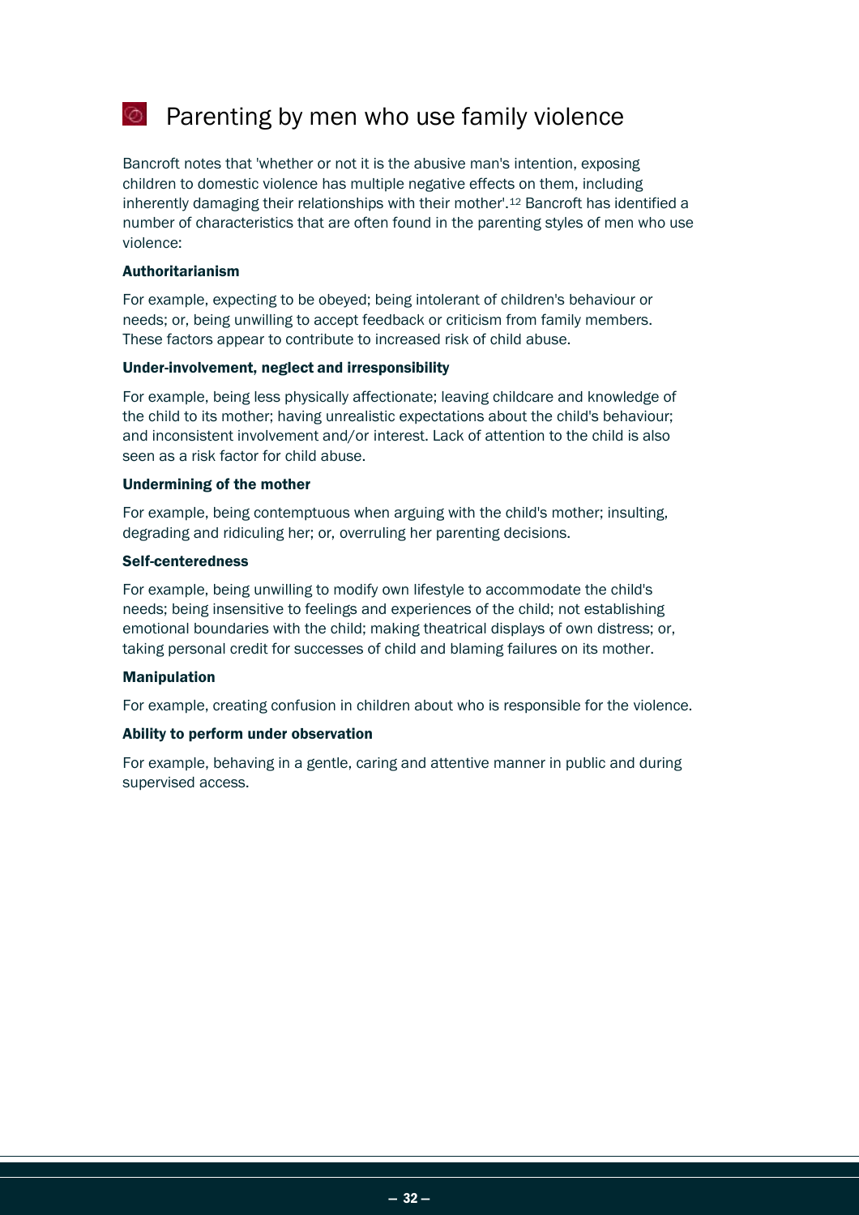# Parenting by men who use family violence

Bancroft notes that 'whether or not it is the abusive man's intention, exposing children to domestic violence has multiple negative effects on them, including inherently damaging their relationships with their mother'.[12] Bancroft has identified a number of characteristics that are often found in the parenting styles of men who use violence:

**Authoritarianism**

For example, expecting to be obeyed; being intolerant of children's behaviour or needs; or, being unwilling to accept feedback or criticism from family members. These factors appear to contribute to increased risk of child abuse.

**Under-involvement, neglect and irresponsibility**

For example, being less physically affectionate; leaving childcare and knowledge of the child to its mother; having unrealistic expectations about the child's behaviour; and inconsistent involvement and/or interest. Lack of attention to the child is also seen as a risk factor for child abuse.

**Undermining of the mother**

For example, being contemptuous when arguing with the child's mother; insulting, degrading and ridiculing her; or, overruling her parenting decisions.

**Self-centeredness**

For example, being unwilling to modify own lifestyle to accommodate the child's needs; being insensitive to feelings and experiences of the child; not establishing emotional boundaries with the child; making theatrical displays of own distress; or, taking personal credit for successes of child and blaming failures on its mother.

**Manipulation**

For example, creating confusion in children about who is responsible for the violence.

**Ability to perform under observation**

For example, behaving in a gentle, caring and attentive manner in public and during supervised access.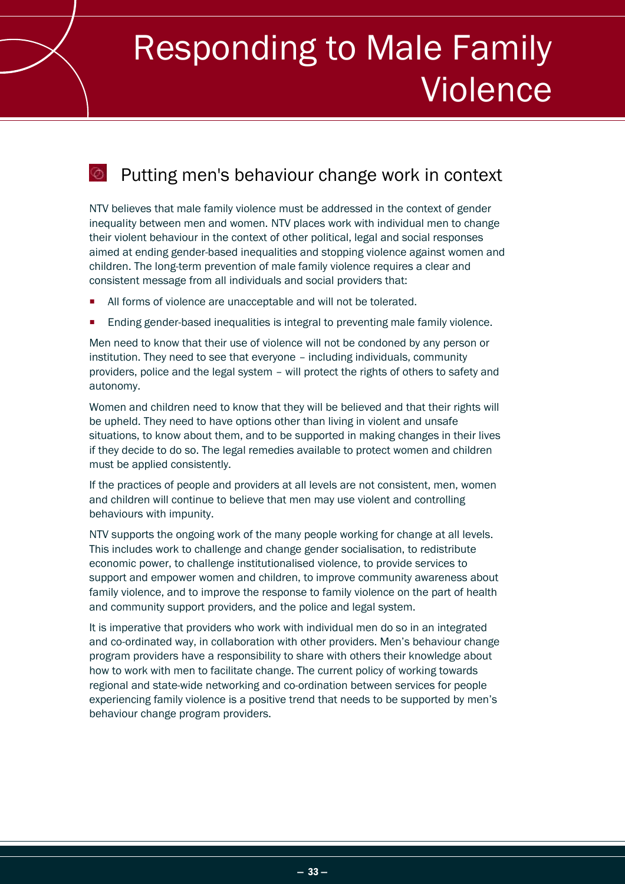# Responding to Male Family Violence

## Putting men's behaviour change work in context

NTV believes that male family violence must be addressed in the context of gender inequality between men and women. NTV places work with individual men to change their violent behaviour in the context of other political, legal and social responses aimed at ending gender-based inequalities and stopping violence against women and children. The long-term prevention of male family violence requires a clear and consistent message from all individuals and social providers that:

- All forms of violence are unacceptable and will not be tolerated.
- Ending gender-based inequalities is integral to preventing male family violence.

Men need to know that their use of violence will not be condoned by any person or institution. They need to see that everyone – including individuals, community providers, police and the legal system – will protect the rights of others to safety and autonomy.

Women and children need to know that they will be believed and that their rights will be upheld. They need to have options other than living in violent and unsafe situations, to know about them, and to be supported in making changes in their lives if they decide to do so. The legal remedies available to protect women and children must be applied consistently.

If the practices of people and providers at all levels are not consistent, men, women and children will continue to believe that men may use violent and controlling behaviours with impunity.

NTV supports the ongoing work of the many people working for change at all levels. This includes work to challenge and change gender socialisation, to redistribute economic power, to challenge institutionalised violence, to provide services to support and empower women and children, to improve community awareness about family violence, and to improve the response to family violence on the part of health and community support providers, and the police and legal system.

It is imperative that providers who work with individual men do so in an integrated and co-ordinated way, in collaboration with other providers. Men's behaviour change program providers have a responsibility to share with others their knowledge about how to work with men to facilitate change. The current policy of working towards regional and state-wide networking and co-ordination between services for people experiencing family violence is a positive trend that needs to be supported by men's behaviour change program providers.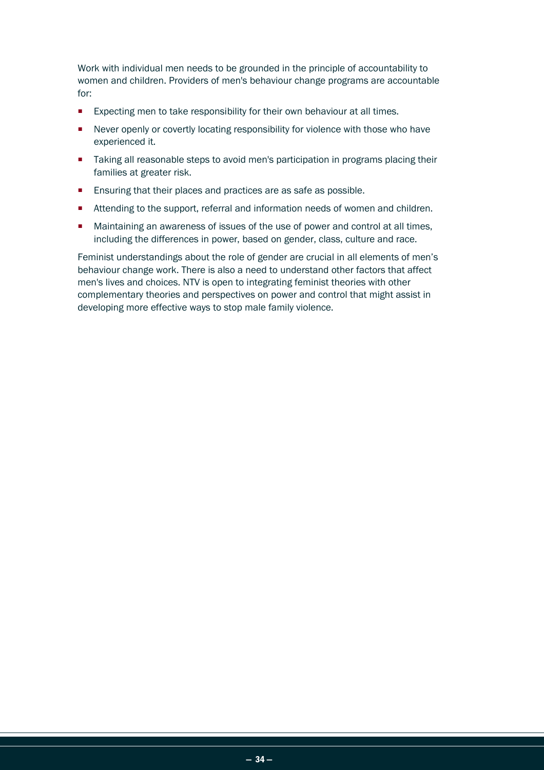Work with individual men needs to be grounded in the principle of accountability to women and children. Providers of men's behaviour change programs are accountable for:

- Expecting men to take responsibility for their own behaviour at all times.
- Never openly or covertly locating responsibility for violence with those who have experienced it.
- Taking all reasonable steps to avoid men's participation in programs placing their families at greater risk.
- Ensuring that their places and practices are as safe as possible.
- Attending to the support, referral and information needs of women and children.
- Maintaining an awareness of issues of the use of power and control at all times, including the differences in power, based on gender, class, culture and race.

Feminist understandings about the role of gender are crucial in all elements of men's behaviour change work. There is also a need to understand other factors that affect men's lives and choices. NTV is open to integrating feminist theories with other complementary theories and perspectives on power and control that might assist in developing more effective ways to stop male family violence.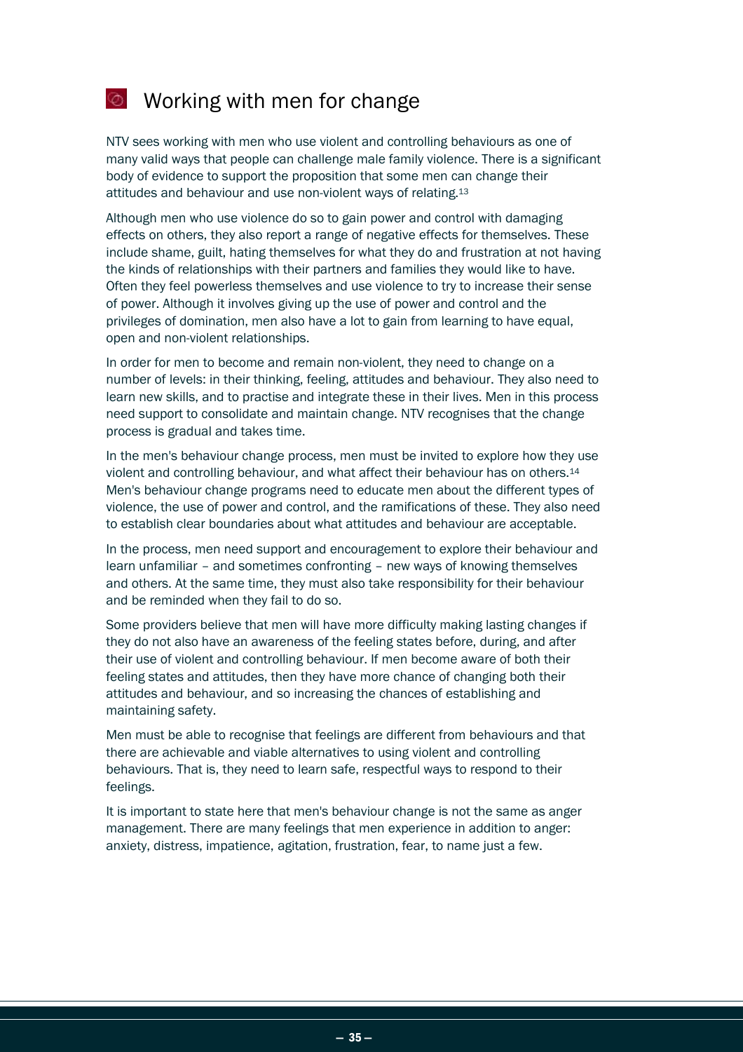## Working with men for change

NTV sees working with men who use violent and controlling behaviours as one of many valid ways that people can challenge male family violence. There is a significant body of evidence to support the proposition that some men can change their attitudes and behaviour and use non-violent ways of relating.[13]

Although men who use violence do so to gain power and control with damaging effects on others, they also report a range of negative effects for themselves. These include shame, guilt, hating themselves for what they do and frustration at not having the kinds of relationships with their partners and families they would like to have. Often they feel powerless themselves and use violence to try to increase their sense of power. Although it involves giving up the use of power and control and the privileges of domination, men also have a lot to gain from learning to have equal, open and non-violent relationships.

In order for men to become and remain non-violent, they need to change on a number of levels: in their thinking, feeling, attitudes and behaviour. They also need to learn new skills, and to practise and integrate these in their lives. Men in this process need support to consolidate and maintain change. NTV recognises that the change process is gradual and takes time.

In the men's behaviour change process, men must be invited to explore how they use violent and controlling behaviour, and what affect their behaviour has on others.[14] Men's behaviour change programs need to educate men about the different types of violence, the use of power and control, and the ramifications of these. They also need to establish clear boundaries about what attitudes and behaviour are acceptable.

In the process, men need support and encouragement to explore their behaviour and learn unfamiliar – and sometimes confronting – new ways of knowing themselves and others. At the same time, they must also take responsibility for their behaviour and be reminded when they fail to do so.

Some providers believe that men will have more difficulty making lasting changes if they do not also have an awareness of the feeling states before, during, and after their use of violent and controlling behaviour. If men become aware of both their feeling states and attitudes, then they have more chance of changing both their attitudes and behaviour, and so increasing the chances of establishing and maintaining safety.

Men must be able to recognise that feelings are different from behaviours and that there are achievable and viable alternatives to using violent and controlling behaviours. That is, they need to learn safe, respectful ways to respond to their feelings.

It is important to state here that men's behaviour change is not the same as anger management. There are many feelings that men experience in addition to anger: anxiety, distress, impatience, agitation, frustration, fear, to name just a few.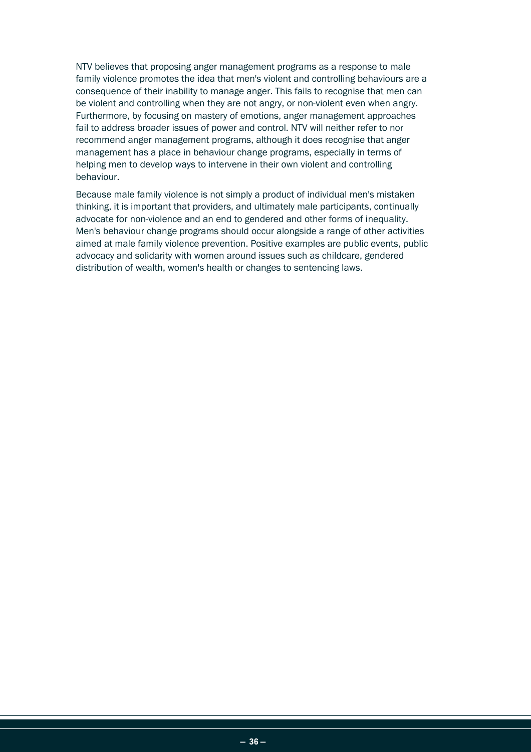NTV believes that proposing anger management programs as a response to male family violence promotes the idea that men's violent and controlling behaviours are a consequence of their inability to manage anger. This fails to recognise that men can be violent and controlling when they are not angry, or non-violent even when angry. Furthermore, by focusing on mastery of emotions, anger management approaches fail to address broader issues of power and control. NTV will neither refer to nor recommend anger management programs, although it does recognise that anger management has a place in behaviour change programs, especially in terms of helping men to develop ways to intervene in their own violent and controlling behaviour.

Because male family violence is not simply a product of individual men's mistaken thinking, it is important that providers, and ultimately male participants, continually advocate for non-violence and an end to gendered and other forms of inequality. Men's behaviour change programs should occur alongside a range of other activities aimed at male family violence prevention. Positive examples are public events, public advocacy and solidarity with women around issues such as childcare, gendered distribution of wealth, women's health or changes to sentencing laws.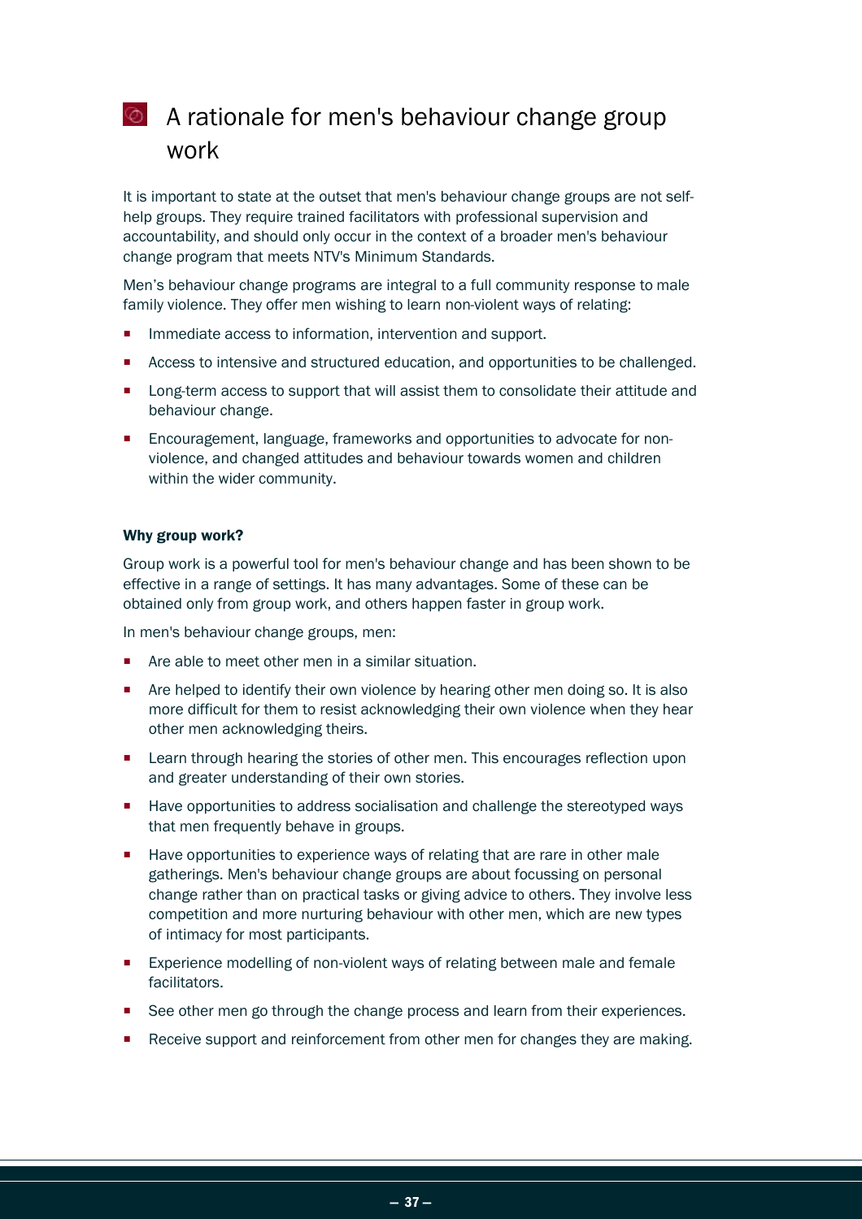# A rationale for men's behaviour change group work

It is important to state at the outset that men's behaviour change groups are not self-help groups. They require trained facilitators with professional supervision and accountability, and should only occur in the context of a broader men's behaviour change program that meets NTV's Minimum Standards.

Men's behaviour change programs are integral to a full community response to male family violence. They offer men wishing to learn non-violent ways of relating:

- Immediate access to information, intervention and support.
- Access to intensive and structured education, and opportunities to be challenged.
- Long-term access to support that will assist them to consolidate their attitude and behaviour change.
- Encouragement, language, frameworks and opportunities to advocate for non-violence, and changed attitudes and behaviour towards women and children within the wider community.

### Why group work?

Group work is a powerful tool for men's behaviour change and has been shown to be effective in a range of settings. It has many advantages. Some of these can be obtained only from group work, and others happen faster in group work.

In men's behaviour change groups, men:

- Are able to meet other men in a similar situation.
- Are helped to identify their own violence by hearing other men doing so. It is also more difficult for them to resist acknowledging their own violence when they hear other men acknowledging theirs.
- Learn through hearing the stories of other men. This encourages reflection upon and greater understanding of their own stories.
- Have opportunities to address socialisation and challenge the stereotyped ways that men frequently behave in groups.
- Have opportunities to experience ways of relating that are rare in other male gatherings. Men's behaviour change groups are about focussing on personal change rather than on practical tasks or giving advice to others. They involve less competition and more nurturing behaviour with other men, which are new types of intimacy for most participants.
- Experience modelling of non-violent ways of relating between male and female facilitators.
- See other men go through the change process and learn from their experiences.
- Receive support and reinforcement from other men for changes they are making.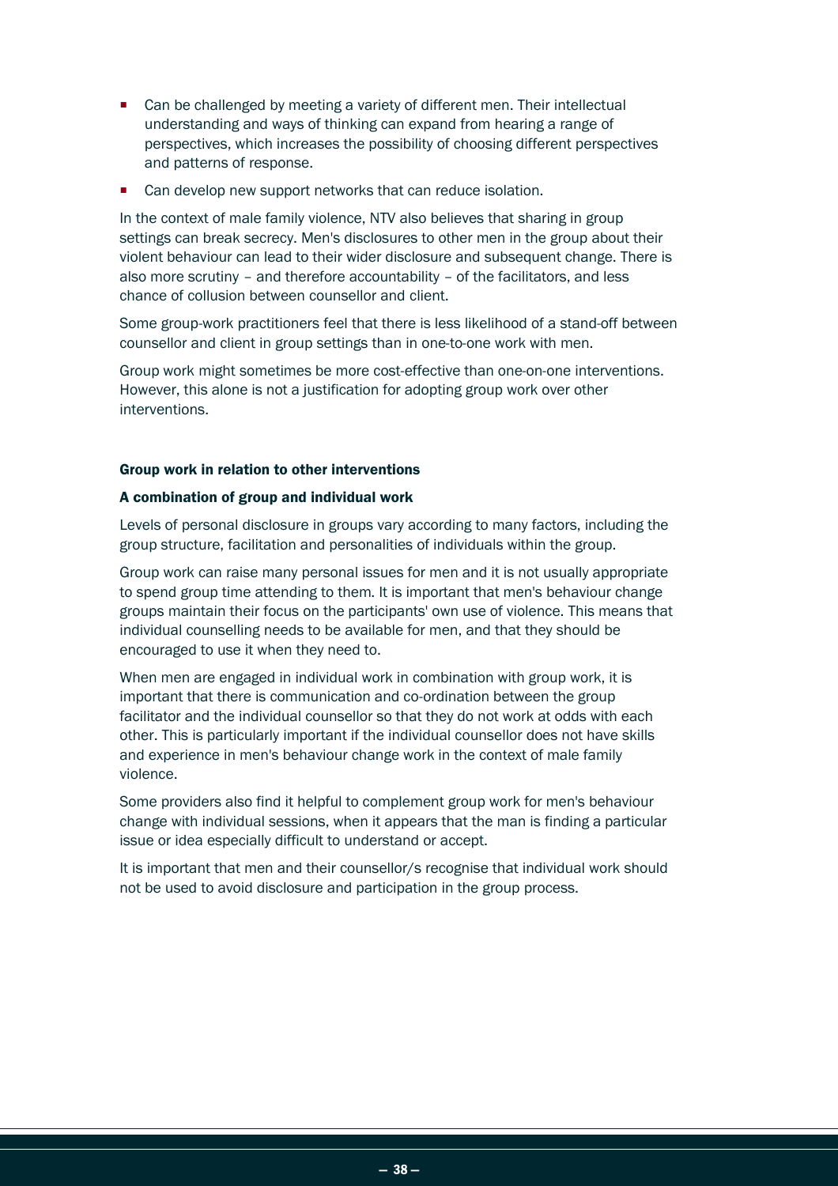- Can be challenged by meeting a variety of different men. Their intellectual understanding and ways of thinking can expand from hearing a range of perspectives, which increases the possibility of choosing different perspectives and patterns of response.
- Can develop new support networks that can reduce isolation.

In the context of male family violence, NTV also believes that sharing in group settings can break secrecy. Men's disclosures to other men in the group about their violent behaviour can lead to their wider disclosure and subsequent change. There is also more scrutiny – and therefore accountability – of the facilitators, and less chance of collusion between counsellor and client.

Some group-work practitioners feel that there is less likelihood of a stand-off between counsellor and client in group settings than in one-to-one work with men.

Group work might sometimes be more cost-effective than one-on-one interventions. However, this alone is not a justification for adopting group work over other interventions.

### Group work in relation to other interventions

#### A combination of group and individual work

Levels of personal disclosure in groups vary according to many factors, including the group structure, facilitation and personalities of individuals within the group.

Group work can raise many personal issues for men and it is not usually appropriate to spend group time attending to them. It is important that men's behaviour change groups maintain their focus on the participants' own use of violence. This means that individual counselling needs to be available for men, and that they should be encouraged to use it when they need to.

When men are engaged in individual work in combination with group work, it is important that there is communication and co-ordination between the group facilitator and the individual counsellor so that they do not work at odds with each other. This is particularly important if the individual counsellor does not have skills and experience in men's behaviour change work in the context of male family violence.

Some providers also find it helpful to complement group work for men's behaviour change with individual sessions, when it appears that the man is finding a particular issue or idea especially difficult to understand or accept.

It is important that men and their counsellor/s recognise that individual work should not be used to avoid disclosure and participation in the group process.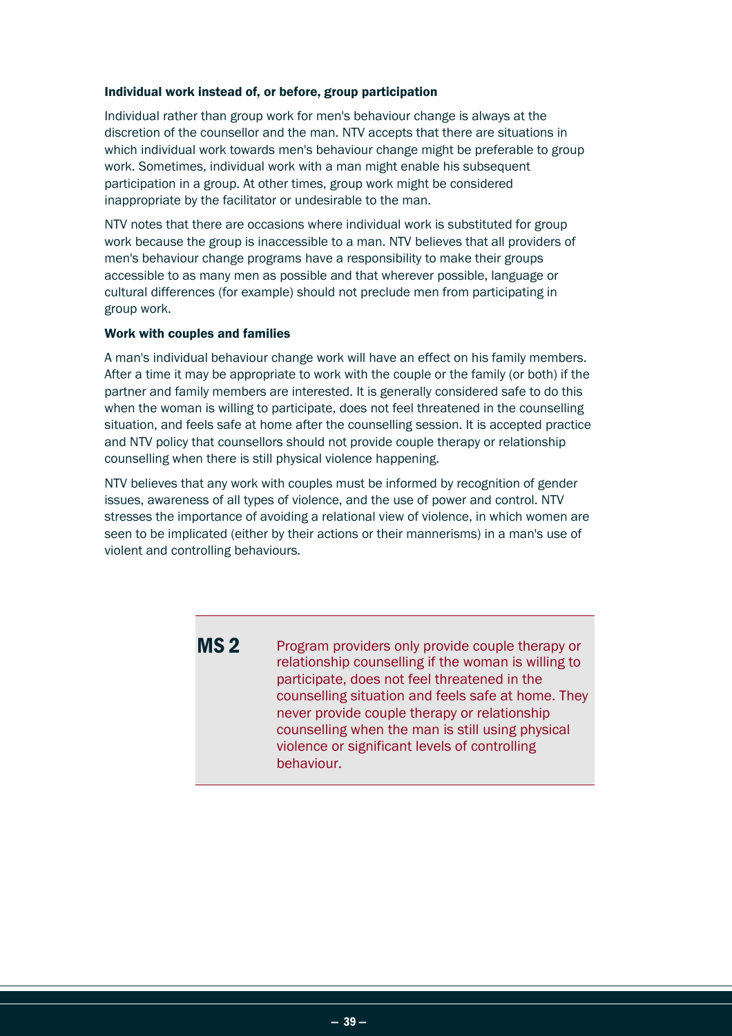### Individual work instead of, or before, group participation

Individual rather than group work for men's behaviour change is always at the discretion of the counsellor and the man. NTV accepts that there are situations in which individual work towards men's behaviour change might be preferable to group work. Sometimes, individual work with a man might enable his subsequent participation in a group. At other times, group work might be considered inappropriate by the facilitator or undesirable to the man.

NTV notes that there are occasions where individual work is substituted for group work because the group is inaccessible to a man. NTV believes that all providers of men's behaviour change programs have a responsibility to make their groups accessible to as many men as possible and that wherever possible, language or cultural differences (for example) should not preclude men from participating in group work.

### Work with couples and families

A man's individual behaviour change work will have an effect on his family members. After a time it may be appropriate to work with the couple or the family (or both) if the partner and family members are interested. It is generally considered safe to do this when the woman is willing to participate, does not feel threatened in the counselling situation, and feels safe at home after the counselling session. It is accepted practice and NTV policy that counsellors should not provide couple therapy or relationship counselling when there is still physical violence happening.

NTV believes that any work with couples must be informed by recognition of gender issues, awareness of all types of violence, and the use of power and control. NTV stresses the importance of avoiding a relational view of violence, in which women are seen to be implicated (either by their actions or their mannerisms) in a man's use of violent and controlling behaviours.

> **MS 2** Program providers only provide couple therapy or relationship counselling if the woman is willing to participate, does not feel threatened in the counselling situation and feels safe at home. They never provide couple therapy or relationship counselling when the man is still using physical violence or significant levels of controlling behaviour.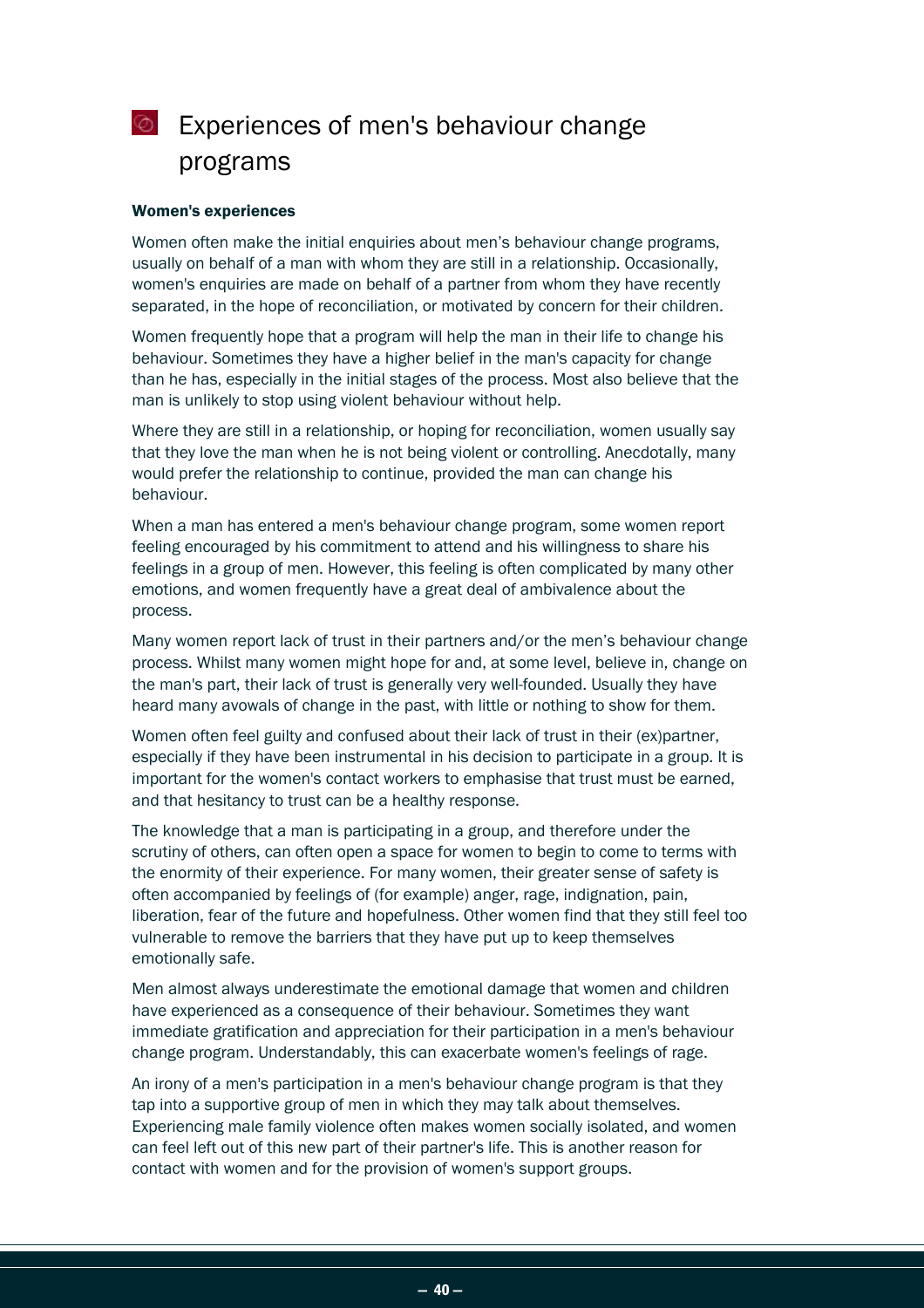# Experiences of men's behaviour change programs

### Women's experiences

Women often make the initial enquiries about men's behaviour change programs, usually on behalf of a man with whom they are still in a relationship. Occasionally, women's enquiries are made on behalf of a partner from whom they have recently separated, in the hope of reconciliation, or motivated by concern for their children.

Women frequently hope that a program will help the man in their life to change his behaviour. Sometimes they have a higher belief in the man's capacity for change than he has, especially in the initial stages of the process. Most also believe that the man is unlikely to stop using violent behaviour without help.

Where they are still in a relationship, or hoping for reconciliation, women usually say that they love the man when he is not being violent or controlling. Anecdotally, many would prefer the relationship to continue, provided the man can change his behaviour.

When a man has entered a men's behaviour change program, some women report feeling encouraged by his commitment to attend and his willingness to share his feelings in a group of men. However, this feeling is often complicated by many other emotions, and women frequently have a great deal of ambivalence about the process.

Many women report lack of trust in their partners and/or the men's behaviour change process. Whilst many women might hope for and, at some level, believe in, change on the man's part, their lack of trust is generally very well-founded. Usually they have heard many avowals of change in the past, with little or nothing to show for them.

Women often feel guilty and confused about their lack of trust in their (ex)partner, especially if they have been instrumental in his decision to participate in a group. It is important for the women's contact workers to emphasise that trust must be earned, and that hesitancy to trust can be a healthy response.

The knowledge that a man is participating in a group, and therefore under the scrutiny of others, can often open a space for women to begin to come to terms with the enormity of their experience. For many women, their greater sense of safety is often accompanied by feelings of (for example) anger, rage, indignation, pain, liberation, fear of the future and hopefulness. Other women find that they still feel too vulnerable to remove the barriers that they have put up to keep themselves emotionally safe.

Men almost always underestimate the emotional damage that women and children have experienced as a consequence of their behaviour. Sometimes they want immediate gratification and appreciation for their participation in a men's behaviour change program. Understandably, this can exacerbate women's feelings of rage.

An irony of a men's participation in a men's behaviour change program is that they tap into a supportive group of men in which they may talk about themselves. Experiencing male family violence often makes women socially isolated, and women can feel left out of this new part of their partner's life. This is another reason for contact with women and for the provision of women's support groups.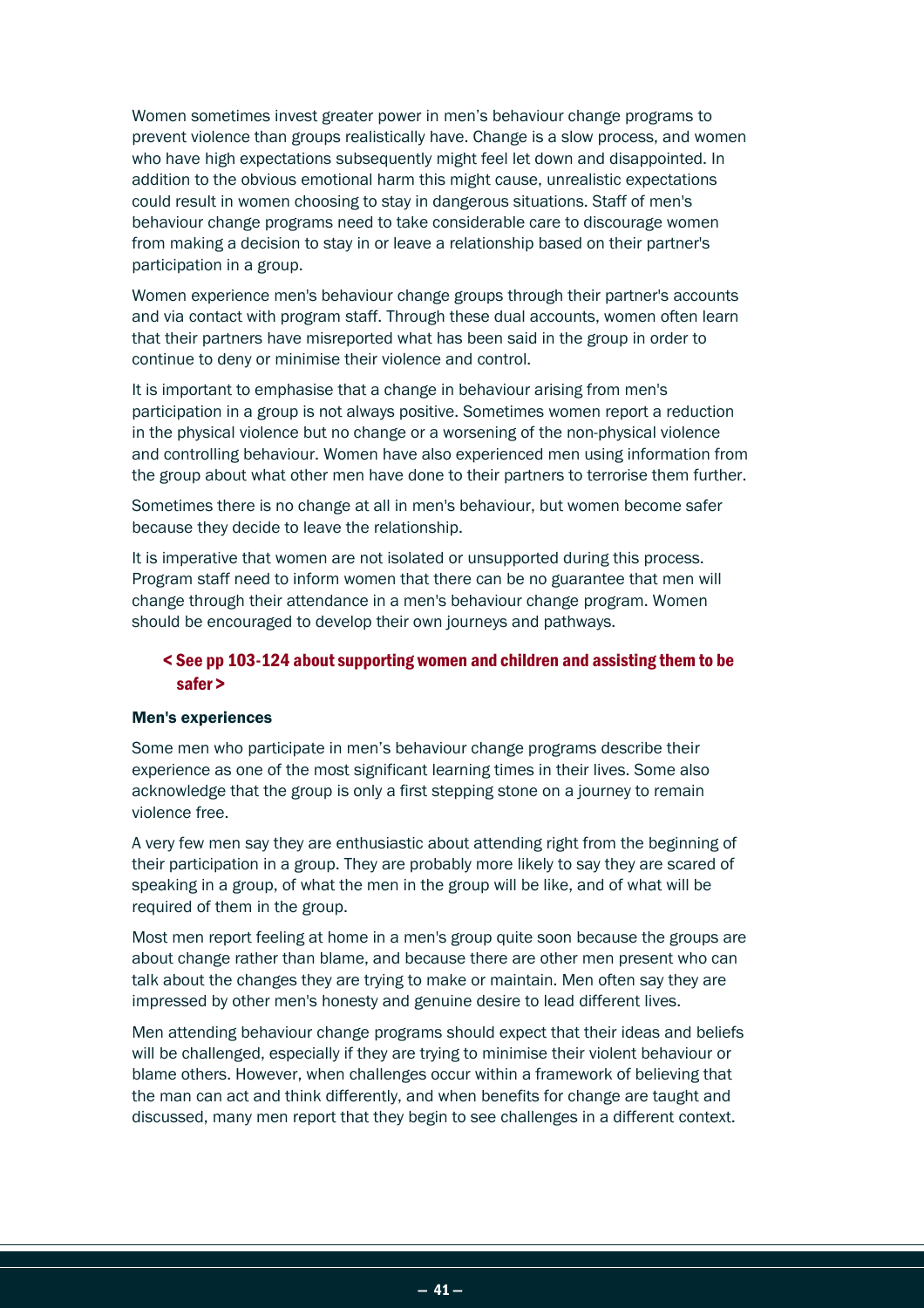Women sometimes invest greater power in men's behaviour change programs to prevent violence than groups realistically have. Change is a slow process, and women who have high expectations subsequently might feel let down and disappointed. In addition to the obvious emotional harm this might cause, unrealistic expectations could result in women choosing to stay in dangerous situations. Staff of men's behaviour change programs need to take considerable care to discourage women from making a decision to stay in or leave a relationship based on their partner's participation in a group.

Women experience men's behaviour change groups through their partner's accounts and via contact with program staff. Through these dual accounts, women often learn that their partners have misreported what has been said in the group in order to continue to deny or minimise their violence and control.

It is important to emphasise that a change in behaviour arising from men's participation in a group is not always positive. Sometimes women report a reduction in the physical violence but no change or a worsening of the non-physical violence and controlling behaviour. Women have also experienced men using information from the group about what other men have done to their partners to terrorise them further.

Sometimes there is no change at all in men's behaviour, but women become safer because they decide to leave the relationship.

It is imperative that women are not isolated or unsupported during this process. Program staff need to inform women that there can be no guarantee that men will change through their attendance in a men's behaviour change program. Women should be encouraged to develop their own journeys and pathways.

**< See pp 103-124 about supporting women and children and assisting them to be safer >**

### Men's experiences

Some men who participate in men's behaviour change programs describe their experience as one of the most significant learning times in their lives. Some also acknowledge that the group is only a first stepping stone on a journey to remain violence free.

A very few men say they are enthusiastic about attending right from the beginning of their participation in a group. They are probably more likely to say they are scared of speaking in a group, of what the men in the group will be like, and of what will be required of them in the group.

Most men report feeling at home in a men's group quite soon because the groups are about change rather than blame, and because there are other men present who can talk about the changes they are trying to make or maintain. Men often say they are impressed by other men's honesty and genuine desire to lead different lives.

Men attending behaviour change programs should expect that their ideas and beliefs will be challenged, especially if they are trying to minimise their violent behaviour or blame others. However, when challenges occur within a framework of believing that the man can act and think differently, and when benefits for change are taught and discussed, many men report that they begin to see challenges in a different context.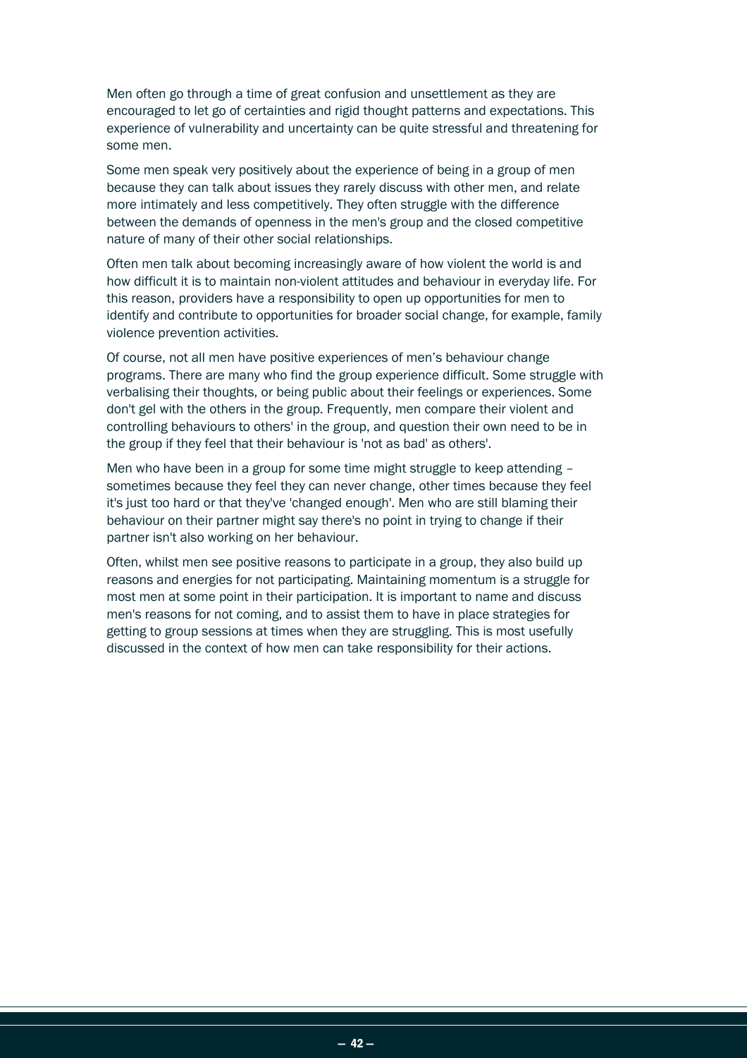Men often go through a time of great confusion and unsettlement as they are encouraged to let go of certainties and rigid thought patterns and expectations. This experience of vulnerability and uncertainty can be quite stressful and threatening for some men.

Some men speak very positively about the experience of being in a group of men because they can talk about issues they rarely discuss with other men, and relate more intimately and less competitively. They often struggle with the difference between the demands of openness in the men's group and the closed competitive nature of many of their other social relationships.

Often men talk about becoming increasingly aware of how violent the world is and how difficult it is to maintain non-violent attitudes and behaviour in everyday life. For this reason, providers have a responsibility to open up opportunities for men to identify and contribute to opportunities for broader social change, for example, family violence prevention activities.

Of course, not all men have positive experiences of men's behaviour change programs. There are many who find the group experience difficult. Some struggle with verbalising their thoughts, or being public about their feelings or experiences. Some don't gel with the others in the group. Frequently, men compare their violent and controlling behaviours to others' in the group, and question their own need to be in the group if they feel that their behaviour is 'not as bad' as others'.

Men who have been in a group for some time might struggle to keep attending – sometimes because they feel they can never change, other times because they feel it's just too hard or that they've 'changed enough'. Men who are still blaming their behaviour on their partner might say there's no point in trying to change if their partner isn't also working on her behaviour.

Often, whilst men see positive reasons to participate in a group, they also build up reasons and energies for not participating. Maintaining momentum is a struggle for most men at some point in their participation. It is important to name and discuss men's reasons for not coming, and to assist them to have in place strategies for getting to group sessions at times when they are struggling. This is most usefully discussed in the context of how men can take responsibility for their actions.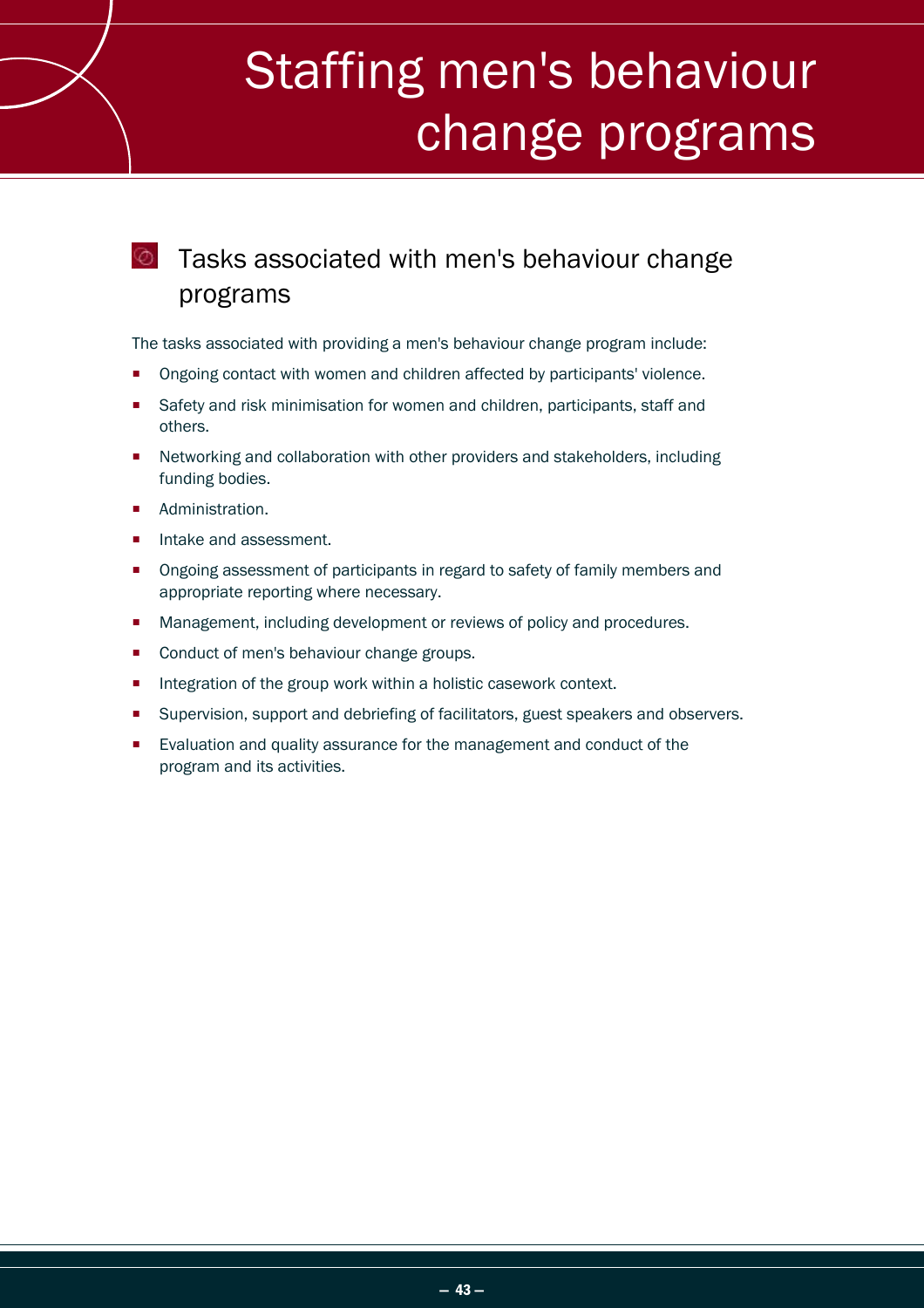# Staffing men's behaviour change programs

## Tasks associated with men's behaviour change programs

The tasks associated with providing a men's behaviour change program include:

- Ongoing contact with women and children affected by participants' violence.
- Safety and risk minimisation for women and children, participants, staff and others.
- Networking and collaboration with other providers and stakeholders, including funding bodies.
- Administration.
- Intake and assessment.
- Ongoing assessment of participants in regard to safety of family members and appropriate reporting where necessary.
- Management, including development or reviews of policy and procedures.
- Conduct of men's behaviour change groups.
- Integration of the group work within a holistic casework context.
- Supervision, support and debriefing of facilitators, guest speakers and observers.
- Evaluation and quality assurance for the management and conduct of the program and its activities.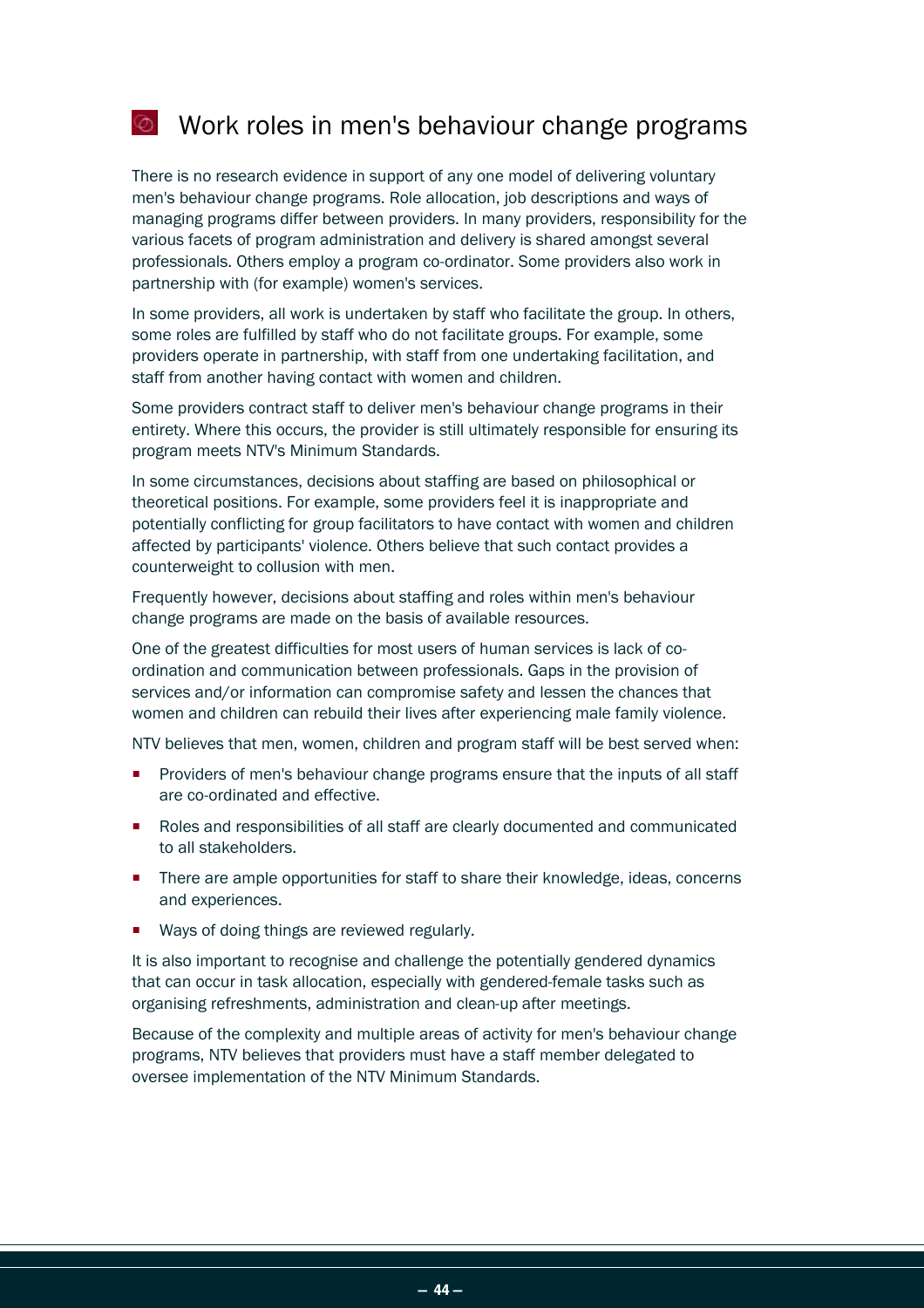## Work roles in men's behaviour change programs

There is no research evidence in support of any one model of delivering voluntary men's behaviour change programs. Role allocation, job descriptions and ways of managing programs differ between providers. In many providers, responsibility for the various facets of program administration and delivery is shared amongst several professionals. Others employ a program co-ordinator. Some providers also work in partnership with (for example) women's services.

In some providers, all work is undertaken by staff who facilitate the group. In others, some roles are fulfilled by staff who do not facilitate groups. For example, some providers operate in partnership, with staff from one undertaking facilitation, and staff from another having contact with women and children.

Some providers contract staff to deliver men's behaviour change programs in their entirety. Where this occurs, the provider is still ultimately responsible for ensuring its program meets NTV's Minimum Standards.

In some circumstances, decisions about staffing are based on philosophical or theoretical positions. For example, some providers feel it is inappropriate and potentially conflicting for group facilitators to have contact with women and children affected by participants' violence. Others believe that such contact provides a counterweight to collusion with men.

Frequently however, decisions about staffing and roles within men's behaviour change programs are made on the basis of available resources.

One of the greatest difficulties for most users of human services is lack of co-ordination and communication between professionals. Gaps in the provision of services and/or information can compromise safety and lessen the chances that women and children can rebuild their lives after experiencing male family violence.

NTV believes that men, women, children and program staff will be best served when:

- Providers of men's behaviour change programs ensure that the inputs of all staff are co-ordinated and effective.
- Roles and responsibilities of all staff are clearly documented and communicated to all stakeholders.
- There are ample opportunities for staff to share their knowledge, ideas, concerns and experiences.
- Ways of doing things are reviewed regularly.

It is also important to recognise and challenge the potentially gendered dynamics that can occur in task allocation, especially with gendered-female tasks such as organising refreshments, administration and clean-up after meetings.

Because of the complexity and multiple areas of activity for men's behaviour change programs, NTV believes that providers must have a staff member delegated to oversee implementation of the NTV Minimum Standards.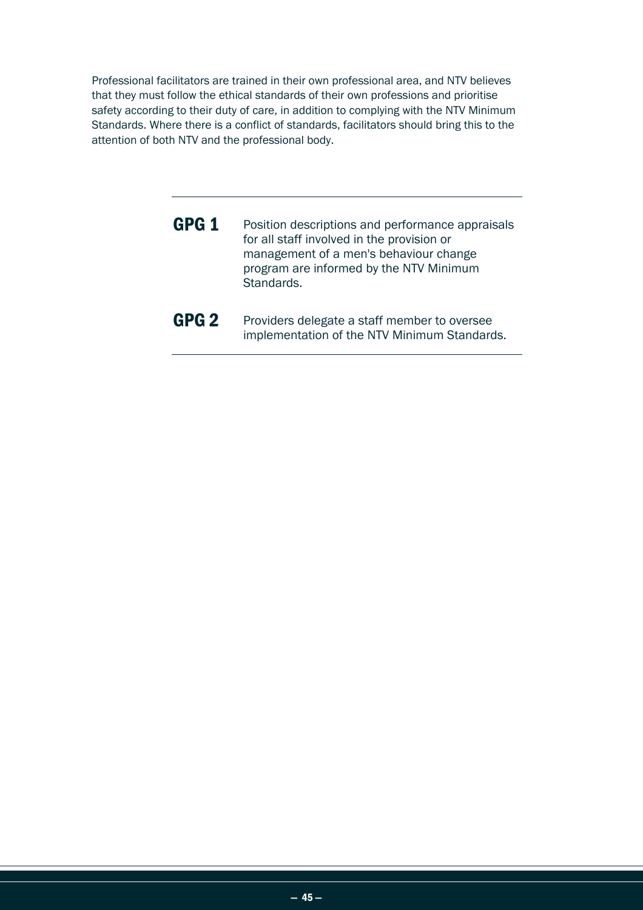Professional facilitators are trained in their own professional area, and NTV believes that they must follow the ethical standards of their own professions and prioritise safety according to their duty of care, in addition to complying with the NTV Minimum Standards. Where there is a conflict of standards, facilitators should bring this to the attention of both NTV and the professional body.

---

**GPG 1** Position descriptions and performance appraisals for all staff involved in the provision or management of a men's behaviour change program are informed by the NTV Minimum Standards.

**GPG 2** Providers delegate a staff member to oversee implementation of the NTV Minimum Standards.

---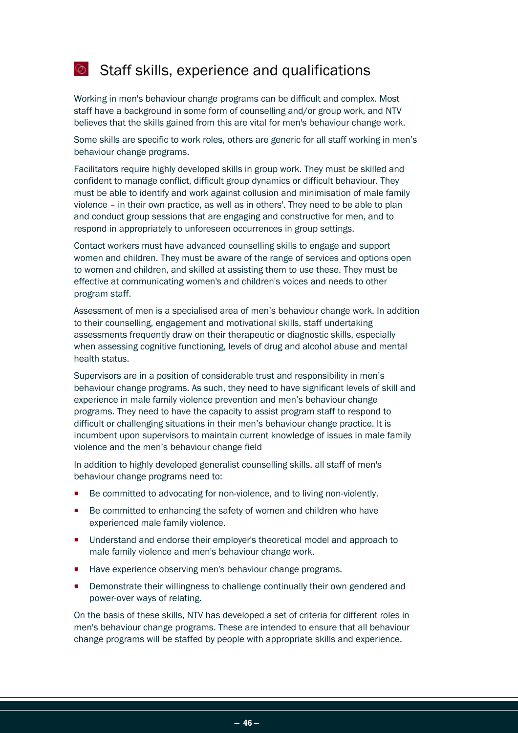## Staff skills, experience and qualifications

Working in men's behaviour change programs can be difficult and complex. Most staff have a background in some form of counselling and/or group work, and NTV believes that the skills gained from this are vital for men's behaviour change work.

Some skills are specific to work roles, others are generic for all staff working in men's behaviour change programs.

Facilitators require highly developed skills in group work. They must be skilled and confident to manage conflict, difficult group dynamics or difficult behaviour. They must be able to identify and work against collusion and minimisation of male family violence – in their own practice, as well as in others'. They need to be able to plan and conduct group sessions that are engaging and constructive for men, and to respond in appropriately to unforeseen occurrences in group settings.

Contact workers must have advanced counselling skills to engage and support women and children. They must be aware of the range of services and options open to women and children, and skilled at assisting them to use these. They must be effective at communicating women's and children's voices and needs to other program staff.

Assessment of men is a specialised area of men's behaviour change work. In addition to their counselling, engagement and motivational skills, staff undertaking assessments frequently draw on their therapeutic or diagnostic skills, especially when assessing cognitive functioning, levels of drug and alcohol abuse and mental health status.

Supervisors are in a position of considerable trust and responsibility in men's behaviour change programs. As such, they need to have significant levels of skill and experience in male family violence prevention and men's behaviour change programs. They need to have the capacity to assist program staff to respond to difficult or challenging situations in their men's behaviour change practice. It is incumbent upon supervisors to maintain current knowledge of issues in male family violence and the men's behaviour change field

In addition to highly developed generalist counselling skills, all staff of men's behaviour change programs need to:

- Be committed to advocating for non-violence, and to living non-violently.
- Be committed to enhancing the safety of women and children who have experienced male family violence.
- Understand and endorse their employer's theoretical model and approach to male family violence and men's behaviour change work.
- Have experience observing men's behaviour change programs.
- Demonstrate their willingness to challenge continually their own gendered and power-over ways of relating.

On the basis of these skills, NTV has developed a set of criteria for different roles in men's behaviour change programs. These are intended to ensure that all behaviour change programs will be staffed by people with appropriate skills and experience.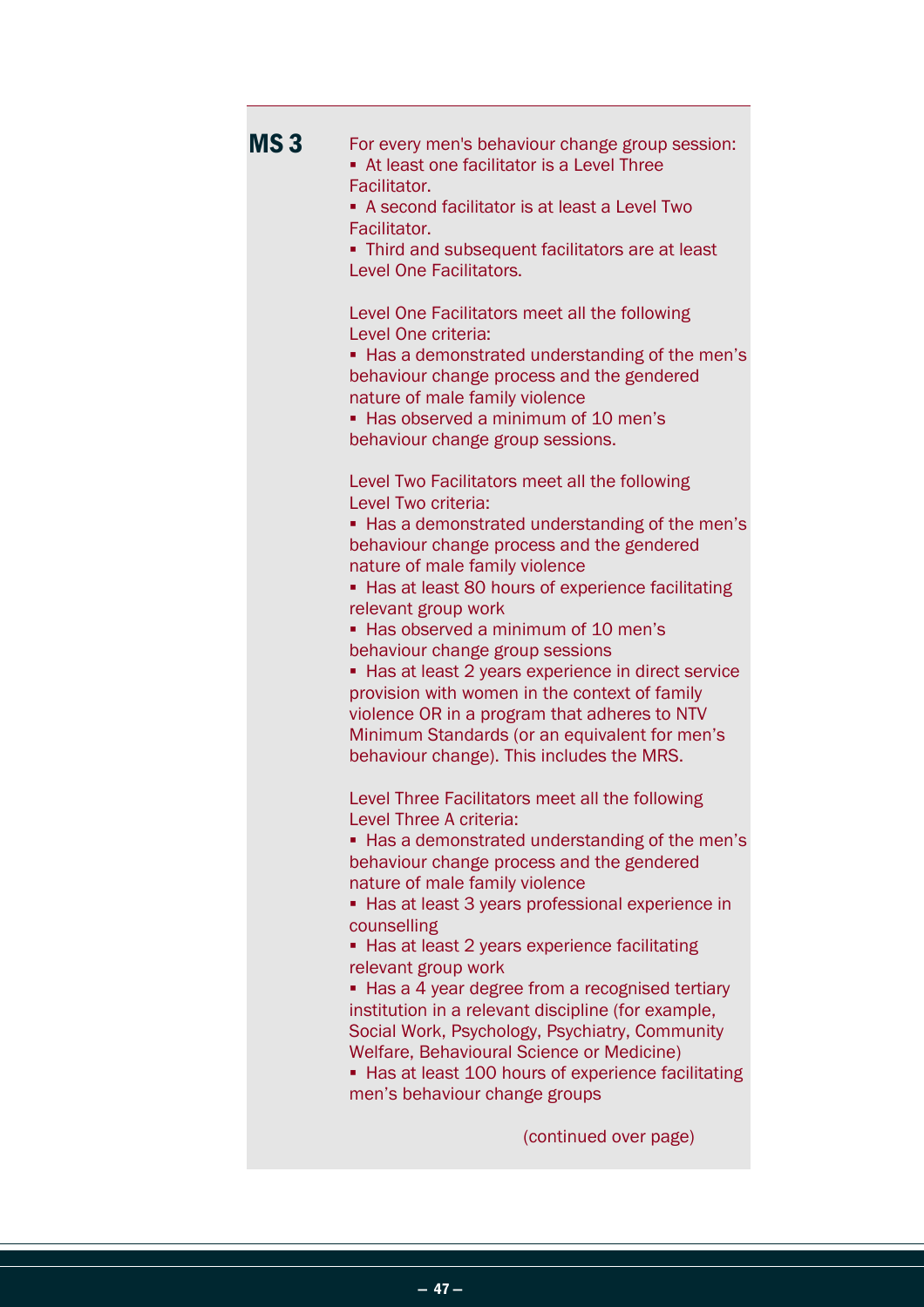**MS 3**

For every men's behaviour change group session:

- At least one facilitator is a Level Three Facilitator.
- A second facilitator is at least a Level Two Facilitator.
- Third and subsequent facilitators are at least Level One Facilitators.

Level One Facilitators meet all the following Level One criteria:

- Has a demonstrated understanding of the men's behaviour change process and the gendered nature of male family violence
- Has observed a minimum of 10 men's behaviour change group sessions.

Level Two Facilitators meet all the following Level Two criteria:

- Has a demonstrated understanding of the men's behaviour change process and the gendered nature of male family violence
- Has at least 80 hours of experience facilitating relevant group work
- Has observed a minimum of 10 men's behaviour change group sessions
- Has at least 2 years experience in direct service provision with women in the context of family violence OR in a program that adheres to NTV Minimum Standards (or an equivalent for men's behaviour change). This includes the MRS.

Level Three Facilitators meet all the following Level Three A criteria:

- Has a demonstrated understanding of the men's behaviour change process and the gendered nature of male family violence
- Has at least 3 years professional experience in counselling
- Has at least 2 years experience facilitating relevant group work
- Has a 4 year degree from a recognised tertiary institution in a relevant discipline (for example, Social Work, Psychology, Psychiatry, Community Welfare, Behavioural Science or Medicine)
- Has at least 100 hours of experience facilitating men's behaviour change groups

(continued over page)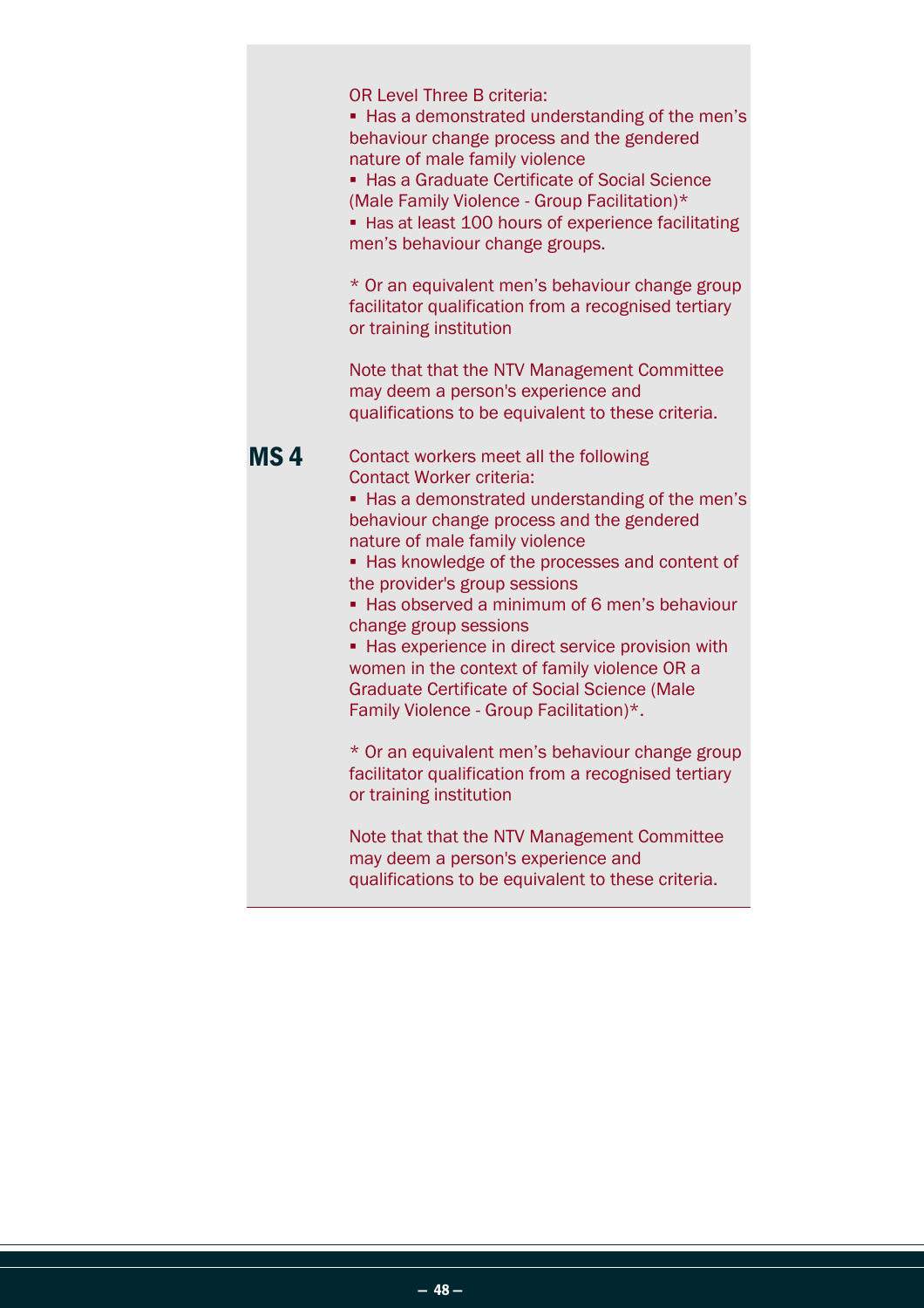OR Level Three B criteria:

- Has a demonstrated understanding of the men's behaviour change process and the gendered nature of male family violence
- Has a Graduate Certificate of Social Science (Male Family Violence - Group Facilitation)*
- Has at least 100 hours of experience facilitating men's behaviour change groups.

* Or an equivalent men's behaviour change group facilitator qualification from a recognised tertiary or training institution

Note that that the NTV Management Committee may deem a person's experience and qualifications to be equivalent to these criteria.

**MS 4** Contact workers meet all the following Contact Worker criteria:

- Has a demonstrated understanding of the men's behaviour change process and the gendered nature of male family violence
- Has knowledge of the processes and content of the provider's group sessions
- Has observed a minimum of 6 men's behaviour change group sessions
- Has experience in direct service provision with women in the context of family violence OR a Graduate Certificate of Social Science (Male Family Violence - Group Facilitation)*.

* Or an equivalent men's behaviour change group facilitator qualification from a recognised tertiary or training institution

Note that that the NTV Management Committee may deem a person's experience and qualifications to be equivalent to these criteria.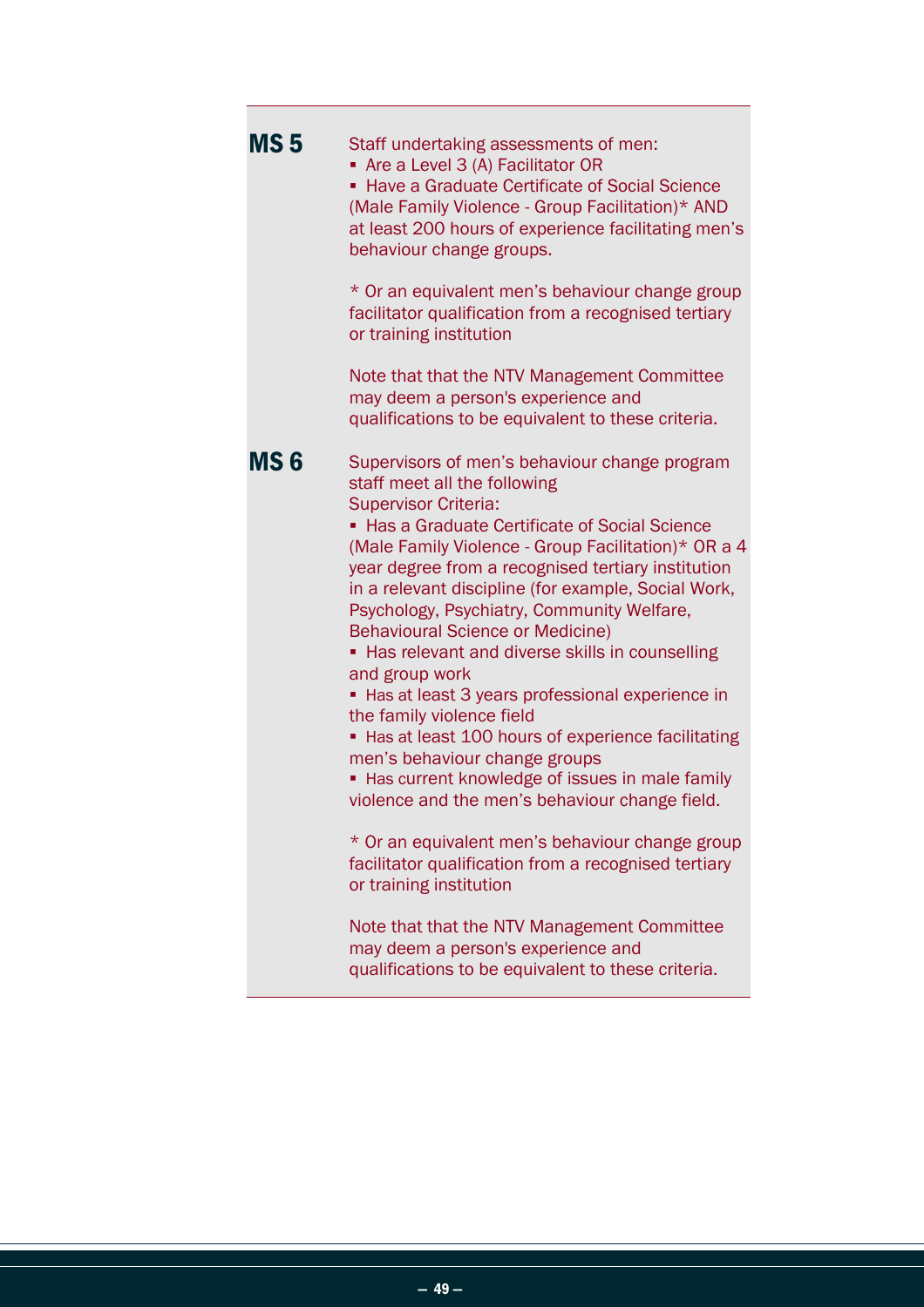**MS 5**

Staff undertaking assessments of men:

- Are a Level 3 (A) Facilitator OR
- Have a Graduate Certificate of Social Science (Male Family Violence - Group Facilitation)* AND at least 200 hours of experience facilitating men's behaviour change groups.

\* Or an equivalent men's behaviour change group facilitator qualification from a recognised tertiary or training institution

Note that that the NTV Management Committee may deem a person's experience and qualifications to be equivalent to these criteria.

**MS 6**

Supervisors of men's behaviour change program staff meet all the following Supervisor Criteria:

- Has a Graduate Certificate of Social Science (Male Family Violence - Group Facilitation)* OR a 4 year degree from a recognised tertiary institution in a relevant discipline (for example, Social Work, Psychology, Psychiatry, Community Welfare, Behavioural Science or Medicine)
- Has relevant and diverse skills in counselling and group work
- Has at least 3 years professional experience in the family violence field
- Has at least 100 hours of experience facilitating men's behaviour change groups
- Has current knowledge of issues in male family violence and the men's behaviour change field.

\* Or an equivalent men's behaviour change group facilitator qualification from a recognised tertiary or training institution

Note that that the NTV Management Committee may deem a person's experience and qualifications to be equivalent to these criteria.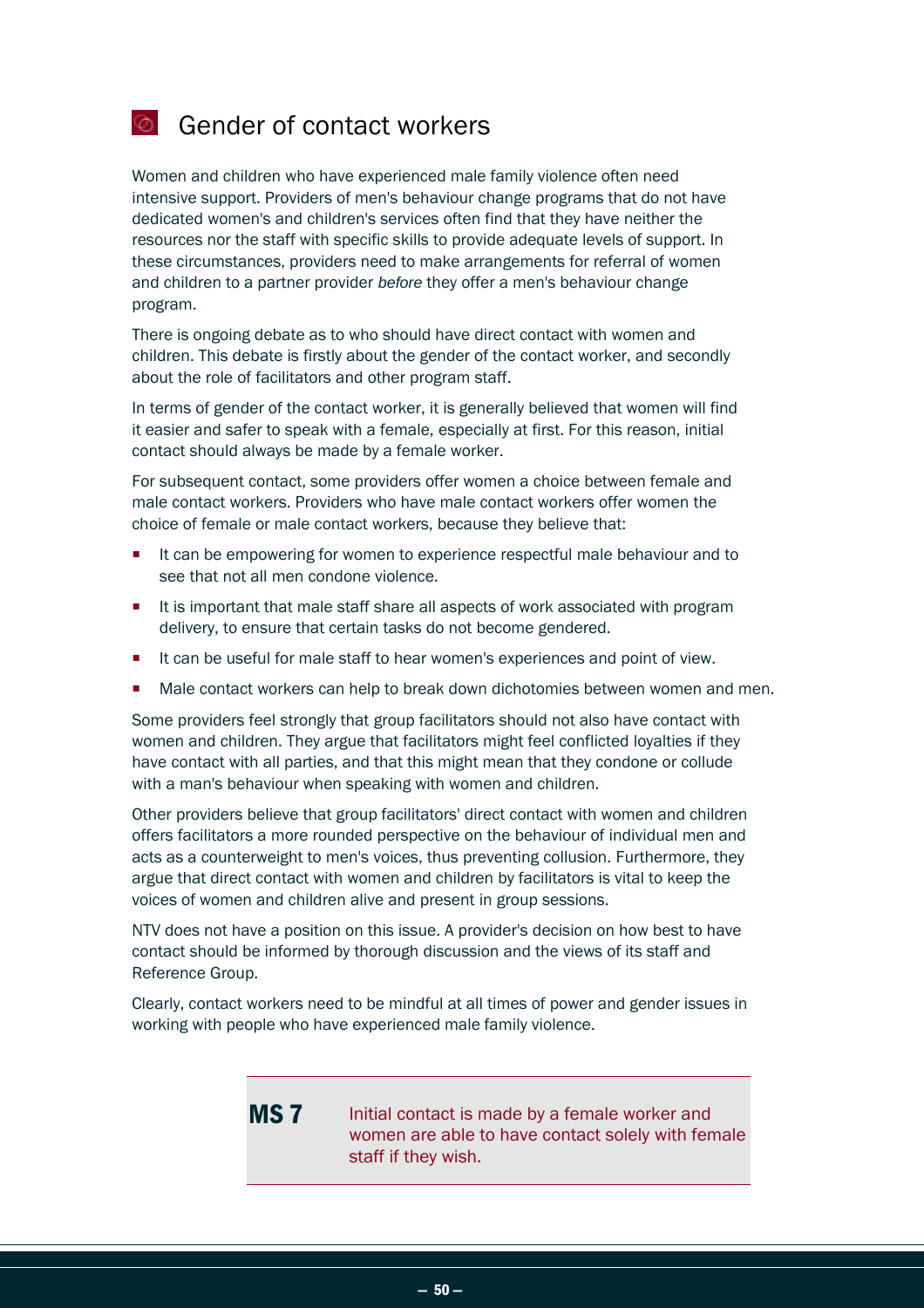## Gender of contact workers

Women and children who have experienced male family violence often need intensive support. Providers of men's behaviour change programs that do not have dedicated women's and children's services often find that they have neither the resources nor the staff with specific skills to provide adequate levels of support. In these circumstances, providers need to make arrangements for referral of women and children to a partner provider *before* they offer a men's behaviour change program.

There is ongoing debate as to who should have direct contact with women and children. This debate is firstly about the gender of the contact worker, and secondly about the role of facilitators and other program staff.

In terms of gender of the contact worker, it is generally believed that women will find it easier and safer to speak with a female, especially at first. For this reason, initial contact should always be made by a female worker.

For subsequent contact, some providers offer women a choice between female and male contact workers. Providers who have male contact workers offer women the choice of female or male contact workers, because they believe that:

- It can be empowering for women to experience respectful male behaviour and to see that not all men condone violence.
- It is important that male staff share all aspects of work associated with program delivery, to ensure that certain tasks do not become gendered.
- It can be useful for male staff to hear women's experiences and point of view.
- Male contact workers can help to break down dichotomies between women and men.

Some providers feel strongly that group facilitators should not also have contact with women and children. They argue that facilitators might feel conflicted loyalties if they have contact with all parties, and that this might mean that they condone or collude with a man's behaviour when speaking with women and children.

Other providers believe that group facilitators' direct contact with women and children offers facilitators a more rounded perspective on the behaviour of individual men and acts as a counterweight to men's voices, thus preventing collusion. Furthermore, they argue that direct contact with women and children by facilitators is vital to keep the voices of women and children alive and present in group sessions.

NTV does not have a position on this issue. A provider's decision on how best to have contact should be informed by thorough discussion and the views of its staff and Reference Group.

Clearly, contact workers need to be mindful at all times of power and gender issues in working with people who have experienced male family violence.

**MS 7** Initial contact is made by a female worker and women are able to have contact solely with female staff if they wish.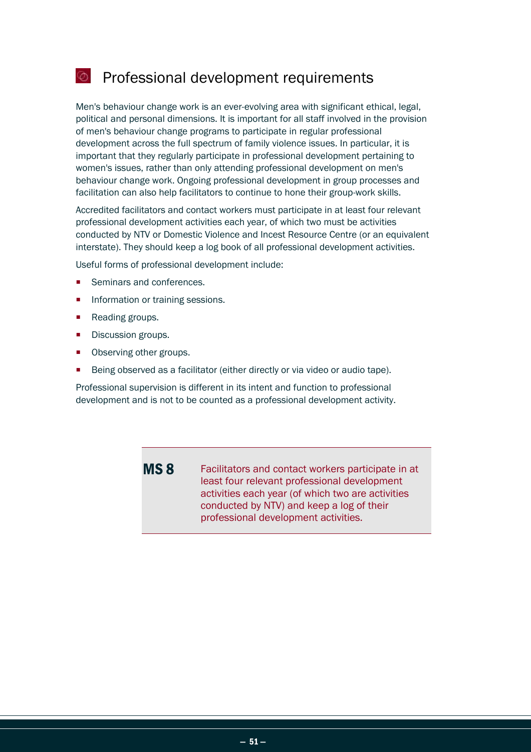## Professional development requirements

Men's behaviour change work is an ever-evolving area with significant ethical, legal, political and personal dimensions. It is important for all staff involved in the provision of men's behaviour change programs to participate in regular professional development across the full spectrum of family violence issues. In particular, it is important that they regularly participate in professional development pertaining to women's issues, rather than only attending professional development on men's behaviour change work. Ongoing professional development in group processes and facilitation can also help facilitators to continue to hone their group-work skills.

Accredited facilitators and contact workers must participate in at least four relevant professional development activities each year, of which two must be activities conducted by NTV or Domestic Violence and Incest Resource Centre (or an equivalent interstate). They should keep a log book of all professional development activities.

Useful forms of professional development include:

- Seminars and conferences.
- Information or training sessions.
- Reading groups.
- Discussion groups.
- Observing other groups.
- Being observed as a facilitator (either directly or via video or audio tape).

Professional supervision is different in its intent and function to professional development and is not to be counted as a professional development activity.

**MS 8** Facilitators and contact workers participate in at least four relevant professional development activities each year (of which two are activities conducted by NTV) and keep a log of their professional development activities.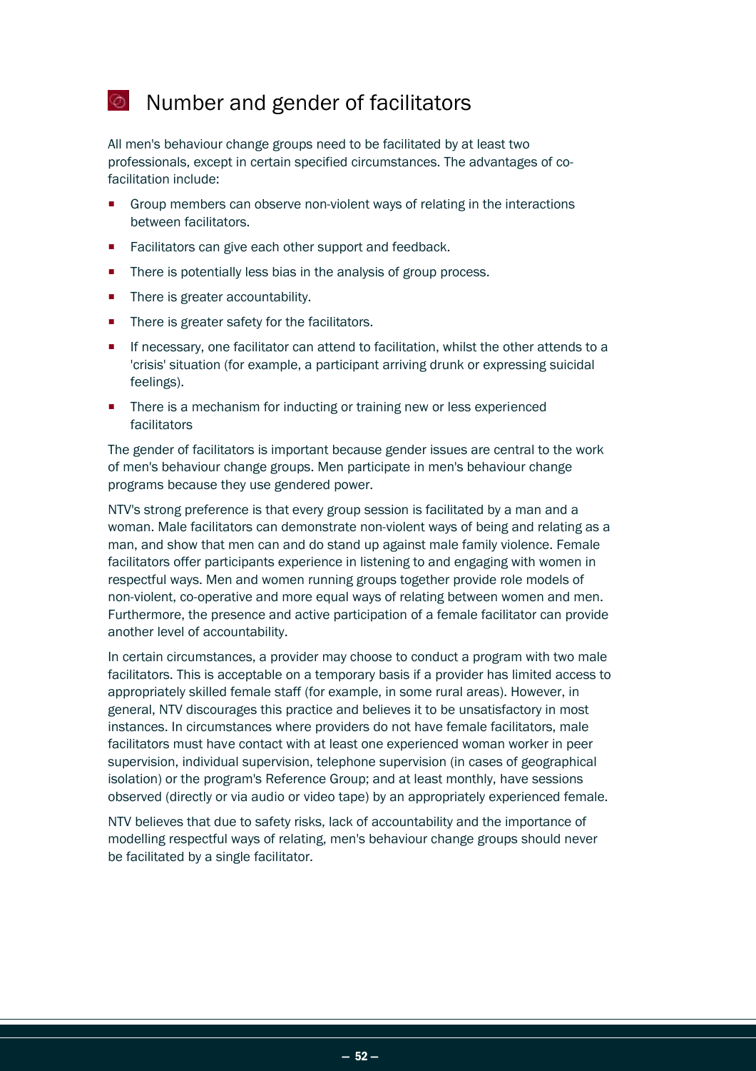## Number and gender of facilitators

All men's behaviour change groups need to be facilitated by at least two professionals, except in certain specified circumstances. The advantages of co-facilitation include:

- Group members can observe non-violent ways of relating in the interactions between facilitators.
- Facilitators can give each other support and feedback.
- There is potentially less bias in the analysis of group process.
- There is greater accountability.
- There is greater safety for the facilitators.
- If necessary, one facilitator can attend to facilitation, whilst the other attends to a 'crisis' situation (for example, a participant arriving drunk or expressing suicidal feelings).
- There is a mechanism for inducting or training new or less experienced facilitators

The gender of facilitators is important because gender issues are central to the work of men's behaviour change groups. Men participate in men's behaviour change programs because they use gendered power.

NTV's strong preference is that every group session is facilitated by a man and a woman. Male facilitators can demonstrate non-violent ways of being and relating as a man, and show that men can and do stand up against male family violence. Female facilitators offer participants experience in listening to and engaging with women in respectful ways. Men and women running groups together provide role models of non-violent, co-operative and more equal ways of relating between women and men. Furthermore, the presence and active participation of a female facilitator can provide another level of accountability.

In certain circumstances, a provider may choose to conduct a program with two male facilitators. This is acceptable on a temporary basis if a provider has limited access to appropriately skilled female staff (for example, in some rural areas). However, in general, NTV discourages this practice and believes it to be unsatisfactory in most instances. In circumstances where providers do not have female facilitators, male facilitators must have contact with at least one experienced woman worker in peer supervision, individual supervision, telephone supervision (in cases of geographical isolation) or the program's Reference Group; and at least monthly, have sessions observed (directly or via audio or video tape) by an appropriately experienced female.

NTV believes that due to safety risks, lack of accountability and the importance of modelling respectful ways of relating, men's behaviour change groups should never be facilitated by a single facilitator.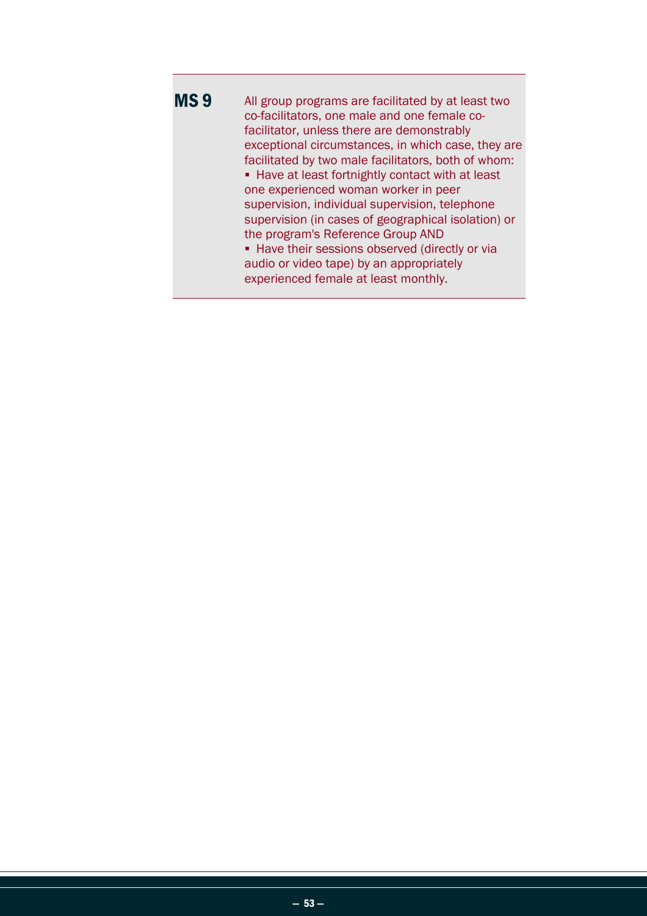**MS 9** All group programs are facilitated by at least two co-facilitators, one male and one female co-facilitator, unless there are demonstrably exceptional circumstances, in which case, they are facilitated by two male facilitators, both of whom:

- Have at least fortnightly contact with at least one experienced woman worker in peer supervision, individual supervision, telephone supervision (in cases of geographical isolation) or the program's Reference Group AND
- Have their sessions observed (directly or via audio or video tape) by an appropriately experienced female at least monthly.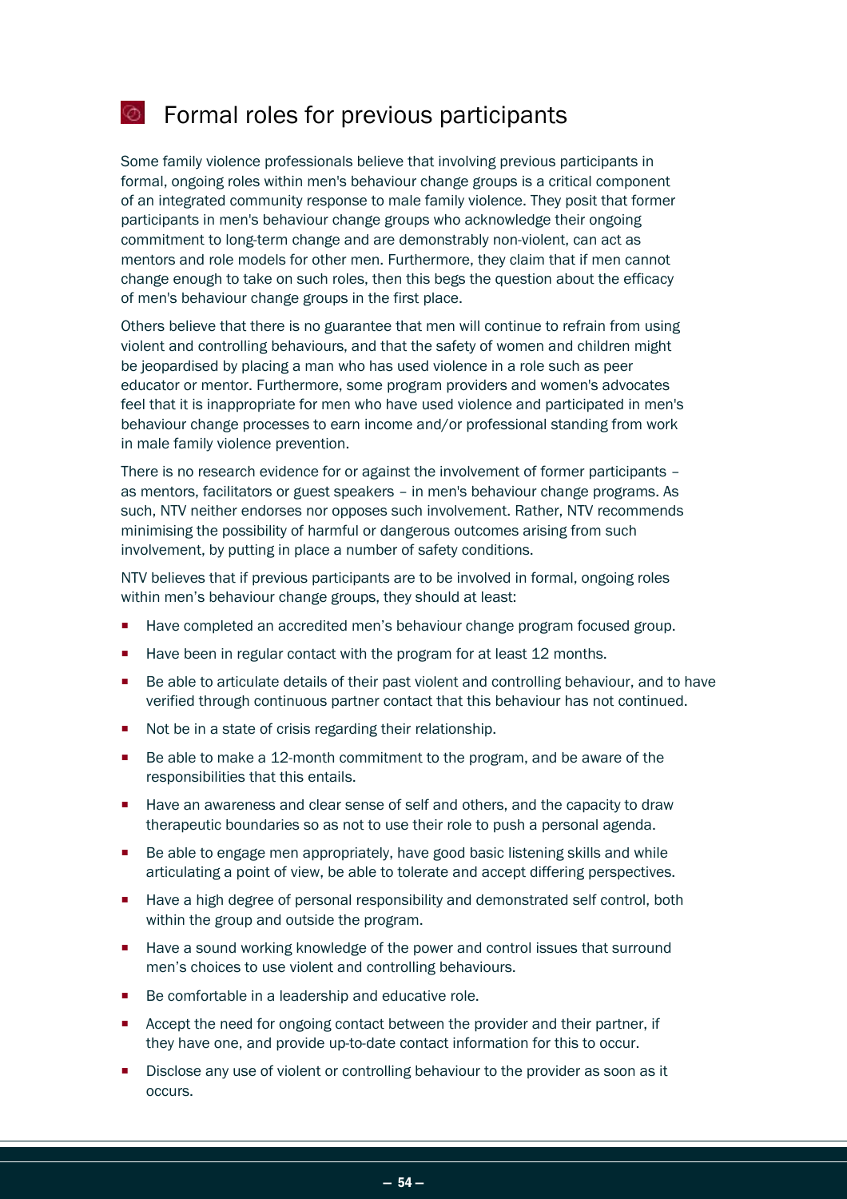## Formal roles for previous participants

Some family violence professionals believe that involving previous participants in formal, ongoing roles within men's behaviour change groups is a critical component of an integrated community response to male family violence. They posit that former participants in men's behaviour change groups who acknowledge their ongoing commitment to long-term change and are demonstrably non-violent, can act as mentors and role models for other men. Furthermore, they claim that if men cannot change enough to take on such roles, then this begs the question about the efficacy of men's behaviour change groups in the first place.

Others believe that there is no guarantee that men will continue to refrain from using violent and controlling behaviours, and that the safety of women and children might be jeopardised by placing a man who has used violence in a role such as peer educator or mentor. Furthermore, some program providers and women's advocates feel that it is inappropriate for men who have used violence and participated in men's behaviour change processes to earn income and/or professional standing from work in male family violence prevention.

There is no research evidence for or against the involvement of former participants – as mentors, facilitators or guest speakers – in men's behaviour change programs. As such, NTV neither endorses nor opposes such involvement. Rather, NTV recommends minimising the possibility of harmful or dangerous outcomes arising from such involvement, by putting in place a number of safety conditions.

NTV believes that if previous participants are to be involved in formal, ongoing roles within men's behaviour change groups, they should at least:

- Have completed an accredited men's behaviour change program focused group.
- Have been in regular contact with the program for at least 12 months.
- Be able to articulate details of their past violent and controlling behaviour, and to have verified through continuous partner contact that this behaviour has not continued.
- Not be in a state of crisis regarding their relationship.
- Be able to make a 12-month commitment to the program, and be aware of the responsibilities that this entails.
- Have an awareness and clear sense of self and others, and the capacity to draw therapeutic boundaries so as not to use their role to push a personal agenda.
- Be able to engage men appropriately, have good basic listening skills and while articulating a point of view, be able to tolerate and accept differing perspectives.
- Have a high degree of personal responsibility and demonstrated self control, both within the group and outside the program.
- Have a sound working knowledge of the power and control issues that surround men's choices to use violent and controlling behaviours.
- Be comfortable in a leadership and educative role.
- Accept the need for ongoing contact between the provider and their partner, if they have one, and provide up-to-date contact information for this to occur.
- Disclose any use of violent or controlling behaviour to the provider as soon as it occurs.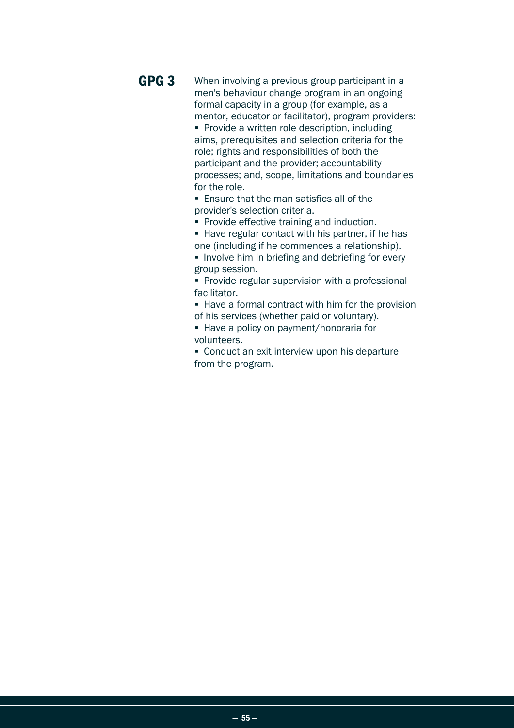**GPG 3**

When involving a previous group participant in a men's behaviour change program in an ongoing formal capacity in a group (for example, as a mentor, educator or facilitator), program providers:

- Provide a written role description, including aims, prerequisites and selection criteria for the role; rights and responsibilities of both the participant and the provider; accountability processes; and, scope, limitations and boundaries for the role.
- Ensure that the man satisfies all of the provider's selection criteria.
- Provide effective training and induction.
- Have regular contact with his partner, if he has one (including if he commences a relationship).
- Involve him in briefing and debriefing for every group session.
- Provide regular supervision with a professional facilitator.
- Have a formal contract with him for the provision of his services (whether paid or voluntary).
- Have a policy on payment/honoraria for volunteers.
- Conduct an exit interview upon his departure from the program.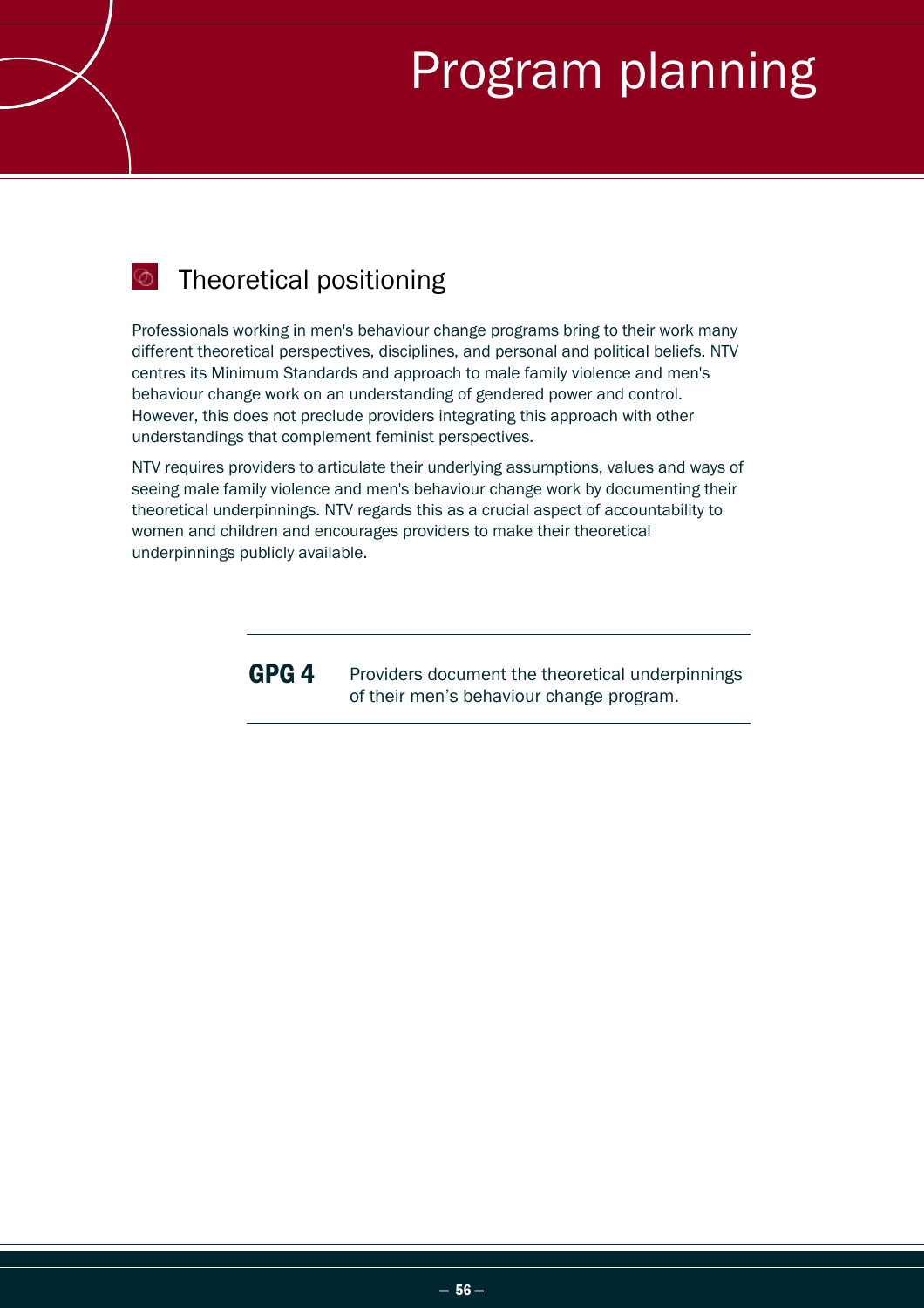# Program planning

## Theoretical positioning

Professionals working in men's behaviour change programs bring to their work many different theoretical perspectives, disciplines, and personal and political beliefs. NTV centres its Minimum Standards and approach to male family violence and men's behaviour change work on an understanding of gendered power and control. However, this does not preclude providers integrating this approach with other understandings that complement feminist perspectives.

NTV requires providers to articulate their underlying assumptions, values and ways of seeing male family violence and men's behaviour change work by documenting their theoretical underpinnings. NTV regards this as a crucial aspect of accountability to women and children and encourages providers to make their theoretical underpinnings publicly available.

---

**GPG 4** Providers document the theoretical underpinnings of their men's behaviour change program.

---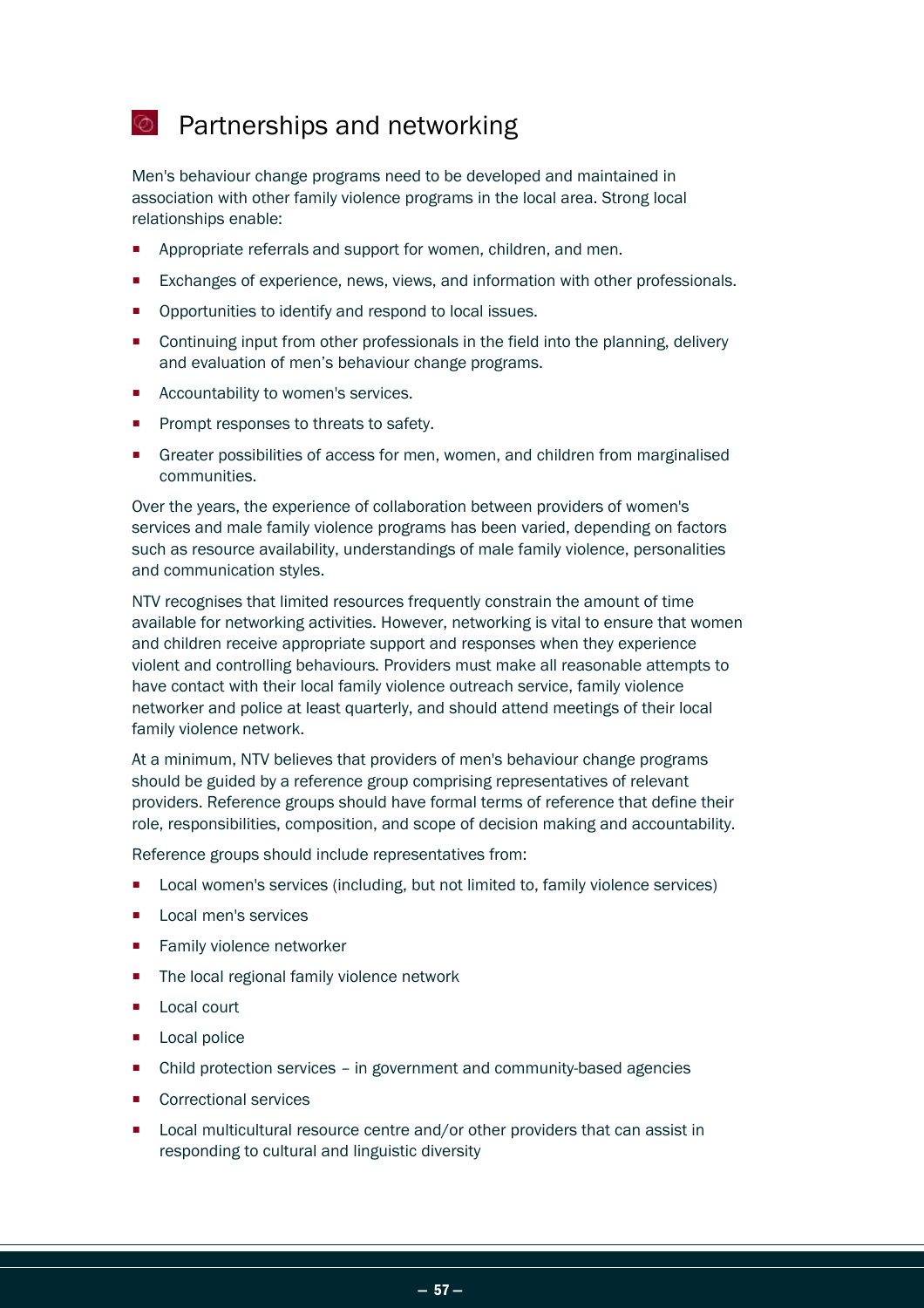## Partnerships and networking

Men's behaviour change programs need to be developed and maintained in association with other family violence programs in the local area. Strong local relationships enable:

- Appropriate referrals and support for women, children, and men.
- Exchanges of experience, news, views, and information with other professionals.
- Opportunities to identify and respond to local issues.
- Continuing input from other professionals in the field into the planning, delivery and evaluation of men's behaviour change programs.
- Accountability to women's services.
- Prompt responses to threats to safety.
- Greater possibilities of access for men, women, and children from marginalised communities.

Over the years, the experience of collaboration between providers of women's services and male family violence programs has been varied, depending on factors such as resource availability, understandings of male family violence, personalities and communication styles.

NTV recognises that limited resources frequently constrain the amount of time available for networking activities. However, networking is vital to ensure that women and children receive appropriate support and responses when they experience violent and controlling behaviours. Providers must make all reasonable attempts to have contact with their local family violence outreach service, family violence networker and police at least quarterly, and should attend meetings of their local family violence network.

At a minimum, NTV believes that providers of men's behaviour change programs should be guided by a reference group comprising representatives of relevant providers. Reference groups should have formal terms of reference that define their role, responsibilities, composition, and scope of decision making and accountability.

Reference groups should include representatives from:

- Local women's services (including, but not limited to, family violence services)
- Local men's services
- Family violence networker
- The local regional family violence network
- Local court
- Local police
- Child protection services – in government and community-based agencies
- Correctional services
- Local multicultural resource centre and/or other providers that can assist in responding to cultural and linguistic diversity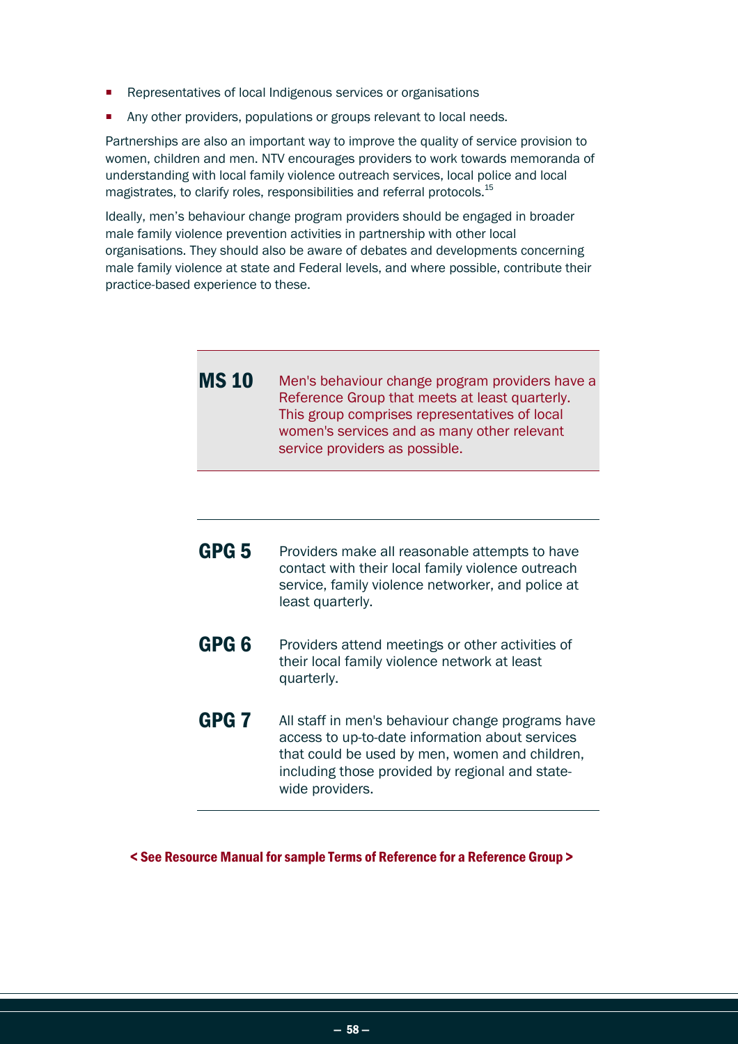- Representatives of local Indigenous services or organisations
- Any other providers, populations or groups relevant to local needs.

Partnerships are also an important way to improve the quality of service provision to women, children and men. NTV encourages providers to work towards memoranda of understanding with local family violence outreach services, local police and local magistrates, to clarify roles, responsibilities and referral protocols.[15]

Ideally, men's behaviour change program providers should be engaged in broader male family violence prevention activities in partnership with other local organisations. They should also be aware of debates and developments concerning male family violence at state and Federal levels, and where possible, contribute their practice-based experience to these.

**MS 10** Men's behaviour change program providers have a Reference Group that meets at least quarterly. This group comprises representatives of local women's services and as many other relevant service providers as possible.

**GPG 5** Providers make all reasonable attempts to have contact with their local family violence outreach service, family violence networker, and police at least quarterly.

**GPG 6** Providers attend meetings or other activities of their local family violence network at least quarterly.

**GPG 7** All staff in men's behaviour change programs have access to up-to-date information about services that could be used by men, women and children, including those provided by regional and state-wide providers.

**< See Resource Manual for sample Terms of Reference for a Reference Group >**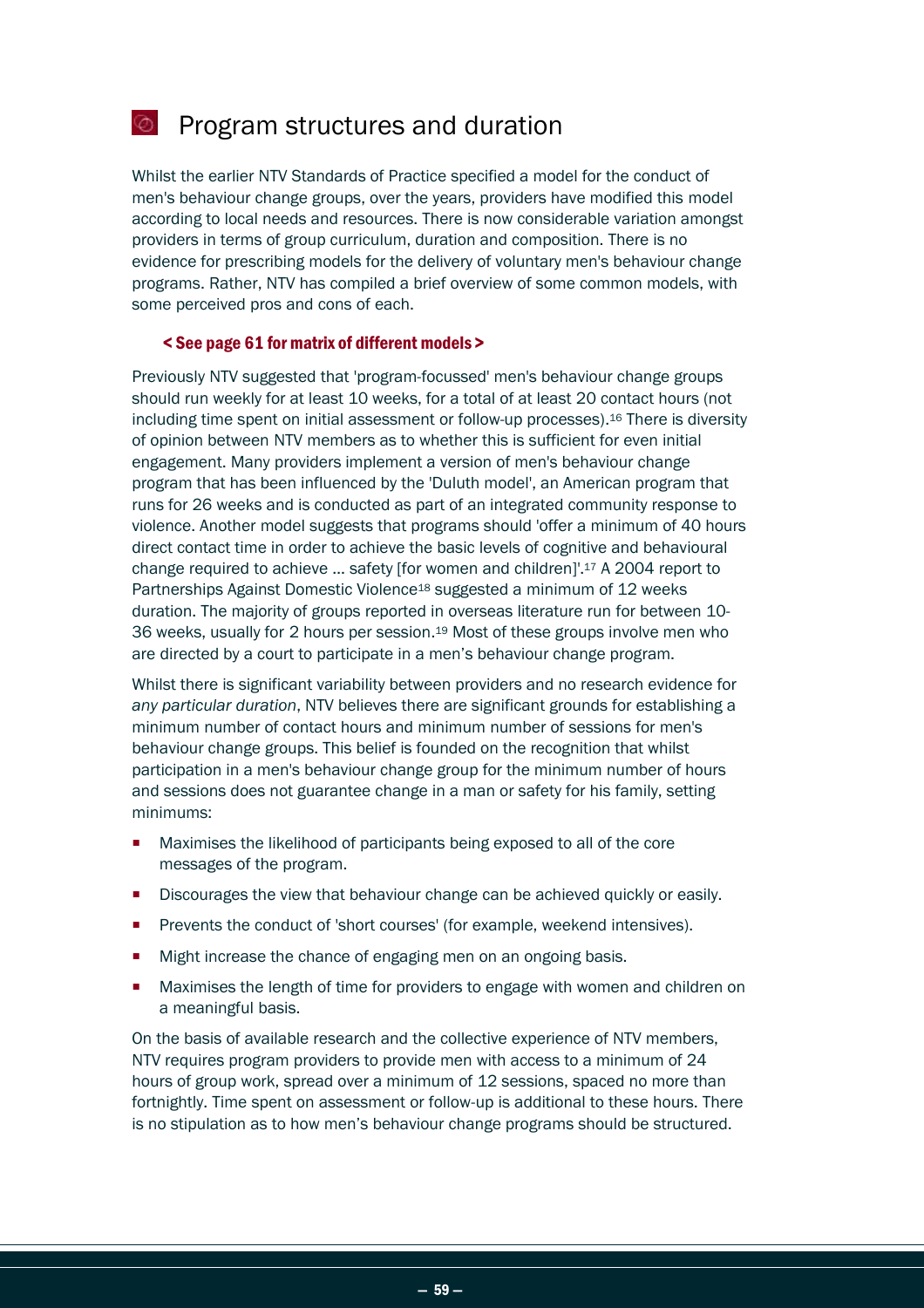## Program structures and duration

Whilst the earlier NTV Standards of Practice specified a model for the conduct of men's behaviour change groups, over the years, providers have modified this model according to local needs and resources. There is now considerable variation amongst providers in terms of group curriculum, duration and composition. There is no evidence for prescribing models for the delivery of voluntary men's behaviour change programs. Rather, NTV has compiled a brief overview of some common models, with some perceived pros and cons of each.

**< See page 61 for matrix of different models >**

Previously NTV suggested that 'program-focussed' men's behaviour change groups should run weekly for at least 10 weeks, for a total of at least 20 contact hours (not including time spent on initial assessment or follow-up processes).[16] There is diversity of opinion between NTV members as to whether this is sufficient for even initial engagement. Many providers implement a version of men's behaviour change program that has been influenced by the 'Duluth model', an American program that runs for 26 weeks and is conducted as part of an integrated community response to violence. Another model suggests that programs should 'offer a minimum of 40 hours direct contact time in order to achieve the basic levels of cognitive and behavioural change required to achieve ... safety [for women and children]'.[17] A 2004 report to Partnerships Against Domestic Violence[18] suggested a minimum of 12 weeks duration. The majority of groups reported in overseas literature run for between 10-36 weeks, usually for 2 hours per session.[19] Most of these groups involve men who are directed by a court to participate in a men's behaviour change program.

Whilst there is significant variability between providers and no research evidence for *any particular duration*, NTV believes there are significant grounds for establishing a minimum number of contact hours and minimum number of sessions for men's behaviour change groups. This belief is founded on the recognition that whilst participation in a men's behaviour change group for the minimum number of hours and sessions does not guarantee change in a man or safety for his family, setting minimums:

- Maximises the likelihood of participants being exposed to all of the core messages of the program.
- Discourages the view that behaviour change can be achieved quickly or easily.
- Prevents the conduct of 'short courses' (for example, weekend intensives).
- Might increase the chance of engaging men on an ongoing basis.
- Maximises the length of time for providers to engage with women and children on a meaningful basis.

On the basis of available research and the collective experience of NTV members, NTV requires program providers to provide men with access to a minimum of 24 hours of group work, spread over a minimum of 12 sessions, spaced no more than fortnightly. Time spent on assessment or follow-up is additional to these hours. There is no stipulation as to how men's behaviour change programs should be structured.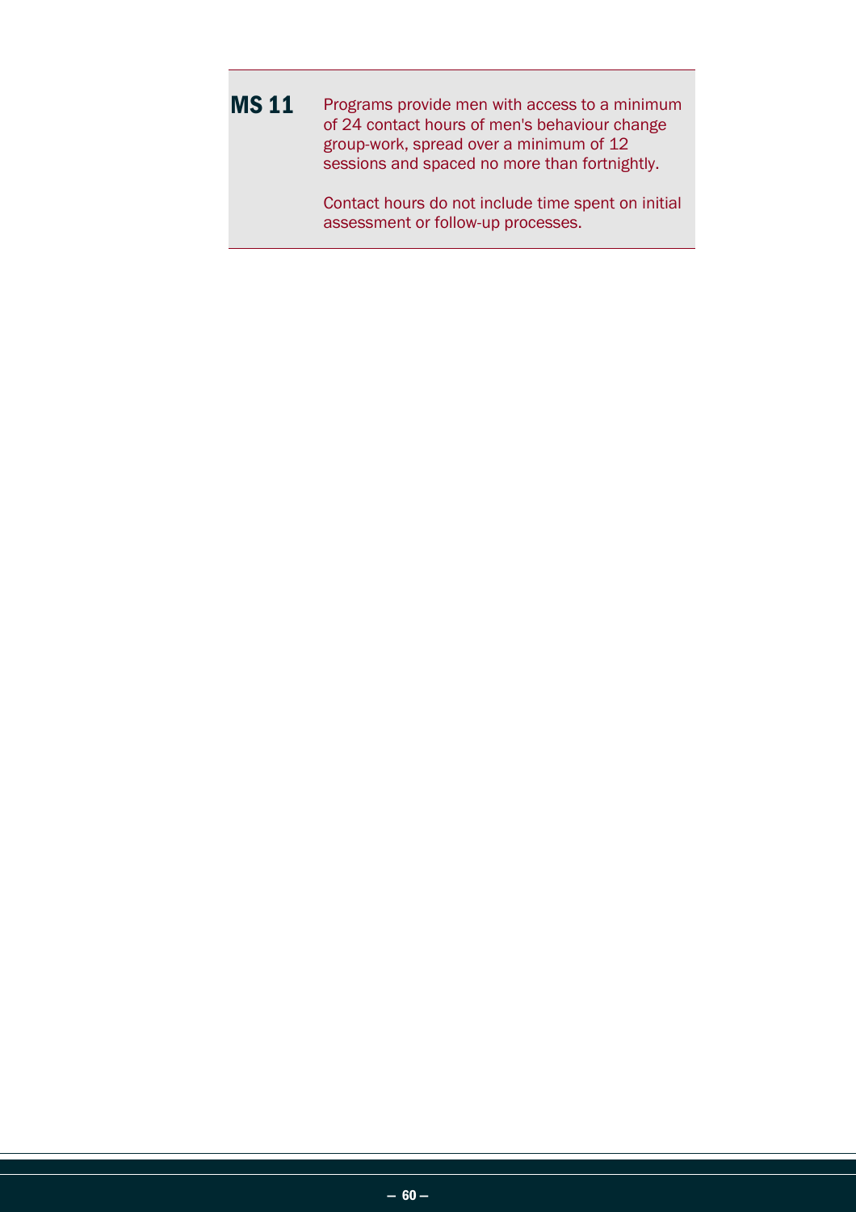**MS 11** Programs provide men with access to a minimum of 24 contact hours of men's behaviour change group-work, spread over a minimum of 12 sessions and spaced no more than fortnightly.

Contact hours do not include time spent on initial assessment or follow-up processes.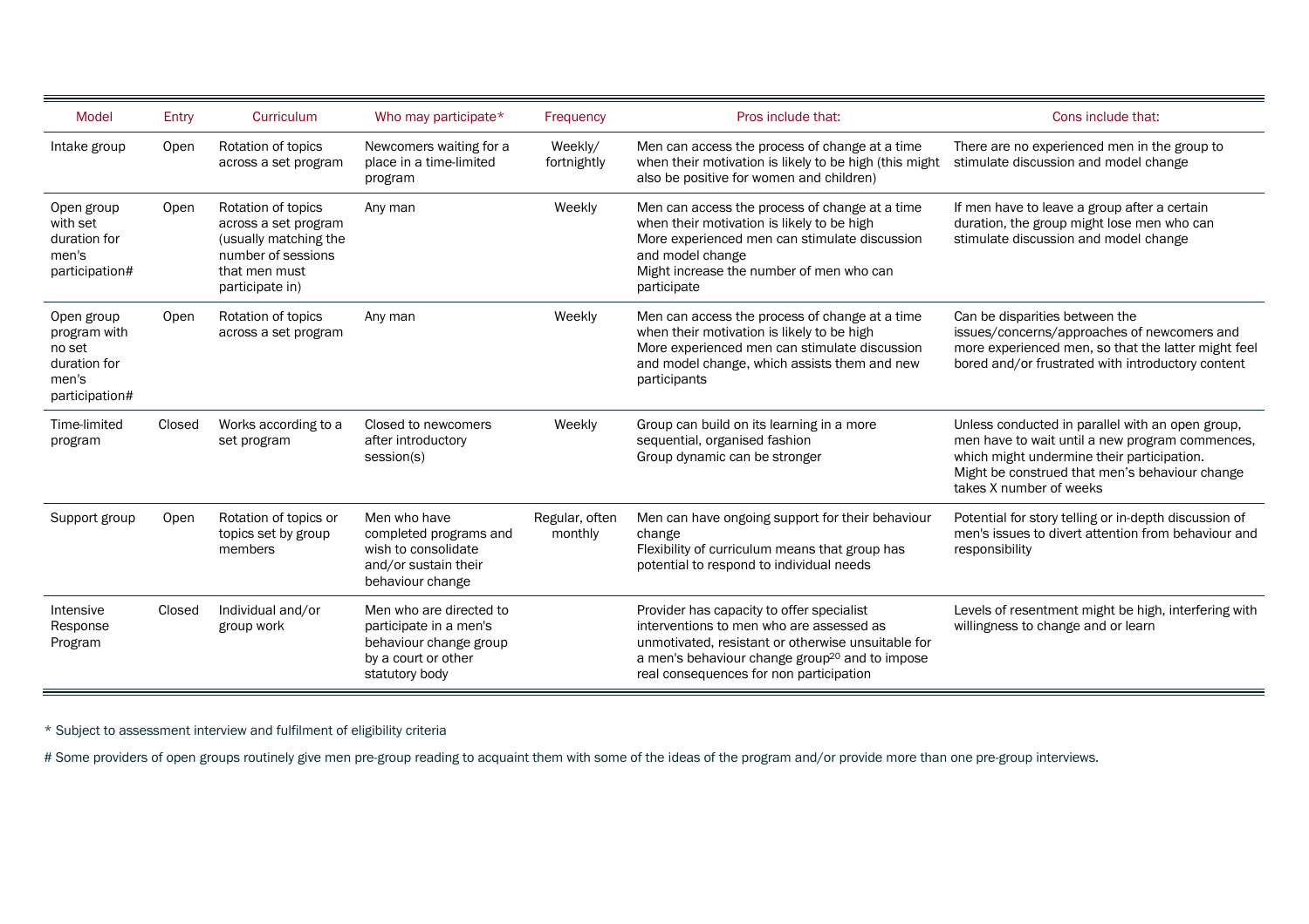| Model | Entry | Curriculum | Who may participate* | Frequency | Pros include that: | Cons include that: |
|---|---|---|---|---|---|---|
| Intake group | Open | Rotation of topics across a set program | Newcomers waiting for a place in a time-limited program | Weekly/ fortnightly | Men can access the process of change at a time when their motivation is likely to be high (this might also be positive for women and children) | There are no experienced men in the group to stimulate discussion and model change |
| Open group with set duration for men's participation# | Open | Rotation of topics across a set program (usually matching the number of sessions that men must participate in) | Any man | Weekly | Men can access the process of change at a time when their motivation is likely to be high<br>More experienced men can stimulate discussion and model change<br>Might increase the number of men who can participate | If men have to leave a group after a certain duration, the group might lose men who can stimulate discussion and model change |
| Open group program with no set duration for men's participation# | Open | Rotation of topics across a set program | Any man | Weekly | Men can access the process of change at a time when their motivation is likely to be high<br>More experienced men can stimulate discussion and model change, which assists them and new participants | Can be disparities between the issues/concerns/approaches of newcomers and more experienced men, so that the latter might feel bored and/or frustrated with introductory content |
| Time-limited program | Closed | Works according to a set program | Closed to newcomers after introductory session(s) | Weekly | Group can build on its learning in a more sequential, organised fashion<br>Group dynamic can be stronger | Unless conducted in parallel with an open group, men have to wait until a new program commences, which might undermine their participation.<br>Might be construed that men's behaviour change takes X number of weeks |
| Support group | Open | Rotation of topics or topics set by group members | Men who have completed programs and wish to consolidate and/or sustain their behaviour change | Regular, often monthly | Men can have ongoing support for their behaviour change<br>Flexibility of curriculum means that group has potential to respond to individual needs | Potential for story telling or in-depth discussion of men's issues to divert attention from behaviour and responsibility |
| Intensive Response Program | Closed | Individual and/or group work | Men who are directed to participate in a men's behaviour change group by a court or other statutory body | | Provider has capacity to offer specialist interventions to men who are assessed as unmotivated, resistant or otherwise unsuitable for a men's behaviour change group[20] and to impose real consequences for non participation | Levels of resentment might be high, interfering with willingness to change and or learn |

* Subject to assessment interview and fulfilment of eligibility criteria

# Some providers of open groups routinely give men pre-group reading to acquaint them with some of the ideas of the program and/or provide more than one pre-group interviews.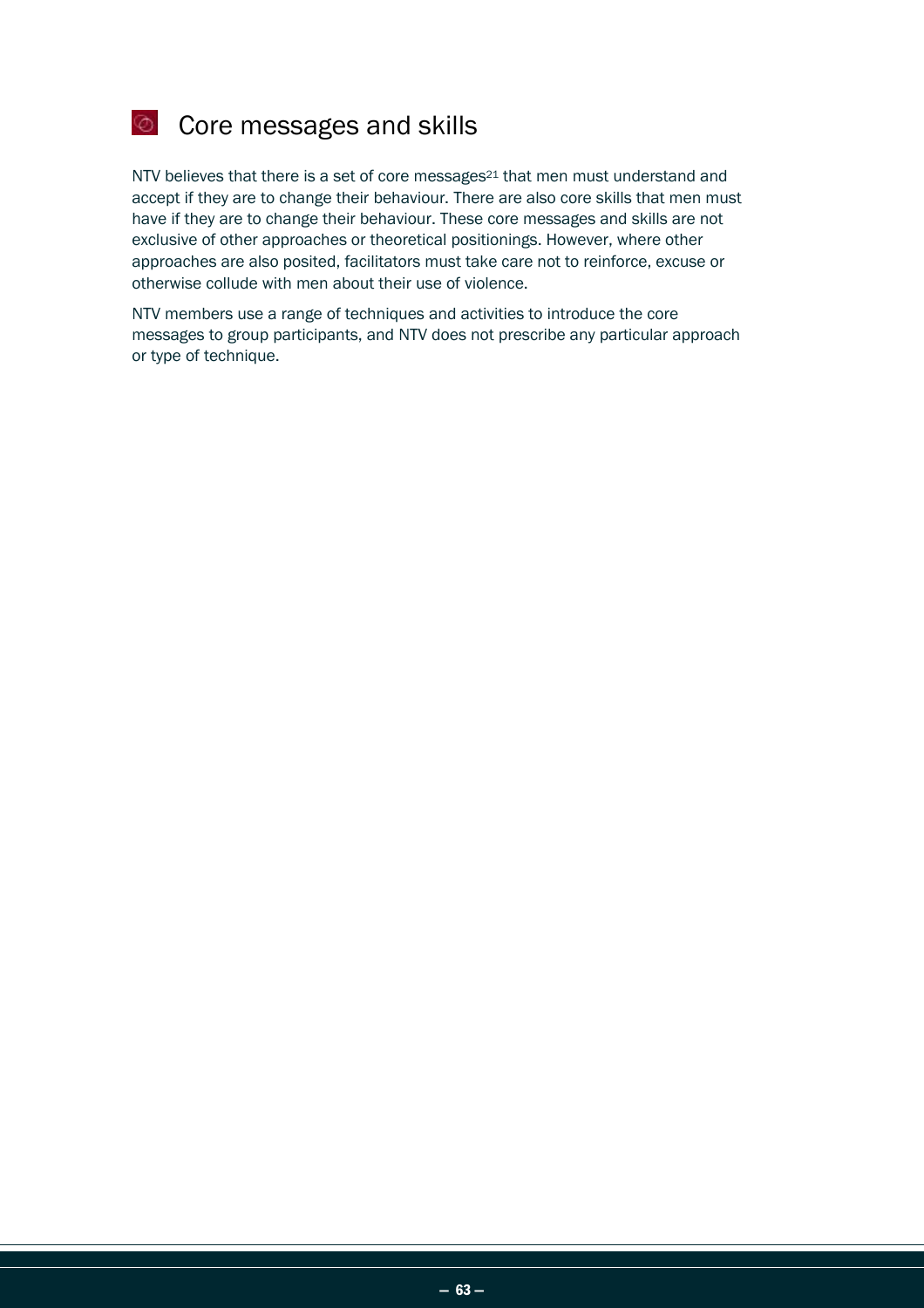## Core messages and skills

NTV believes that there is a set of core messages[21] that men must understand and accept if they are to change their behaviour. There are also core skills that men must have if they are to change their behaviour. These core messages and skills are not exclusive of other approaches or theoretical positionings. However, where other approaches are also posited, facilitators must take care not to reinforce, excuse or otherwise collude with men about their use of violence.

NTV members use a range of techniques and activities to introduce the core messages to group participants, and NTV does not prescribe any particular approach or type of technique.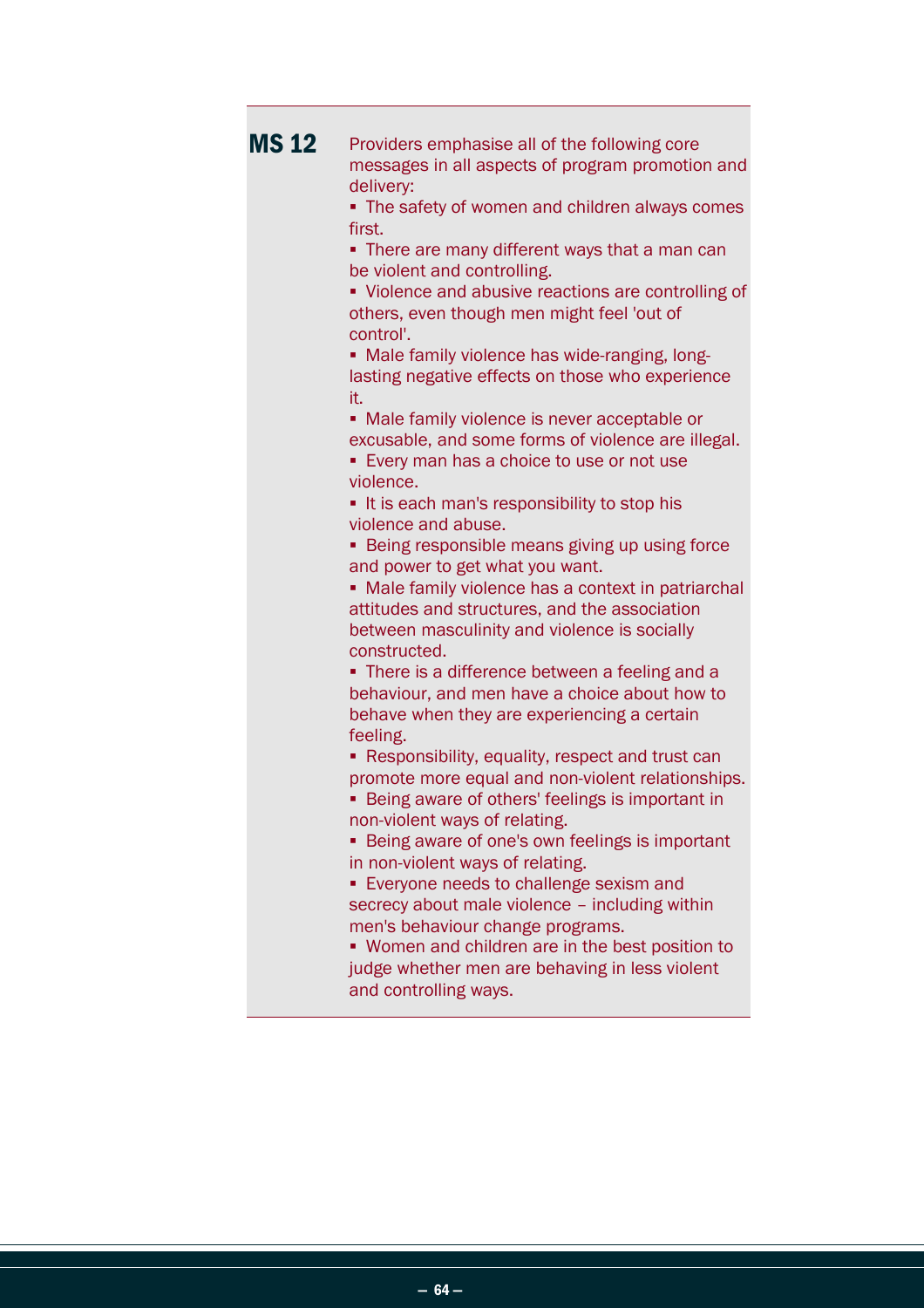**MS 12** Providers emphasise all of the following core messages in all aspects of program promotion and delivery:

- The safety of women and children always comes first.
- There are many different ways that a man can be violent and controlling.
- Violence and abusive reactions are controlling of others, even though men might feel 'out of control'.
- Male family violence has wide-ranging, long-lasting negative effects on those who experience it.
- Male family violence is never acceptable or excusable, and some forms of violence are illegal.
- Every man has a choice to use or not use violence.
- It is each man's responsibility to stop his violence and abuse.
- Being responsible means giving up using force and power to get what you want.
- Male family violence has a context in patriarchal attitudes and structures, and the association between masculinity and violence is socially constructed.
- There is a difference between a feeling and a behaviour, and men have a choice about how to behave when they are experiencing a certain feeling.
- Responsibility, equality, respect and trust can promote more equal and non-violent relationships.
- Being aware of others' feelings is important in non-violent ways of relating.
- Being aware of one's own feelings is important in non-violent ways of relating.
- Everyone needs to challenge sexism and secrecy about male violence – including within men's behaviour change programs.
- Women and children are in the best position to judge whether men are behaving in less violent and controlling ways.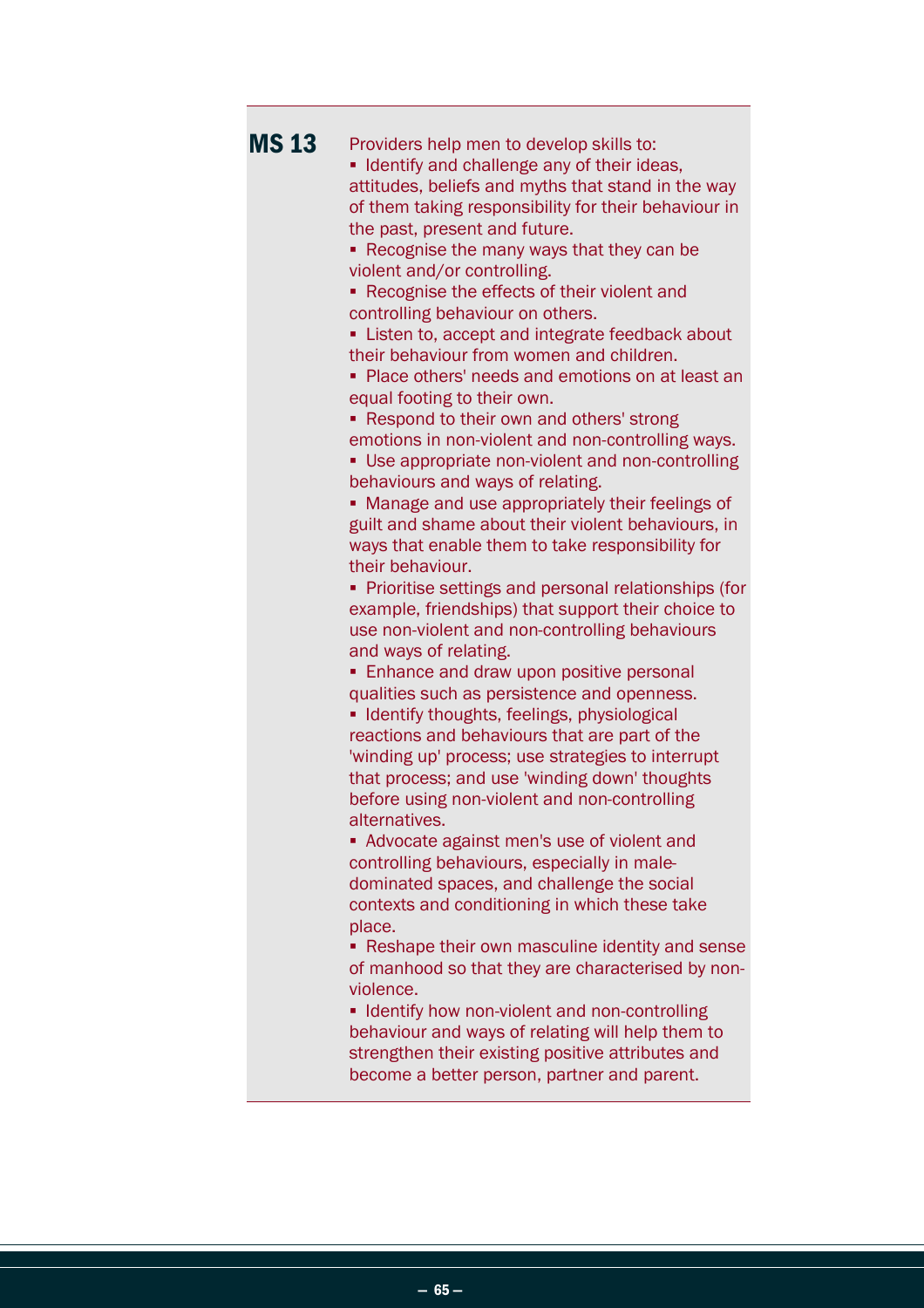**MS 13**

Providers help men to develop skills to:

- Identify and challenge any of their ideas, attitudes, beliefs and myths that stand in the way of them taking responsibility for their behaviour in the past, present and future.
- Recognise the many ways that they can be violent and/or controlling.
- Recognise the effects of their violent and controlling behaviour on others.
- Listen to, accept and integrate feedback about their behaviour from women and children.
- Place others' needs and emotions on at least an equal footing to their own.
- Respond to their own and others' strong emotions in non-violent and non-controlling ways.
- Use appropriate non-violent and non-controlling behaviours and ways of relating.
- Manage and use appropriately their feelings of guilt and shame about their violent behaviours, in ways that enable them to take responsibility for their behaviour.
- Prioritise settings and personal relationships (for example, friendships) that support their choice to use non-violent and non-controlling behaviours and ways of relating.
- Enhance and draw upon positive personal qualities such as persistence and openness.
- Identify thoughts, feelings, physiological reactions and behaviours that are part of the 'winding up' process; use strategies to interrupt that process; and use 'winding down' thoughts before using non-violent and non-controlling alternatives.
- Advocate against men's use of violent and controlling behaviours, especially in male-dominated spaces, and challenge the social contexts and conditioning in which these take place.
- Reshape their own masculine identity and sense of manhood so that they are characterised by non-violence.
- Identify how non-violent and non-controlling behaviour and ways of relating will help them to strengthen their existing positive attributes and become a better person, partner and parent.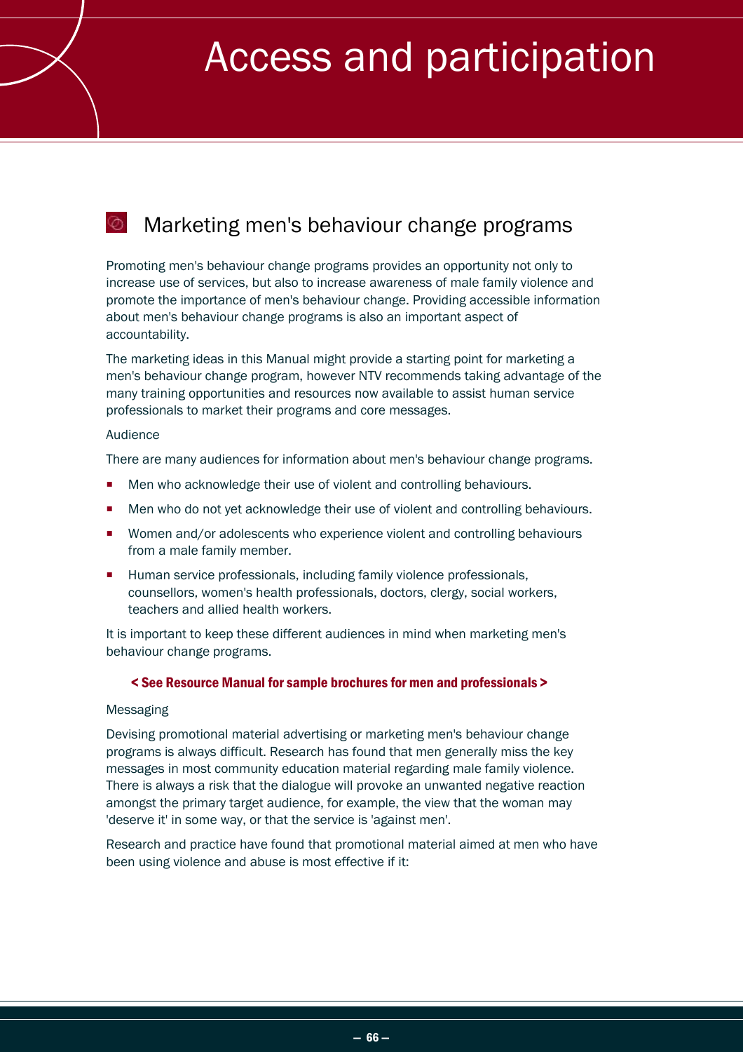# Access and participation

## Marketing men's behaviour change programs

Promoting men's behaviour change programs provides an opportunity not only to increase use of services, but also to increase awareness of male family violence and promote the importance of men's behaviour change. Providing accessible information about men's behaviour change programs is also an important aspect of accountability.

The marketing ideas in this Manual might provide a starting point for marketing a men's behaviour change program, however NTV recommends taking advantage of the many training opportunities and resources now available to assist human service professionals to market their programs and core messages.

### Audience

There are many audiences for information about men's behaviour change programs.

- Men who acknowledge their use of violent and controlling behaviours.
- Men who do not yet acknowledge their use of violent and controlling behaviours.
- Women and/or adolescents who experience violent and controlling behaviours from a male family member.
- Human service professionals, including family violence professionals, counsellors, women's health professionals, doctors, clergy, social workers, teachers and allied health workers.

It is important to keep these different audiences in mind when marketing men's behaviour change programs.

**< See Resource Manual for sample brochures for men and professionals >**

### Messaging

Devising promotional material advertising or marketing men's behaviour change programs is always difficult. Research has found that men generally miss the key messages in most community education material regarding male family violence. There is always a risk that the dialogue will provoke an unwanted negative reaction amongst the primary target audience, for example, the view that the woman may 'deserve it' in some way, or that the service is 'against men'.

Research and practice have found that promotional material aimed at men who have been using violence and abuse is most effective if it: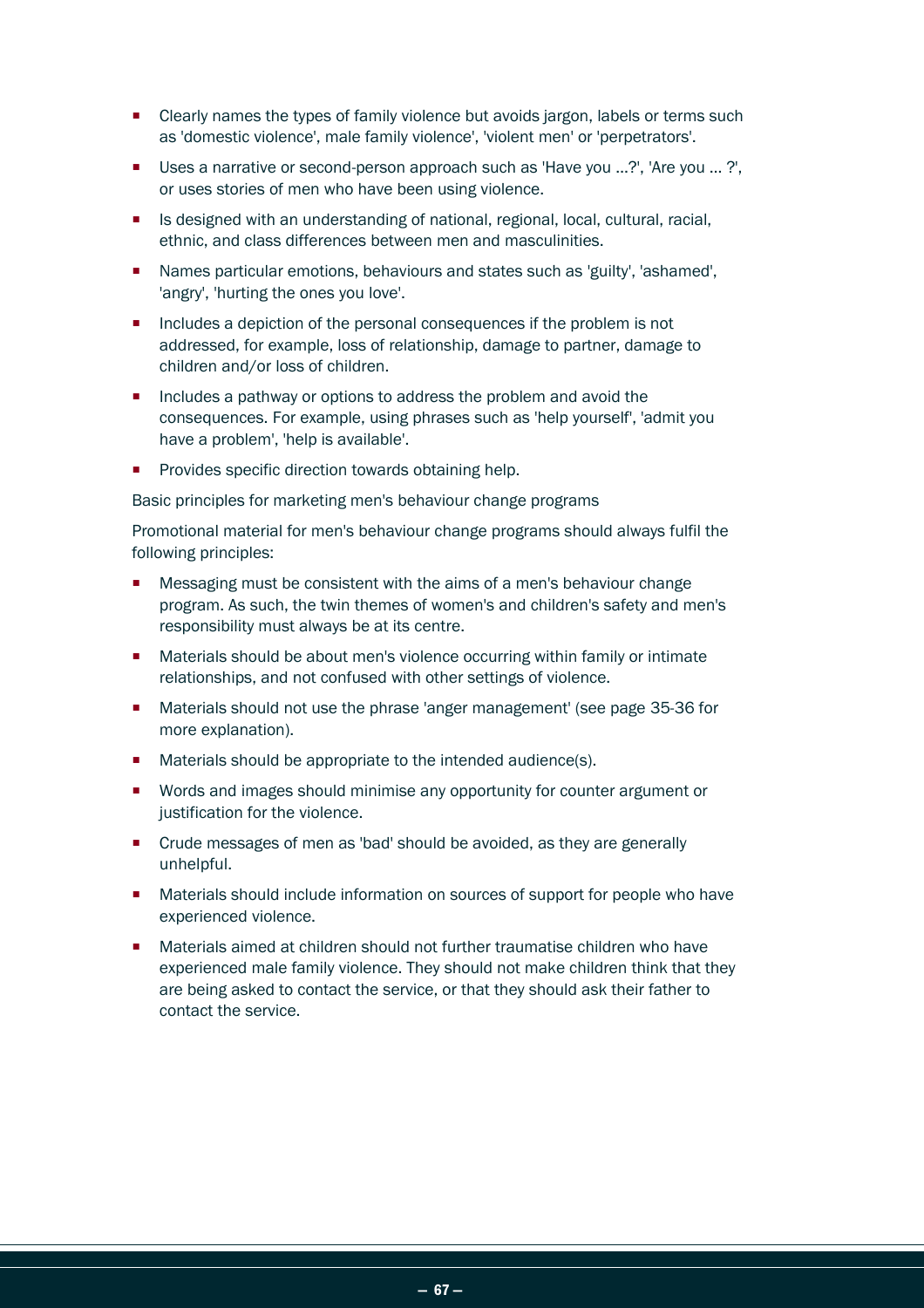- Clearly names the types of family violence but avoids jargon, labels or terms such as 'domestic violence', male family violence', 'violent men' or 'perpetrators'.
- Uses a narrative or second-person approach such as 'Have you ...?', 'Are you ... ?', or uses stories of men who have been using violence.
- Is designed with an understanding of national, regional, local, cultural, racial, ethnic, and class differences between men and masculinities.
- Names particular emotions, behaviours and states such as 'guilty', 'ashamed', 'angry', 'hurting the ones you love'.
- Includes a depiction of the personal consequences if the problem is not addressed, for example, loss of relationship, damage to partner, damage to children and/or loss of children.
- Includes a pathway or options to address the problem and avoid the consequences. For example, using phrases such as 'help yourself', 'admit you have a problem', 'help is available'.
- Provides specific direction towards obtaining help.

Basic principles for marketing men's behaviour change programs

Promotional material for men's behaviour change programs should always fulfil the following principles:

- Messaging must be consistent with the aims of a men's behaviour change program. As such, the twin themes of women's and children's safety and men's responsibility must always be at its centre.
- Materials should be about men's violence occurring within family or intimate relationships, and not confused with other settings of violence.
- Materials should not use the phrase 'anger management' (see page 35-36 for more explanation).
- Materials should be appropriate to the intended audience(s).
- Words and images should minimise any opportunity for counter argument or justification for the violence.
- Crude messages of men as 'bad' should be avoided, as they are generally unhelpful.
- Materials should include information on sources of support for people who have experienced violence.
- Materials aimed at children should not further traumatise children who have experienced male family violence. They should not make children think that they are being asked to contact the service, or that they should ask their father to contact the service.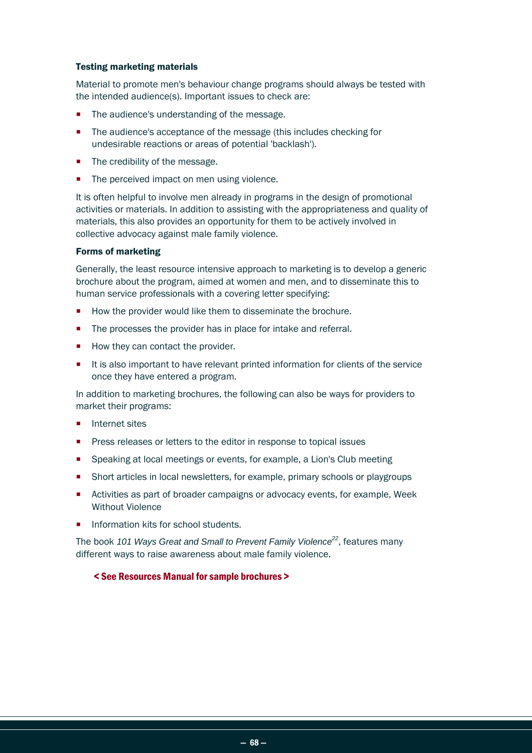### Testing marketing materials

Material to promote men's behaviour change programs should always be tested with the intended audience(s). Important issues to check are:

- The audience's understanding of the message.
- The audience's acceptance of the message (this includes checking for undesirable reactions or areas of potential 'backlash').
- The credibility of the message.
- The perceived impact on men using violence.

It is often helpful to involve men already in programs in the design of promotional activities or materials. In addition to assisting with the appropriateness and quality of materials, this also provides an opportunity for them to be actively involved in collective advocacy against male family violence.

### Forms of marketing

Generally, the least resource intensive approach to marketing is to develop a generic brochure about the program, aimed at women and men, and to disseminate this to human service professionals with a covering letter specifying:

- How the provider would like them to disseminate the brochure.
- The processes the provider has in place for intake and referral.
- How they can contact the provider.
- It is also important to have relevant printed information for clients of the service once they have entered a program.

In addition to marketing brochures, the following can also be ways for providers to market their programs:

- Internet sites
- Press releases or letters to the editor in response to topical issues
- Speaking at local meetings or events, for example, a Lion's Club meeting
- Short articles in local newsletters, for example, primary schools or playgroups
- Activities as part of broader campaigns or advocacy events, for example, Week Without Violence
- Information kits for school students.

The book *101 Ways Great and Small to Prevent Family Violence*[22], features many different ways to raise awareness about male family violence.

**< See Resources Manual for sample brochures >**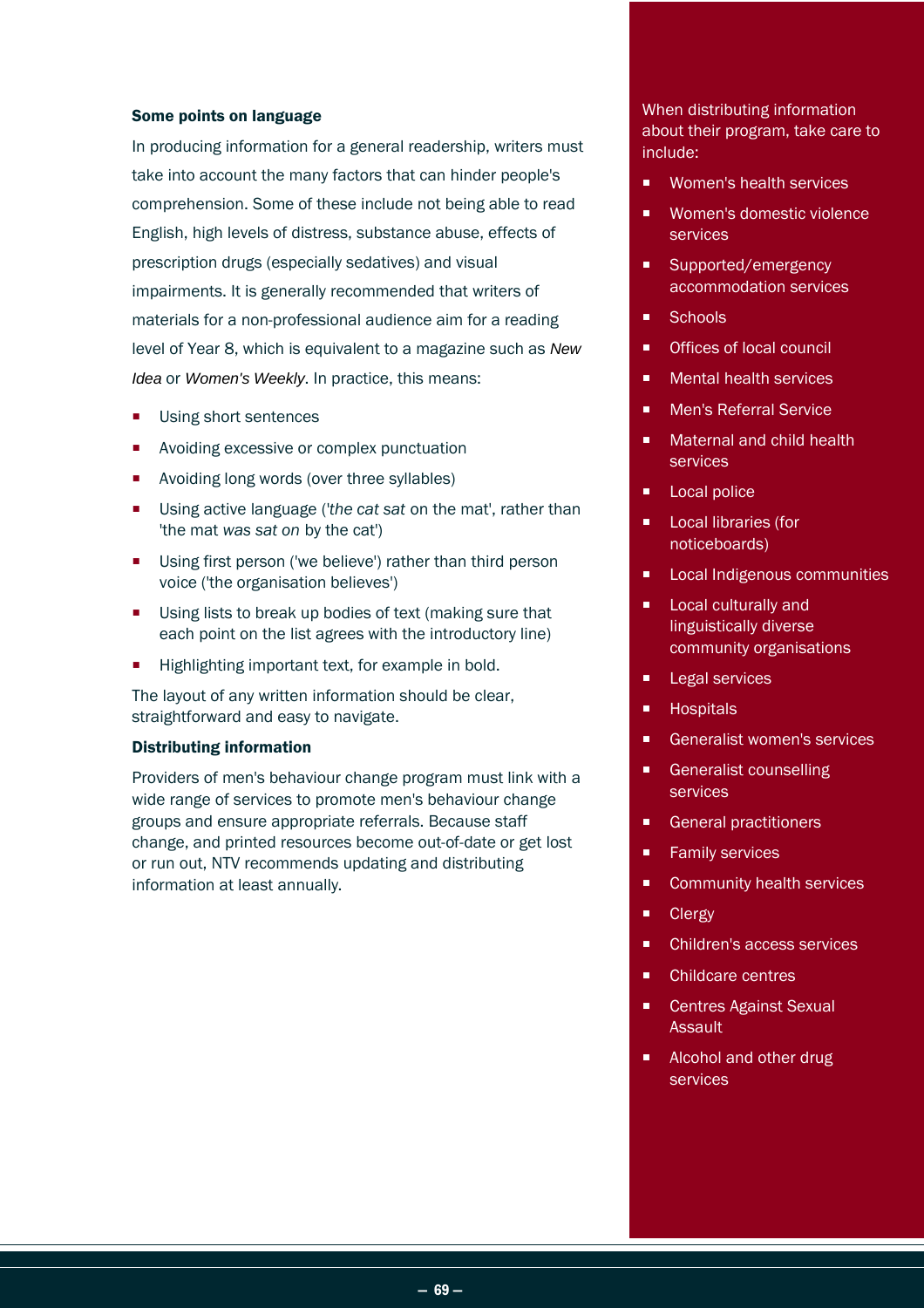### Some points on language

In producing information for a general readership, writers must take into account the many factors that can hinder people's comprehension. Some of these include not being able to read English, high levels of distress, substance abuse, effects of prescription drugs (especially sedatives) and visual impairments. It is generally recommended that writers of materials for a non-professional audience aim for a reading level of Year 8, which is equivalent to a magazine such as *New Idea* or *Women's Weekly*. In practice, this means:

- Using short sentences
- Avoiding excessive or complex punctuation
- Avoiding long words (over three syllables)
- Using active language ('*the cat sat* on the mat', rather than 'the mat *was sat on* by the cat')
- Using first person ('we believe') rather than third person voice ('the organisation believes')
- Using lists to break up bodies of text (making sure that each point on the list agrees with the introductory line)
- Highlighting important text, for example in bold.

The layout of any written information should be clear, straightforward and easy to navigate.

### Distributing information

Providers of men's behaviour change program must link with a wide range of services to promote men's behaviour change groups and ensure appropriate referrals. Because staff change, and printed resources become out-of-date or get lost or run out, NTV recommends updating and distributing information at least annually.

When distributing information about their program, take care to include:

- Women's health services
- Women's domestic violence services
- Supported/emergency accommodation services
- Schools
- Offices of local council
- Mental health services
- Men's Referral Service
- Maternal and child health services
- Local police
- Local libraries (for noticeboards)
- Local Indigenous communities
- Local culturally and linguistically diverse community organisations
- Legal services
- Hospitals
- Generalist women's services
- Generalist counselling services
- General practitioners
- Family services
- Community health services
- Clergy
- Children's access services
- Childcare centres
- Centres Against Sexual Assault
- Alcohol and other drug services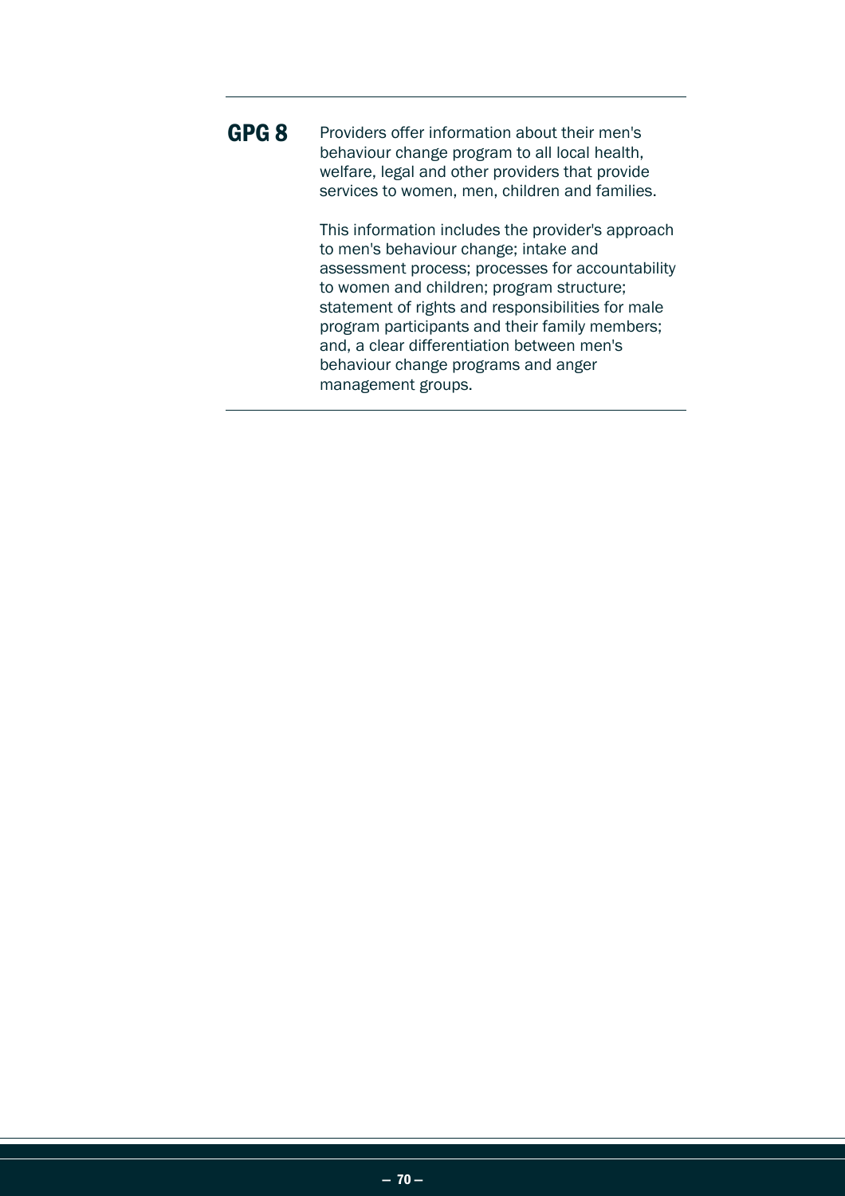**GPG 8** Providers offer information about their men's behaviour change program to all local health, welfare, legal and other providers that provide services to women, men, children and families.

This information includes the provider's approach to men's behaviour change; intake and assessment process; processes for accountability to women and children; program structure; statement of rights and responsibilities for male program participants and their family members; and, a clear differentiation between men's behaviour change programs and anger management groups.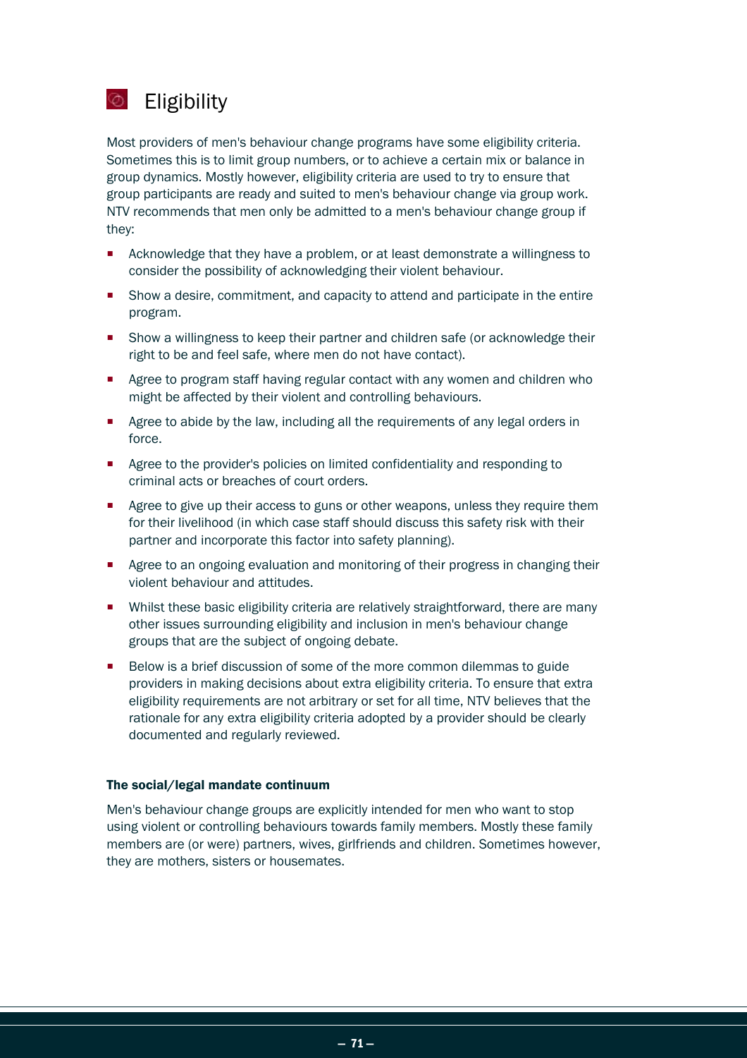## Eligibility

Most providers of men's behaviour change programs have some eligibility criteria. Sometimes this is to limit group numbers, or to achieve a certain mix or balance in group dynamics. Mostly however, eligibility criteria are used to try to ensure that group participants are ready and suited to men's behaviour change via group work. NTV recommends that men only be admitted to a men's behaviour change group if they:

- Acknowledge that they have a problem, or at least demonstrate a willingness to consider the possibility of acknowledging their violent behaviour.
- Show a desire, commitment, and capacity to attend and participate in the entire program.
- Show a willingness to keep their partner and children safe (or acknowledge their right to be and feel safe, where men do not have contact).
- Agree to program staff having regular contact with any women and children who might be affected by their violent and controlling behaviours.
- Agree to abide by the law, including all the requirements of any legal orders in force.
- Agree to the provider's policies on limited confidentiality and responding to criminal acts or breaches of court orders.
- Agree to give up their access to guns or other weapons, unless they require them for their livelihood (in which case staff should discuss this safety risk with their partner and incorporate this factor into safety planning).
- Agree to an ongoing evaluation and monitoring of their progress in changing their violent behaviour and attitudes.
- Whilst these basic eligibility criteria are relatively straightforward, there are many other issues surrounding eligibility and inclusion in men's behaviour change groups that are the subject of ongoing debate.
- Below is a brief discussion of some of the more common dilemmas to guide providers in making decisions about extra eligibility criteria. To ensure that extra eligibility requirements are not arbitrary or set for all time, NTV believes that the rationale for any extra eligibility criteria adopted by a provider should be clearly documented and regularly reviewed.

#### The social/legal mandate continuum

Men's behaviour change groups are explicitly intended for men who want to stop using violent or controlling behaviours towards family members. Mostly these family members are (or were) partners, wives, girlfriends and children. Sometimes however, they are mothers, sisters or housemates.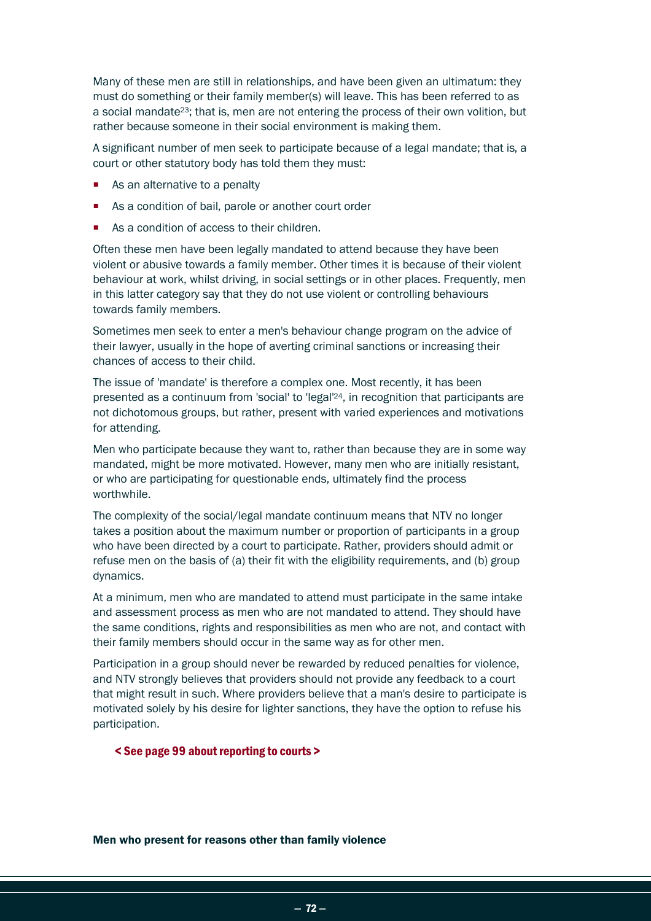Many of these men are still in relationships, and have been given an ultimatum: they must do something or their family member(s) will leave. This has been referred to as a social mandate[23]; that is, men are not entering the process of their own volition, but rather because someone in their social environment is making them.

A significant number of men seek to participate because of a legal mandate; that is, a court or other statutory body has told them they must:

- As an alternative to a penalty
- As a condition of bail, parole or another court order
- As a condition of access to their children.

Often these men have been legally mandated to attend because they have been violent or abusive towards a family member. Other times it is because of their violent behaviour at work, whilst driving, in social settings or in other places. Frequently, men in this latter category say that they do not use violent or controlling behaviours towards family members.

Sometimes men seek to enter a men's behaviour change program on the advice of their lawyer, usually in the hope of averting criminal sanctions or increasing their chances of access to their child.

The issue of 'mandate' is therefore a complex one. Most recently, it has been presented as a continuum from 'social' to 'legal'[24], in recognition that participants are not dichotomous groups, but rather, present with varied experiences and motivations for attending.

Men who participate because they want to, rather than because they are in some way mandated, might be more motivated. However, many men who are initially resistant, or who are participating for questionable ends, ultimately find the process worthwhile.

The complexity of the social/legal mandate continuum means that NTV no longer takes a position about the maximum number or proportion of participants in a group who have been directed by a court to participate. Rather, providers should admit or refuse men on the basis of (a) their fit with the eligibility requirements, and (b) group dynamics.

At a minimum, men who are mandated to attend must participate in the same intake and assessment process as men who are not mandated to attend. They should have the same conditions, rights and responsibilities as men who are not, and contact with their family members should occur in the same way as for other men.

Participation in a group should never be rewarded by reduced penalties for violence, and NTV strongly believes that providers should not provide any feedback to a court that might result in such. Where providers believe that a man's desire to participate is motivated solely by his desire for lighter sanctions, they have the option to refuse his participation.

**< See page 99 about reporting to courts >**

**Men who present for reasons other than family violence**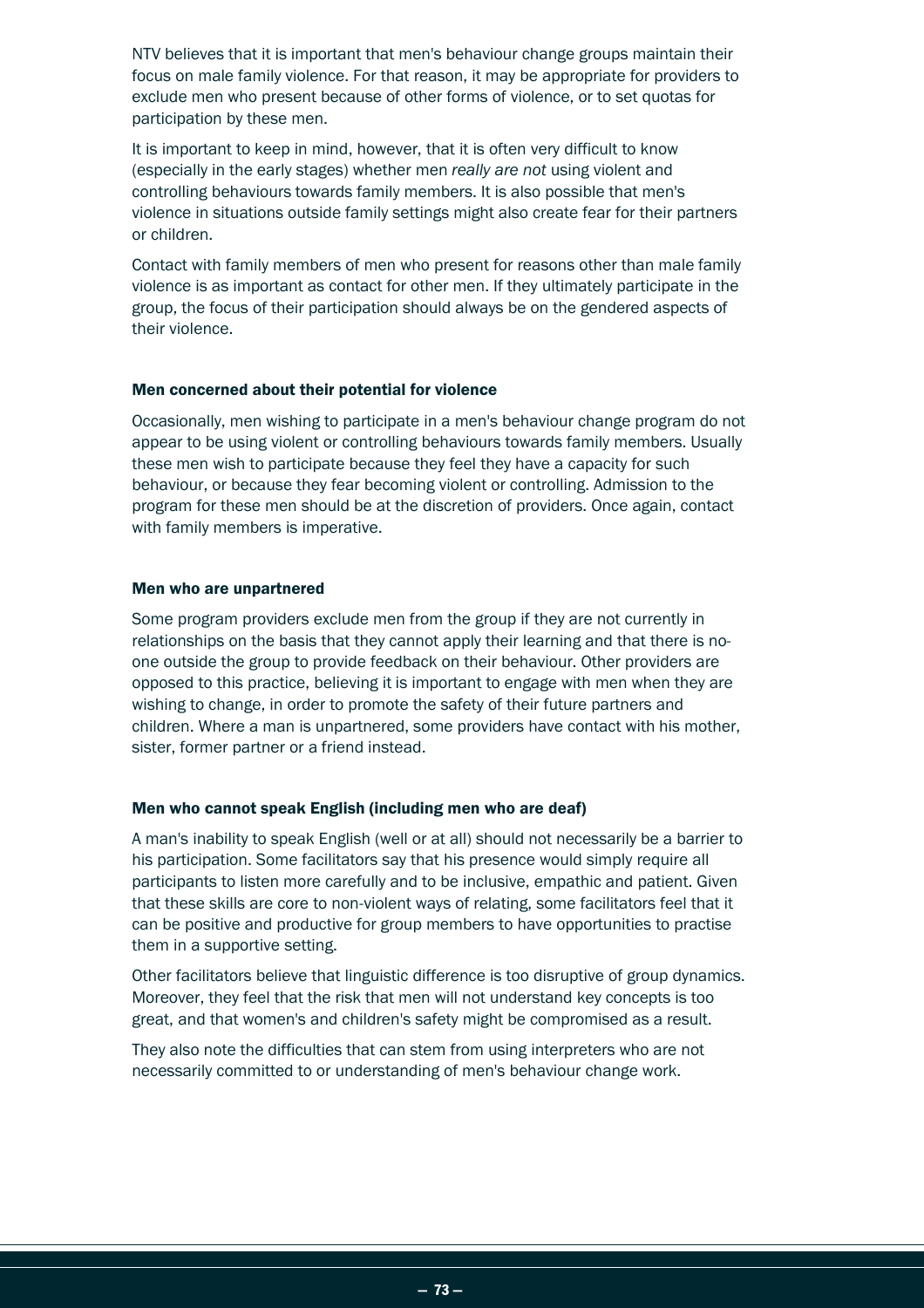NTV believes that it is important that men's behaviour change groups maintain their focus on male family violence. For that reason, it may be appropriate for providers to exclude men who present because of other forms of violence, or to set quotas for participation by these men.

It is important to keep in mind, however, that it is often very difficult to know (especially in the early stages) whether men *really are not* using violent and controlling behaviours towards family members. It is also possible that men's violence in situations outside family settings might also create fear for their partners or children.

Contact with family members of men who present for reasons other than male family violence is as important as contact for other men. If they ultimately participate in the group, the focus of their participation should always be on the gendered aspects of their violence.

### Men concerned about their potential for violence

Occasionally, men wishing to participate in a men's behaviour change program do not appear to be using violent or controlling behaviours towards family members. Usually these men wish to participate because they feel they have a capacity for such behaviour, or because they fear becoming violent or controlling. Admission to the program for these men should be at the discretion of providers. Once again, contact with family members is imperative.

### Men who are unpartnered

Some program providers exclude men from the group if they are not currently in relationships on the basis that they cannot apply their learning and that there is no-one outside the group to provide feedback on their behaviour. Other providers are opposed to this practice, believing it is important to engage with men when they are wishing to change, in order to promote the safety of their future partners and children. Where a man is unpartnered, some providers have contact with his mother, sister, former partner or a friend instead.

### Men who cannot speak English (including men who are deaf)

A man's inability to speak English (well or at all) should not necessarily be a barrier to his participation. Some facilitators say that his presence would simply require all participants to listen more carefully and to be inclusive, empathic and patient. Given that these skills are core to non-violent ways of relating, some facilitators feel that it can be positive and productive for group members to have opportunities to practise them in a supportive setting.

Other facilitators believe that linguistic difference is too disruptive of group dynamics. Moreover, they feel that the risk that men will not understand key concepts is too great, and that women's and children's safety might be compromised as a result.

They also note the difficulties that can stem from using interpreters who are not necessarily committed to or understanding of men's behaviour change work.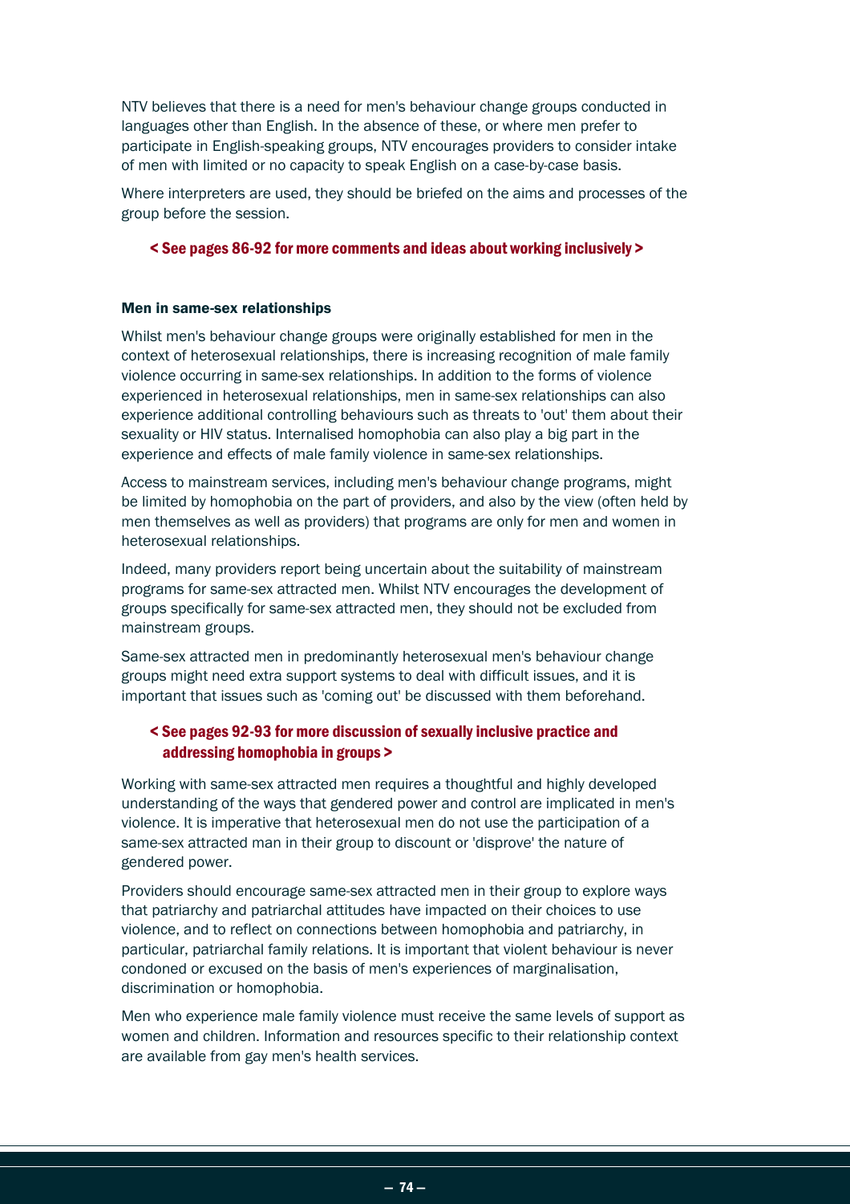NTV believes that there is a need for men's behaviour change groups conducted in languages other than English. In the absence of these, or where men prefer to participate in English-speaking groups, NTV encourages providers to consider intake of men with limited or no capacity to speak English on a case-by-case basis.

Where interpreters are used, they should be briefed on the aims and processes of the group before the session.

**< See pages 86-92 for more comments and ideas about working inclusively >**

### Men in same-sex relationships

Whilst men's behaviour change groups were originally established for men in the context of heterosexual relationships, there is increasing recognition of male family violence occurring in same-sex relationships. In addition to the forms of violence experienced in heterosexual relationships, men in same-sex relationships can also experience additional controlling behaviours such as threats to 'out' them about their sexuality or HIV status. Internalised homophobia can also play a big part in the experience and effects of male family violence in same-sex relationships.

Access to mainstream services, including men's behaviour change programs, might be limited by homophobia on the part of providers, and also by the view (often held by men themselves as well as providers) that programs are only for men and women in heterosexual relationships.

Indeed, many providers report being uncertain about the suitability of mainstream programs for same-sex attracted men. Whilst NTV encourages the development of groups specifically for same-sex attracted men, they should not be excluded from mainstream groups.

Same-sex attracted men in predominantly heterosexual men's behaviour change groups might need extra support systems to deal with difficult issues, and it is important that issues such as 'coming out' be discussed with them beforehand.

**< See pages 92-93 for more discussion of sexually inclusive practice and addressing homophobia in groups >**

Working with same-sex attracted men requires a thoughtful and highly developed understanding of the ways that gendered power and control are implicated in men's violence. It is imperative that heterosexual men do not use the participation of a same-sex attracted man in their group to discount or 'disprove' the nature of gendered power.

Providers should encourage same-sex attracted men in their group to explore ways that patriarchy and patriarchal attitudes have impacted on their choices to use violence, and to reflect on connections between homophobia and patriarchy, in particular, patriarchal family relations. It is important that violent behaviour is never condoned or excused on the basis of men's experiences of marginalisation, discrimination or homophobia.

Men who experience male family violence must receive the same levels of support as women and children. Information and resources specific to their relationship context are available from gay men's health services.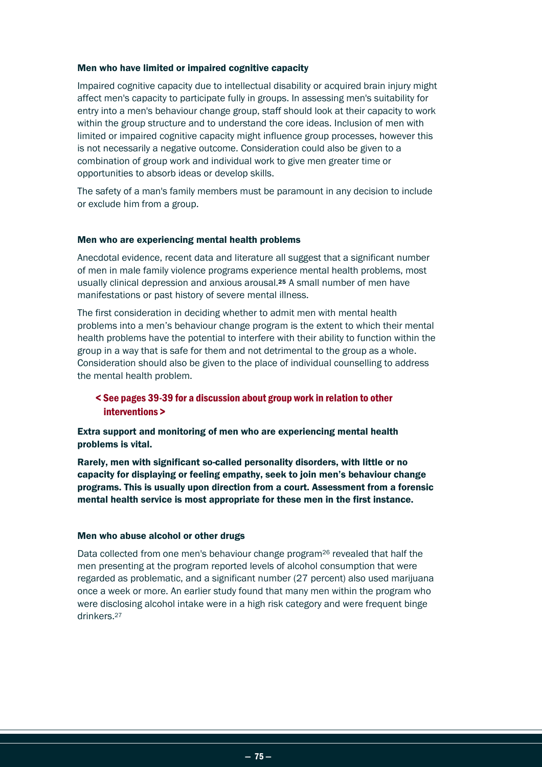### Men who have limited or impaired cognitive capacity

Impaired cognitive capacity due to intellectual disability or acquired brain injury might affect men's capacity to participate fully in groups. In assessing men's suitability for entry into a men's behaviour change group, staff should look at their capacity to work within the group structure and to understand the core ideas. Inclusion of men with limited or impaired cognitive capacity might influence group processes, however this is not necessarily a negative outcome. Consideration could also be given to a combination of group work and individual work to give men greater time or opportunities to absorb ideas or develop skills.

The safety of a man's family members must be paramount in any decision to include or exclude him from a group.

### Men who are experiencing mental health problems

Anecdotal evidence, recent data and literature all suggest that a significant number of men in male family violence programs experience mental health problems, most usually clinical depression and anxious arousal.[25] A small number of men have manifestations or past history of severe mental illness.

The first consideration in deciding whether to admit men with mental health problems into a men's behaviour change program is the extent to which their mental health problems have the potential to interfere with their ability to function within the group in a way that is safe for them and not detrimental to the group as a whole. Consideration should also be given to the place of individual counselling to address the mental health problem.

**< See pages 39-39 for a discussion about group work in relation to other interventions >**

**Extra support and monitoring of men who are experiencing mental health problems is vital.**

**Rarely, men with significant so-called personality disorders, with little or no capacity for displaying or feeling empathy, seek to join men's behaviour change programs. This is usually upon direction from a court. Assessment from a forensic mental health service is most appropriate for these men in the first instance.**

### Men who abuse alcohol or other drugs

Data collected from one men's behaviour change program[26] revealed that half the men presenting at the program reported levels of alcohol consumption that were regarded as problematic, and a significant number (27 percent) also used marijuana once a week or more. An earlier study found that many men within the program who were disclosing alcohol intake were in a high risk category and were frequent binge drinkers.[27]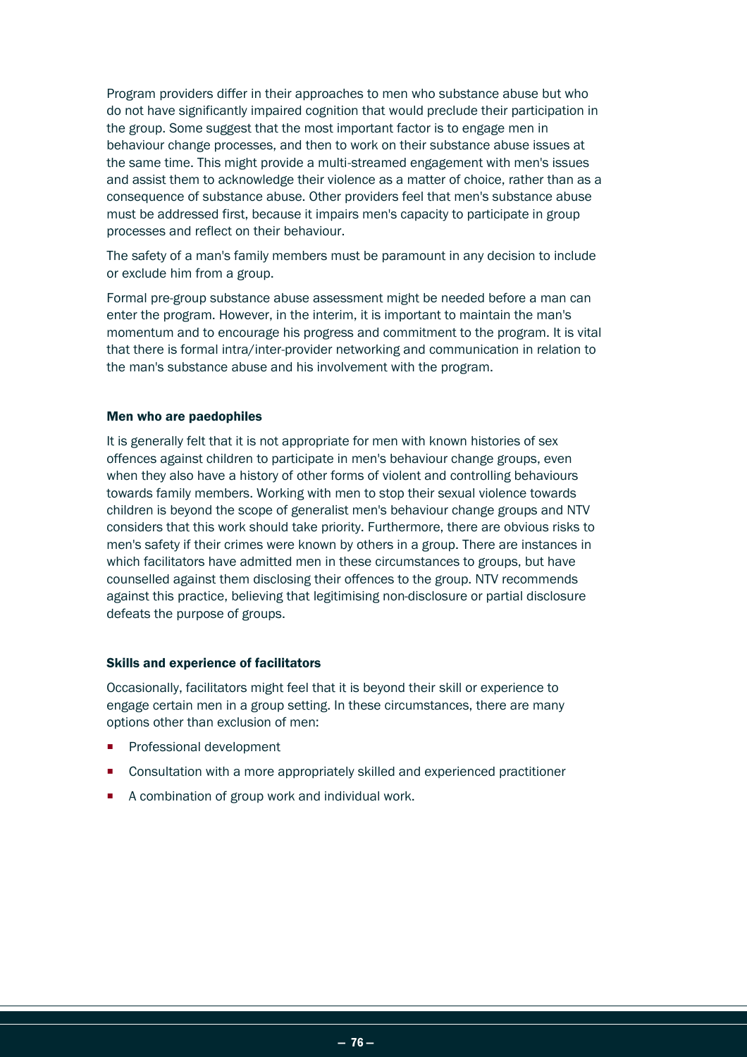Program providers differ in their approaches to men who substance abuse but who do not have significantly impaired cognition that would preclude their participation in the group. Some suggest that the most important factor is to engage men in behaviour change processes, and then to work on their substance abuse issues at the same time. This might provide a multi-streamed engagement with men's issues and assist them to acknowledge their violence as a matter of choice, rather than as a consequence of substance abuse. Other providers feel that men's substance abuse must be addressed first, because it impairs men's capacity to participate in group processes and reflect on their behaviour.

The safety of a man's family members must be paramount in any decision to include or exclude him from a group.

Formal pre-group substance abuse assessment might be needed before a man can enter the program. However, in the interim, it is important to maintain the man's momentum and to encourage his progress and commitment to the program. It is vital that there is formal intra/inter-provider networking and communication in relation to the man's substance abuse and his involvement with the program.

#### Men who are paedophiles

It is generally felt that it is not appropriate for men with known histories of sex offences against children to participate in men's behaviour change groups, even when they also have a history of other forms of violent and controlling behaviours towards family members. Working with men to stop their sexual violence towards children is beyond the scope of generalist men's behaviour change groups and NTV considers that this work should take priority. Furthermore, there are obvious risks to men's safety if their crimes were known by others in a group. There are instances in which facilitators have admitted men in these circumstances to groups, but have counselled against them disclosing their offences to the group. NTV recommends against this practice, believing that legitimising non-disclosure or partial disclosure defeats the purpose of groups.

#### Skills and experience of facilitators

Occasionally, facilitators might feel that it is beyond their skill or experience to engage certain men in a group setting. In these circumstances, there are many options other than exclusion of men:

- Professional development
- Consultation with a more appropriately skilled and experienced practitioner
- A combination of group work and individual work.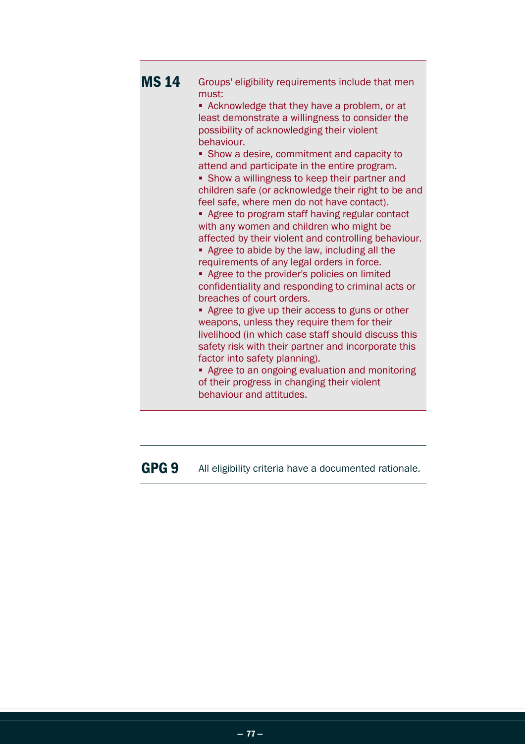**MS 14** Groups' eligibility requirements include that men must:

- Acknowledge that they have a problem, or at least demonstrate a willingness to consider the possibility of acknowledging their violent behaviour.
- Show a desire, commitment and capacity to attend and participate in the entire program.
- Show a willingness to keep their partner and children safe (or acknowledge their right to be and feel safe, where men do not have contact).
- Agree to program staff having regular contact with any women and children who might be affected by their violent and controlling behaviour.
- Agree to abide by the law, including all the requirements of any legal orders in force.
- Agree to the provider's policies on limited confidentiality and responding to criminal acts or breaches of court orders.
- Agree to give up their access to guns or other weapons, unless they require them for their livelihood (in which case staff should discuss this safety risk with their partner and incorporate this factor into safety planning).
- Agree to an ongoing evaluation and monitoring of their progress in changing their violent behaviour and attitudes.

**GPG 9** All eligibility criteria have a documented rationale.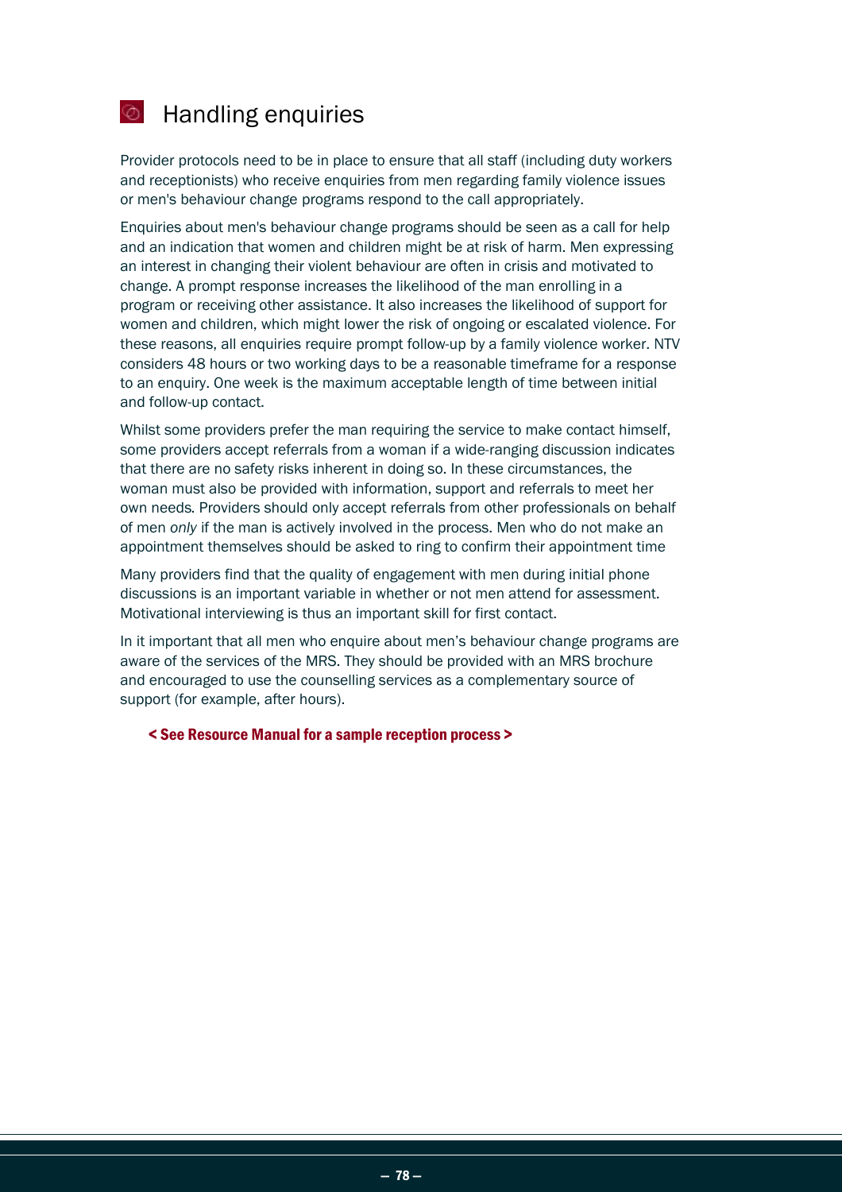## Handling enquiries

Provider protocols need to be in place to ensure that all staff (including duty workers and receptionists) who receive enquiries from men regarding family violence issues or men's behaviour change programs respond to the call appropriately.

Enquiries about men's behaviour change programs should be seen as a call for help and an indication that women and children might be at risk of harm. Men expressing an interest in changing their violent behaviour are often in crisis and motivated to change. A prompt response increases the likelihood of the man enrolling in a program or receiving other assistance. It also increases the likelihood of support for women and children, which might lower the risk of ongoing or escalated violence. For these reasons, all enquiries require prompt follow-up by a family violence worker. NTV considers 48 hours or two working days to be a reasonable timeframe for a response to an enquiry. One week is the maximum acceptable length of time between initial and follow-up contact.

Whilst some providers prefer the man requiring the service to make contact himself, some providers accept referrals from a woman if a wide-ranging discussion indicates that there are no safety risks inherent in doing so. In these circumstances, the woman must also be provided with information, support and referrals to meet her own needs. Providers should only accept referrals from other professionals on behalf of men *only* if the man is actively involved in the process. Men who do not make an appointment themselves should be asked to ring to confirm their appointment time

Many providers find that the quality of engagement with men during initial phone discussions is an important variable in whether or not men attend for assessment. Motivational interviewing is thus an important skill for first contact.

In it important that all men who enquire about men's behaviour change programs are aware of the services of the MRS. They should be provided with an MRS brochure and encouraged to use the counselling services as a complementary source of support (for example, after hours).

**< See Resource Manual for a sample reception process >**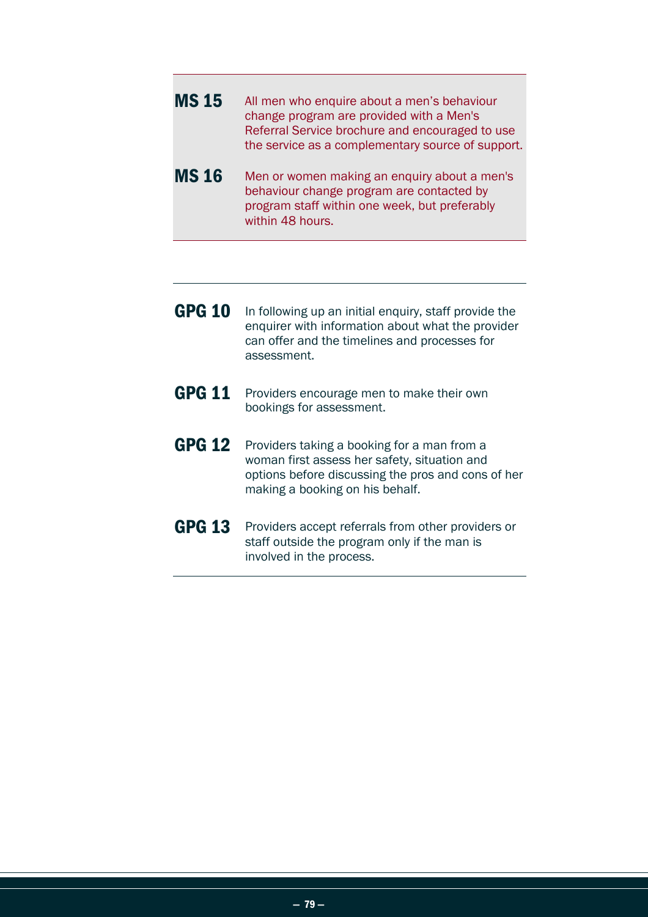**MS 15** All men who enquire about a men's behaviour change program are provided with a Men's Referral Service brochure and encouraged to use the service as a complementary source of support.

**MS 16** Men or women making an enquiry about a men's behaviour change program are contacted by program staff within one week, but preferably within 48 hours.

---

**GPG 10** In following up an initial enquiry, staff provide the enquirer with information about what the provider can offer and the timelines and processes for assessment.

**GPG 11** Providers encourage men to make their own bookings for assessment.

**GPG 12** Providers taking a booking for a man from a woman first assess her safety, situation and options before discussing the pros and cons of her making a booking on his behalf.

**GPG 13** Providers accept referrals from other providers or staff outside the program only if the man is involved in the process.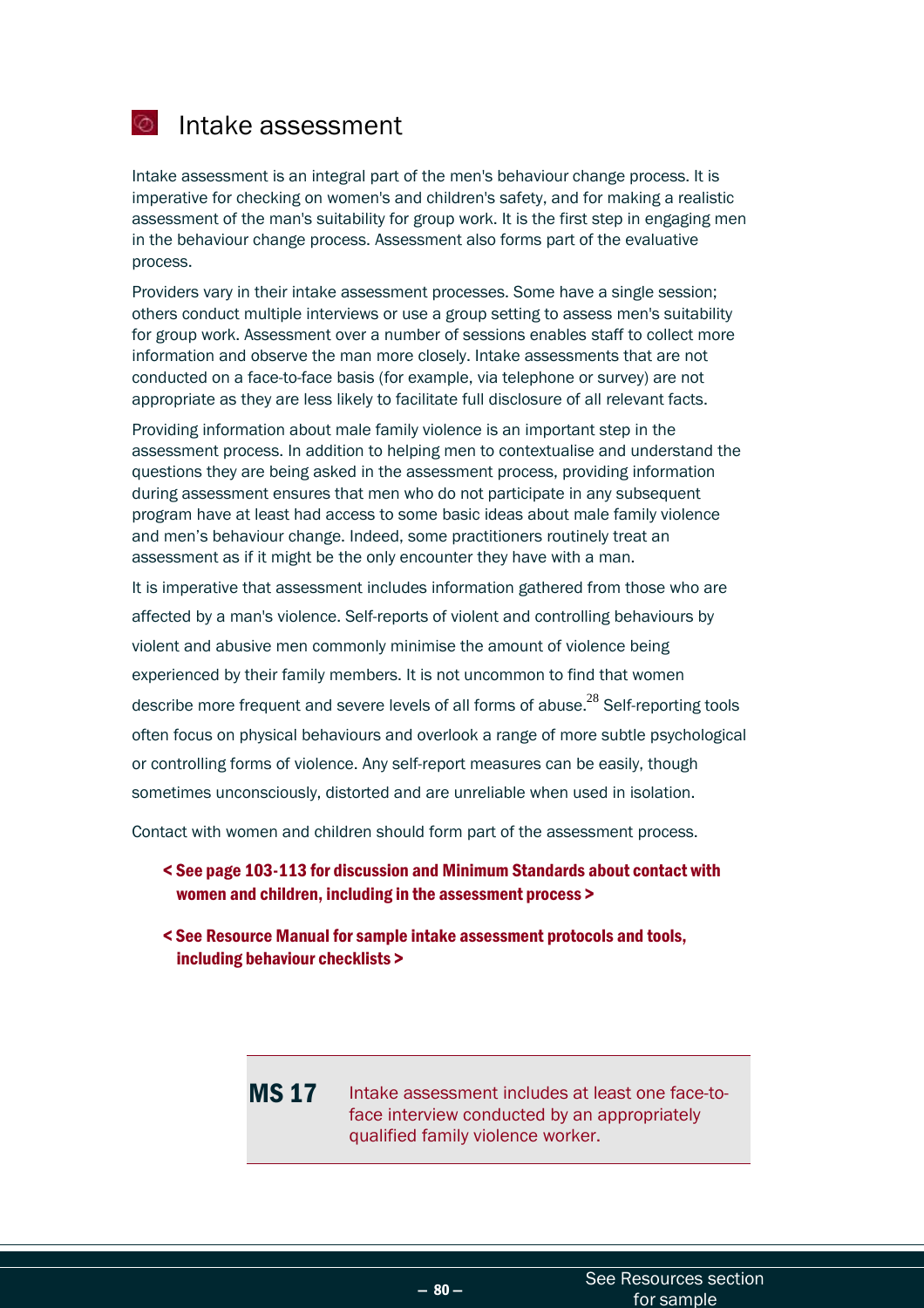## Intake assessment

Intake assessment is an integral part of the men's behaviour change process. It is imperative for checking on women's and children's safety, and for making a realistic assessment of the man's suitability for group work. It is the first step in engaging men in the behaviour change process. Assessment also forms part of the evaluative process.

Providers vary in their intake assessment processes. Some have a single session; others conduct multiple interviews or use a group setting to assess men's suitability for group work. Assessment over a number of sessions enables staff to collect more information and observe the man more closely. Intake assessments that are not conducted on a face-to-face basis (for example, via telephone or survey) are not appropriate as they are less likely to facilitate full disclosure of all relevant facts.

Providing information about male family violence is an important step in the assessment process. In addition to helping men to contextualise and understand the questions they are being asked in the assessment process, providing information during assessment ensures that men who do not participate in any subsequent program have at least had access to some basic ideas about male family violence and men's behaviour change. Indeed, some practitioners routinely treat an assessment as if it might be the only encounter they have with a man.

It is imperative that assessment includes information gathered from those who are affected by a man's violence. Self-reports of violent and controlling behaviours by violent and abusive men commonly minimise the amount of violence being experienced by their family members. It is not uncommon to find that women describe more frequent and severe levels of all forms of abuse.[28] Self-reporting tools often focus on physical behaviours and overlook a range of more subtle psychological or controlling forms of violence. Any self-report measures can be easily, though sometimes unconsciously, distorted and are unreliable when used in isolation.

Contact with women and children should form part of the assessment process.

**< See page 103-113 for discussion and Minimum Standards about contact with women and children, including in the assessment process >**

**< See Resource Manual for sample intake assessment protocols and tools, including behaviour checklists >**

| **MS 17** | Intake assessment includes at least one face-to-face interview conducted by an appropriately qualified family violence worker. |
|---|---|

See Resources section for sample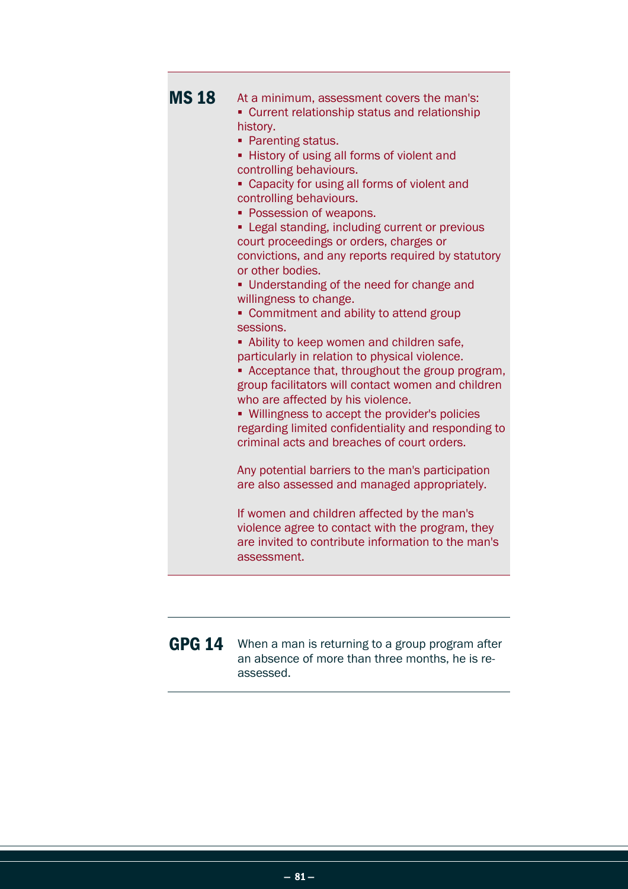**MS 18**

At a minimum, assessment covers the man's:

- Current relationship status and relationship history.
- Parenting status.
- History of using all forms of violent and controlling behaviours.
- Capacity for using all forms of violent and controlling behaviours.
- Possession of weapons.
- Legal standing, including current or previous court proceedings or orders, charges or convictions, and any reports required by statutory or other bodies.
- Understanding of the need for change and willingness to change.
- Commitment and ability to attend group sessions.
- Ability to keep women and children safe, particularly in relation to physical violence.
- Acceptance that, throughout the group program, group facilitators will contact women and children who are affected by his violence.
- Willingness to accept the provider's policies regarding limited confidentiality and responding to criminal acts and breaches of court orders.

Any potential barriers to the man's participation are also assessed and managed appropriately.

If women and children affected by the man's violence agree to contact with the program, they are invited to contribute information to the man's assessment.

---

**GPG 14**

When a man is returning to a group program after an absence of more than three months, he is re-assessed.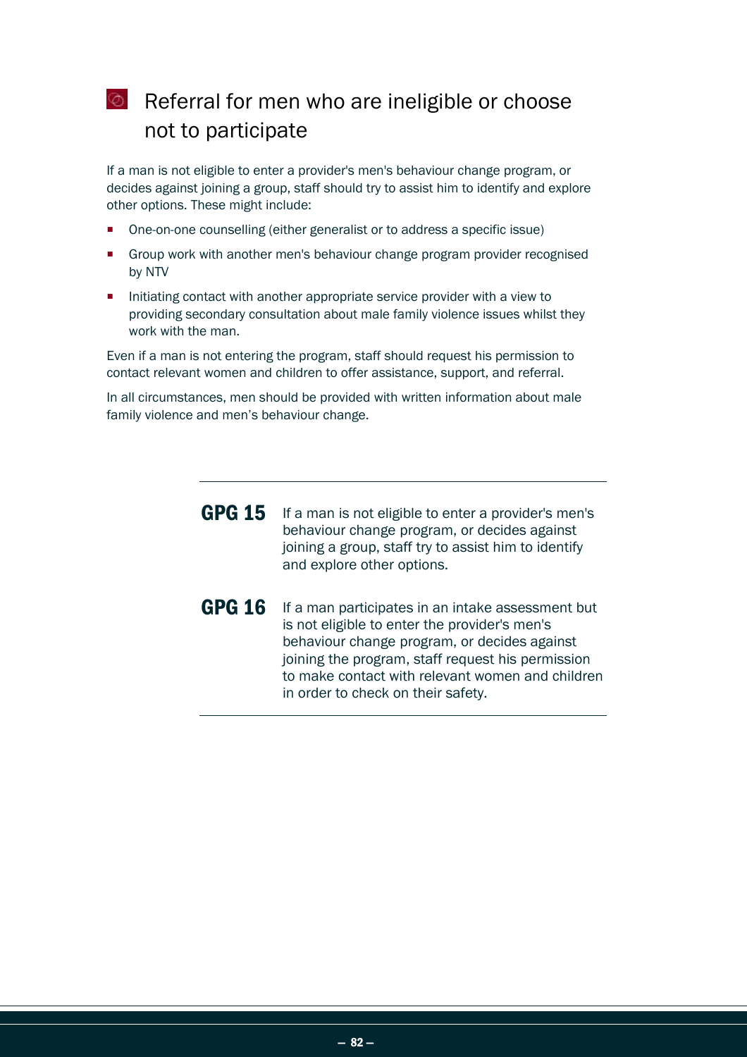## Referral for men who are ineligible or choose not to participate

If a man is not eligible to enter a provider's men's behaviour change program, or decides against joining a group, staff should try to assist him to identify and explore other options. These might include:

- One-on-one counselling (either generalist or to address a specific issue)
- Group work with another men's behaviour change program provider recognised by NTV
- Initiating contact with another appropriate service provider with a view to providing secondary consultation about male family violence issues whilst they work with the man.

Even if a man is not entering the program, staff should request his permission to contact relevant women and children to offer assistance, support, and referral.

In all circumstances, men should be provided with written information about male family violence and men's behaviour change.

---

**GPG 15** If a man is not eligible to enter a provider's men's behaviour change program, or decides against joining a group, staff try to assist him to identify and explore other options.

**GPG 16** If a man participates in an intake assessment but is not eligible to enter the provider's men's behaviour change program, or decides against joining the program, staff request his permission to make contact with relevant women and children in order to check on their safety.

---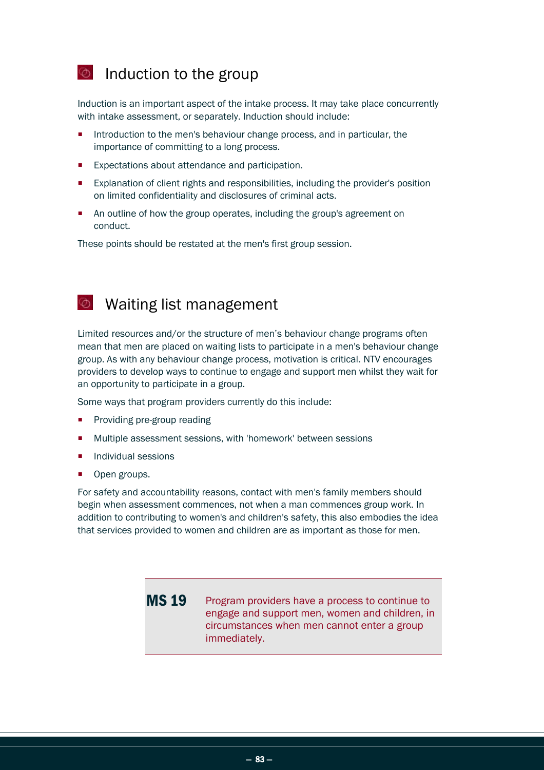## Induction to the group

Induction is an important aspect of the intake process. It may take place concurrently with intake assessment, or separately. Induction should include:

- Introduction to the men's behaviour change process, and in particular, the importance of committing to a long process.
- Expectations about attendance and participation.
- Explanation of client rights and responsibilities, including the provider's position on limited confidentiality and disclosures of criminal acts.
- An outline of how the group operates, including the group's agreement on conduct.

These points should be restated at the men's first group session.

## Waiting list management

Limited resources and/or the structure of men's behaviour change programs often mean that men are placed on waiting lists to participate in a men's behaviour change group. As with any behaviour change process, motivation is critical. NTV encourages providers to develop ways to continue to engage and support men whilst they wait for an opportunity to participate in a group.

Some ways that program providers currently do this include:

- Providing pre-group reading
- Multiple assessment sessions, with 'homework' between sessions
- Individual sessions
- Open groups.

For safety and accountability reasons, contact with men's family members should begin when assessment commences, not when a man commences group work. In addition to contributing to women's and children's safety, this also embodies the idea that services provided to women and children are as important as those for men.

> **MS 19** Program providers have a process to continue to engage and support men, women and children, in circumstances when men cannot enter a group immediately.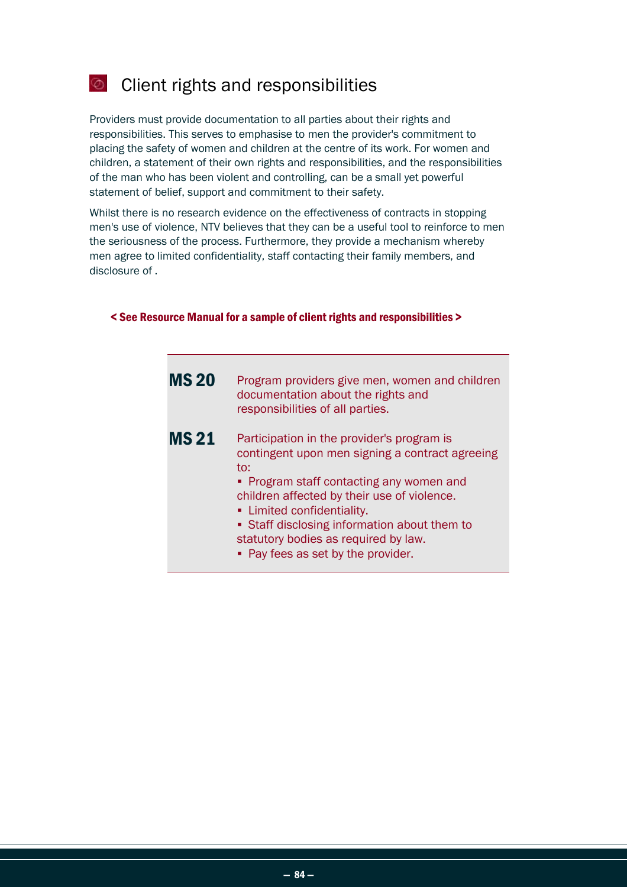## Client rights and responsibilities

Providers must provide documentation to all parties about their rights and responsibilities. This serves to emphasise to men the provider's commitment to placing the safety of women and children at the centre of its work. For women and children, a statement of their own rights and responsibilities, and the responsibilities of the man who has been violent and controlling, can be a small yet powerful statement of belief, support and commitment to their safety.

Whilst there is no research evidence on the effectiveness of contracts in stopping men's use of violence, NTV believes that they can be a useful tool to reinforce to men the seriousness of the process. Furthermore, they provide a mechanism whereby men agree to limited confidentiality, staff contacting their family members, and disclosure of .

**< See Resource Manual for a sample of client rights and responsibilities >**

**MS 20** Program providers give men, women and children documentation about the rights and responsibilities of all parties.

**MS 21** Participation in the provider's program is contingent upon men signing a contract agreeing to:

- Program staff contacting any women and children affected by their use of violence.
- Limited confidentiality.
- Staff disclosing information about them to statutory bodies as required by law.
- Pay fees as set by the provider.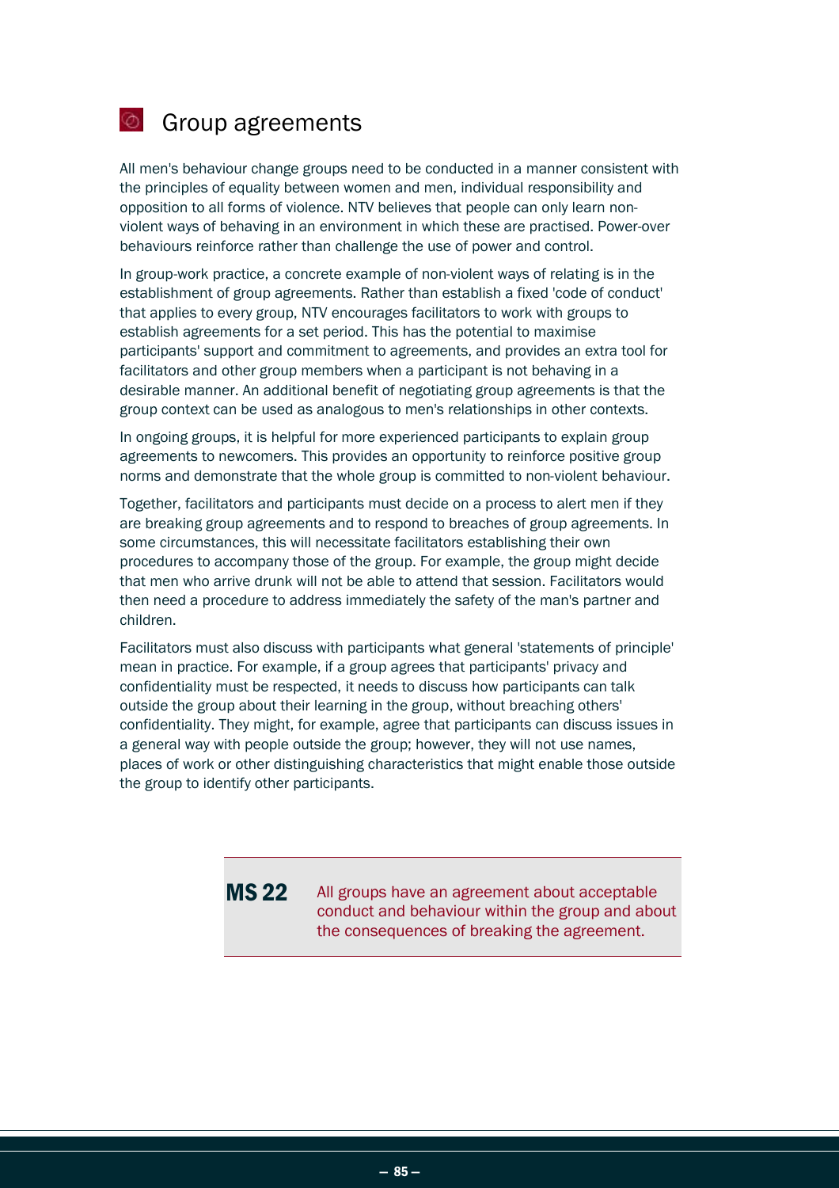## Group agreements

All men's behaviour change groups need to be conducted in a manner consistent with the principles of equality between women and men, individual responsibility and opposition to all forms of violence. NTV believes that people can only learn non-violent ways of behaving in an environment in which these are practised. Power-over behaviours reinforce rather than challenge the use of power and control.

In group-work practice, a concrete example of non-violent ways of relating is in the establishment of group agreements. Rather than establish a fixed 'code of conduct' that applies to every group, NTV encourages facilitators to work with groups to establish agreements for a set period. This has the potential to maximise participants' support and commitment to agreements, and provides an extra tool for facilitators and other group members when a participant is not behaving in a desirable manner. An additional benefit of negotiating group agreements is that the group context can be used as analogous to men's relationships in other contexts.

In ongoing groups, it is helpful for more experienced participants to explain group agreements to newcomers. This provides an opportunity to reinforce positive group norms and demonstrate that the whole group is committed to non-violent behaviour.

Together, facilitators and participants must decide on a process to alert men if they are breaking group agreements and to respond to breaches of group agreements. In some circumstances, this will necessitate facilitators establishing their own procedures to accompany those of the group. For example, the group might decide that men who arrive drunk will not be able to attend that session. Facilitators would then need a procedure to address immediately the safety of the man's partner and children.

Facilitators must also discuss with participants what general 'statements of principle' mean in practice. For example, if a group agrees that participants' privacy and confidentiality must be respected, it needs to discuss how participants can talk outside the group about their learning in the group, without breaching others' confidentiality. They might, for example, agree that participants can discuss issues in a general way with people outside the group; however, they will not use names, places of work or other distinguishing characteristics that might enable those outside the group to identify other participants.

**MS 22** All groups have an agreement about acceptable conduct and behaviour within the group and about the consequences of breaking the agreement.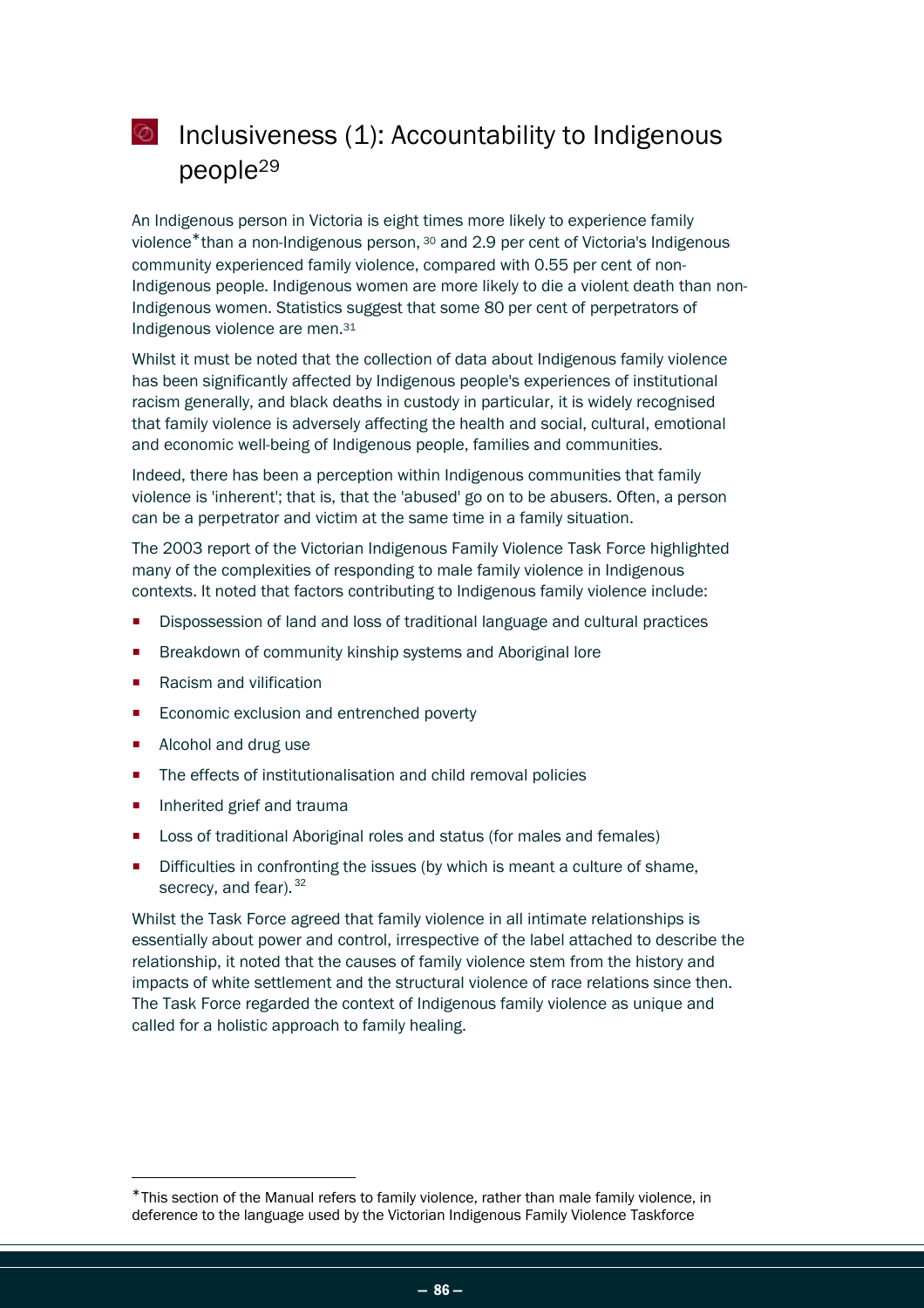# Inclusiveness (1): Accountability to Indigenous people[29]

An Indigenous person in Victoria is eight times more likely to experience family violence* than a non-Indigenous person, [30] and 2.9 per cent of Victoria's Indigenous community experienced family violence, compared with 0.55 per cent of non-Indigenous people. Indigenous women are more likely to die a violent death than non-Indigenous women. Statistics suggest that some 80 per cent of perpetrators of Indigenous violence are men.[31]

Whilst it must be noted that the collection of data about Indigenous family violence has been significantly affected by Indigenous people's experiences of institutional racism generally, and black deaths in custody in particular, it is widely recognised that family violence is adversely affecting the health and social, cultural, emotional and economic well-being of Indigenous people, families and communities.

Indeed, there has been a perception within Indigenous communities that family violence is 'inherent'; that is, that the 'abused' go on to be abusers. Often, a person can be a perpetrator and victim at the same time in a family situation.

The 2003 report of the Victorian Indigenous Family Violence Task Force highlighted many of the complexities of responding to male family violence in Indigenous contexts. It noted that factors contributing to Indigenous family violence include:

- Dispossession of land and loss of traditional language and cultural practices
- Breakdown of community kinship systems and Aboriginal lore
- Racism and vilification
- Economic exclusion and entrenched poverty
- Alcohol and drug use
- The effects of institutionalisation and child removal policies
- Inherited grief and trauma
- Loss of traditional Aboriginal roles and status (for males and females)
- Difficulties in confronting the issues (by which is meant a culture of shame, secrecy, and fear). [32]

Whilst the Task Force agreed that family violence in all intimate relationships is essentially about power and control, irrespective of the label attached to describe the relationship, it noted that the causes of family violence stem from the history and impacts of white settlement and the structural violence of race relations since then. The Task Force regarded the context of Indigenous family violence as unique and called for a holistic approach to family healing.

---

*This section of the Manual refers to family violence, rather than male family violence, in deference to the language used by the Victorian Indigenous Family Violence Taskforce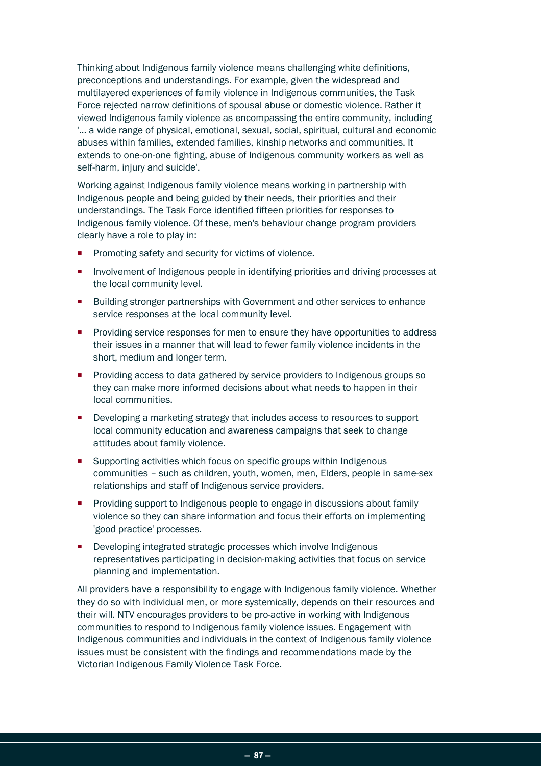Thinking about Indigenous family violence means challenging white definitions, preconceptions and understandings. For example, given the widespread and multilayered experiences of family violence in Indigenous communities, the Task Force rejected narrow definitions of spousal abuse or domestic violence. Rather it viewed Indigenous family violence as encompassing the entire community, including '… a wide range of physical, emotional, sexual, social, spiritual, cultural and economic abuses within families, extended families, kinship networks and communities. It extends to one-on-one fighting, abuse of Indigenous community workers as well as self-harm, injury and suicide'.

Working against Indigenous family violence means working in partnership with Indigenous people and being guided by their needs, their priorities and their understandings. The Task Force identified fifteen priorities for responses to Indigenous family violence. Of these, men's behaviour change program providers clearly have a role to play in:

- Promoting safety and security for victims of violence.
- Involvement of Indigenous people in identifying priorities and driving processes at the local community level.
- Building stronger partnerships with Government and other services to enhance service responses at the local community level.
- Providing service responses for men to ensure they have opportunities to address their issues in a manner that will lead to fewer family violence incidents in the short, medium and longer term.
- Providing access to data gathered by service providers to Indigenous groups so they can make more informed decisions about what needs to happen in their local communities.
- Developing a marketing strategy that includes access to resources to support local community education and awareness campaigns that seek to change attitudes about family violence.
- Supporting activities which focus on specific groups within Indigenous communities – such as children, youth, women, men, Elders, people in same-sex relationships and staff of Indigenous service providers.
- Providing support to Indigenous people to engage in discussions about family violence so they can share information and focus their efforts on implementing 'good practice' processes.
- Developing integrated strategic processes which involve Indigenous representatives participating in decision-making activities that focus on service planning and implementation.

All providers have a responsibility to engage with Indigenous family violence. Whether they do so with individual men, or more systemically, depends on their resources and their will. NTV encourages providers to be pro-active in working with Indigenous communities to respond to Indigenous family violence issues. Engagement with Indigenous communities and individuals in the context of Indigenous family violence issues must be consistent with the findings and recommendations made by the Victorian Indigenous Family Violence Task Force.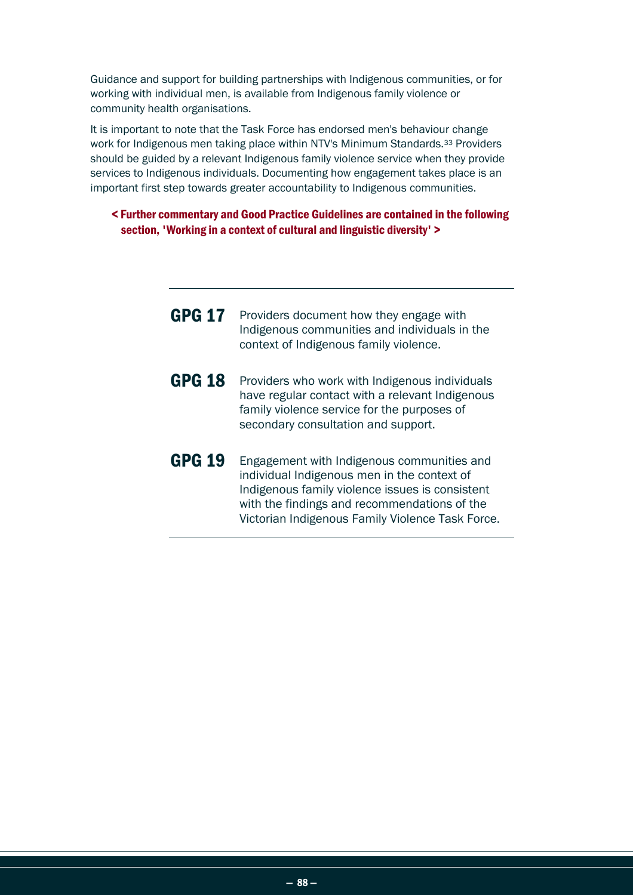Guidance and support for building partnerships with Indigenous communities, or for working with individual men, is available from Indigenous family violence or community health organisations.

It is important to note that the Task Force has endorsed men's behaviour change work for Indigenous men taking place within NTV's Minimum Standards.[33] Providers should be guided by a relevant Indigenous family violence service when they provide services to Indigenous individuals. Documenting how engagement takes place is an important first step towards greater accountability to Indigenous communities.

**< Further commentary and Good Practice Guidelines are contained in the following section, 'Working in a context of cultural and linguistic diversity' >**

---

**GPG 17** Providers document how they engage with Indigenous communities and individuals in the context of Indigenous family violence.

**GPG 18** Providers who work with Indigenous individuals have regular contact with a relevant Indigenous family violence service for the purposes of secondary consultation and support.

**GPG 19** Engagement with Indigenous communities and individual Indigenous men in the context of Indigenous family violence issues is consistent with the findings and recommendations of the Victorian Indigenous Family Violence Task Force.

---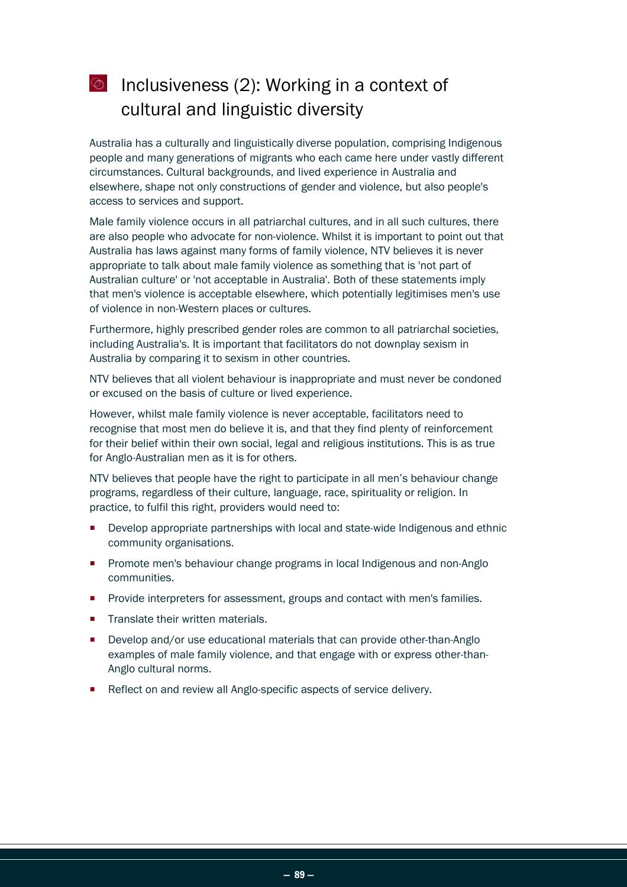# Inclusiveness (2): Working in a context of cultural and linguistic diversity

Australia has a culturally and linguistically diverse population, comprising Indigenous people and many generations of migrants who each came here under vastly different circumstances. Cultural backgrounds, and lived experience in Australia and elsewhere, shape not only constructions of gender and violence, but also people's access to services and support.

Male family violence occurs in all patriarchal cultures, and in all such cultures, there are also people who advocate for non-violence. Whilst it is important to point out that Australia has laws against many forms of family violence, NTV believes it is never appropriate to talk about male family violence as something that is 'not part of Australian culture' or 'not acceptable in Australia'. Both of these statements imply that men's violence is acceptable elsewhere, which potentially legitimises men's use of violence in non-Western places or cultures.

Furthermore, highly prescribed gender roles are common to all patriarchal societies, including Australia's. It is important that facilitators do not downplay sexism in Australia by comparing it to sexism in other countries.

NTV believes that all violent behaviour is inappropriate and must never be condoned or excused on the basis of culture or lived experience.

However, whilst male family violence is never acceptable, facilitators need to recognise that most men do believe it is, and that they find plenty of reinforcement for their belief within their own social, legal and religious institutions. This is as true for Anglo-Australian men as it is for others.

NTV believes that people have the right to participate in all men's behaviour change programs, regardless of their culture, language, race, spirituality or religion. In practice, to fulfil this right, providers would need to:

- Develop appropriate partnerships with local and state-wide Indigenous and ethnic community organisations.
- Promote men's behaviour change programs in local Indigenous and non-Anglo communities.
- Provide interpreters for assessment, groups and contact with men's families.
- Translate their written materials.
- Develop and/or use educational materials that can provide other-than-Anglo examples of male family violence, and that engage with or express other-than-Anglo cultural norms.
- Reflect on and review all Anglo-specific aspects of service delivery.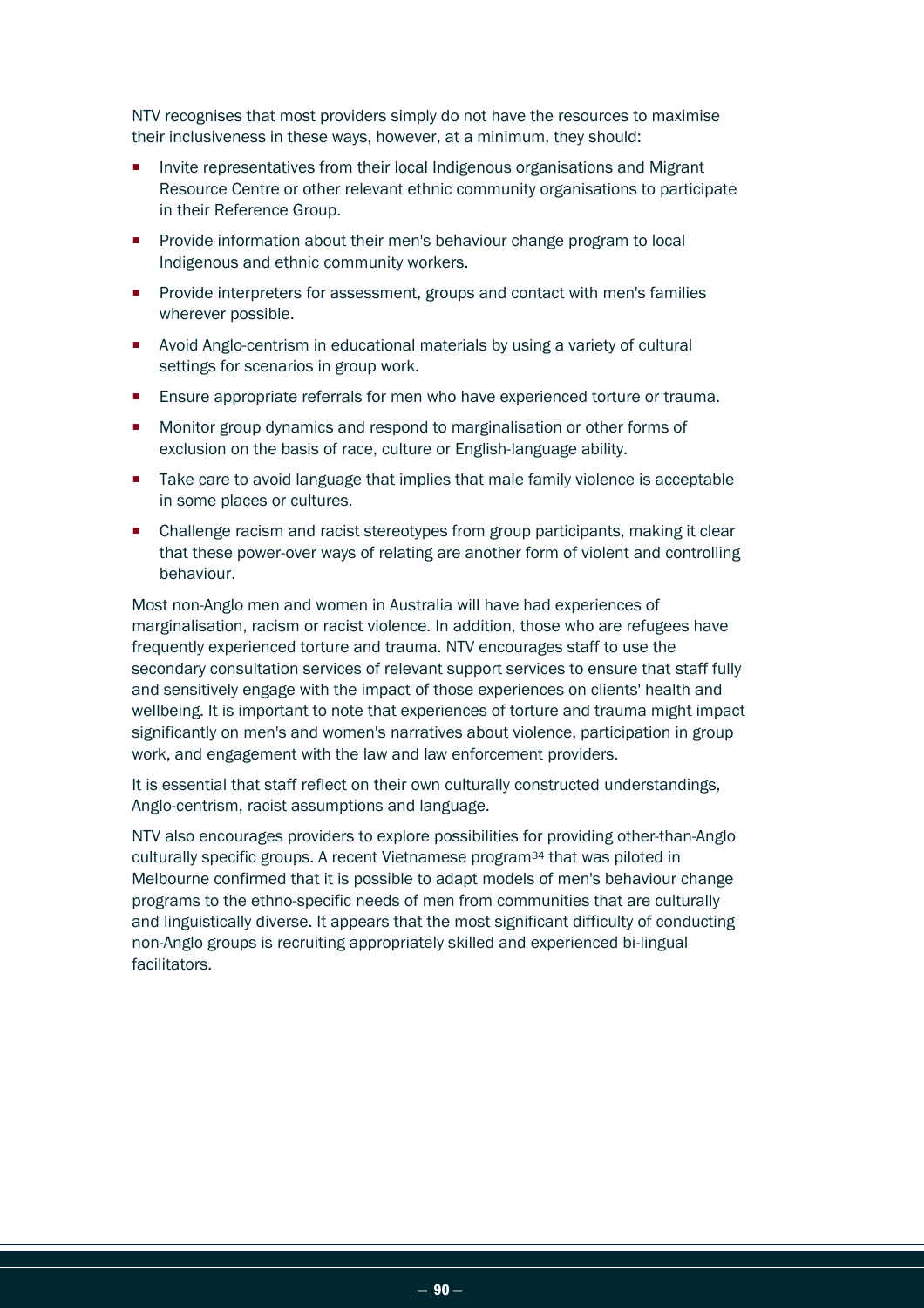NTV recognises that most providers simply do not have the resources to maximise their inclusiveness in these ways, however, at a minimum, they should:

- Invite representatives from their local Indigenous organisations and Migrant Resource Centre or other relevant ethnic community organisations to participate in their Reference Group.
- Provide information about their men's behaviour change program to local Indigenous and ethnic community workers.
- Provide interpreters for assessment, groups and contact with men's families wherever possible.
- Avoid Anglo-centrism in educational materials by using a variety of cultural settings for scenarios in group work.
- Ensure appropriate referrals for men who have experienced torture or trauma.
- Monitor group dynamics and respond to marginalisation or other forms of exclusion on the basis of race, culture or English-language ability.
- Take care to avoid language that implies that male family violence is acceptable in some places or cultures.
- Challenge racism and racist stereotypes from group participants, making it clear that these power-over ways of relating are another form of violent and controlling behaviour.

Most non-Anglo men and women in Australia will have had experiences of marginalisation, racism or racist violence. In addition, those who are refugees have frequently experienced torture and trauma. NTV encourages staff to use the secondary consultation services of relevant support services to ensure that staff fully and sensitively engage with the impact of those experiences on clients' health and wellbeing. It is important to note that experiences of torture and trauma might impact significantly on men's and women's narratives about violence, participation in group work, and engagement with the law and law enforcement providers.

It is essential that staff reflect on their own culturally constructed understandings, Anglo-centrism, racist assumptions and language.

NTV also encourages providers to explore possibilities for providing other-than-Anglo culturally specific groups. A recent Vietnamese program[34] that was piloted in Melbourne confirmed that it is possible to adapt models of men's behaviour change programs to the ethno-specific needs of men from communities that are culturally and linguistically diverse. It appears that the most significant difficulty of conducting non-Anglo groups is recruiting appropriately skilled and experienced bi-lingual facilitators.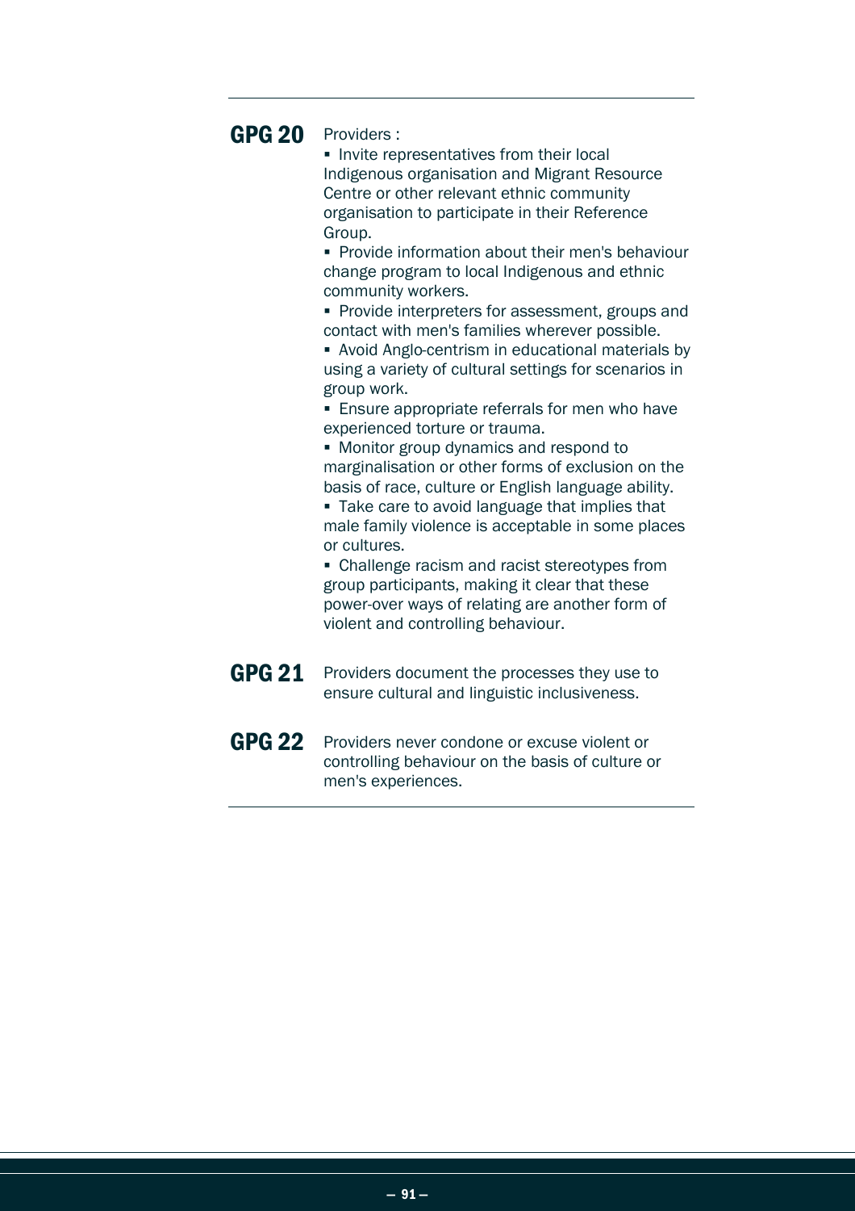**GPG 20** Providers :

- Invite representatives from their local Indigenous organisation and Migrant Resource Centre or other relevant ethnic community organisation to participate in their Reference Group.
- Provide information about their men's behaviour change program to local Indigenous and ethnic community workers.
- Provide interpreters for assessment, groups and contact with men's families wherever possible.
- Avoid Anglo-centrism in educational materials by using a variety of cultural settings for scenarios in group work.
- Ensure appropriate referrals for men who have experienced torture or trauma.
- Monitor group dynamics and respond to marginalisation or other forms of exclusion on the basis of race, culture or English language ability.
- Take care to avoid language that implies that male family violence is acceptable in some places or cultures.
- Challenge racism and racist stereotypes from group participants, making it clear that these power-over ways of relating are another form of violent and controlling behaviour.

**GPG 21** Providers document the processes they use to ensure cultural and linguistic inclusiveness.

**GPG 22** Providers never condone or excuse violent or controlling behaviour on the basis of culture or men's experiences.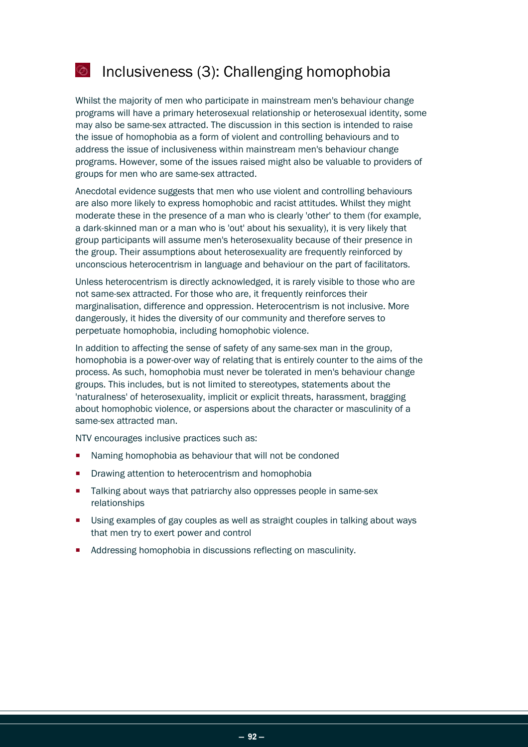## Inclusiveness (3): Challenging homophobia

Whilst the majority of men who participate in mainstream men's behaviour change programs will have a primary heterosexual relationship or heterosexual identity, some may also be same-sex attracted. The discussion in this section is intended to raise the issue of homophobia as a form of violent and controlling behaviours and to address the issue of inclusiveness within mainstream men's behaviour change programs. However, some of the issues raised might also be valuable to providers of groups for men who are same-sex attracted.

Anecdotal evidence suggests that men who use violent and controlling behaviours are also more likely to express homophobic and racist attitudes. Whilst they might moderate these in the presence of a man who is clearly 'other' to them (for example, a dark-skinned man or a man who is 'out' about his sexuality), it is very likely that group participants will assume men's heterosexuality because of their presence in the group. Their assumptions about heterosexuality are frequently reinforced by unconscious heterocentrism in language and behaviour on the part of facilitators.

Unless heterocentrism is directly acknowledged, it is rarely visible to those who are not same-sex attracted. For those who are, it frequently reinforces their marginalisation, difference and oppression. Heterocentrism is not inclusive. More dangerously, it hides the diversity of our community and therefore serves to perpetuate homophobia, including homophobic violence.

In addition to affecting the sense of safety of any same-sex man in the group, homophobia is a power-over way of relating that is entirely counter to the aims of the process. As such, homophobia must never be tolerated in men's behaviour change groups. This includes, but is not limited to stereotypes, statements about the 'naturalness' of heterosexuality, implicit or explicit threats, harassment, bragging about homophobic violence, or aspersions about the character or masculinity of a same-sex attracted man.

NTV encourages inclusive practices such as:

- Naming homophobia as behaviour that will not be condoned
- Drawing attention to heterocentrism and homophobia
- Talking about ways that patriarchy also oppresses people in same-sex relationships
- Using examples of gay couples as well as straight couples in talking about ways that men try to exert power and control
- Addressing homophobia in discussions reflecting on masculinity.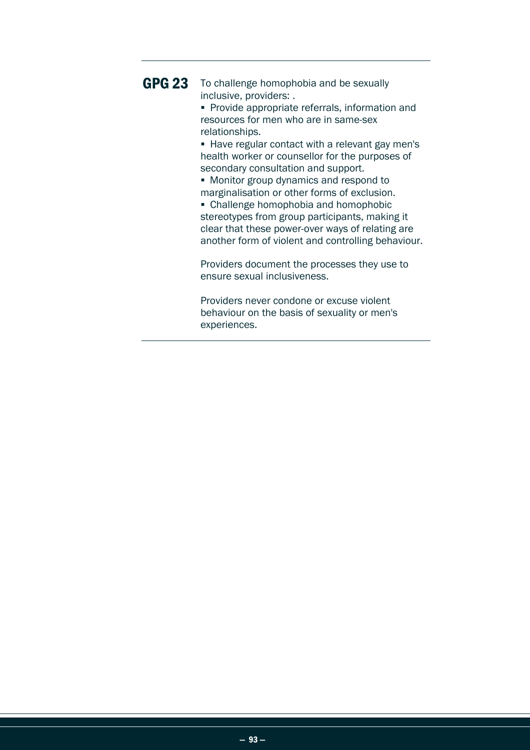**GPG 23** To challenge homophobia and be sexually inclusive, providers: .

- Provide appropriate referrals, information and resources for men who are in same-sex relationships.
- Have regular contact with a relevant gay men's health worker or counsellor for the purposes of secondary consultation and support.
- Monitor group dynamics and respond to marginalisation or other forms of exclusion.
- Challenge homophobia and homophobic stereotypes from group participants, making it clear that these power-over ways of relating are another form of violent and controlling behaviour.

Providers document the processes they use to ensure sexual inclusiveness.

Providers never condone or excuse violent behaviour on the basis of sexuality or men's experiences.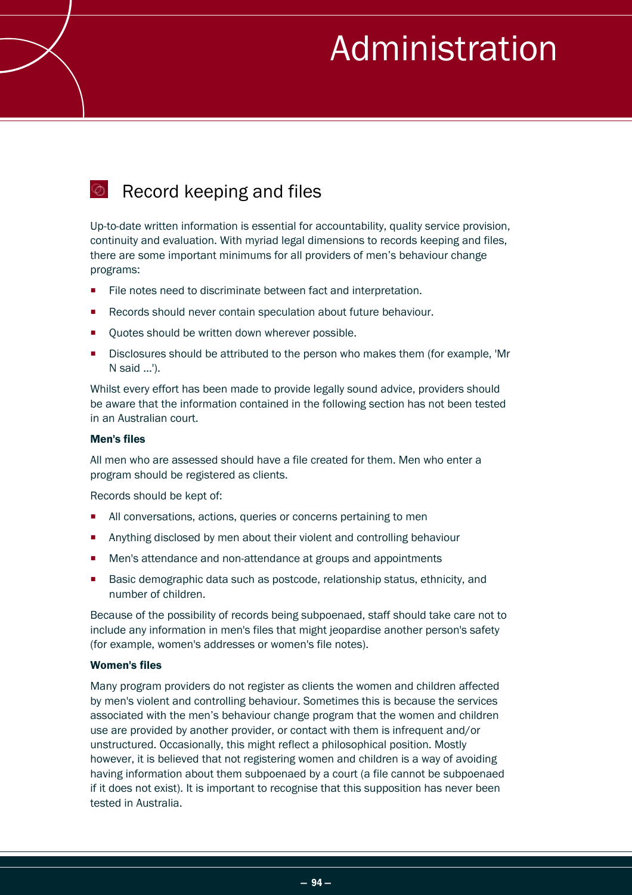# Administration

## Record keeping and files

Up-to-date written information is essential for accountability, quality service provision, continuity and evaluation. With myriad legal dimensions to records keeping and files, there are some important minimums for all providers of men's behaviour change programs:

- File notes need to discriminate between fact and interpretation.
- Records should never contain speculation about future behaviour.
- Quotes should be written down wherever possible.
- Disclosures should be attributed to the person who makes them (for example, 'Mr N said ...').

Whilst every effort has been made to provide legally sound advice, providers should be aware that the information contained in the following section has not been tested in an Australian court.

**Men's files**

All men who are assessed should have a file created for them. Men who enter a program should be registered as clients.

Records should be kept of:

- All conversations, actions, queries or concerns pertaining to men
- Anything disclosed by men about their violent and controlling behaviour
- Men's attendance and non-attendance at groups and appointments
- Basic demographic data such as postcode, relationship status, ethnicity, and number of children.

Because of the possibility of records being subpoenaed, staff should take care not to include any information in men's files that might jeopardise another person's safety (for example, women's addresses or women's file notes).

**Women's files**

Many program providers do not register as clients the women and children affected by men's violent and controlling behaviour. Sometimes this is because the services associated with the men's behaviour change program that the women and children use are provided by another provider, or contact with them is infrequent and/or unstructured. Occasionally, this might reflect a philosophical position. Mostly however, it is believed that not registering women and children is a way of avoiding having information about them subpoenaed by a court (a file cannot be subpoenaed if it does not exist). It is important to recognise that this supposition has never been tested in Australia.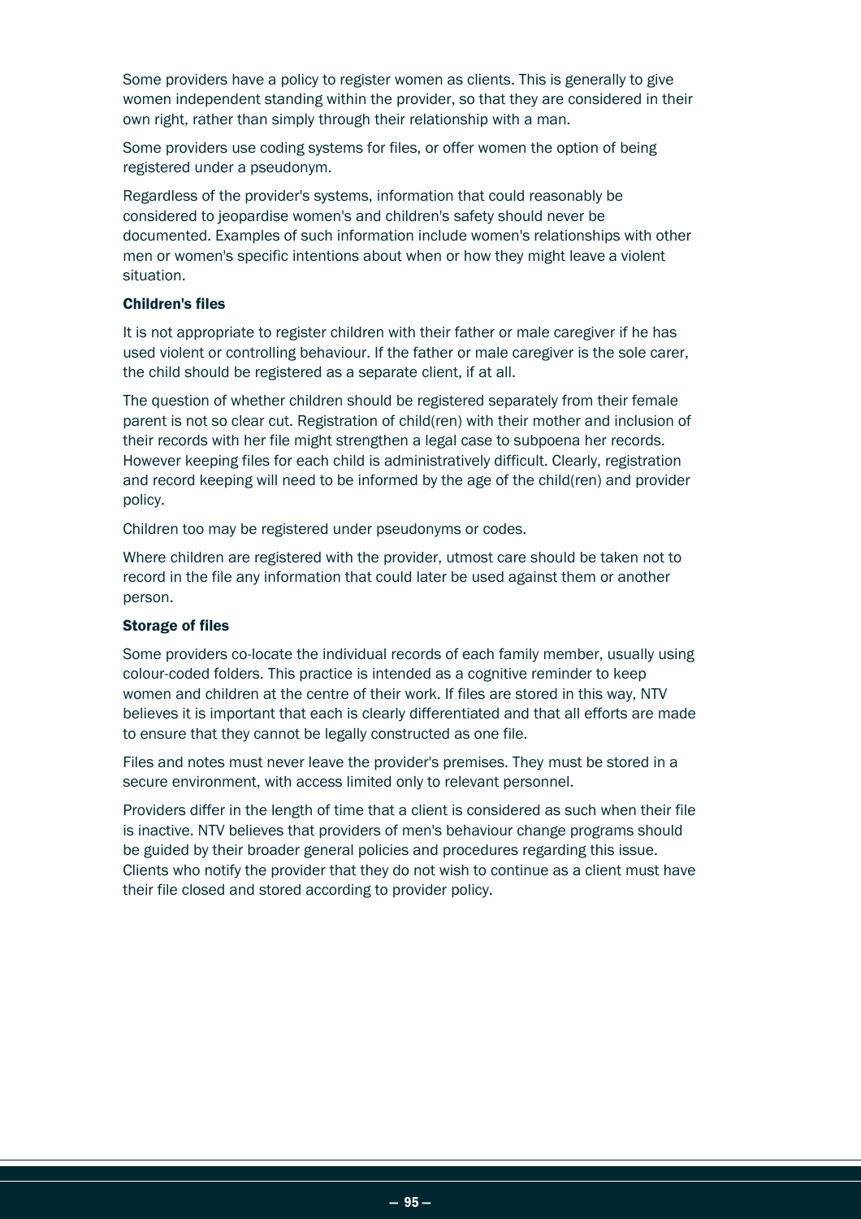Some providers have a policy to register women as clients. This is generally to give women independent standing within the provider, so that they are considered in their own right, rather than simply through their relationship with a man.

Some providers use coding systems for files, or offer women the option of being registered under a pseudonym.

Regardless of the provider's systems, information that could reasonably be considered to jeopardise women's and children's safety should never be documented. Examples of such information include women's relationships with other men or women's specific intentions about when or how they might leave a violent situation.

### Children's files

It is not appropriate to register children with their father or male caregiver if he has used violent or controlling behaviour. If the father or male caregiver is the sole carer, the child should be registered as a separate client, if at all.

The question of whether children should be registered separately from their female parent is not so clear cut. Registration of child(ren) with their mother and inclusion of their records with her file might strengthen a legal case to subpoena her records. However keeping files for each child is administratively difficult. Clearly, registration and record keeping will need to be informed by the age of the child(ren) and provider policy.

Children too may be registered under pseudonyms or codes.

Where children are registered with the provider, utmost care should be taken not to record in the file any information that could later be used against them or another person.

### Storage of files

Some providers co-locate the individual records of each family member, usually using colour-coded folders. This practice is intended as a cognitive reminder to keep women and children at the centre of their work. If files are stored in this way, NTV believes it is important that each is clearly differentiated and that all efforts are made to ensure that they cannot be legally constructed as one file.

Files and notes must never leave the provider's premises. They must be stored in a secure environment, with access limited only to relevant personnel.

Providers differ in the length of time that a client is considered as such when their file is inactive. NTV believes that providers of men's behaviour change programs should be guided by their broader general policies and procedures regarding this issue. Clients who notify the provider that they do not wish to continue as a client must have their file closed and stored according to provider policy.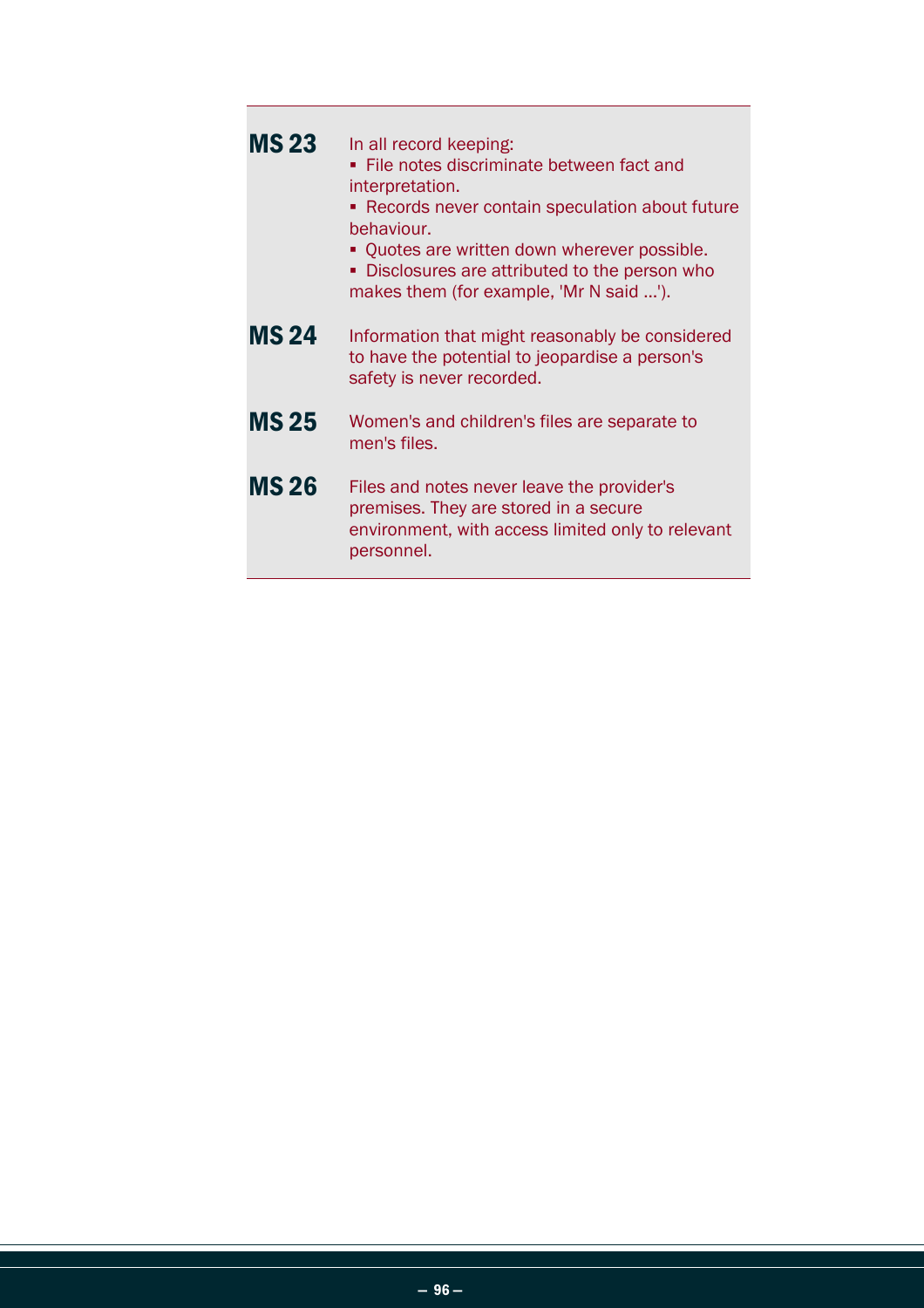**MS 23** In all record keeping:

- File notes discriminate between fact and interpretation.
- Records never contain speculation about future behaviour.
- Quotes are written down wherever possible.
- Disclosures are attributed to the person who makes them (for example, 'Mr N said ...').

**MS 24** Information that might reasonably be considered to have the potential to jeopardise a person's safety is never recorded.

**MS 25** Women's and children's files are separate to men's files.

**MS 26** Files and notes never leave the provider's premises. They are stored in a secure environment, with access limited only to relevant personnel.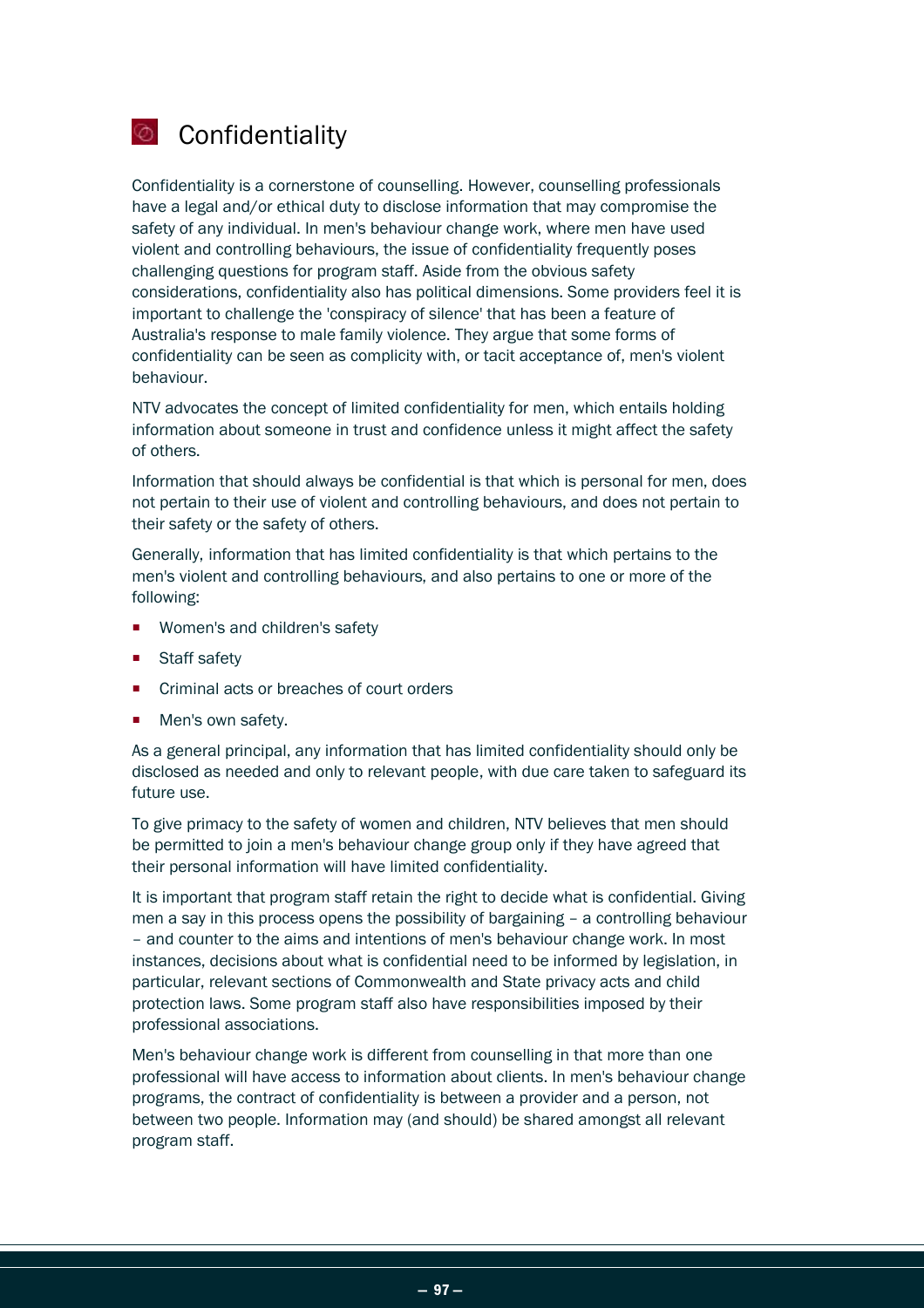## Confidentiality

Confidentiality is a cornerstone of counselling. However, counselling professionals have a legal and/or ethical duty to disclose information that may compromise the safety of any individual. In men's behaviour change work, where men have used violent and controlling behaviours, the issue of confidentiality frequently poses challenging questions for program staff. Aside from the obvious safety considerations, confidentiality also has political dimensions. Some providers feel it is important to challenge the 'conspiracy of silence' that has been a feature of Australia's response to male family violence. They argue that some forms of confidentiality can be seen as complicity with, or tacit acceptance of, men's violent behaviour.

NTV advocates the concept of limited confidentiality for men, which entails holding information about someone in trust and confidence unless it might affect the safety of others.

Information that should always be confidential is that which is personal for men, does not pertain to their use of violent and controlling behaviours, and does not pertain to their safety or the safety of others.

Generally, information that has limited confidentiality is that which pertains to the men's violent and controlling behaviours, and also pertains to one or more of the following:

- Women's and children's safety
- Staff safety
- Criminal acts or breaches of court orders
- Men's own safety.

As a general principal, any information that has limited confidentiality should only be disclosed as needed and only to relevant people, with due care taken to safeguard its future use.

To give primacy to the safety of women and children, NTV believes that men should be permitted to join a men's behaviour change group only if they have agreed that their personal information will have limited confidentiality.

It is important that program staff retain the right to decide what is confidential. Giving men a say in this process opens the possibility of bargaining – a controlling behaviour – and counter to the aims and intentions of men's behaviour change work. In most instances, decisions about what is confidential need to be informed by legislation, in particular, relevant sections of Commonwealth and State privacy acts and child protection laws. Some program staff also have responsibilities imposed by their professional associations.

Men's behaviour change work is different from counselling in that more than one professional will have access to information about clients. In men's behaviour change programs, the contract of confidentiality is between a provider and a person, not between two people. Information may (and should) be shared amongst all relevant program staff.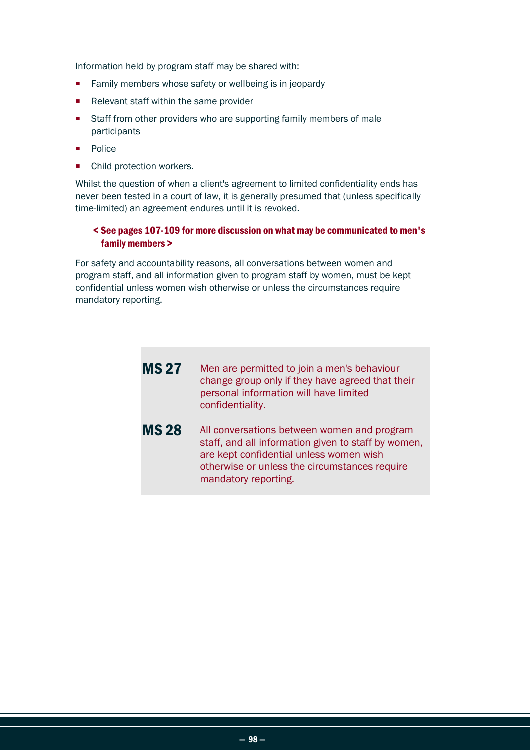Information held by program staff may be shared with:

- Family members whose safety or wellbeing is in jeopardy
- Relevant staff within the same provider
- Staff from other providers who are supporting family members of male participants
- Police
- Child protection workers.

Whilst the question of when a client's agreement to limited confidentiality ends has never been tested in a court of law, it is generally presumed that (unless specifically time-limited) an agreement endures until it is revoked.

**< See pages 107-109 for more discussion on what may be communicated to men's family members >**

For safety and accountability reasons, all conversations between women and program staff, and all information given to program staff by women, must be kept confidential unless women wish otherwise or unless the circumstances require mandatory reporting.

**MS 27** Men are permitted to join a men's behaviour change group only if they have agreed that their personal information will have limited confidentiality.

**MS 28** All conversations between women and program staff, and all information given to staff by women, are kept confidential unless women wish otherwise or unless the circumstances require mandatory reporting.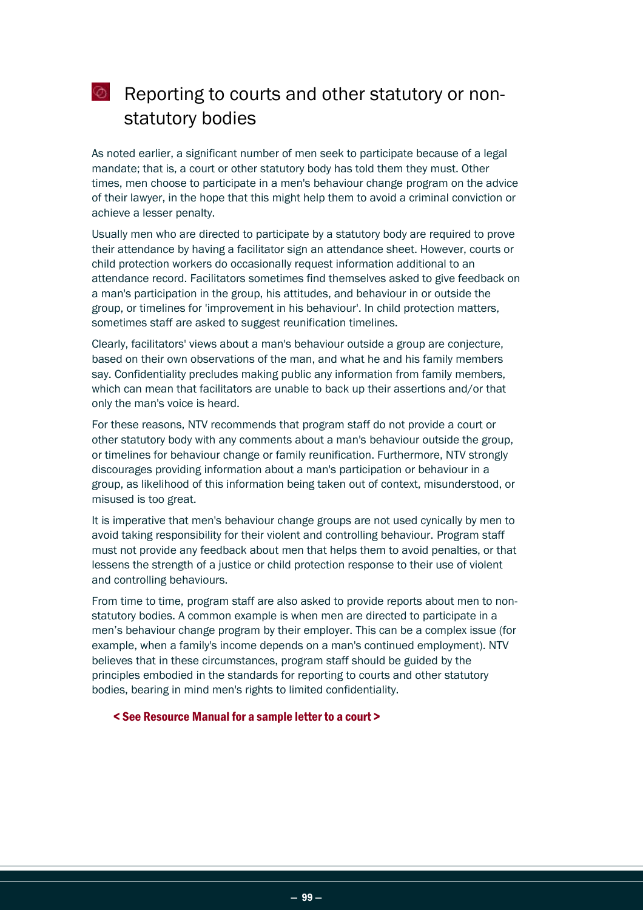## Reporting to courts and other statutory or non-statutory bodies

As noted earlier, a significant number of men seek to participate because of a legal mandate; that is, a court or other statutory body has told them they must. Other times, men choose to participate in a men's behaviour change program on the advice of their lawyer, in the hope that this might help them to avoid a criminal conviction or achieve a lesser penalty.

Usually men who are directed to participate by a statutory body are required to prove their attendance by having a facilitator sign an attendance sheet. However, courts or child protection workers do occasionally request information additional to an attendance record. Facilitators sometimes find themselves asked to give feedback on a man's participation in the group, his attitudes, and behaviour in or outside the group, or timelines for 'improvement in his behaviour'. In child protection matters, sometimes staff are asked to suggest reunification timelines.

Clearly, facilitators' views about a man's behaviour outside a group are conjecture, based on their own observations of the man, and what he and his family members say. Confidentiality precludes making public any information from family members, which can mean that facilitators are unable to back up their assertions and/or that only the man's voice is heard.

For these reasons, NTV recommends that program staff do not provide a court or other statutory body with any comments about a man's behaviour outside the group, or timelines for behaviour change or family reunification. Furthermore, NTV strongly discourages providing information about a man's participation or behaviour in a group, as likelihood of this information being taken out of context, misunderstood, or misused is too great.

It is imperative that men's behaviour change groups are not used cynically by men to avoid taking responsibility for their violent and controlling behaviour. Program staff must not provide any feedback about men that helps them to avoid penalties, or that lessens the strength of a justice or child protection response to their use of violent and controlling behaviours.

From time to time, program staff are also asked to provide reports about men to non-statutory bodies. A common example is when men are directed to participate in a men's behaviour change program by their employer. This can be a complex issue (for example, when a family's income depends on a man's continued employment). NTV believes that in these circumstances, program staff should be guided by the principles embodied in the standards for reporting to courts and other statutory bodies, bearing in mind men's rights to limited confidentiality.

**< See Resource Manual for a sample letter to a court >**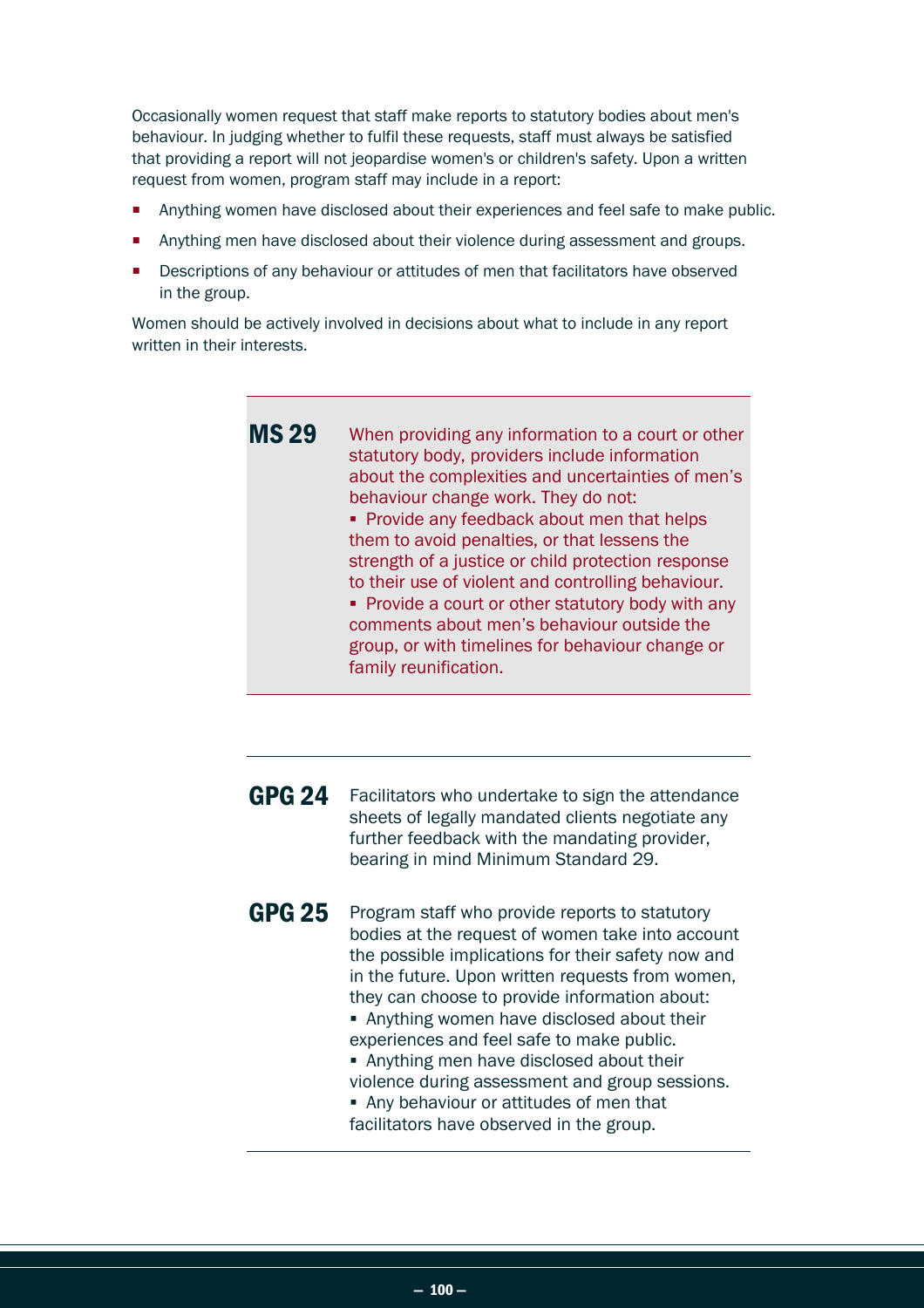Occasionally women request that staff make reports to statutory bodies about men's behaviour. In judging whether to fulfil these requests, staff must always be satisfied that providing a report will not jeopardise women's or children's safety. Upon a written request from women, program staff may include in a report:

- Anything women have disclosed about their experiences and feel safe to make public.
- Anything men have disclosed about their violence during assessment and groups.
- Descriptions of any behaviour or attitudes of men that facilitators have observed in the group.

Women should be actively involved in decisions about what to include in any report written in their interests.

**MS 29** When providing any information to a court or other statutory body, providers include information about the complexities and uncertainties of men's behaviour change work. They do not:

- Provide any feedback about men that helps them to avoid penalties, or that lessens the strength of a justice or child protection response to their use of violent and controlling behaviour.
- Provide a court or other statutory body with any comments about men's behaviour outside the group, or with timelines for behaviour change or family reunification.

**GPG 24** Facilitators who undertake to sign the attendance sheets of legally mandated clients negotiate any further feedback with the mandating provider, bearing in mind Minimum Standard 29.

**GPG 25** Program staff who provide reports to statutory bodies at the request of women take into account the possible implications for their safety now and in the future. Upon written requests from women, they can choose to provide information about:

- Anything women have disclosed about their experiences and feel safe to make public.
- Anything men have disclosed about their violence during assessment and group sessions.
- Any behaviour or attitudes of men that facilitators have observed in the group.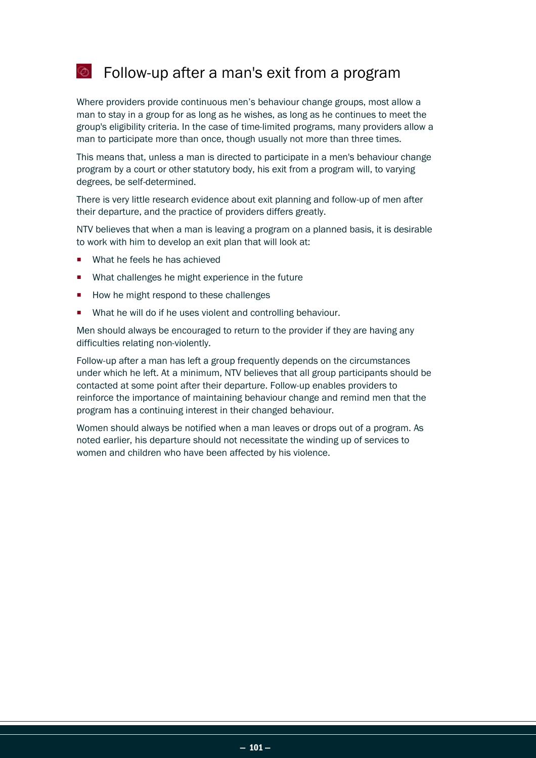## Follow-up after a man's exit from a program

Where providers provide continuous men's behaviour change groups, most allow a man to stay in a group for as long as he wishes, as long as he continues to meet the group's eligibility criteria. In the case of time-limited programs, many providers allow a man to participate more than once, though usually not more than three times.

This means that, unless a man is directed to participate in a men's behaviour change program by a court or other statutory body, his exit from a program will, to varying degrees, be self-determined.

There is very little research evidence about exit planning and follow-up of men after their departure, and the practice of providers differs greatly.

NTV believes that when a man is leaving a program on a planned basis, it is desirable to work with him to develop an exit plan that will look at:

- What he feels he has achieved
- What challenges he might experience in the future
- How he might respond to these challenges
- What he will do if he uses violent and controlling behaviour.

Men should always be encouraged to return to the provider if they are having any difficulties relating non-violently.

Follow-up after a man has left a group frequently depends on the circumstances under which he left. At a minimum, NTV believes that all group participants should be contacted at some point after their departure. Follow-up enables providers to reinforce the importance of maintaining behaviour change and remind men that the program has a continuing interest in their changed behaviour.

Women should always be notified when a man leaves or drops out of a program. As noted earlier, his departure should not necessitate the winding up of services to women and children who have been affected by his violence.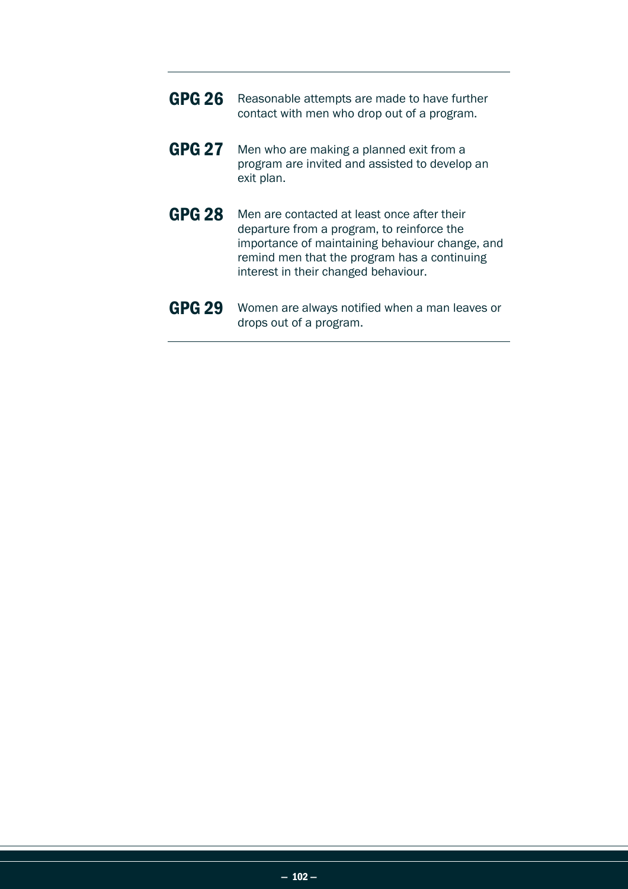**GPG 26** Reasonable attempts are made to have further contact with men who drop out of a program.

**GPG 27** Men who are making a planned exit from a program are invited and assisted to develop an exit plan.

**GPG 28** Men are contacted at least once after their departure from a program, to reinforce the importance of maintaining behaviour change, and remind men that the program has a continuing interest in their changed behaviour.

**GPG 29** Women are always notified when a man leaves or drops out of a program.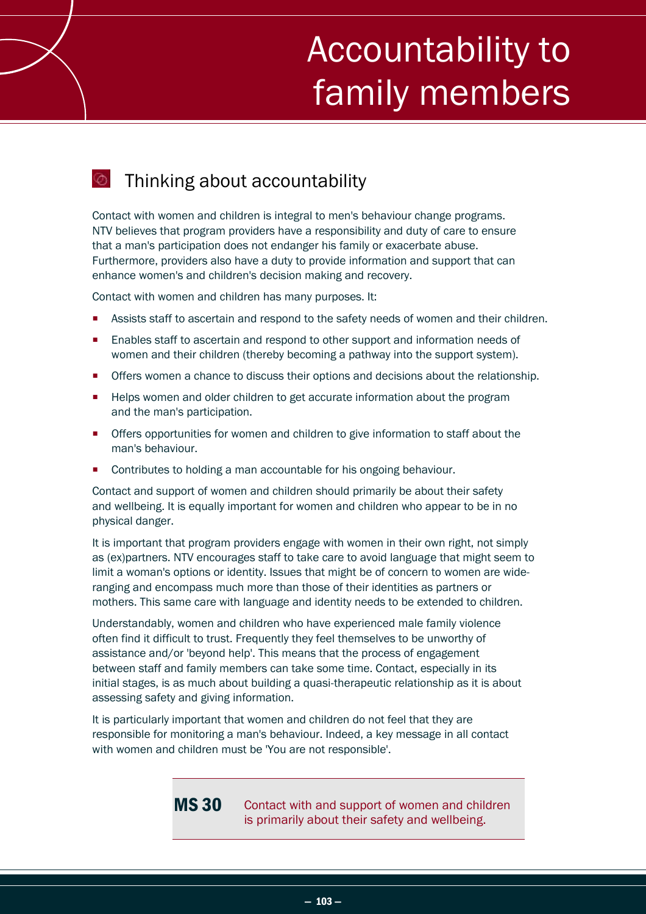# Accountability to family members

## Thinking about accountability

Contact with women and children is integral to men's behaviour change programs. NTV believes that program providers have a responsibility and duty of care to ensure that a man's participation does not endanger his family or exacerbate abuse. Furthermore, providers also have a duty to provide information and support that can enhance women's and children's decision making and recovery.

Contact with women and children has many purposes. It:

- Assists staff to ascertain and respond to the safety needs of women and their children.
- Enables staff to ascertain and respond to other support and information needs of women and their children (thereby becoming a pathway into the support system).
- Offers women a chance to discuss their options and decisions about the relationship.
- Helps women and older children to get accurate information about the program and the man's participation.
- Offers opportunities for women and children to give information to staff about the man's behaviour.
- Contributes to holding a man accountable for his ongoing behaviour.

Contact and support of women and children should primarily be about their safety and wellbeing. It is equally important for women and children who appear to be in no physical danger.

It is important that program providers engage with women in their own right, not simply as (ex)partners. NTV encourages staff to take care to avoid language that might seem to limit a woman's options or identity. Issues that might be of concern to women are wide-ranging and encompass much more than those of their identities as partners or mothers. This same care with language and identity needs to be extended to children.

Understandably, women and children who have experienced male family violence often find it difficult to trust. Frequently they feel themselves to be unworthy of assistance and/or 'beyond help'. This means that the process of engagement between staff and family members can take some time. Contact, especially in its initial stages, is as much about building a quasi-therapeutic relationship as it is about assessing safety and giving information.

It is particularly important that women and children do not feel that they are responsible for monitoring a man's behaviour. Indeed, a key message in all contact with women and children must be 'You are not responsible'.

> **MS 30** Contact with and support of women and children is primarily about their safety and wellbeing.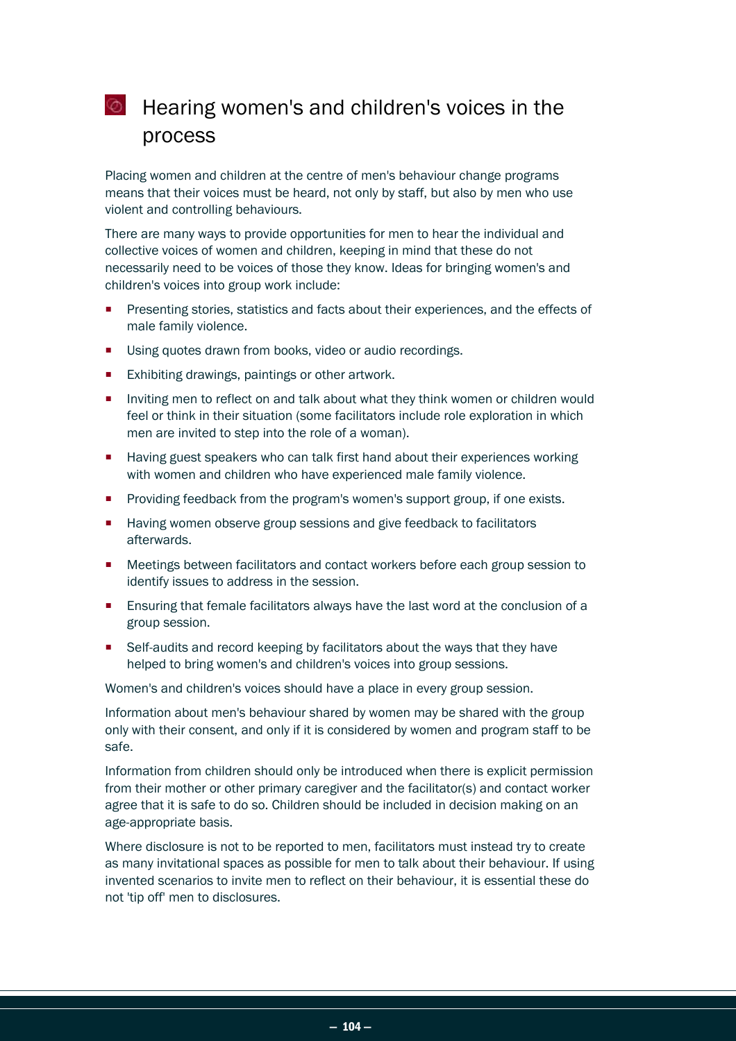## Hearing women's and children's voices in the process

Placing women and children at the centre of men's behaviour change programs means that their voices must be heard, not only by staff, but also by men who use violent and controlling behaviours.

There are many ways to provide opportunities for men to hear the individual and collective voices of women and children, keeping in mind that these do not necessarily need to be voices of those they know. Ideas for bringing women's and children's voices into group work include:

- Presenting stories, statistics and facts about their experiences, and the effects of male family violence.
- Using quotes drawn from books, video or audio recordings.
- Exhibiting drawings, paintings or other artwork.
- Inviting men to reflect on and talk about what they think women or children would feel or think in their situation (some facilitators include role exploration in which men are invited to step into the role of a woman).
- Having guest speakers who can talk first hand about their experiences working with women and children who have experienced male family violence.
- Providing feedback from the program's women's support group, if one exists.
- Having women observe group sessions and give feedback to facilitators afterwards.
- Meetings between facilitators and contact workers before each group session to identify issues to address in the session.
- Ensuring that female facilitators always have the last word at the conclusion of a group session.
- Self-audits and record keeping by facilitators about the ways that they have helped to bring women's and children's voices into group sessions.

Women's and children's voices should have a place in every group session.

Information about men's behaviour shared by women may be shared with the group only with their consent, and only if it is considered by women and program staff to be safe.

Information from children should only be introduced when there is explicit permission from their mother or other primary caregiver and the facilitator(s) and contact worker agree that it is safe to do so. Children should be included in decision making on an age-appropriate basis.

Where disclosure is not to be reported to men, facilitators must instead try to create as many invitational spaces as possible for men to talk about their behaviour. If using invented scenarios to invite men to reflect on their behaviour, it is essential these do not 'tip off' men to disclosures.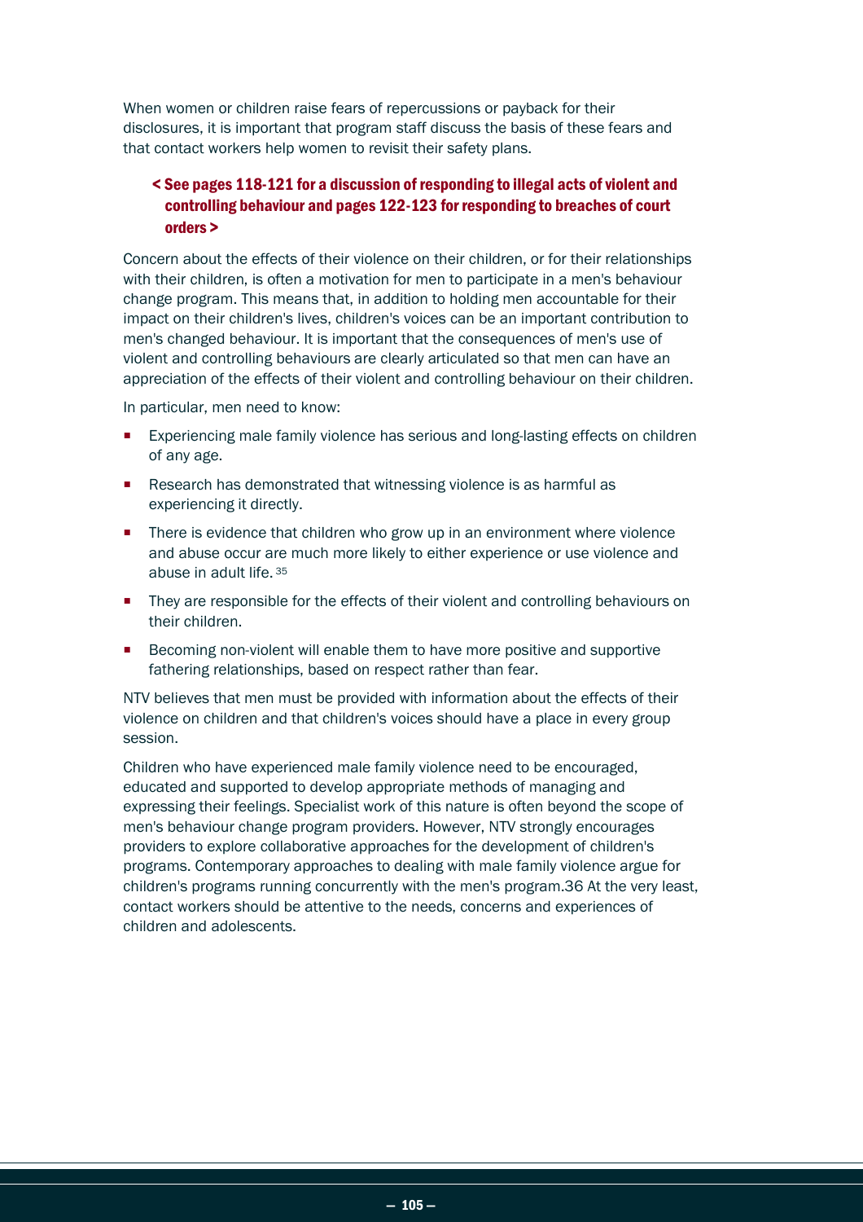When women or children raise fears of repercussions or payback for their disclosures, it is important that program staff discuss the basis of these fears and that contact workers help women to revisit their safety plans.

**< See pages 118-121 for a discussion of responding to illegal acts of violent and controlling behaviour and pages 122-123 for responding to breaches of court orders >**

Concern about the effects of their violence on their children, or for their relationships with their children, is often a motivation for men to participate in a men's behaviour change program. This means that, in addition to holding men accountable for their impact on their children's lives, children's voices can be an important contribution to men's changed behaviour. It is important that the consequences of men's use of violent and controlling behaviours are clearly articulated so that men can have an appreciation of the effects of their violent and controlling behaviour on their children.

In particular, men need to know:

- Experiencing male family violence has serious and long-lasting effects on children of any age.
- Research has demonstrated that witnessing violence is as harmful as experiencing it directly.
- There is evidence that children who grow up in an environment where violence and abuse occur are much more likely to either experience or use violence and abuse in adult life.[35]
- They are responsible for the effects of their violent and controlling behaviours on their children.
- Becoming non-violent will enable them to have more positive and supportive fathering relationships, based on respect rather than fear.

NTV believes that men must be provided with information about the effects of their violence on children and that children's voices should have a place in every group session.

Children who have experienced male family violence need to be encouraged, educated and supported to develop appropriate methods of managing and expressing their feelings. Specialist work of this nature is often beyond the scope of men's behaviour change program providers. However, NTV strongly encourages providers to explore collaborative approaches for the development of children's programs. Contemporary approaches to dealing with male family violence argue for children's programs running concurrently with the men's program.36 At the very least, contact workers should be attentive to the needs, concerns and experiences of children and adolescents.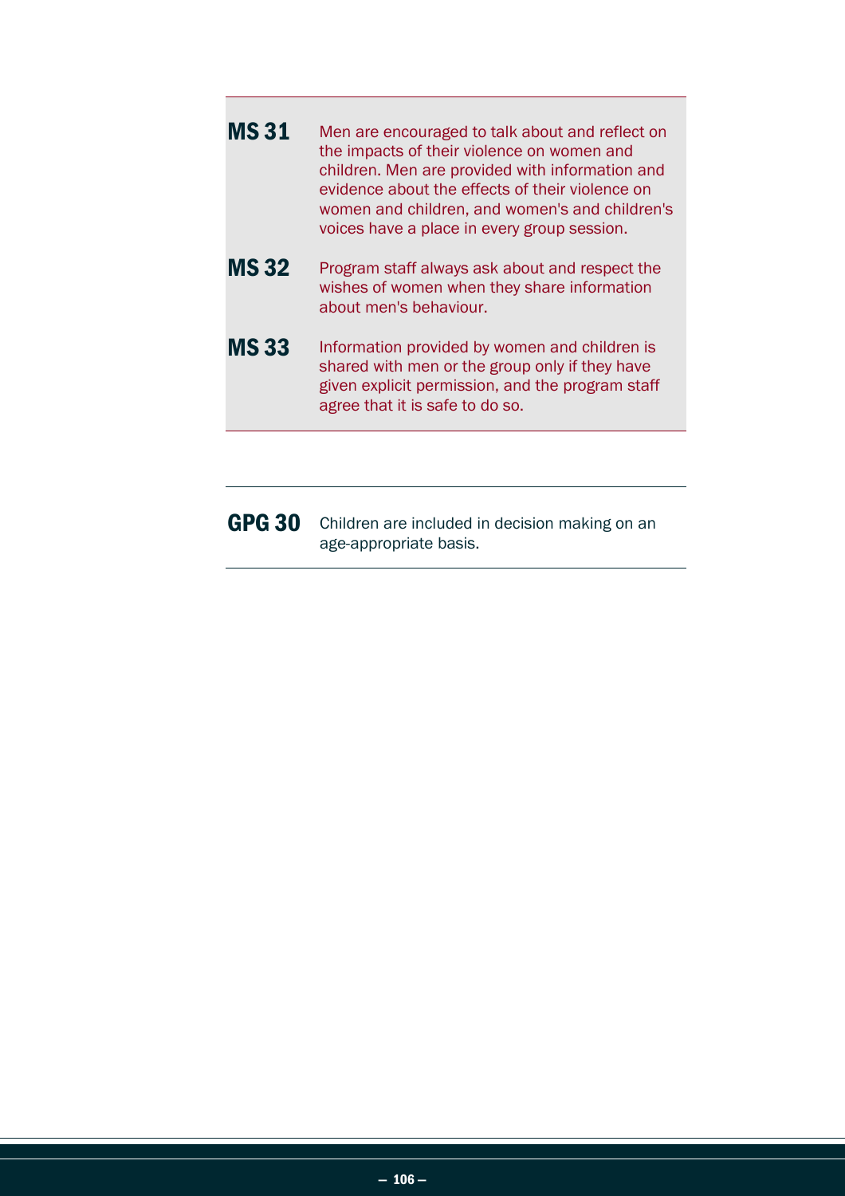**MS 31** Men are encouraged to talk about and reflect on the impacts of their violence on women and children. Men are provided with information and evidence about the effects of their violence on women and children, and women's and children's voices have a place in every group session.

**MS 32** Program staff always ask about and respect the wishes of women when they share information about men's behaviour.

**MS 33** Information provided by women and children is shared with men or the group only if they have given explicit permission, and the program staff agree that it is safe to do so.

---

**GPG 30** Children are included in decision making on an age-appropriate basis.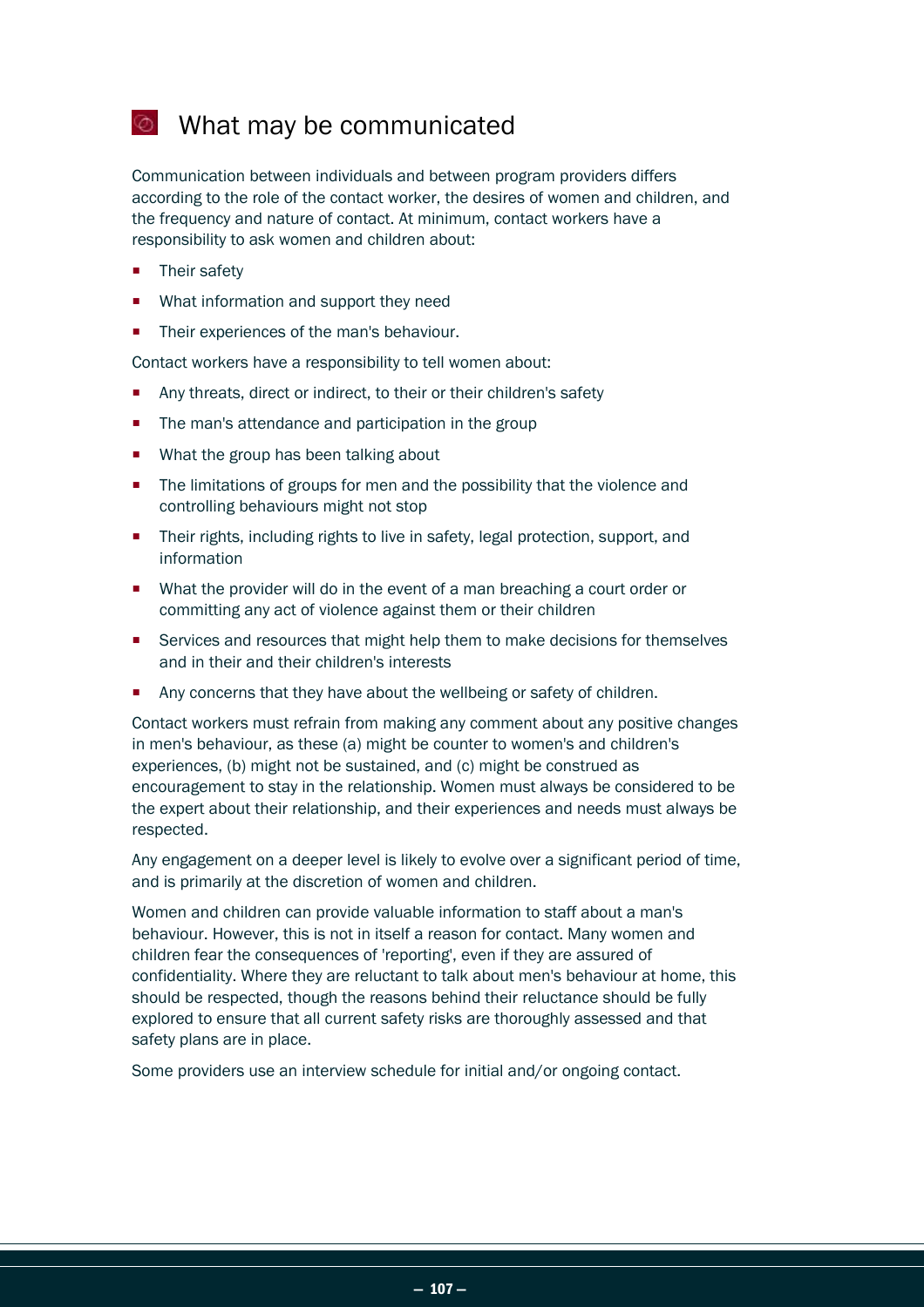## What may be communicated

Communication between individuals and between program providers differs according to the role of the contact worker, the desires of women and children, and the frequency and nature of contact. At minimum, contact workers have a responsibility to ask women and children about:

- Their safety
- What information and support they need
- Their experiences of the man's behaviour.

Contact workers have a responsibility to tell women about:

- Any threats, direct or indirect, to their or their children's safety
- The man's attendance and participation in the group
- What the group has been talking about
- The limitations of groups for men and the possibility that the violence and controlling behaviours might not stop
- Their rights, including rights to live in safety, legal protection, support, and information
- What the provider will do in the event of a man breaching a court order or committing any act of violence against them or their children
- Services and resources that might help them to make decisions for themselves and in their and their children's interests
- Any concerns that they have about the wellbeing or safety of children.

Contact workers must refrain from making any comment about any positive changes in men's behaviour, as these (a) might be counter to women's and children's experiences, (b) might not be sustained, and (c) might be construed as encouragement to stay in the relationship. Women must always be considered to be the expert about their relationship, and their experiences and needs must always be respected.

Any engagement on a deeper level is likely to evolve over a significant period of time, and is primarily at the discretion of women and children.

Women and children can provide valuable information to staff about a man's behaviour. However, this is not in itself a reason for contact. Many women and children fear the consequences of 'reporting', even if they are assured of confidentiality. Where they are reluctant to talk about men's behaviour at home, this should be respected, though the reasons behind their reluctance should be fully explored to ensure that all current safety risks are thoroughly assessed and that safety plans are in place.

Some providers use an interview schedule for initial and/or ongoing contact.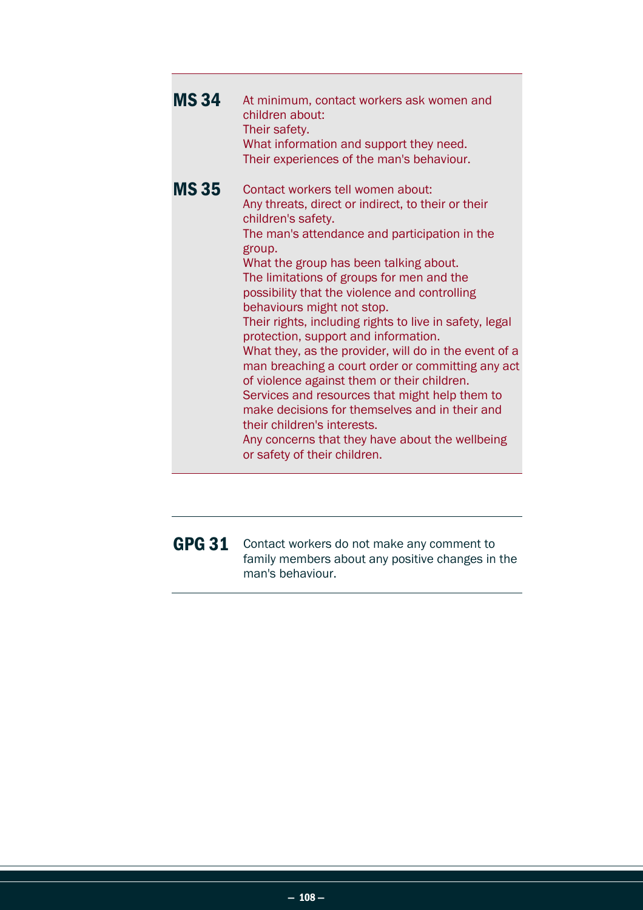**MS 34** At minimum, contact workers ask women and children about:

Their safety.

What information and support they need.

Their experiences of the man's behaviour.

**MS 35** Contact workers tell women about:

Any threats, direct or indirect, to their or their children's safety.

The man's attendance and participation in the group.

What the group has been talking about.

The limitations of groups for men and the possibility that the violence and controlling behaviours might not stop.

Their rights, including rights to live in safety, legal protection, support and information.

What they, as the provider, will do in the event of a man breaching a court order or committing any act of violence against them or their children.

Services and resources that might help them to make decisions for themselves and in their and their children's interests.

Any concerns that they have about the wellbeing or safety of their children.

**GPG 31** Contact workers do not make any comment to family members about any positive changes in the man's behaviour.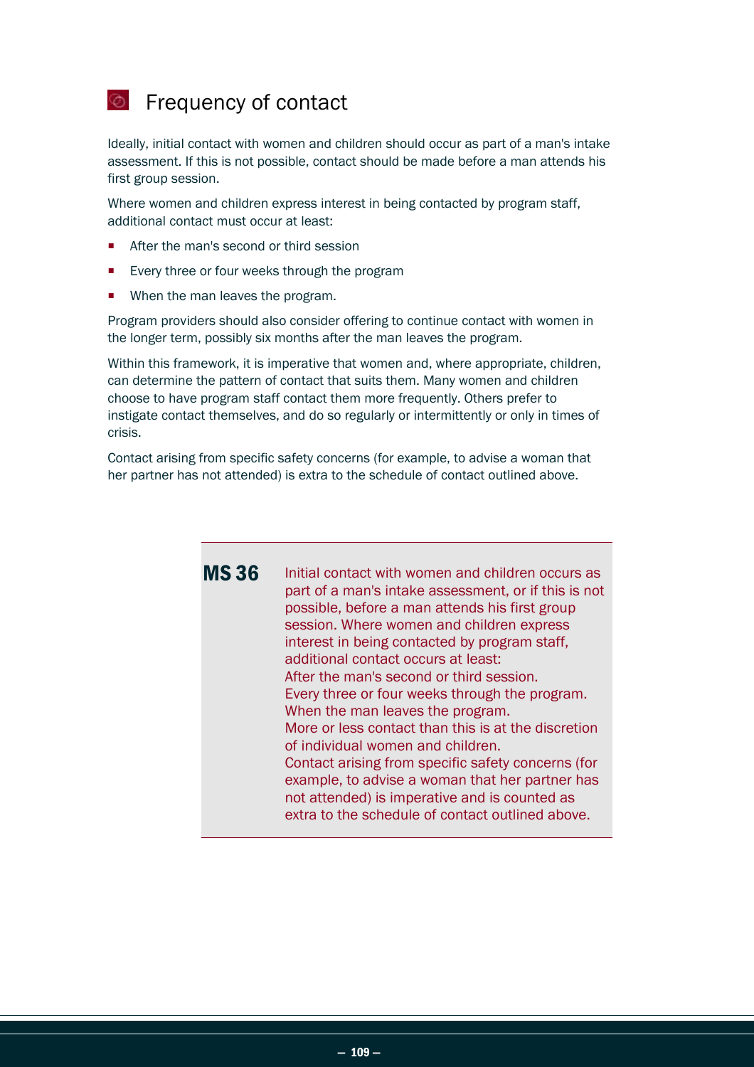## Frequency of contact

Ideally, initial contact with women and children should occur as part of a man's intake assessment. If this is not possible, contact should be made before a man attends his first group session.

Where women and children express interest in being contacted by program staff, additional contact must occur at least:

- After the man's second or third session
- Every three or four weeks through the program
- When the man leaves the program.

Program providers should also consider offering to continue contact with women in the longer term, possibly six months after the man leaves the program.

Within this framework, it is imperative that women and, where appropriate, children, can determine the pattern of contact that suits them. Many women and children choose to have program staff contact them more frequently. Others prefer to instigate contact themselves, and do so regularly or intermittently or only in times of crisis.

Contact arising from specific safety concerns (for example, to advise a woman that her partner has not attended) is extra to the schedule of contact outlined above.

**MS 36** Initial contact with women and children occurs as part of a man's intake assessment, or if this is not possible, before a man attends his first group session. Where women and children express interest in being contacted by program staff, additional contact occurs at least:
After the man's second or third session.
Every three or four weeks through the program.
When the man leaves the program.
More or less contact than this is at the discretion of individual women and children.
Contact arising from specific safety concerns (for example, to advise a woman that her partner has not attended) is imperative and is counted as extra to the schedule of contact outlined above.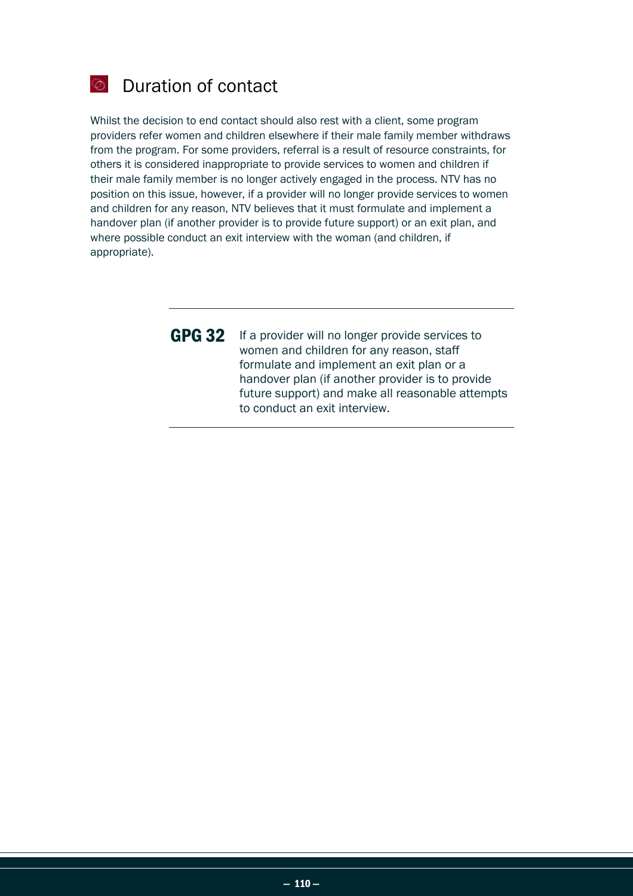## Duration of contact

Whilst the decision to end contact should also rest with a client, some program providers refer women and children elsewhere if their male family member withdraws from the program. For some providers, referral is a result of resource constraints, for others it is considered inappropriate to provide services to women and children if their male family member is no longer actively engaged in the process. NTV has no position on this issue, however, if a provider will no longer provide services to women and children for any reason, NTV believes that it must formulate and implement a handover plan (if another provider is to provide future support) or an exit plan, and where possible conduct an exit interview with the woman (and children, if appropriate).

---

**GPG 32** If a provider will no longer provide services to women and children for any reason, staff formulate and implement an exit plan or a handover plan (if another provider is to provide future support) and make all reasonable attempts to conduct an exit interview.

---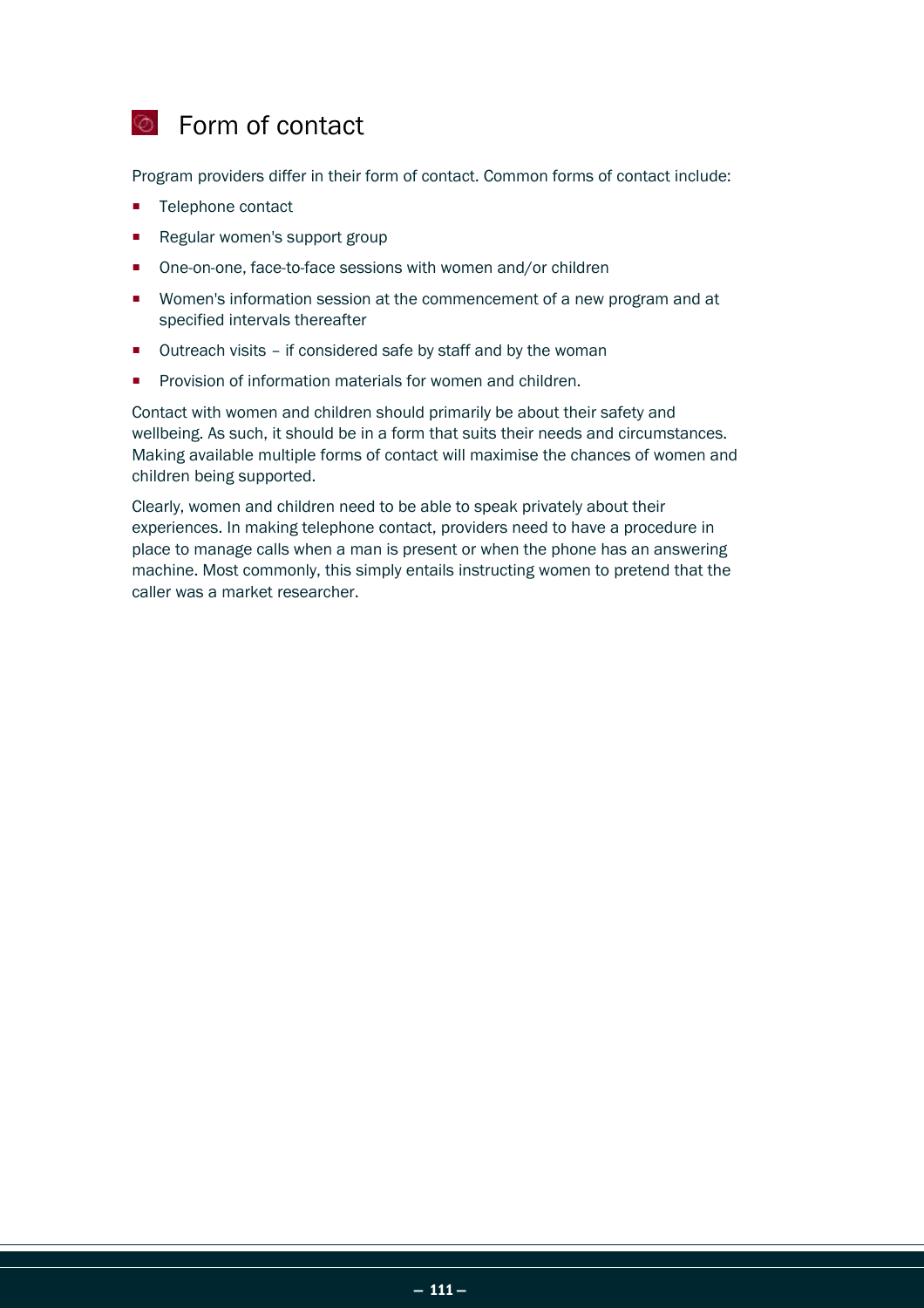## Form of contact

Program providers differ in their form of contact. Common forms of contact include:

- Telephone contact
- Regular women's support group
- One-on-one, face-to-face sessions with women and/or children
- Women's information session at the commencement of a new program and at specified intervals thereafter
- Outreach visits – if considered safe by staff and by the woman
- Provision of information materials for women and children.

Contact with women and children should primarily be about their safety and wellbeing. As such, it should be in a form that suits their needs and circumstances. Making available multiple forms of contact will maximise the chances of women and children being supported.

Clearly, women and children need to be able to speak privately about their experiences. In making telephone contact, providers need to have a procedure in place to manage calls when a man is present or when the phone has an answering machine. Most commonly, this simply entails instructing women to pretend that the caller was a market researcher.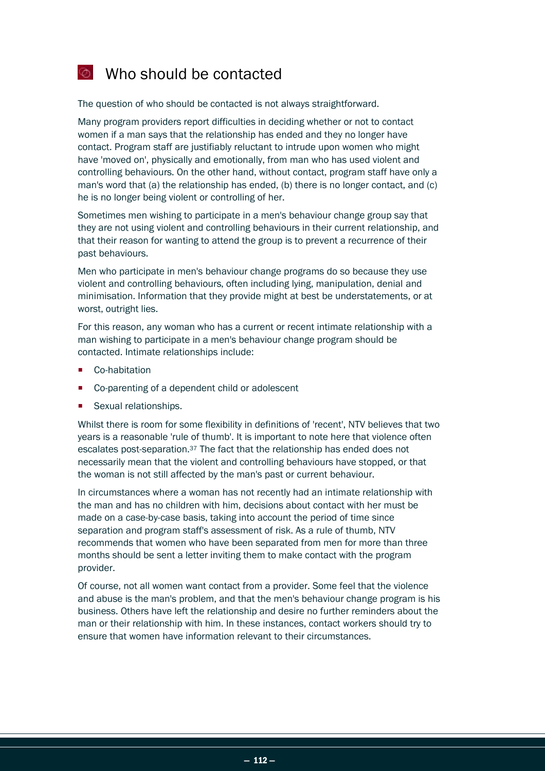## Who should be contacted

The question of who should be contacted is not always straightforward.

Many program providers report difficulties in deciding whether or not to contact women if a man says that the relationship has ended and they no longer have contact. Program staff are justifiably reluctant to intrude upon women who might have 'moved on', physically and emotionally, from man who has used violent and controlling behaviours. On the other hand, without contact, program staff have only a man's word that (a) the relationship has ended, (b) there is no longer contact, and (c) he is no longer being violent or controlling of her.

Sometimes men wishing to participate in a men's behaviour change group say that they are not using violent and controlling behaviours in their current relationship, and that their reason for wanting to attend the group is to prevent a recurrence of their past behaviours.

Men who participate in men's behaviour change programs do so because they use violent and controlling behaviours, often including lying, manipulation, denial and minimisation. Information that they provide might at best be understatements, or at worst, outright lies.

For this reason, any woman who has a current or recent intimate relationship with a man wishing to participate in a men's behaviour change program should be contacted. Intimate relationships include:

- Co-habitation
- Co-parenting of a dependent child or adolescent
- Sexual relationships.

Whilst there is room for some flexibility in definitions of 'recent', NTV believes that two years is a reasonable 'rule of thumb'. It is important to note here that violence often escalates post-separation.[37] The fact that the relationship has ended does not necessarily mean that the violent and controlling behaviours have stopped, or that the woman is not still affected by the man's past or current behaviour.

In circumstances where a woman has not recently had an intimate relationship with the man and has no children with him, decisions about contact with her must be made on a case-by-case basis, taking into account the period of time since separation and program staff's assessment of risk. As a rule of thumb, NTV recommends that women who have been separated from men for more than three months should be sent a letter inviting them to make contact with the program provider.

Of course, not all women want contact from a provider. Some feel that the violence and abuse is the man's problem, and that the men's behaviour change program is his business. Others have left the relationship and desire no further reminders about the man or their relationship with him. In these instances, contact workers should try to ensure that women have information relevant to their circumstances.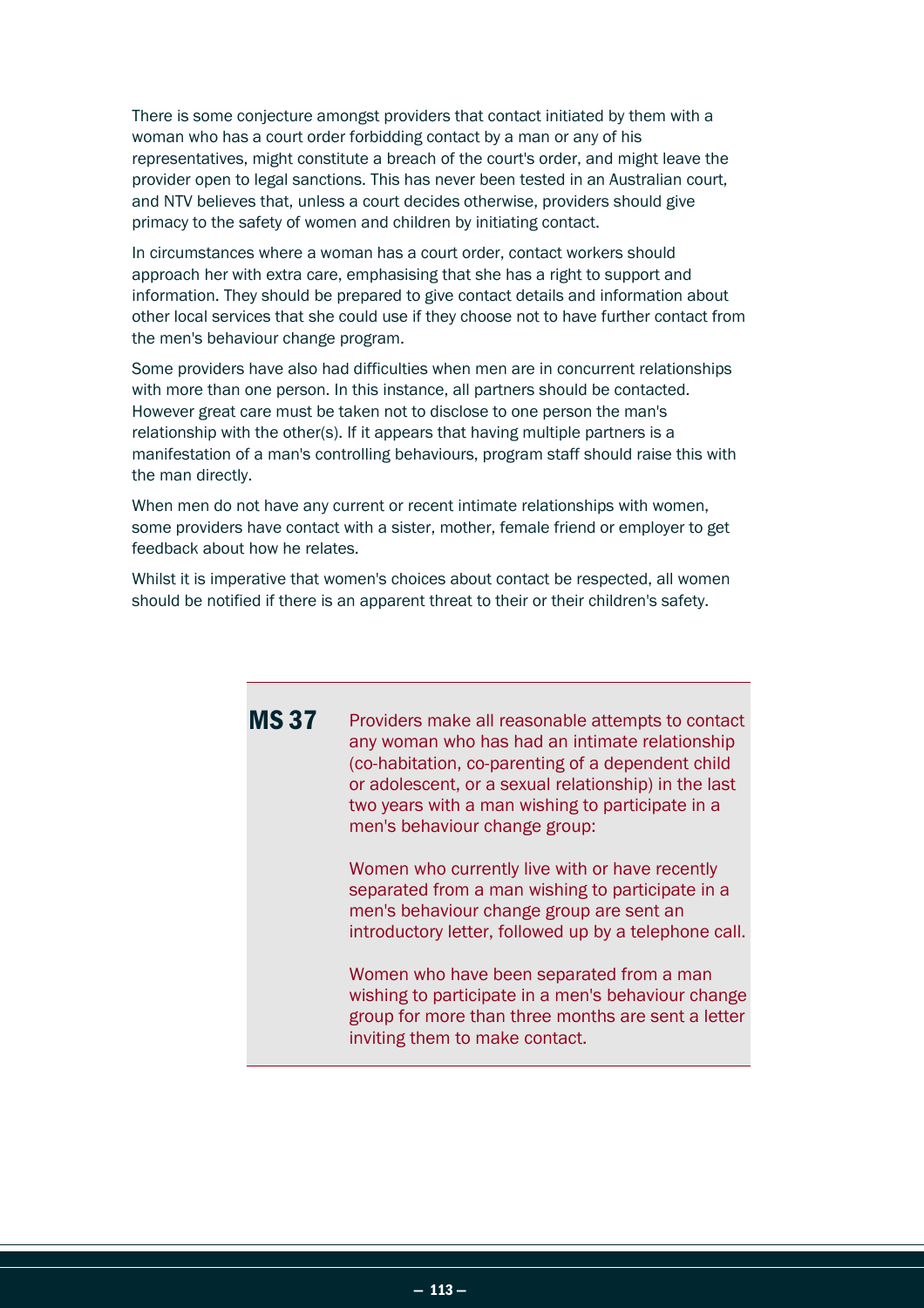There is some conjecture amongst providers that contact initiated by them with a woman who has a court order forbidding contact by a man or any of his representatives, might constitute a breach of the court's order, and might leave the provider open to legal sanctions. This has never been tested in an Australian court, and NTV believes that, unless a court decides otherwise, providers should give primacy to the safety of women and children by initiating contact.

In circumstances where a woman has a court order, contact workers should approach her with extra care, emphasising that she has a right to support and information. They should be prepared to give contact details and information about other local services that she could use if they choose not to have further contact from the men's behaviour change program.

Some providers have also had difficulties when men are in concurrent relationships with more than one person. In this instance, all partners should be contacted. However great care must be taken not to disclose to one person the man's relationship with the other(s). If it appears that having multiple partners is a manifestation of a man's controlling behaviours, program staff should raise this with the man directly.

When men do not have any current or recent intimate relationships with women, some providers have contact with a sister, mother, female friend or employer to get feedback about how he relates.

Whilst it is imperative that women's choices about contact be respected, all women should be notified if there is an apparent threat to their or their children's safety.

**MS 37** Providers make all reasonable attempts to contact any woman who has had an intimate relationship (co-habitation, co-parenting of a dependent child or adolescent, or a sexual relationship) in the last two years with a man wishing to participate in a men's behaviour change group:

Women who currently live with or have recently separated from a man wishing to participate in a men's behaviour change group are sent an introductory letter, followed up by a telephone call.

Women who have been separated from a man wishing to participate in a men's behaviour change group for more than three months are sent a letter inviting them to make contact.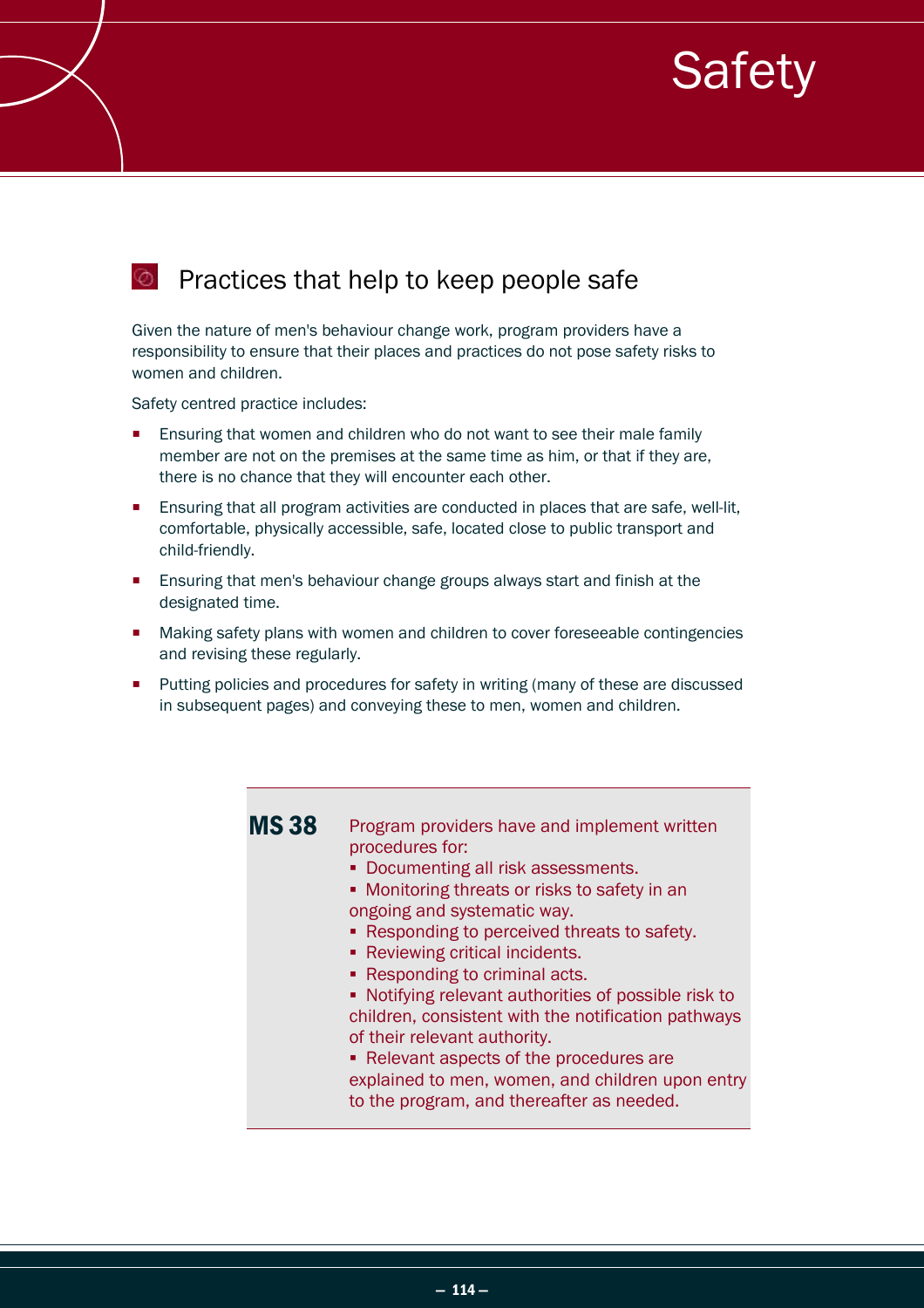# Safety

## Practices that help to keep people safe

Given the nature of men's behaviour change work, program providers have a responsibility to ensure that their places and practices do not pose safety risks to women and children.

Safety centred practice includes:

- Ensuring that women and children who do not want to see their male family member are not on the premises at the same time as him, or that if they are, there is no chance that they will encounter each other.
- Ensuring that all program activities are conducted in places that are safe, well-lit, comfortable, physically accessible, safe, located close to public transport and child-friendly.
- Ensuring that men's behaviour change groups always start and finish at the designated time.
- Making safety plans with women and children to cover foreseeable contingencies and revising these regularly.
- Putting policies and procedures for safety in writing (many of these are discussed in subsequent pages) and conveying these to men, women and children.

**MS 38** Program providers have and implement written procedures for:

- Documenting all risk assessments.
- Monitoring threats or risks to safety in an ongoing and systematic way.
- Responding to perceived threats to safety.
- Reviewing critical incidents.
- Responding to criminal acts.
- Notifying relevant authorities of possible risk to children, consistent with the notification pathways of their relevant authority.
- Relevant aspects of the procedures are explained to men, women, and children upon entry to the program, and thereafter as needed.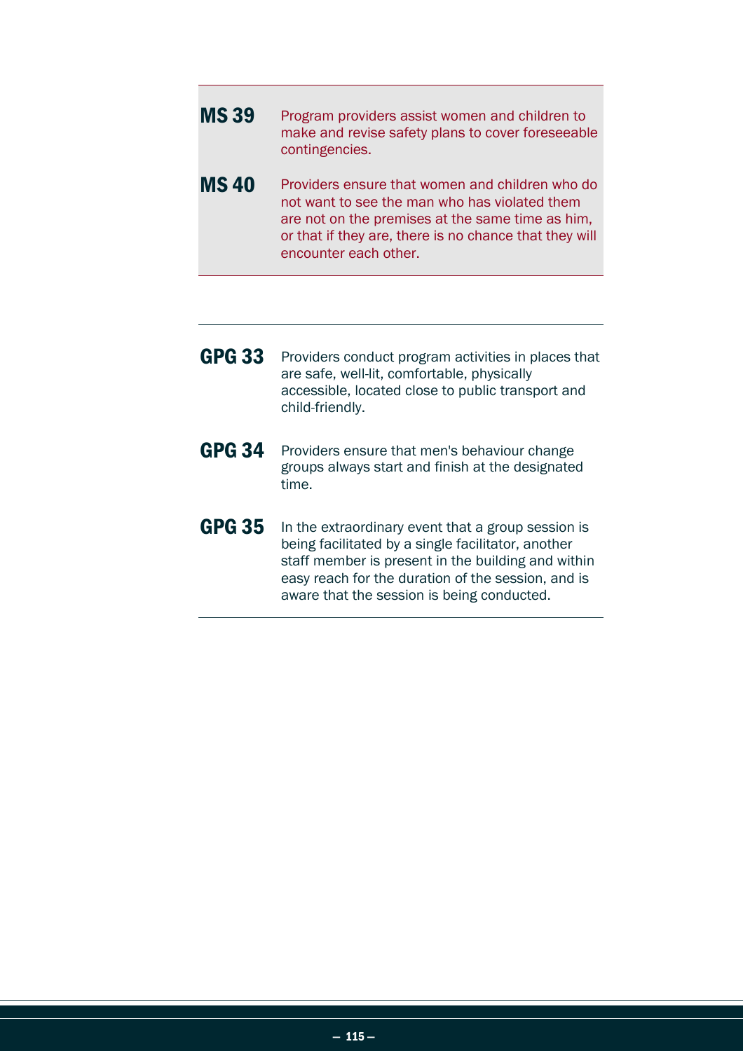**MS 39** Program providers assist women and children to make and revise safety plans to cover foreseeable contingencies.

**MS 40** Providers ensure that women and children who do not want to see the man who has violated them are not on the premises at the same time as him, or that if they are, there is no chance that they will encounter each other.

---

**GPG 33** Providers conduct program activities in places that are safe, well-lit, comfortable, physically accessible, located close to public transport and child-friendly.

**GPG 34** Providers ensure that men's behaviour change groups always start and finish at the designated time.

**GPG 35** In the extraordinary event that a group session is being facilitated by a single facilitator, another staff member is present in the building and within easy reach for the duration of the session, and is aware that the session is being conducted.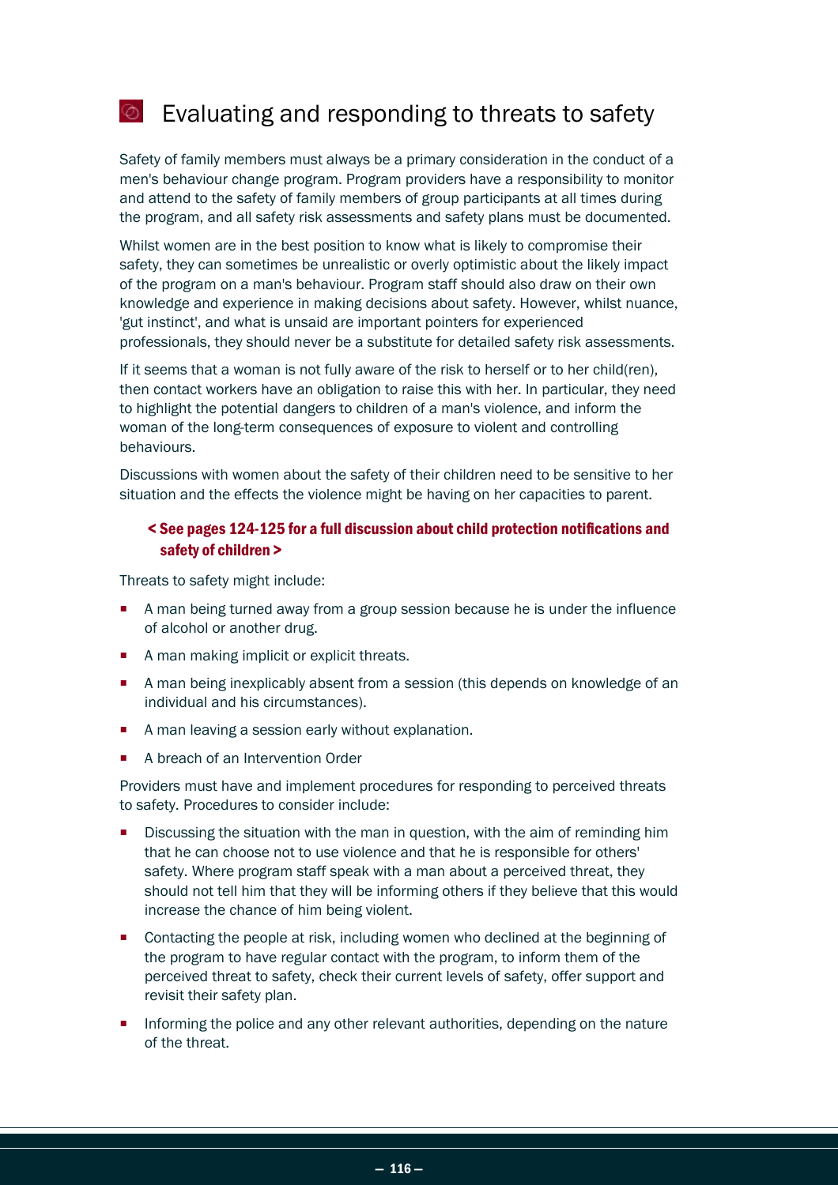## Evaluating and responding to threats to safety

Safety of family members must always be a primary consideration in the conduct of a men's behaviour change program. Program providers have a responsibility to monitor and attend to the safety of family members of group participants at all times during the program, and all safety risk assessments and safety plans must be documented.

Whilst women are in the best position to know what is likely to compromise their safety, they can sometimes be unrealistic or overly optimistic about the likely impact of the program on a man's behaviour. Program staff should also draw on their own knowledge and experience in making decisions about safety. However, whilst nuance, 'gut instinct', and what is unsaid are important pointers for experienced professionals, they should never be a substitute for detailed safety risk assessments.

If it seems that a woman is not fully aware of the risk to herself or to her child(ren), then contact workers have an obligation to raise this with her. In particular, they need to highlight the potential dangers to children of a man's violence, and inform the woman of the long-term consequences of exposure to violent and controlling behaviours.

Discussions with women about the safety of their children need to be sensitive to her situation and the effects the violence might be having on her capacities to parent.

**< See pages 124-125 for a full discussion about child protection notifications and safety of children >**

Threats to safety might include:

- A man being turned away from a group session because he is under the influence of alcohol or another drug.
- A man making implicit or explicit threats.
- A man being inexplicably absent from a session (this depends on knowledge of an individual and his circumstances).
- A man leaving a session early without explanation.
- A breach of an Intervention Order

Providers must have and implement procedures for responding to perceived threats to safety. Procedures to consider include:

- Discussing the situation with the man in question, with the aim of reminding him that he can choose not to use violence and that he is responsible for others' safety. Where program staff speak with a man about a perceived threat, they should not tell him that they will be informing others if they believe that this would increase the chance of him being violent.
- Contacting the people at risk, including women who declined at the beginning of the program to have regular contact with the program, to inform them of the perceived threat to safety, check their current levels of safety, offer support and revisit their safety plan.
- Informing the police and any other relevant authorities, depending on the nature of the threat.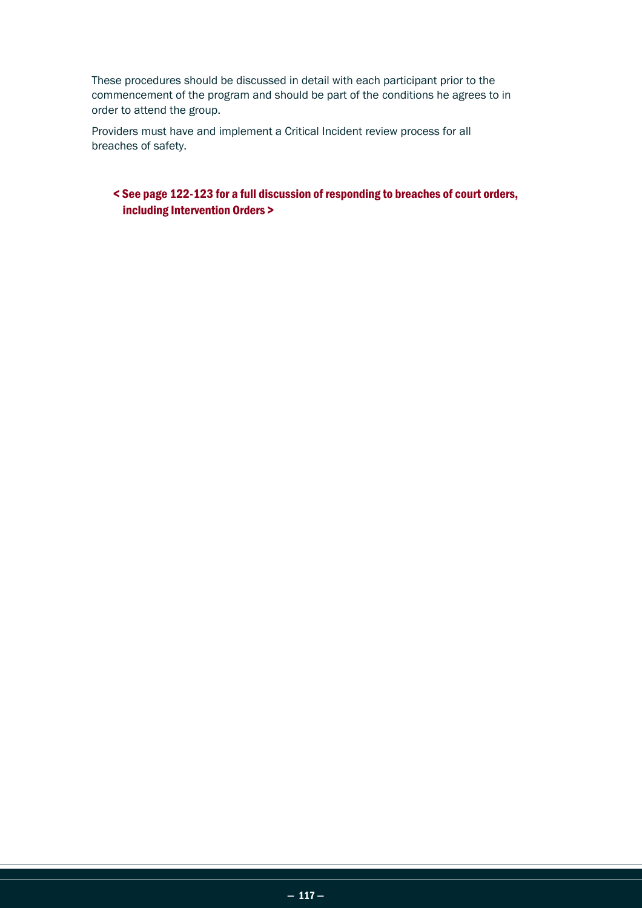These procedures should be discussed in detail with each participant prior to the commencement of the program and should be part of the conditions he agrees to in order to attend the group.

Providers must have and implement a Critical Incident review process for all breaches of safety.

**< See page 122-123 for a full discussion of responding to breaches of court orders, including Intervention Orders >**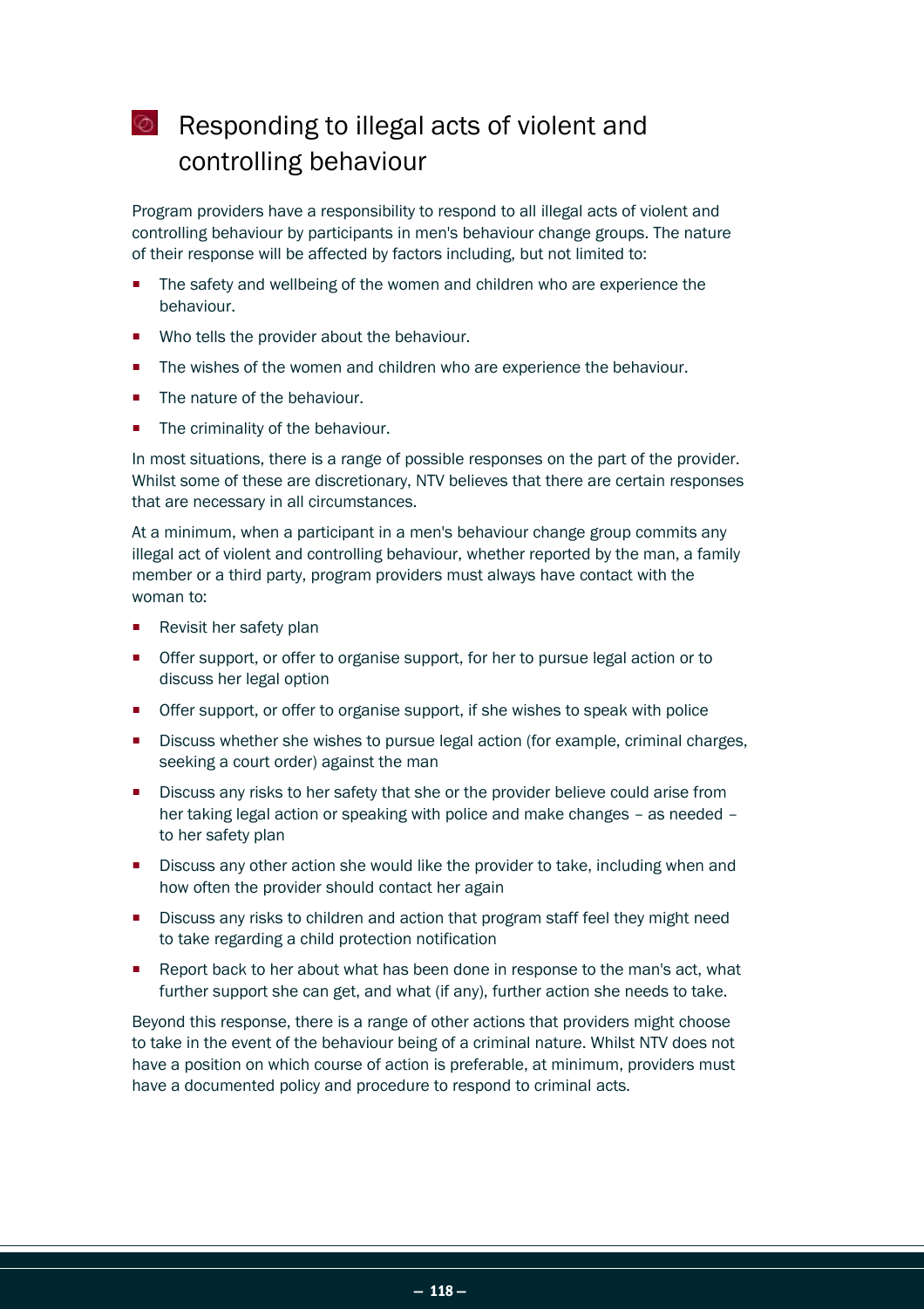## Responding to illegal acts of violent and controlling behaviour

Program providers have a responsibility to respond to all illegal acts of violent and controlling behaviour by participants in men's behaviour change groups. The nature of their response will be affected by factors including, but not limited to:

- The safety and wellbeing of the women and children who are experience the behaviour.
- Who tells the provider about the behaviour.
- The wishes of the women and children who are experience the behaviour.
- The nature of the behaviour.
- The criminality of the behaviour.

In most situations, there is a range of possible responses on the part of the provider. Whilst some of these are discretionary, NTV believes that there are certain responses that are necessary in all circumstances.

At a minimum, when a participant in a men's behaviour change group commits any illegal act of violent and controlling behaviour, whether reported by the man, a family member or a third party, program providers must always have contact with the woman to:

- Revisit her safety plan
- Offer support, or offer to organise support, for her to pursue legal action or to discuss her legal option
- Offer support, or offer to organise support, if she wishes to speak with police
- Discuss whether she wishes to pursue legal action (for example, criminal charges, seeking a court order) against the man
- Discuss any risks to her safety that she or the provider believe could arise from her taking legal action or speaking with police and make changes – as needed – to her safety plan
- Discuss any other action she would like the provider to take, including when and how often the provider should contact her again
- Discuss any risks to children and action that program staff feel they might need to take regarding a child protection notification
- Report back to her about what has been done in response to the man's act, what further support she can get, and what (if any), further action she needs to take.

Beyond this response, there is a range of other actions that providers might choose to take in the event of the behaviour being of a criminal nature. Whilst NTV does not have a position on which course of action is preferable, at minimum, providers must have a documented policy and procedure to respond to criminal acts.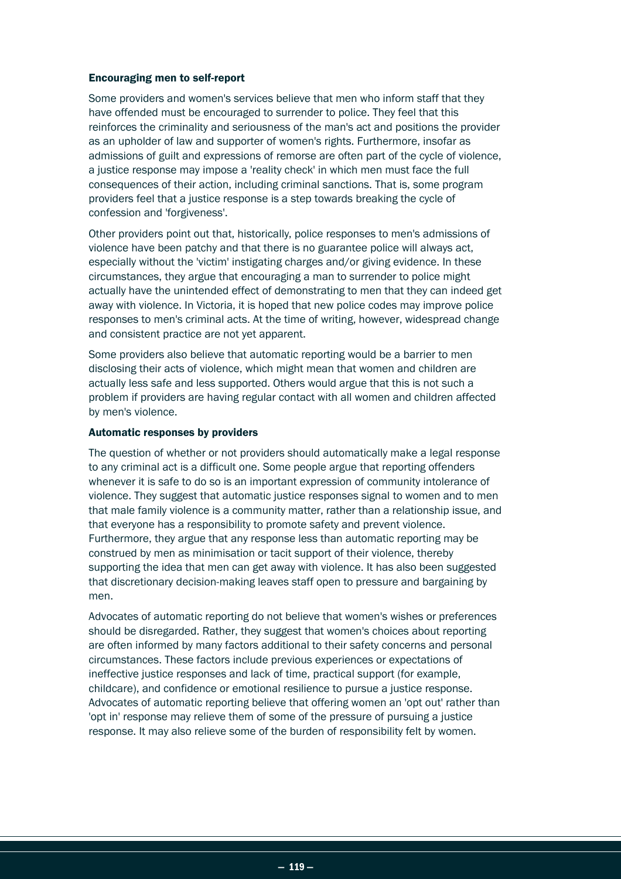### Encouraging men to self-report

Some providers and women's services believe that men who inform staff that they have offended must be encouraged to surrender to police. They feel that this reinforces the criminality and seriousness of the man's act and positions the provider as an upholder of law and supporter of women's rights. Furthermore, insofar as admissions of guilt and expressions of remorse are often part of the cycle of violence, a justice response may impose a 'reality check' in which men must face the full consequences of their action, including criminal sanctions. That is, some program providers feel that a justice response is a step towards breaking the cycle of confession and 'forgiveness'.

Other providers point out that, historically, police responses to men's admissions of violence have been patchy and that there is no guarantee police will always act, especially without the 'victim' instigating charges and/or giving evidence. In these circumstances, they argue that encouraging a man to surrender to police might actually have the unintended effect of demonstrating to men that they can indeed get away with violence. In Victoria, it is hoped that new police codes may improve police responses to men's criminal acts. At the time of writing, however, widespread change and consistent practice are not yet apparent.

Some providers also believe that automatic reporting would be a barrier to men disclosing their acts of violence, which might mean that women and children are actually less safe and less supported. Others would argue that this is not such a problem if providers are having regular contact with all women and children affected by men's violence.

### Automatic responses by providers

The question of whether or not providers should automatically make a legal response to any criminal act is a difficult one. Some people argue that reporting offenders whenever it is safe to do so is an important expression of community intolerance of violence. They suggest that automatic justice responses signal to women and to men that male family violence is a community matter, rather than a relationship issue, and that everyone has a responsibility to promote safety and prevent violence. Furthermore, they argue that any response less than automatic reporting may be construed by men as minimisation or tacit support of their violence, thereby supporting the idea that men can get away with violence. It has also been suggested that discretionary decision-making leaves staff open to pressure and bargaining by men.

Advocates of automatic reporting do not believe that women's wishes or preferences should be disregarded. Rather, they suggest that women's choices about reporting are often informed by many factors additional to their safety concerns and personal circumstances. These factors include previous experiences or expectations of ineffective justice responses and lack of time, practical support (for example, childcare), and confidence or emotional resilience to pursue a justice response. Advocates of automatic reporting believe that offering women an 'opt out' rather than 'opt in' response may relieve them of some of the pressure of pursuing a justice response. It may also relieve some of the burden of responsibility felt by women.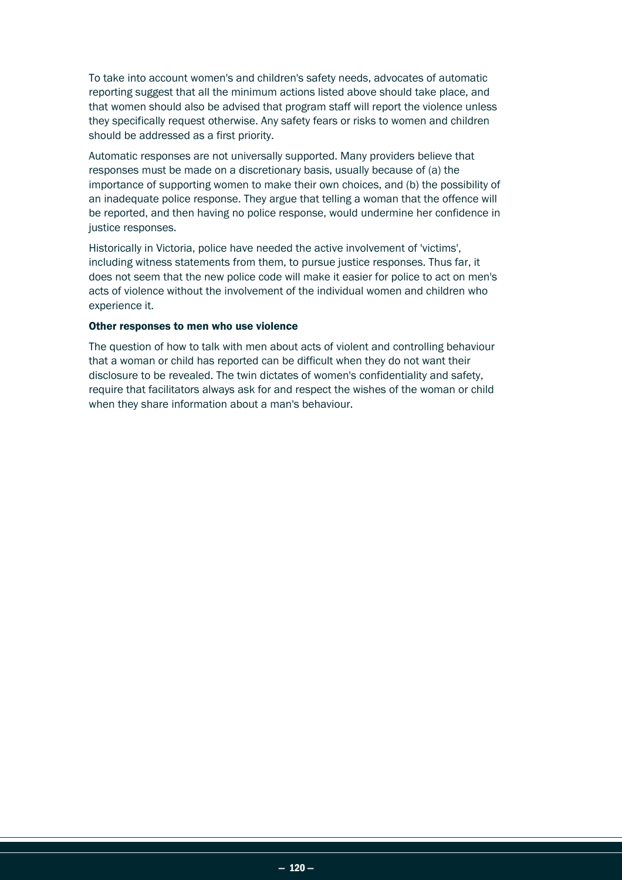To take into account women's and children's safety needs, advocates of automatic reporting suggest that all the minimum actions listed above should take place, and that women should also be advised that program staff will report the violence unless they specifically request otherwise. Any safety fears or risks to women and children should be addressed as a first priority.

Automatic responses are not universally supported. Many providers believe that responses must be made on a discretionary basis, usually because of (a) the importance of supporting women to make their own choices, and (b) the possibility of an inadequate police response. They argue that telling a woman that the offence will be reported, and then having no police response, would undermine her confidence in justice responses.

Historically in Victoria, police have needed the active involvement of 'victims', including witness statements from them, to pursue justice responses. Thus far, it does not seem that the new police code will make it easier for police to act on men's acts of violence without the involvement of the individual women and children who experience it.

### Other responses to men who use violence

The question of how to talk with men about acts of violent and controlling behaviour that a woman or child has reported can be difficult when they do not want their disclosure to be revealed. The twin dictates of women's confidentiality and safety, require that facilitators always ask for and respect the wishes of the woman or child when they share information about a man's behaviour.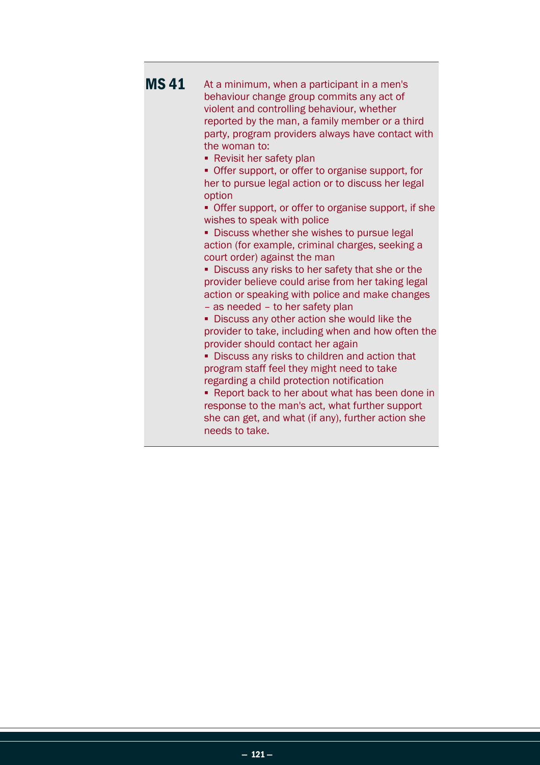**MS 41** At a minimum, when a participant in a men's behaviour change group commits any act of violent and controlling behaviour, whether reported by the man, a family member or a third party, program providers always have contact with the woman to:

- Revisit her safety plan
- Offer support, or offer to organise support, for her to pursue legal action or to discuss her legal option
- Offer support, or offer to organise support, if she wishes to speak with police
- Discuss whether she wishes to pursue legal action (for example, criminal charges, seeking a court order) against the man
- Discuss any risks to her safety that she or the provider believe could arise from her taking legal action or speaking with police and make changes – as needed – to her safety plan
- Discuss any other action she would like the provider to take, including when and how often the provider should contact her again
- Discuss any risks to children and action that program staff feel they might need to take regarding a child protection notification
- Report back to her about what has been done in response to the man's act, what further support she can get, and what (if any), further action she needs to take.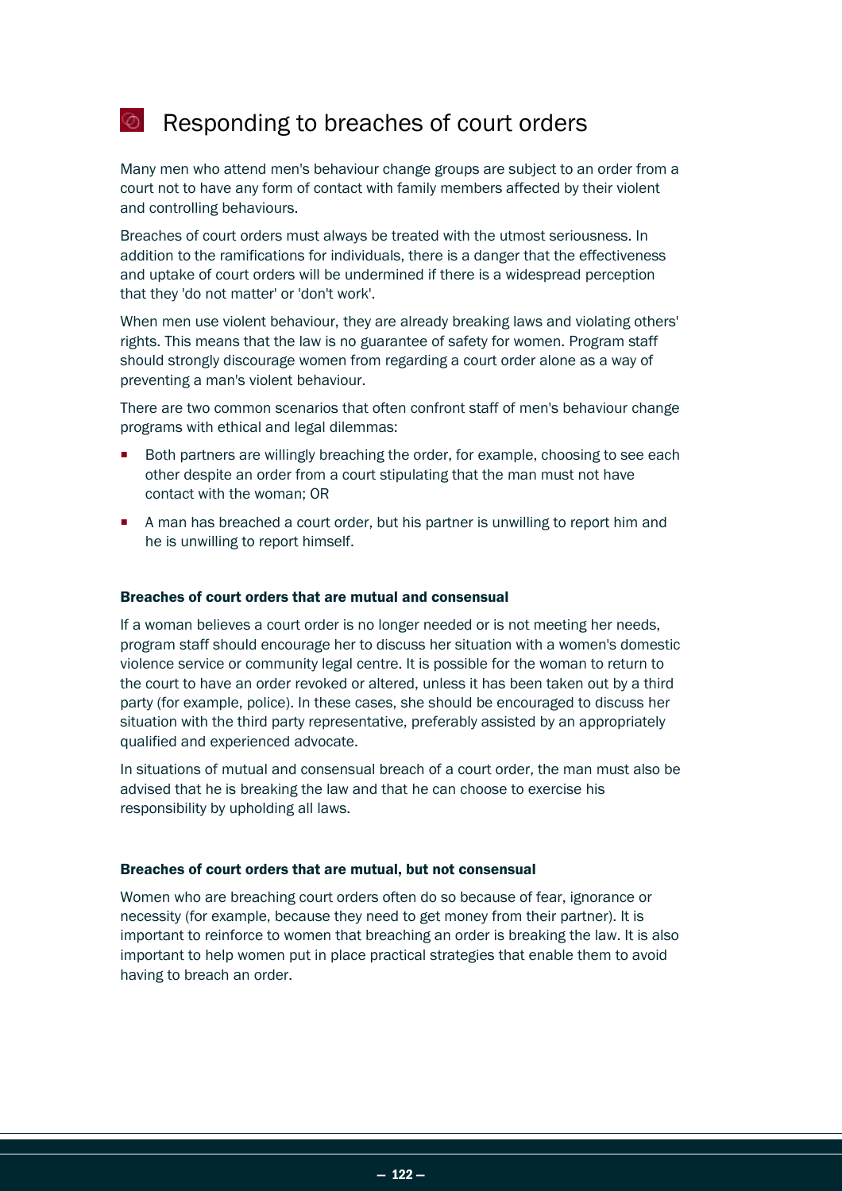# Responding to breaches of court orders

Many men who attend men's behaviour change groups are subject to an order from a court not to have any form of contact with family members affected by their violent and controlling behaviours.

Breaches of court orders must always be treated with the utmost seriousness. In addition to the ramifications for individuals, there is a danger that the effectiveness and uptake of court orders will be undermined if there is a widespread perception that they 'do not matter' or 'don't work'.

When men use violent behaviour, they are already breaking laws and violating others' rights. This means that the law is no guarantee of safety for women. Program staff should strongly discourage women from regarding a court order alone as a way of preventing a man's violent behaviour.

There are two common scenarios that often confront staff of men's behaviour change programs with ethical and legal dilemmas:

- Both partners are willingly breaching the order, for example, choosing to see each other despite an order from a court stipulating that the man must not have contact with the woman; OR
- A man has breached a court order, but his partner is unwilling to report him and he is unwilling to report himself.

### Breaches of court orders that are mutual and consensual

If a woman believes a court order is no longer needed or is not meeting her needs, program staff should encourage her to discuss her situation with a women's domestic violence service or community legal centre. It is possible for the woman to return to the court to have an order revoked or altered, unless it has been taken out by a third party (for example, police). In these cases, she should be encouraged to discuss her situation with the third party representative, preferably assisted by an appropriately qualified and experienced advocate.

In situations of mutual and consensual breach of a court order, the man must also be advised that he is breaking the law and that he can choose to exercise his responsibility by upholding all laws.

### Breaches of court orders that are mutual, but not consensual

Women who are breaching court orders often do so because of fear, ignorance or necessity (for example, because they need to get money from their partner). It is important to reinforce to women that breaching an order is breaking the law. It is also important to help women put in place practical strategies that enable them to avoid having to breach an order.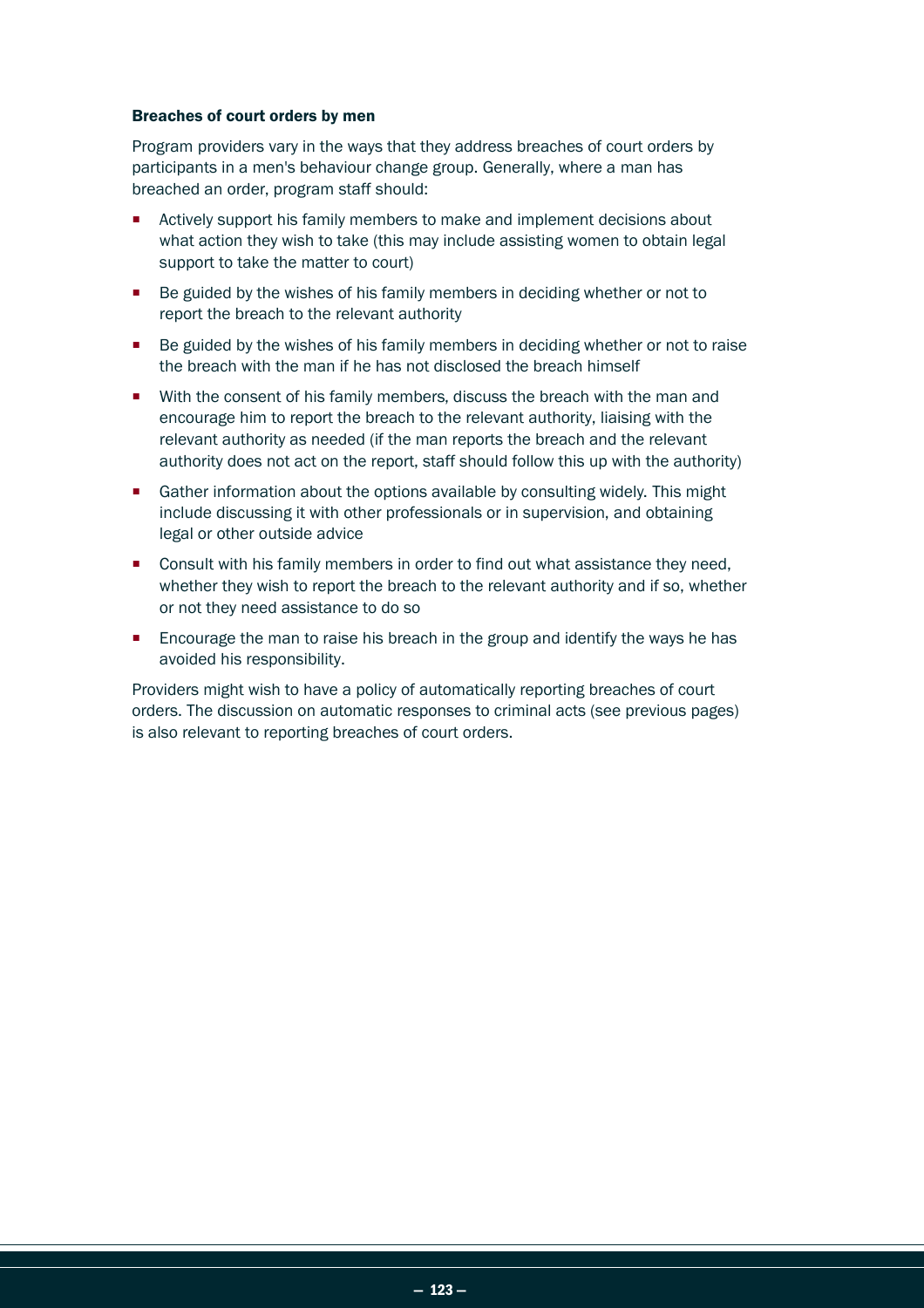### Breaches of court orders by men

Program providers vary in the ways that they address breaches of court orders by participants in a men's behaviour change group. Generally, where a man has breached an order, program staff should:

- Actively support his family members to make and implement decisions about what action they wish to take (this may include assisting women to obtain legal support to take the matter to court)
- Be guided by the wishes of his family members in deciding whether or not to report the breach to the relevant authority
- Be guided by the wishes of his family members in deciding whether or not to raise the breach with the man if he has not disclosed the breach himself
- With the consent of his family members, discuss the breach with the man and encourage him to report the breach to the relevant authority, liaising with the relevant authority as needed (if the man reports the breach and the relevant authority does not act on the report, staff should follow this up with the authority)
- Gather information about the options available by consulting widely. This might include discussing it with other professionals or in supervision, and obtaining legal or other outside advice
- Consult with his family members in order to find out what assistance they need, whether they wish to report the breach to the relevant authority and if so, whether or not they need assistance to do so
- Encourage the man to raise his breach in the group and identify the ways he has avoided his responsibility.

Providers might wish to have a policy of automatically reporting breaches of court orders. The discussion on automatic responses to criminal acts (see previous pages) is also relevant to reporting breaches of court orders.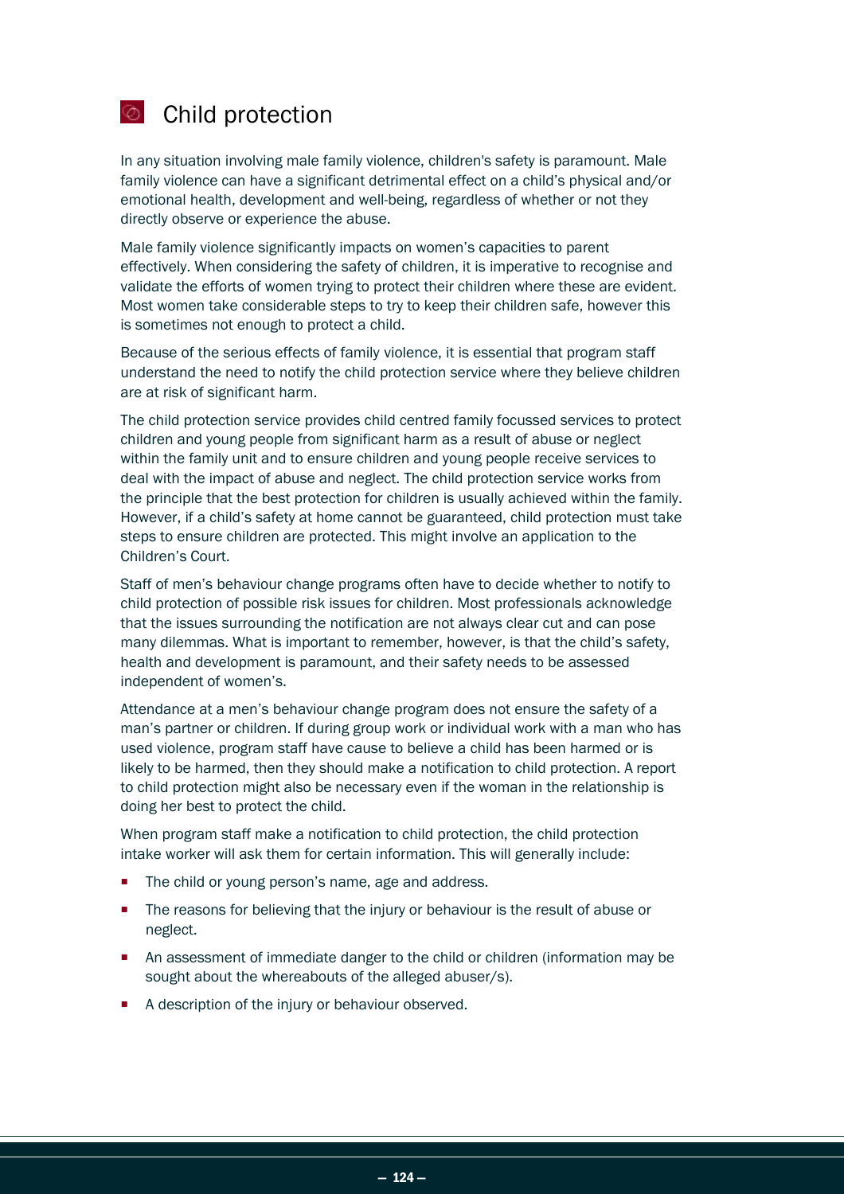## Child protection

In any situation involving male family violence, children's safety is paramount. Male family violence can have a significant detrimental effect on a child's physical and/or emotional health, development and well-being, regardless of whether or not they directly observe or experience the abuse.

Male family violence significantly impacts on women's capacities to parent effectively. When considering the safety of children, it is imperative to recognise and validate the efforts of women trying to protect their children where these are evident. Most women take considerable steps to try to keep their children safe, however this is sometimes not enough to protect a child.

Because of the serious effects of family violence, it is essential that program staff understand the need to notify the child protection service where they believe children are at risk of significant harm.

The child protection service provides child centred family focussed services to protect children and young people from significant harm as a result of abuse or neglect within the family unit and to ensure children and young people receive services to deal with the impact of abuse and neglect. The child protection service works from the principle that the best protection for children is usually achieved within the family. However, if a child's safety at home cannot be guaranteed, child protection must take steps to ensure children are protected. This might involve an application to the Children's Court.

Staff of men's behaviour change programs often have to decide whether to notify to child protection of possible risk issues for children. Most professionals acknowledge that the issues surrounding the notification are not always clear cut and can pose many dilemmas. What is important to remember, however, is that the child's safety, health and development is paramount, and their safety needs to be assessed independent of women's.

Attendance at a men's behaviour change program does not ensure the safety of a man's partner or children. If during group work or individual work with a man who has used violence, program staff have cause to believe a child has been harmed or is likely to be harmed, then they should make a notification to child protection. A report to child protection might also be necessary even if the woman in the relationship is doing her best to protect the child.

When program staff make a notification to child protection, the child protection intake worker will ask them for certain information. This will generally include:

- The child or young person's name, age and address.
- The reasons for believing that the injury or behaviour is the result of abuse or neglect.
- An assessment of immediate danger to the child or children (information may be sought about the whereabouts of the alleged abuser/s).
- A description of the injury or behaviour observed.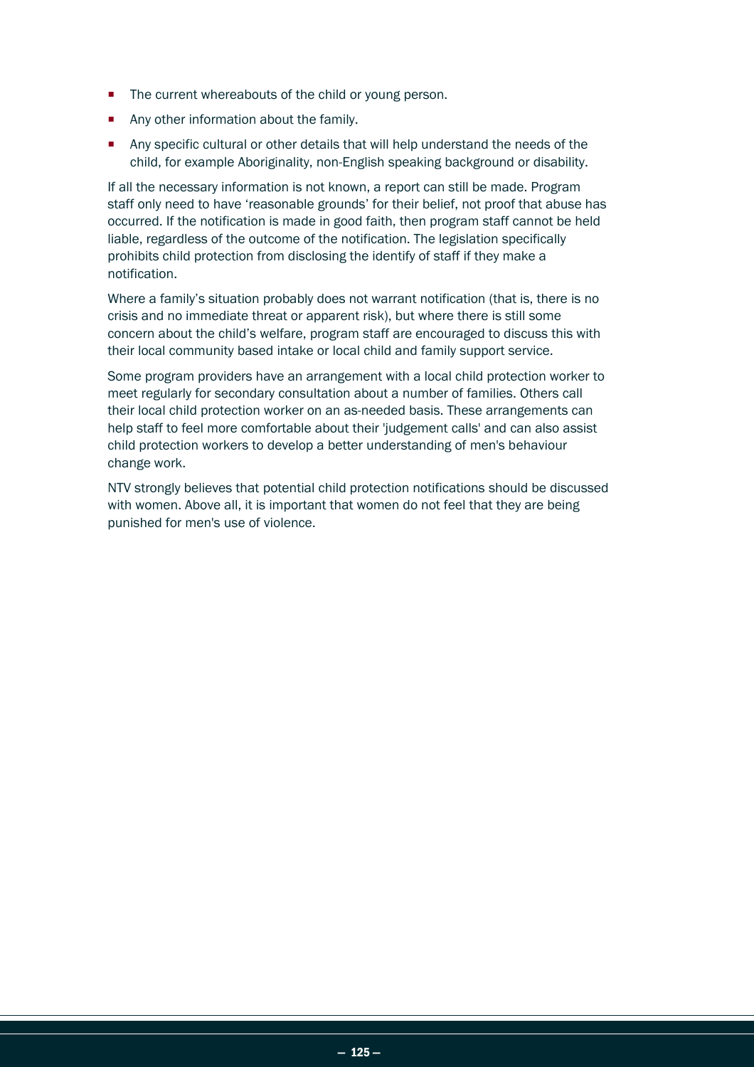- The current whereabouts of the child or young person.
- Any other information about the family.
- Any specific cultural or other details that will help understand the needs of the child, for example Aboriginality, non-English speaking background or disability.

If all the necessary information is not known, a report can still be made. Program staff only need to have 'reasonable grounds' for their belief, not proof that abuse has occurred. If the notification is made in good faith, then program staff cannot be held liable, regardless of the outcome of the notification. The legislation specifically prohibits child protection from disclosing the identify of staff if they make a notification.

Where a family's situation probably does not warrant notification (that is, there is no crisis and no immediate threat or apparent risk), but where there is still some concern about the child's welfare, program staff are encouraged to discuss this with their local community based intake or local child and family support service.

Some program providers have an arrangement with a local child protection worker to meet regularly for secondary consultation about a number of families. Others call their local child protection worker on an as-needed basis. These arrangements can help staff to feel more comfortable about their 'judgement calls' and can also assist child protection workers to develop a better understanding of men's behaviour change work.

NTV strongly believes that potential child protection notifications should be discussed with women. Above all, it is important that women do not feel that they are being punished for men's use of violence.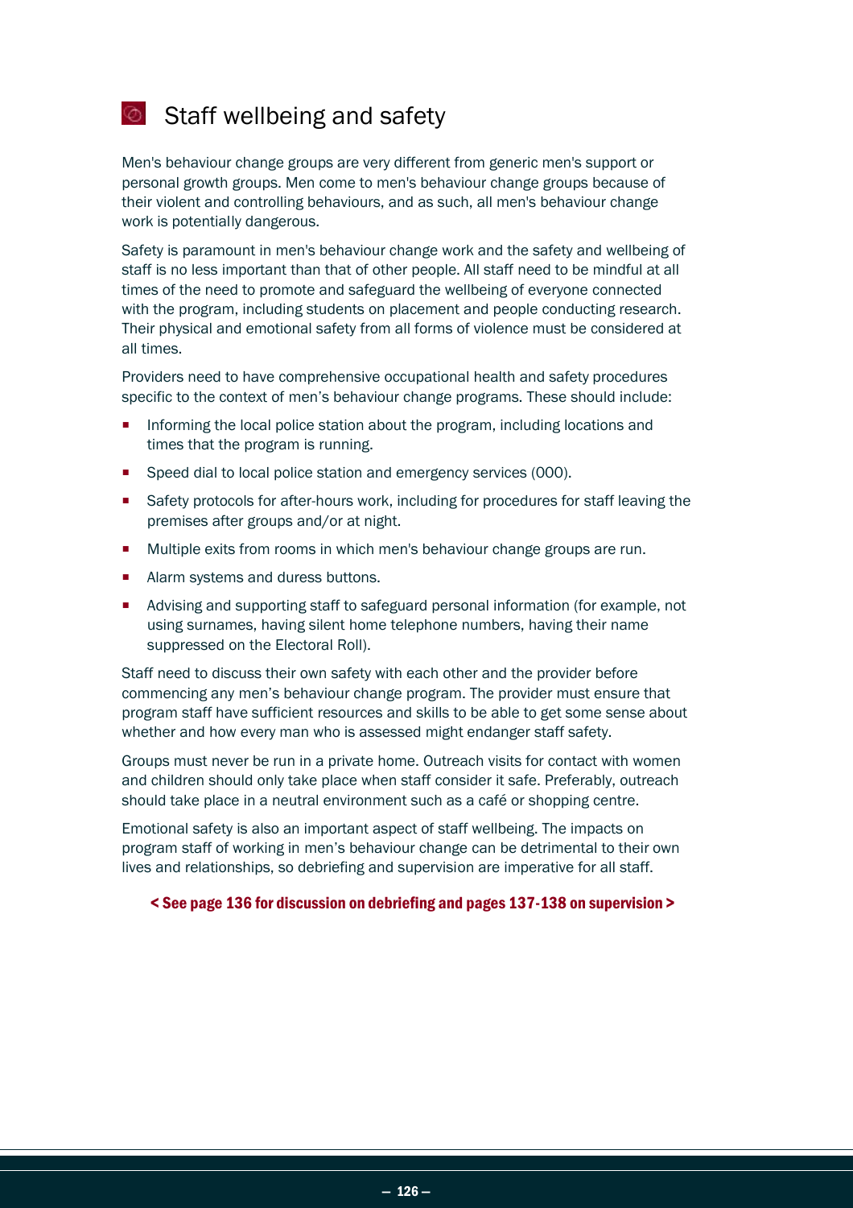## Staff wellbeing and safety

Men's behaviour change groups are very different from generic men's support or personal growth groups. Men come to men's behaviour change groups because of their violent and controlling behaviours, and as such, all men's behaviour change work is potentially dangerous.

Safety is paramount in men's behaviour change work and the safety and wellbeing of staff is no less important than that of other people. All staff need to be mindful at all times of the need to promote and safeguard the wellbeing of everyone connected with the program, including students on placement and people conducting research. Their physical and emotional safety from all forms of violence must be considered at all times.

Providers need to have comprehensive occupational health and safety procedures specific to the context of men's behaviour change programs. These should include:

- Informing the local police station about the program, including locations and times that the program is running.
- Speed dial to local police station and emergency services (000).
- Safety protocols for after-hours work, including for procedures for staff leaving the premises after groups and/or at night.
- Multiple exits from rooms in which men's behaviour change groups are run.
- Alarm systems and duress buttons.
- Advising and supporting staff to safeguard personal information (for example, not using surnames, having silent home telephone numbers, having their name suppressed on the Electoral Roll).

Staff need to discuss their own safety with each other and the provider before commencing any men's behaviour change program. The provider must ensure that program staff have sufficient resources and skills to be able to get some sense about whether and how every man who is assessed might endanger staff safety.

Groups must never be run in a private home. Outreach visits for contact with women and children should only take place when staff consider it safe. Preferably, outreach should take place in a neutral environment such as a café or shopping centre.

Emotional safety is also an important aspect of staff wellbeing. The impacts on program staff of working in men's behaviour change can be detrimental to their own lives and relationships, so debriefing and supervision are imperative for all staff.

**< See page 136 for discussion on debriefing and pages 137-138 on supervision >**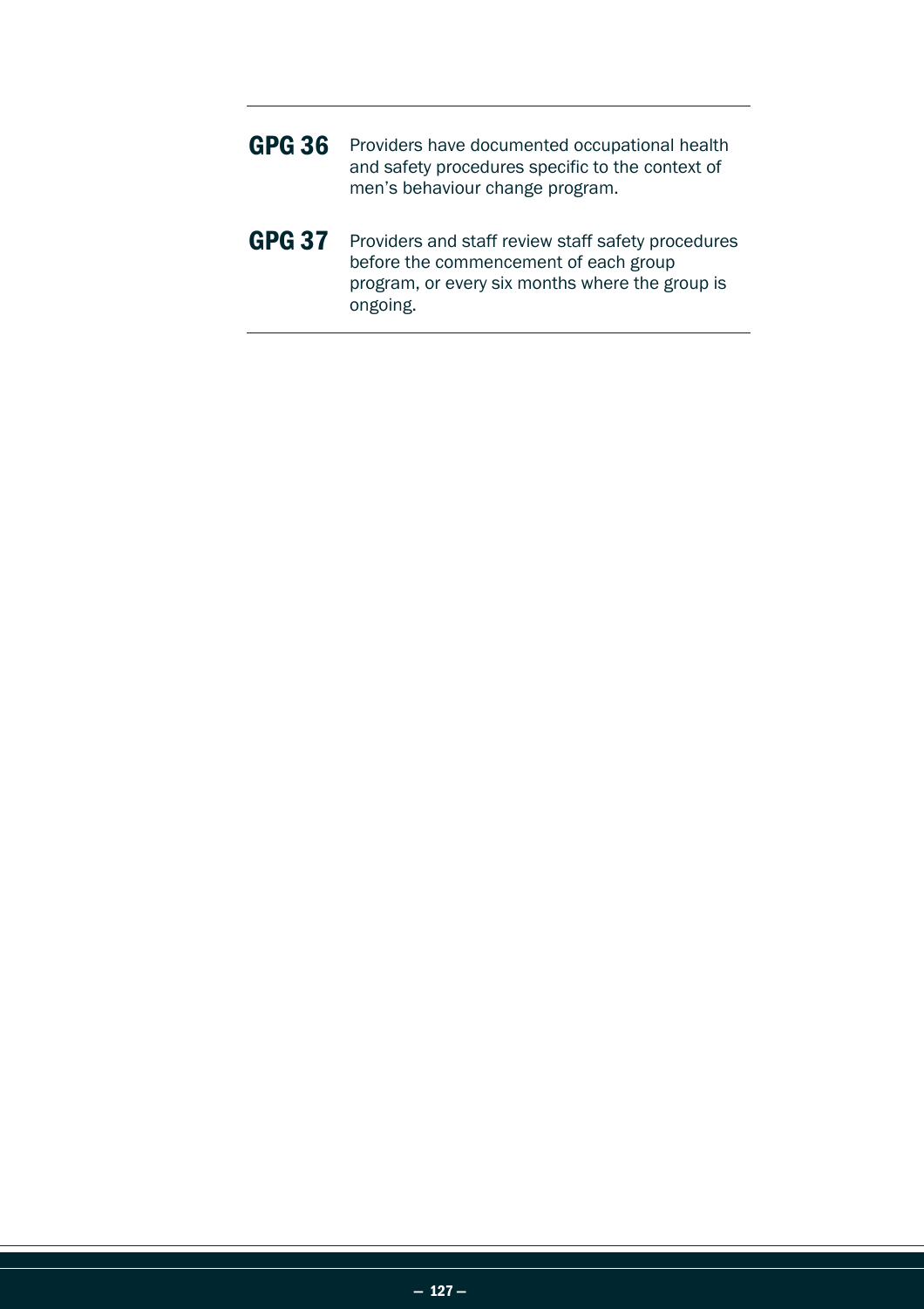**GPG 36** Providers have documented occupational health and safety procedures specific to the context of men's behaviour change program.

**GPG 37** Providers and staff review staff safety procedures before the commencement of each group program, or every six months where the group is ongoing.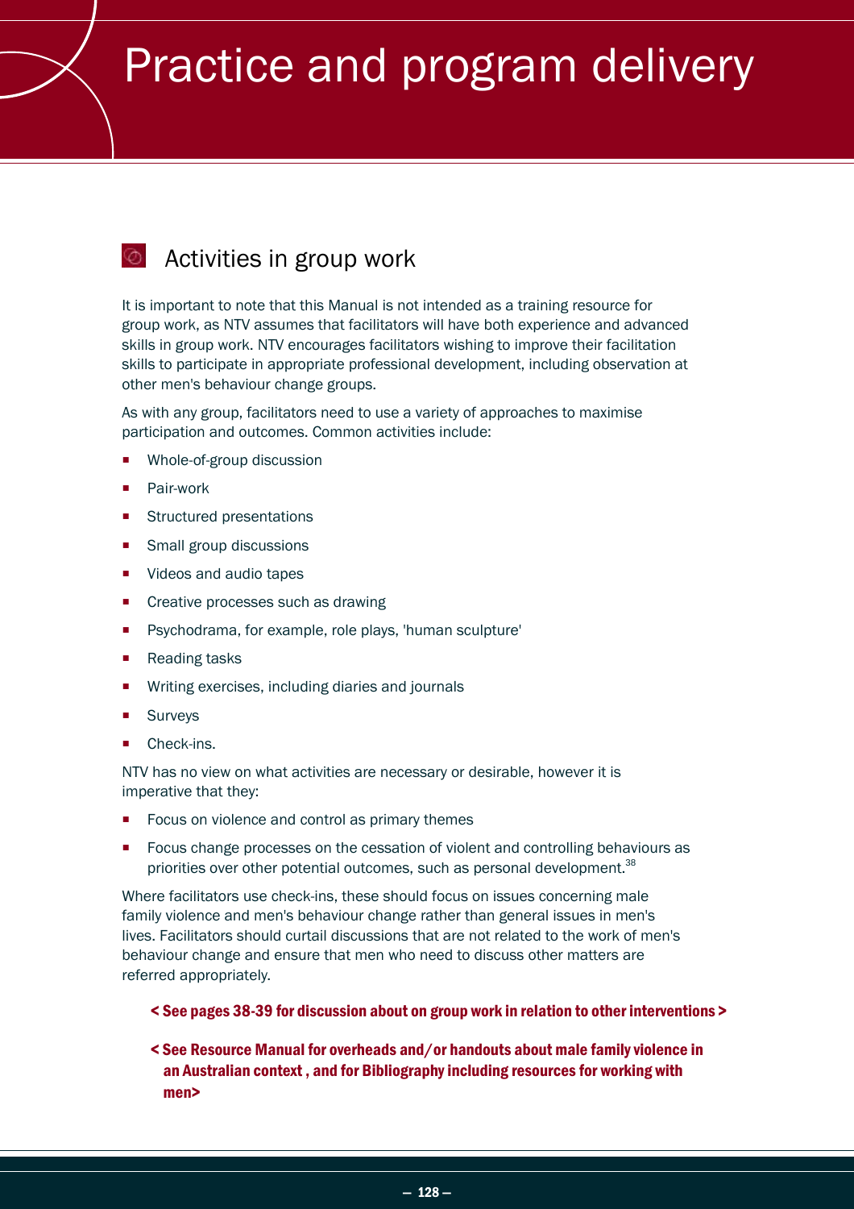# Practice and program delivery

## Activities in group work

It is important to note that this Manual is not intended as a training resource for group work, as NTV assumes that facilitators will have both experience and advanced skills in group work. NTV encourages facilitators wishing to improve their facilitation skills to participate in appropriate professional development, including observation at other men's behaviour change groups.

As with any group, facilitators need to use a variety of approaches to maximise participation and outcomes. Common activities include:

- Whole-of-group discussion
- Pair-work
- Structured presentations
- Small group discussions
- Videos and audio tapes
- Creative processes such as drawing
- Psychodrama, for example, role plays, 'human sculpture'
- Reading tasks
- Writing exercises, including diaries and journals
- Surveys
- Check-ins.

NTV has no view on what activities are necessary or desirable, however it is imperative that they:

- Focus on violence and control as primary themes
- Focus change processes on the cessation of violent and controlling behaviours as priorities over other potential outcomes, such as personal development.[38]

Where facilitators use check-ins, these should focus on issues concerning male family violence and men's behaviour change rather than general issues in men's lives. Facilitators should curtail discussions that are not related to the work of men's behaviour change and ensure that men who need to discuss other matters are referred appropriately.

**< See pages 38-39 for discussion about on group work in relation to other interventions >**

**< See Resource Manual for overheads and/or handouts about male family violence in an Australian context , and for Bibliography including resources for working with men>**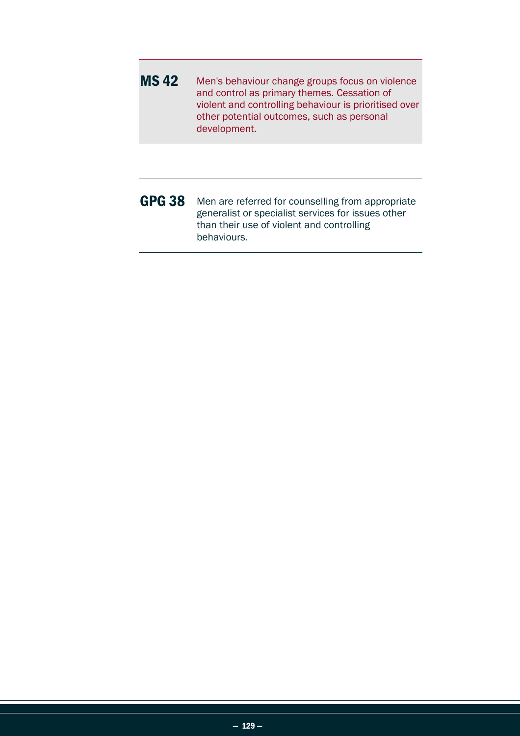**MS 42** Men's behaviour change groups focus on violence and control as primary themes. Cessation of violent and controlling behaviour is prioritised over other potential outcomes, such as personal development.

**GPG 38** Men are referred for counselling from appropriate generalist or specialist services for issues other than their use of violent and controlling behaviours.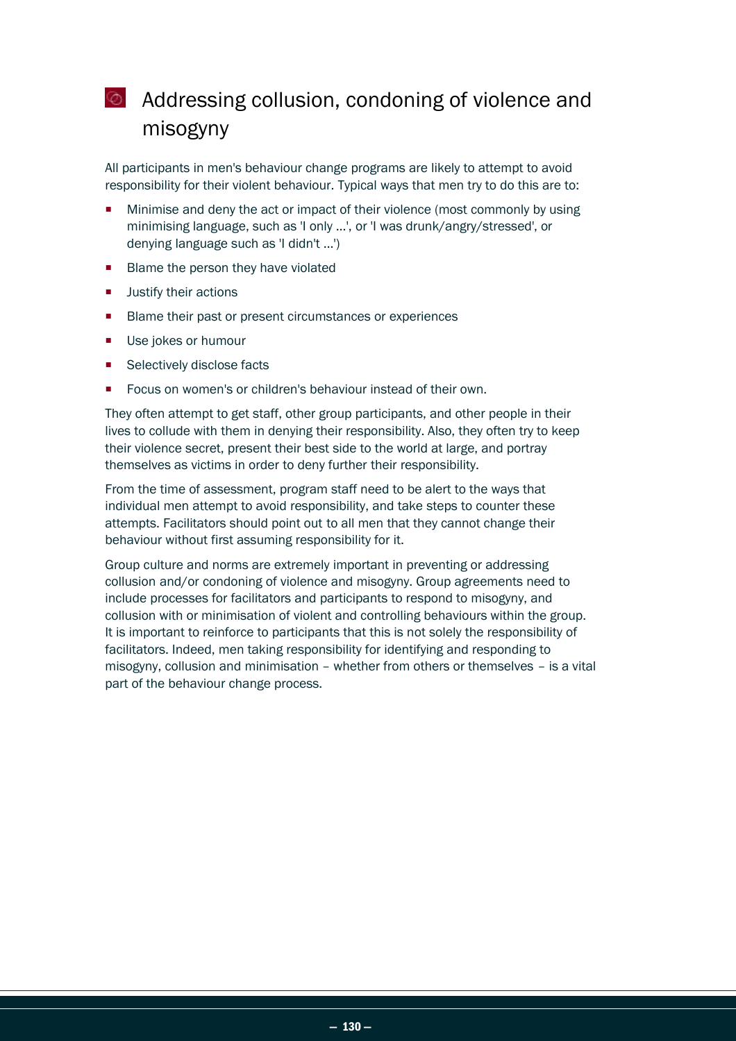## Addressing collusion, condoning of violence and misogyny

All participants in men's behaviour change programs are likely to attempt to avoid responsibility for their violent behaviour. Typical ways that men try to do this are to:

- Minimise and deny the act or impact of their violence (most commonly by using minimising language, such as 'I only ...', or 'I was drunk/angry/stressed', or denying language such as 'I didn't ...')
- Blame the person they have violated
- Justify their actions
- Blame their past or present circumstances or experiences
- Use jokes or humour
- Selectively disclose facts
- Focus on women's or children's behaviour instead of their own.

They often attempt to get staff, other group participants, and other people in their lives to collude with them in denying their responsibility. Also, they often try to keep their violence secret, present their best side to the world at large, and portray themselves as victims in order to deny further their responsibility.

From the time of assessment, program staff need to be alert to the ways that individual men attempt to avoid responsibility, and take steps to counter these attempts. Facilitators should point out to all men that they cannot change their behaviour without first assuming responsibility for it.

Group culture and norms are extremely important in preventing or addressing collusion and/or condoning of violence and misogyny. Group agreements need to include processes for facilitators and participants to respond to misogyny, and collusion with or minimisation of violent and controlling behaviours within the group. It is important to reinforce to participants that this is not solely the responsibility of facilitators. Indeed, men taking responsibility for identifying and responding to misogyny, collusion and minimisation – whether from others or themselves – is a vital part of the behaviour change process.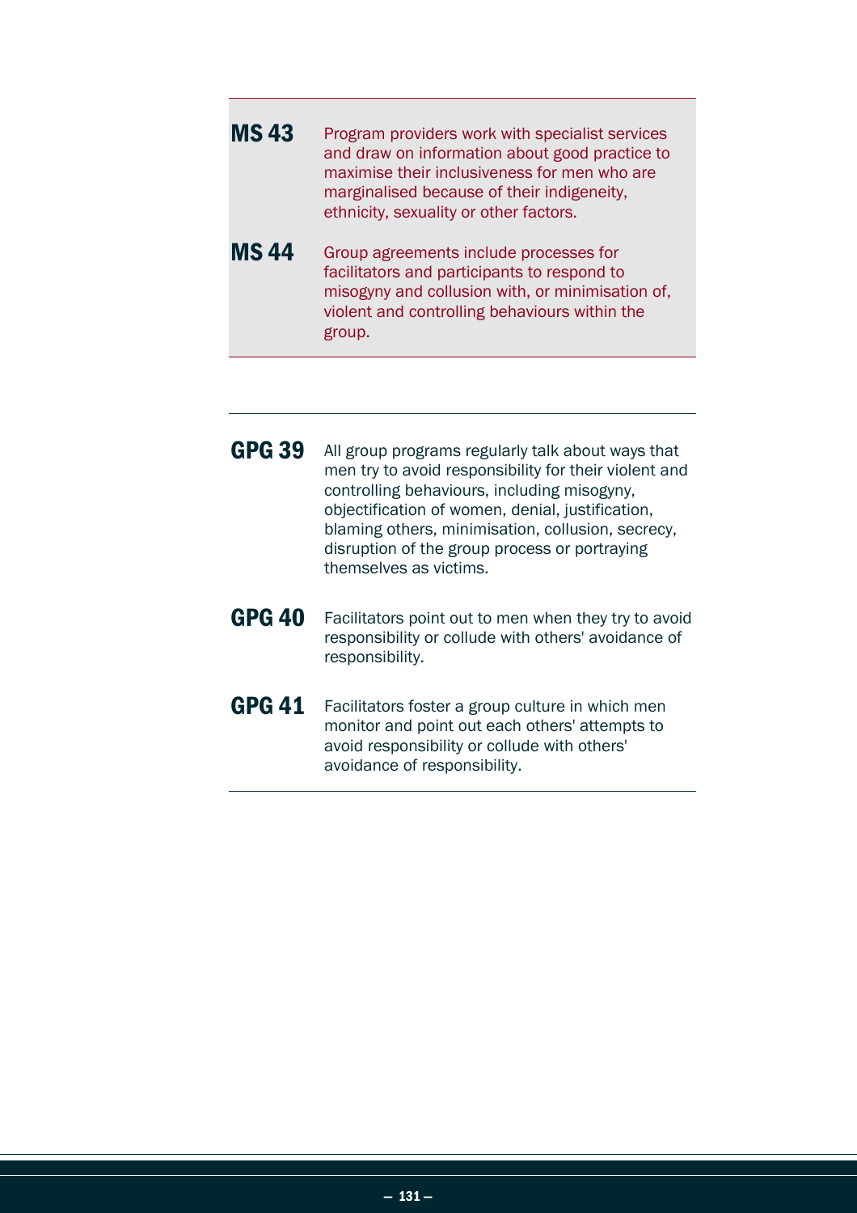**MS 43** Program providers work with specialist services and draw on information about good practice to maximise their inclusiveness for men who are marginalised because of their indigeneity, ethnicity, sexuality or other factors.

**MS 44** Group agreements include processes for facilitators and participants to respond to misogyny and collusion with, or minimisation of, violent and controlling behaviours within the group.

---

**GPG 39** All group programs regularly talk about ways that men try to avoid responsibility for their violent and controlling behaviours, including misogyny, objectification of women, denial, justification, blaming others, minimisation, collusion, secrecy, disruption of the group process or portraying themselves as victims.

**GPG 40** Facilitators point out to men when they try to avoid responsibility or collude with others' avoidance of responsibility.

**GPG 41** Facilitators foster a group culture in which men monitor and point out each others' attempts to avoid responsibility or collude with others' avoidance of responsibility.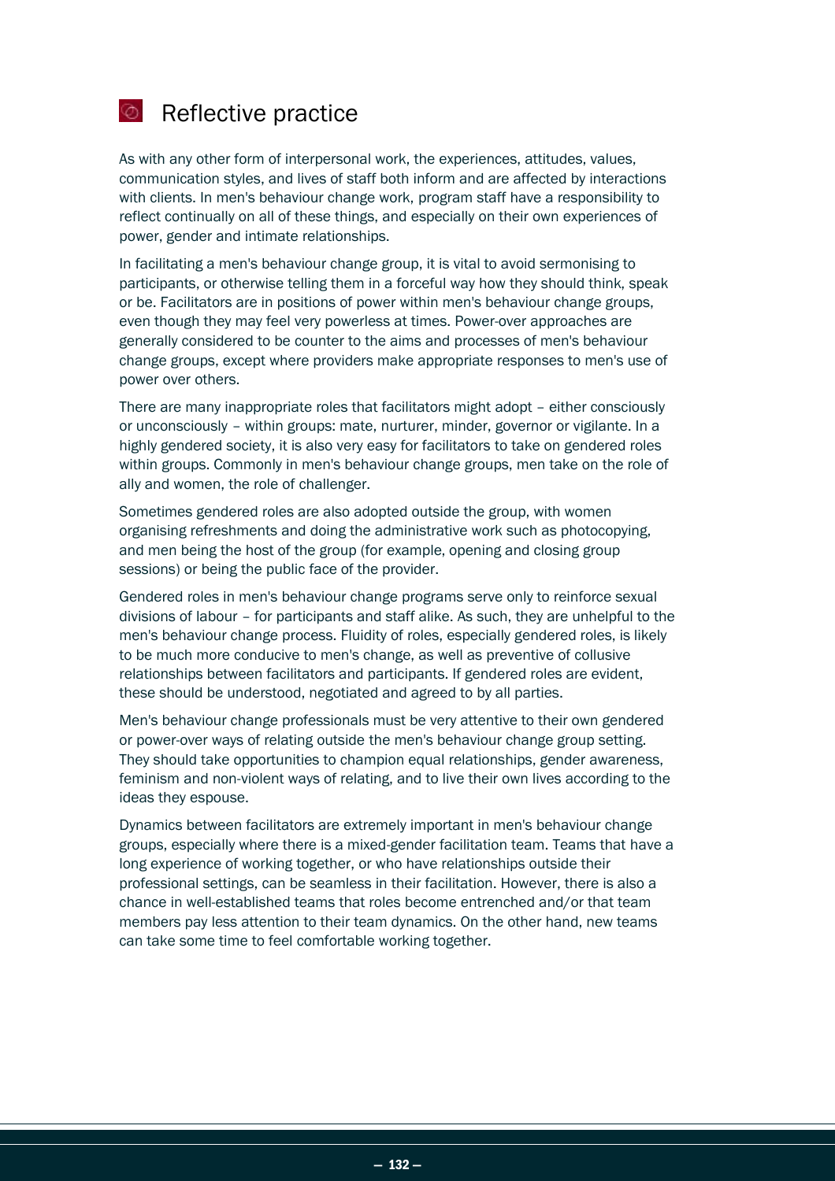## Reflective practice

As with any other form of interpersonal work, the experiences, attitudes, values, communication styles, and lives of staff both inform and are affected by interactions with clients. In men's behaviour change work, program staff have a responsibility to reflect continually on all of these things, and especially on their own experiences of power, gender and intimate relationships.

In facilitating a men's behaviour change group, it is vital to avoid sermonising to participants, or otherwise telling them in a forceful way how they should think, speak or be. Facilitators are in positions of power within men's behaviour change groups, even though they may feel very powerless at times. Power-over approaches are generally considered to be counter to the aims and processes of men's behaviour change groups, except where providers make appropriate responses to men's use of power over others.

There are many inappropriate roles that facilitators might adopt – either consciously or unconsciously – within groups: mate, nurturer, minder, governor or vigilante. In a highly gendered society, it is also very easy for facilitators to take on gendered roles within groups. Commonly in men's behaviour change groups, men take on the role of ally and women, the role of challenger.

Sometimes gendered roles are also adopted outside the group, with women organising refreshments and doing the administrative work such as photocopying, and men being the host of the group (for example, opening and closing group sessions) or being the public face of the provider.

Gendered roles in men's behaviour change programs serve only to reinforce sexual divisions of labour – for participants and staff alike. As such, they are unhelpful to the men's behaviour change process. Fluidity of roles, especially gendered roles, is likely to be much more conducive to men's change, as well as preventive of collusive relationships between facilitators and participants. If gendered roles are evident, these should be understood, negotiated and agreed to by all parties.

Men's behaviour change professionals must be very attentive to their own gendered or power-over ways of relating outside the men's behaviour change group setting. They should take opportunities to champion equal relationships, gender awareness, feminism and non-violent ways of relating, and to live their own lives according to the ideas they espouse.

Dynamics between facilitators are extremely important in men's behaviour change groups, especially where there is a mixed-gender facilitation team. Teams that have a long experience of working together, or who have relationships outside their professional settings, can be seamless in their facilitation. However, there is also a chance in well-established teams that roles become entrenched and/or that team members pay less attention to their team dynamics. On the other hand, new teams can take some time to feel comfortable working together.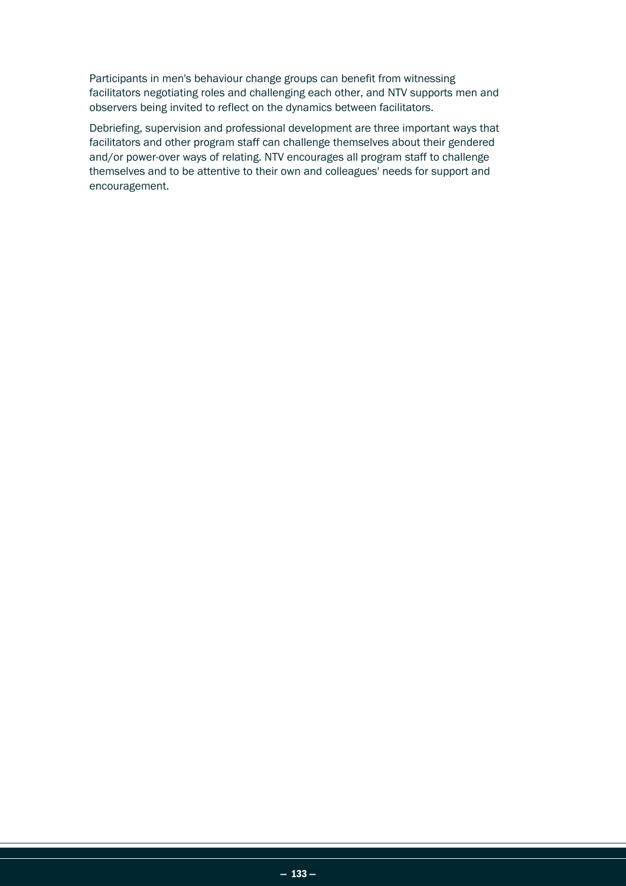Participants in men's behaviour change groups can benefit from witnessing facilitators negotiating roles and challenging each other, and NTV supports men and observers being invited to reflect on the dynamics between facilitators.

Debriefing, supervision and professional development are three important ways that facilitators and other program staff can challenge themselves about their gendered and/or power-over ways of relating. NTV encourages all program staff to challenge themselves and to be attentive to their own and colleagues' needs for support and encouragement.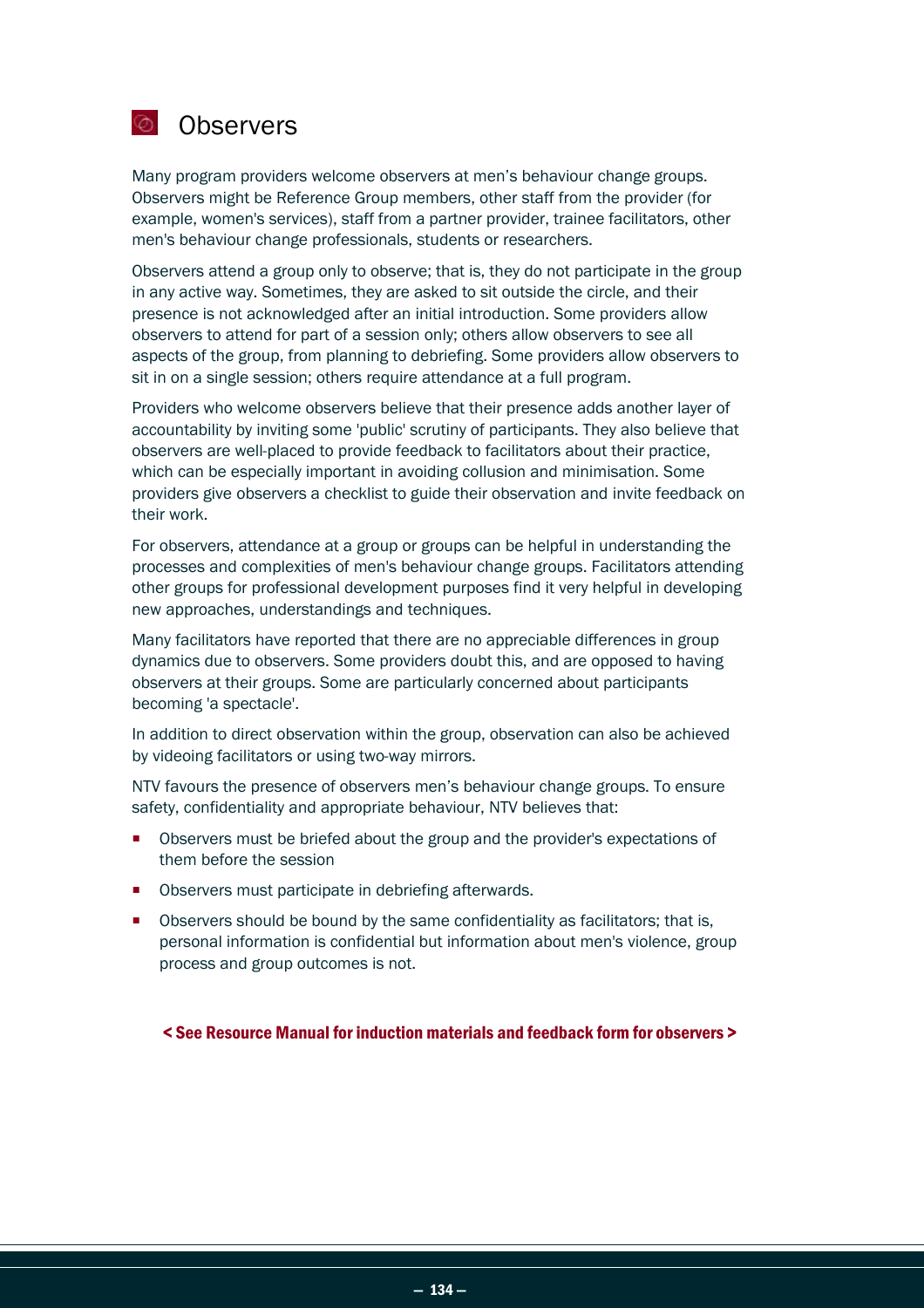## Observers

Many program providers welcome observers at men's behaviour change groups. Observers might be Reference Group members, other staff from the provider (for example, women's services), staff from a partner provider, trainee facilitators, other men's behaviour change professionals, students or researchers.

Observers attend a group only to observe; that is, they do not participate in the group in any active way. Sometimes, they are asked to sit outside the circle, and their presence is not acknowledged after an initial introduction. Some providers allow observers to attend for part of a session only; others allow observers to see all aspects of the group, from planning to debriefing. Some providers allow observers to sit in on a single session; others require attendance at a full program.

Providers who welcome observers believe that their presence adds another layer of accountability by inviting some 'public' scrutiny of participants. They also believe that observers are well-placed to provide feedback to facilitators about their practice, which can be especially important in avoiding collusion and minimisation. Some providers give observers a checklist to guide their observation and invite feedback on their work.

For observers, attendance at a group or groups can be helpful in understanding the processes and complexities of men's behaviour change groups. Facilitators attending other groups for professional development purposes find it very helpful in developing new approaches, understandings and techniques.

Many facilitators have reported that there are no appreciable differences in group dynamics due to observers. Some providers doubt this, and are opposed to having observers at their groups. Some are particularly concerned about participants becoming 'a spectacle'.

In addition to direct observation within the group, observation can also be achieved by videoing facilitators or using two-way mirrors.

NTV favours the presence of observers men's behaviour change groups. To ensure safety, confidentiality and appropriate behaviour, NTV believes that:

- Observers must be briefed about the group and the provider's expectations of them before the session
- Observers must participate in debriefing afterwards.
- Observers should be bound by the same confidentiality as facilitators; that is, personal information is confidential but information about men's violence, group process and group outcomes is not.

**< See Resource Manual for induction materials and feedback form for observers >**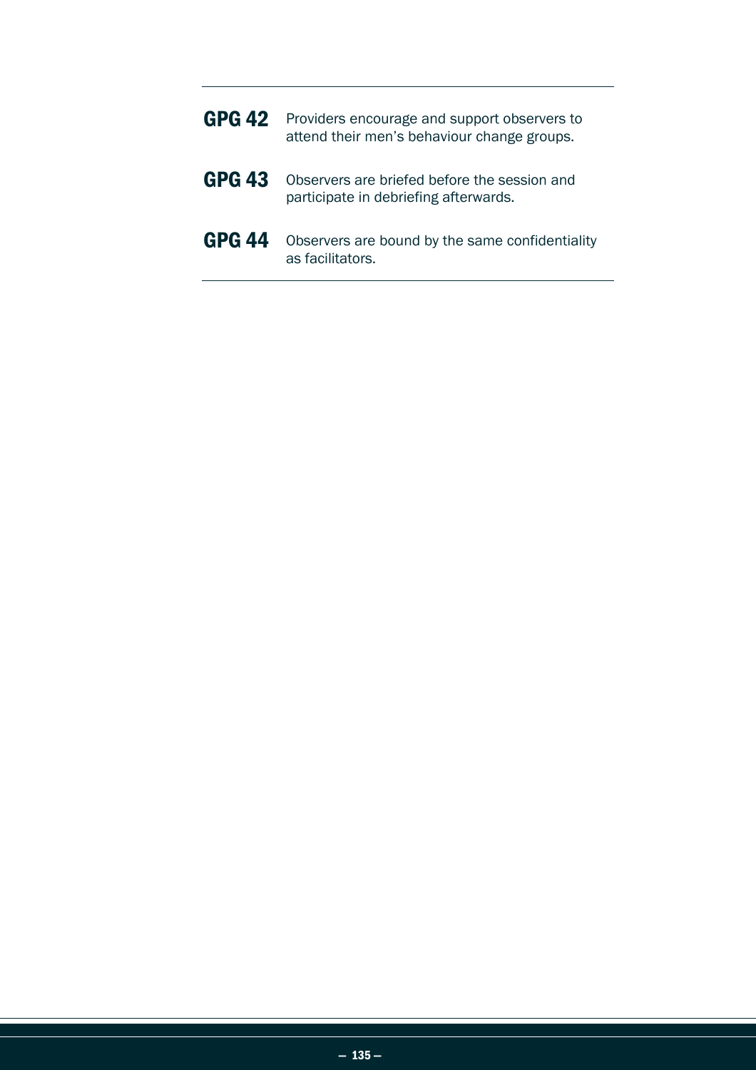**GPG 42** Providers encourage and support observers to attend their men's behaviour change groups.

**GPG 43** Observers are briefed before the session and participate in debriefing afterwards.

**GPG 44** Observers are bound by the same confidentiality as facilitators.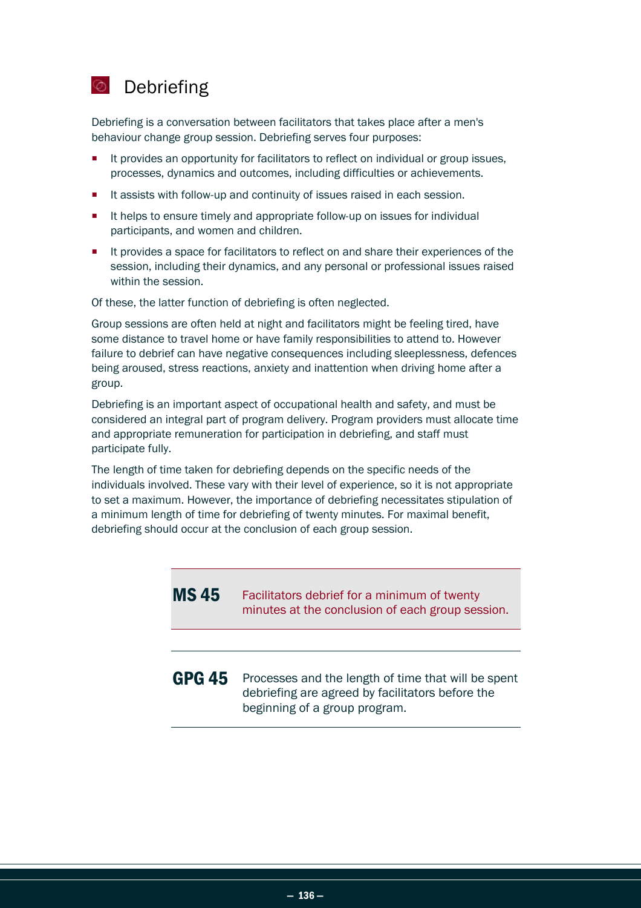# Debriefing

Debriefing is a conversation between facilitators that takes place after a men's behaviour change group session. Debriefing serves four purposes:

- It provides an opportunity for facilitators to reflect on individual or group issues, processes, dynamics and outcomes, including difficulties or achievements.
- It assists with follow-up and continuity of issues raised in each session.
- It helps to ensure timely and appropriate follow-up on issues for individual participants, and women and children.
- It provides a space for facilitators to reflect on and share their experiences of the session, including their dynamics, and any personal or professional issues raised within the session.

Of these, the latter function of debriefing is often neglected.

Group sessions are often held at night and facilitators might be feeling tired, have some distance to travel home or have family responsibilities to attend to. However failure to debrief can have negative consequences including sleeplessness, defences being aroused, stress reactions, anxiety and inattention when driving home after a group.

Debriefing is an important aspect of occupational health and safety, and must be considered an integral part of program delivery. Program providers must allocate time and appropriate remuneration for participation in debriefing, and staff must participate fully.

The length of time taken for debriefing depends on the specific needs of the individuals involved. These vary with their level of experience, so it is not appropriate to set a maximum. However, the importance of debriefing necessitates stipulation of a minimum length of time for debriefing of twenty minutes. For maximal benefit, debriefing should occur at the conclusion of each group session.

**MS 45** Facilitators debrief for a minimum of twenty minutes at the conclusion of each group session.

**GPG 45** Processes and the length of time that will be spent debriefing are agreed by facilitators before the beginning of a group program.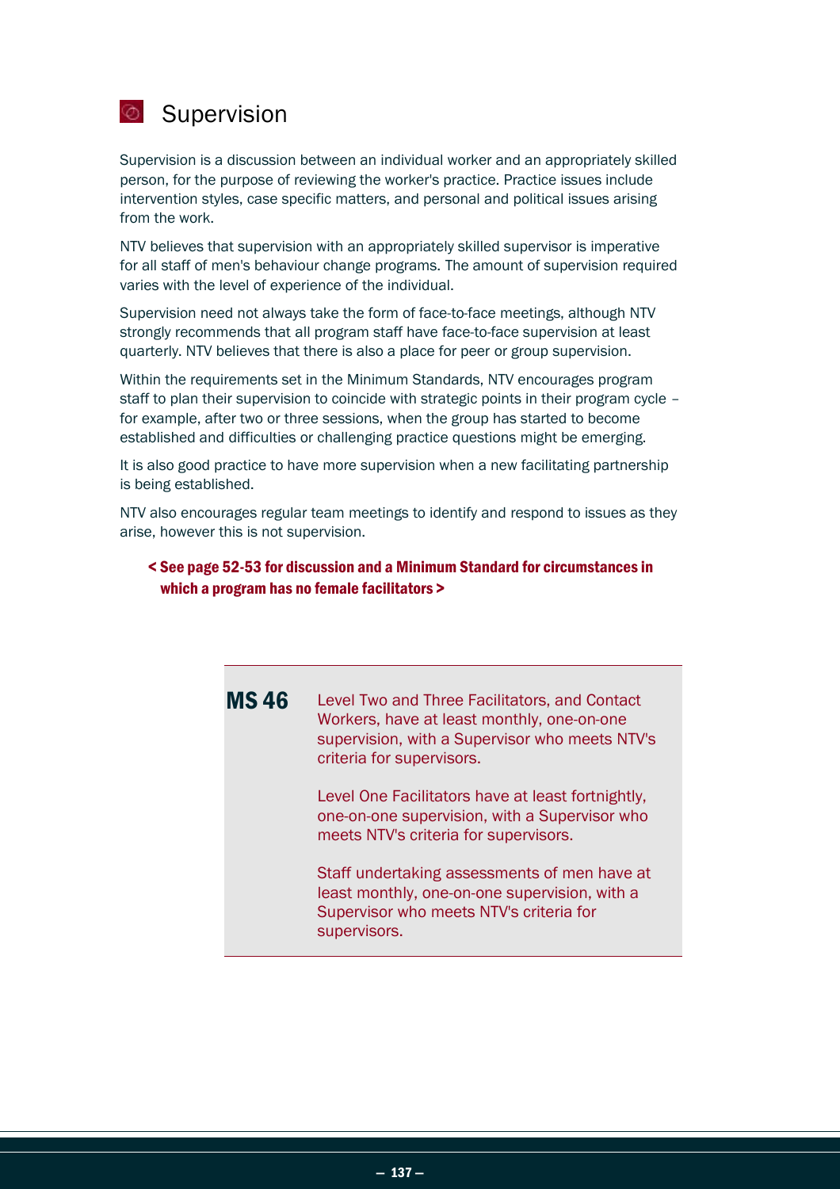# Supervision

Supervision is a discussion between an individual worker and an appropriately skilled person, for the purpose of reviewing the worker's practice. Practice issues include intervention styles, case specific matters, and personal and political issues arising from the work.

NTV believes that supervision with an appropriately skilled supervisor is imperative for all staff of men's behaviour change programs. The amount of supervision required varies with the level of experience of the individual.

Supervision need not always take the form of face-to-face meetings, although NTV strongly recommends that all program staff have face-to-face supervision at least quarterly. NTV believes that there is also a place for peer or group supervision.

Within the requirements set in the Minimum Standards, NTV encourages program staff to plan their supervision to coincide with strategic points in their program cycle – for example, after two or three sessions, when the group has started to become established and difficulties or challenging practice questions might be emerging.

It is also good practice to have more supervision when a new facilitating partnership is being established.

NTV also encourages regular team meetings to identify and respond to issues as they arise, however this is not supervision.

**< See page 52-53 for discussion and a Minimum Standard for circumstances in which a program has no female facilitators >**

**MS 46**

Level Two and Three Facilitators, and Contact Workers, have at least monthly, one-on-one supervision, with a Supervisor who meets NTV's criteria for supervisors.

Level One Facilitators have at least fortnightly, one-on-one supervision, with a Supervisor who meets NTV's criteria for supervisors.

Staff undertaking assessments of men have at least monthly, one-on-one supervision, with a Supervisor who meets NTV's criteria for supervisors.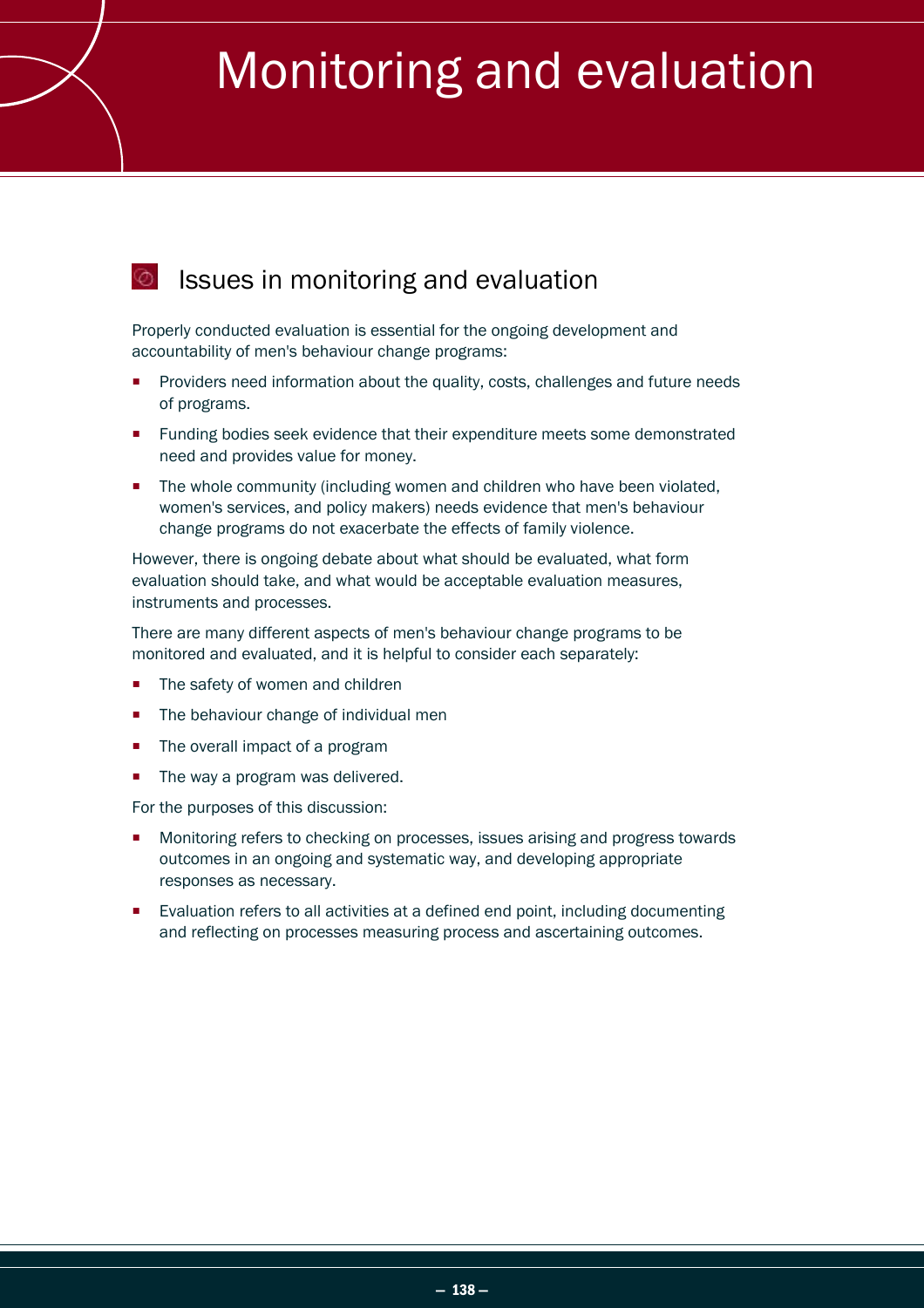# Monitoring and evaluation

## Issues in monitoring and evaluation

Properly conducted evaluation is essential for the ongoing development and accountability of men's behaviour change programs:

- Providers need information about the quality, costs, challenges and future needs of programs.
- Funding bodies seek evidence that their expenditure meets some demonstrated need and provides value for money.
- The whole community (including women and children who have been violated, women's services, and policy makers) needs evidence that men's behaviour change programs do not exacerbate the effects of family violence.

However, there is ongoing debate about what should be evaluated, what form evaluation should take, and what would be acceptable evaluation measures, instruments and processes.

There are many different aspects of men's behaviour change programs to be monitored and evaluated, and it is helpful to consider each separately:

- The safety of women and children
- The behaviour change of individual men
- The overall impact of a program
- The way a program was delivered.

For the purposes of this discussion:

- Monitoring refers to checking on processes, issues arising and progress towards outcomes in an ongoing and systematic way, and developing appropriate responses as necessary.
- Evaluation refers to all activities at a defined end point, including documenting and reflecting on processes measuring process and ascertaining outcomes.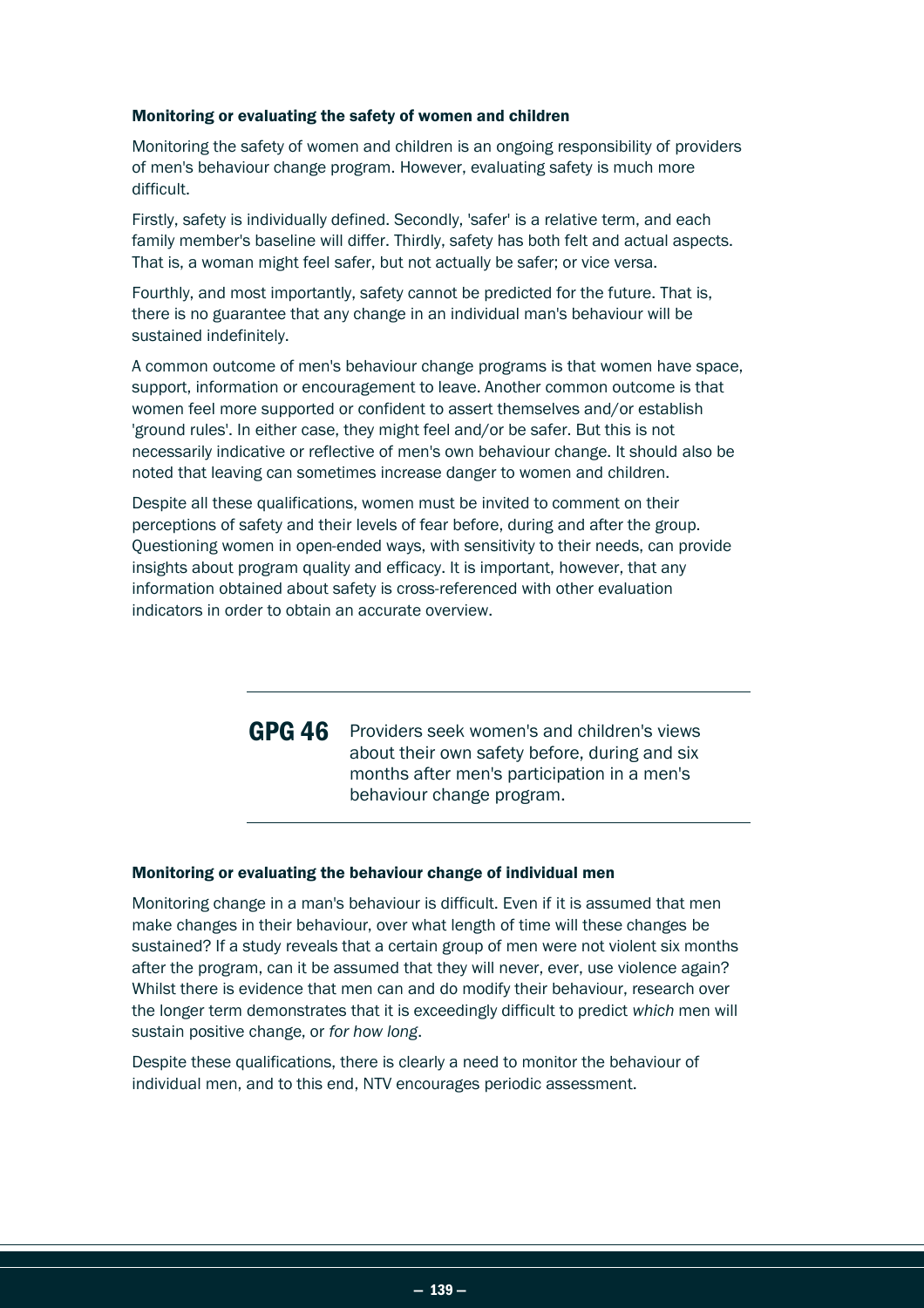### Monitoring or evaluating the safety of women and children

Monitoring the safety of women and children is an ongoing responsibility of providers of men's behaviour change program. However, evaluating safety is much more difficult.

Firstly, safety is individually defined. Secondly, 'safer' is a relative term, and each family member's baseline will differ. Thirdly, safety has both felt and actual aspects. That is, a woman might feel safer, but not actually be safer; or vice versa.

Fourthly, and most importantly, safety cannot be predicted for the future. That is, there is no guarantee that any change in an individual man's behaviour will be sustained indefinitely.

A common outcome of men's behaviour change programs is that women have space, support, information or encouragement to leave. Another common outcome is that women feel more supported or confident to assert themselves and/or establish 'ground rules'. In either case, they might feel and/or be safer. But this is not necessarily indicative or reflective of men's own behaviour change. It should also be noted that leaving can sometimes increase danger to women and children.

Despite all these qualifications, women must be invited to comment on their perceptions of safety and their levels of fear before, during and after the group. Questioning women in open-ended ways, with sensitivity to their needs, can provide insights about program quality and efficacy. It is important, however, that any information obtained about safety is cross-referenced with other evaluation indicators in order to obtain an accurate overview.

---

**GPG 46** Providers seek women's and children's views about their own safety before, during and six months after men's participation in a men's behaviour change program.

---

### Monitoring or evaluating the behaviour change of individual men

Monitoring change in a man's behaviour is difficult. Even if it is assumed that men make changes in their behaviour, over what length of time will these changes be sustained? If a study reveals that a certain group of men were not violent six months after the program, can it be assumed that they will never, ever, use violence again? Whilst there is evidence that men can and do modify their behaviour, research over the longer term demonstrates that it is exceedingly difficult to predict *which* men will sustain positive change, or *for how long*.

Despite these qualifications, there is clearly a need to monitor the behaviour of individual men, and to this end, NTV encourages periodic assessment.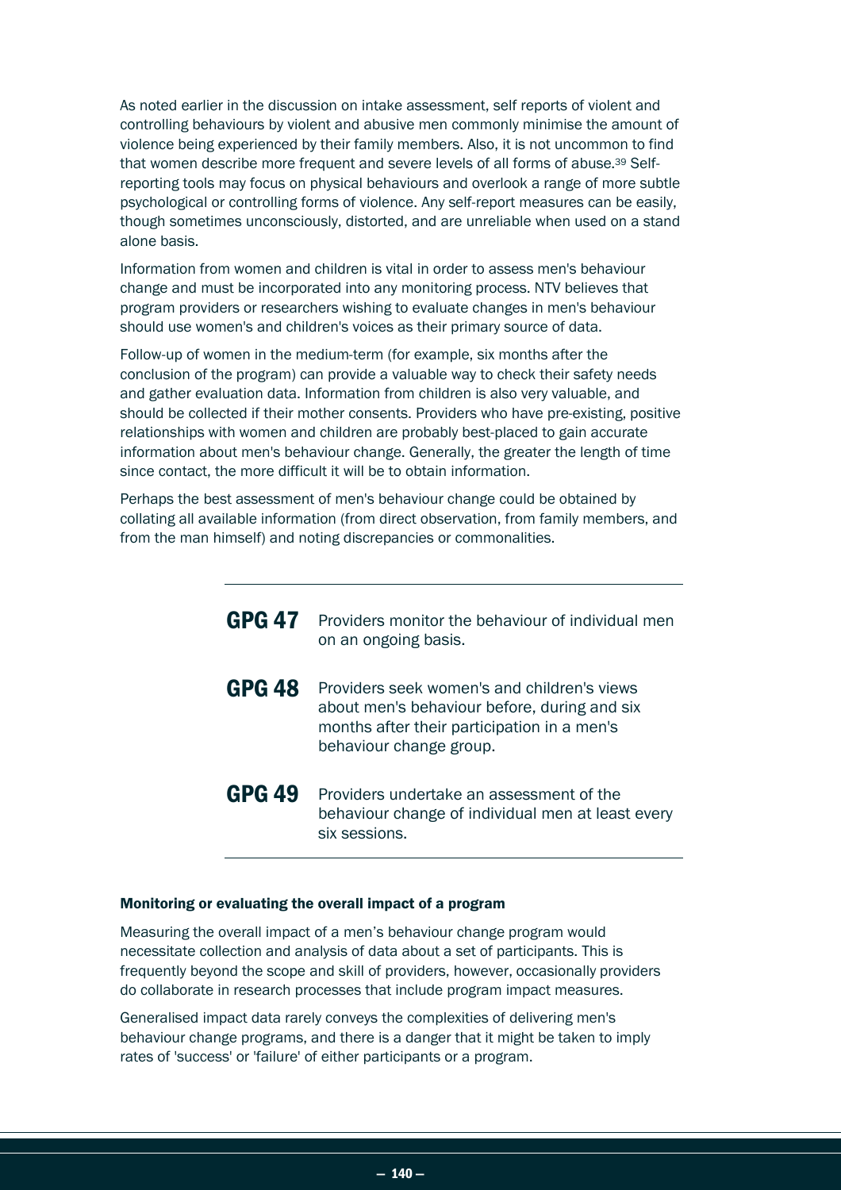As noted earlier in the discussion on intake assessment, self reports of violent and controlling behaviours by violent and abusive men commonly minimise the amount of violence being experienced by their family members. Also, it is not uncommon to find that women describe more frequent and severe levels of all forms of abuse.[39] Self-reporting tools may focus on physical behaviours and overlook a range of more subtle psychological or controlling forms of violence. Any self-report measures can be easily, though sometimes unconsciously, distorted, and are unreliable when used on a stand alone basis.

Information from women and children is vital in order to assess men's behaviour change and must be incorporated into any monitoring process. NTV believes that program providers or researchers wishing to evaluate changes in men's behaviour should use women's and children's voices as their primary source of data.

Follow-up of women in the medium-term (for example, six months after the conclusion of the program) can provide a valuable way to check their safety needs and gather evaluation data. Information from children is also very valuable, and should be collected if their mother consents. Providers who have pre-existing, positive relationships with women and children are probably best-placed to gain accurate information about men's behaviour change. Generally, the greater the length of time since contact, the more difficult it will be to obtain information.

Perhaps the best assessment of men's behaviour change could be obtained by collating all available information (from direct observation, from family members, and from the man himself) and noting discrepancies or commonalities.

---

**GPG 47** Providers monitor the behaviour of individual men on an ongoing basis.

**GPG 48** Providers seek women's and children's views about men's behaviour before, during and six months after their participation in a men's behaviour change group.

**GPG 49** Providers undertake an assessment of the behaviour change of individual men at least every six sessions.

---

#### Monitoring or evaluating the overall impact of a program

Measuring the overall impact of a men's behaviour change program would necessitate collection and analysis of data about a set of participants. This is frequently beyond the scope and skill of providers, however, occasionally providers do collaborate in research processes that include program impact measures.

Generalised impact data rarely conveys the complexities of delivering men's behaviour change programs, and there is a danger that it might be taken to imply rates of 'success' or 'failure' of either participants or a program.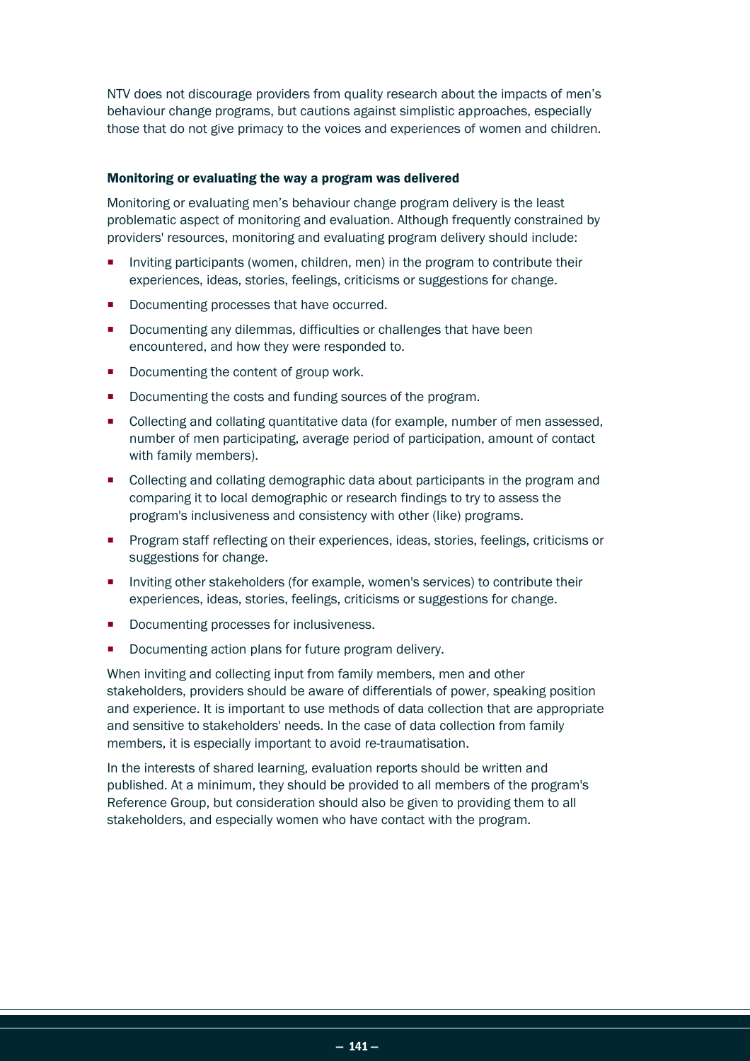NTV does not discourage providers from quality research about the impacts of men's behaviour change programs, but cautions against simplistic approaches, especially those that do not give primacy to the voices and experiences of women and children.

#### Monitoring or evaluating the way a program was delivered

Monitoring or evaluating men's behaviour change program delivery is the least problematic aspect of monitoring and evaluation. Although frequently constrained by providers' resources, monitoring and evaluating program delivery should include:

- Inviting participants (women, children, men) in the program to contribute their experiences, ideas, stories, feelings, criticisms or suggestions for change.
- Documenting processes that have occurred.
- Documenting any dilemmas, difficulties or challenges that have been encountered, and how they were responded to.
- Documenting the content of group work.
- Documenting the costs and funding sources of the program.
- Collecting and collating quantitative data (for example, number of men assessed, number of men participating, average period of participation, amount of contact with family members).
- Collecting and collating demographic data about participants in the program and comparing it to local demographic or research findings to try to assess the program's inclusiveness and consistency with other (like) programs.
- Program staff reflecting on their experiences, ideas, stories, feelings, criticisms or suggestions for change.
- Inviting other stakeholders (for example, women's services) to contribute their experiences, ideas, stories, feelings, criticisms or suggestions for change.
- Documenting processes for inclusiveness.
- Documenting action plans for future program delivery.

When inviting and collecting input from family members, men and other stakeholders, providers should be aware of differentials of power, speaking position and experience. It is important to use methods of data collection that are appropriate and sensitive to stakeholders' needs. In the case of data collection from family members, it is especially important to avoid re-traumatisation.

In the interests of shared learning, evaluation reports should be written and published. At a minimum, they should be provided to all members of the program's Reference Group, but consideration should also be given to providing them to all stakeholders, and especially women who have contact with the program.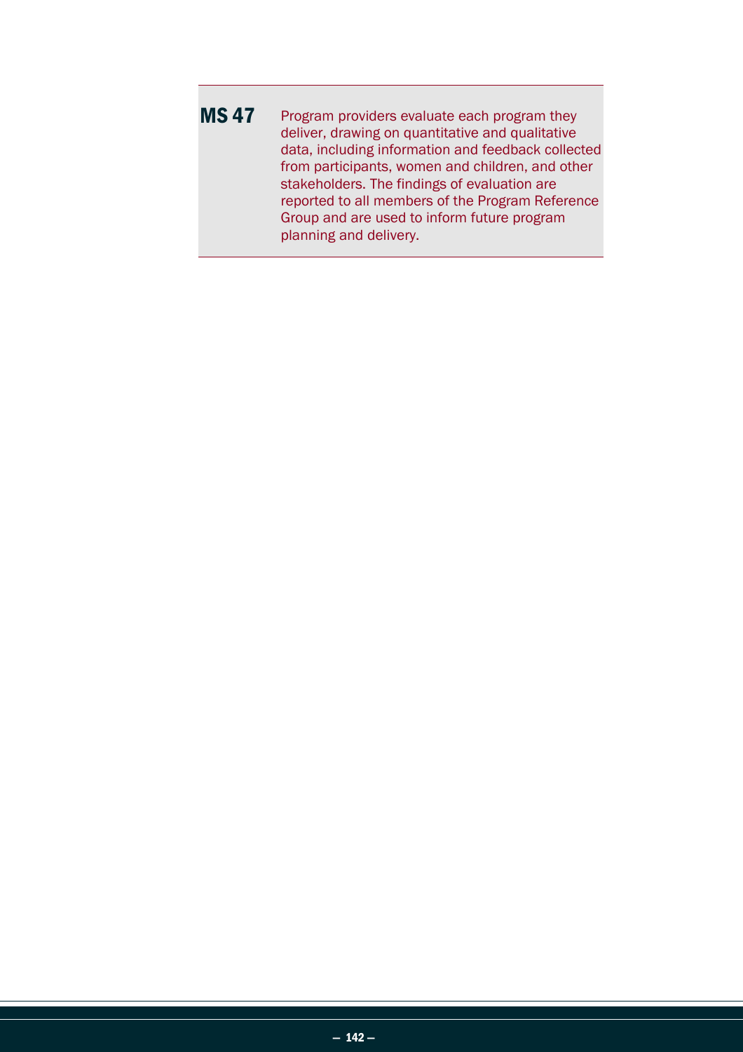**MS 47** Program providers evaluate each program they deliver, drawing on quantitative and qualitative data, including information and feedback collected from participants, women and children, and other stakeholders. The findings of evaluation are reported to all members of the Program Reference Group and are used to inform future program planning and delivery.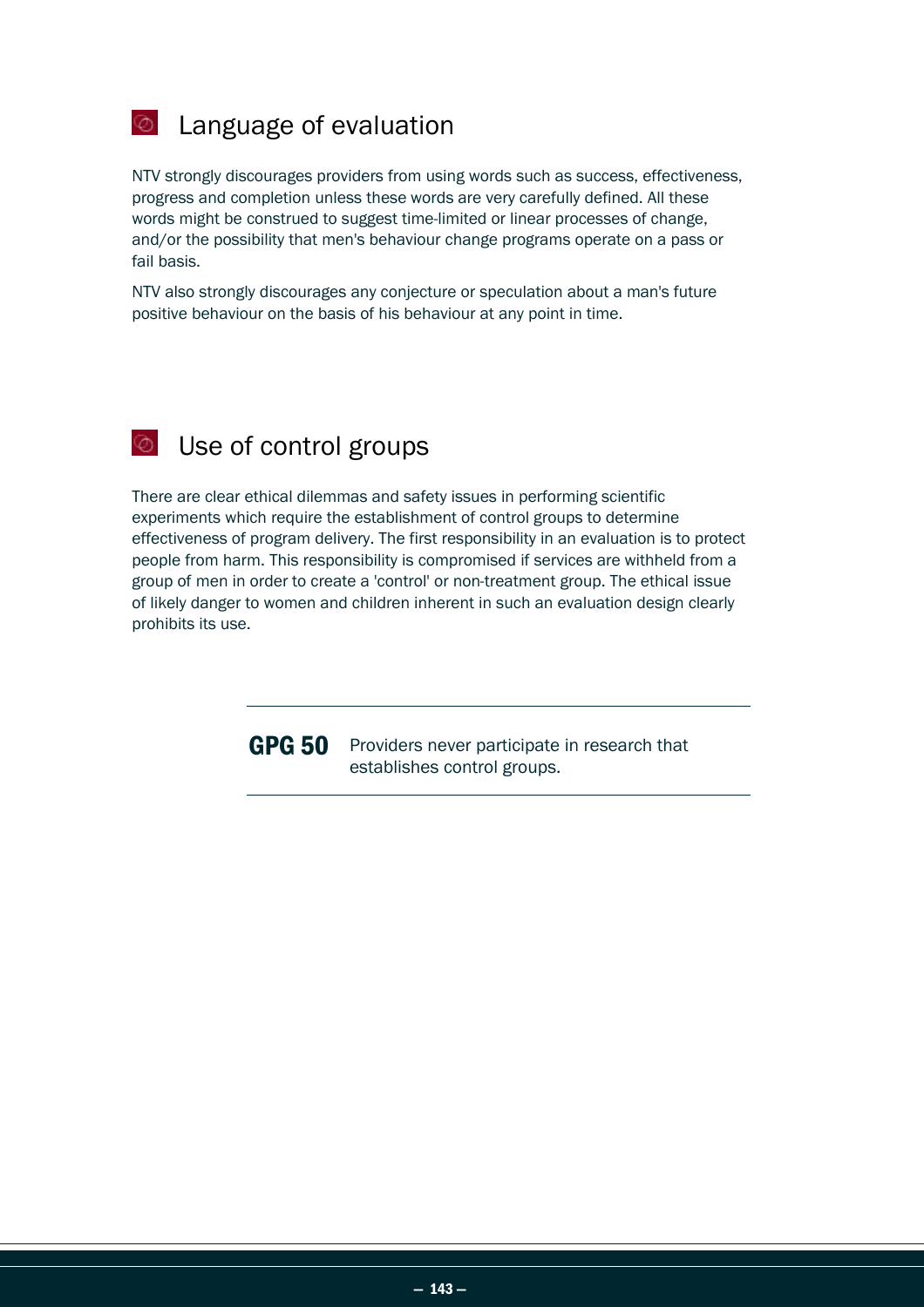## Language of evaluation

NTV strongly discourages providers from using words such as success, effectiveness, progress and completion unless these words are very carefully defined. All these words might be construed to suggest time-limited or linear processes of change, and/or the possibility that men's behaviour change programs operate on a pass or fail basis.

NTV also strongly discourages any conjecture or speculation about a man's future positive behaviour on the basis of his behaviour at any point in time.

## Use of control groups

There are clear ethical dilemmas and safety issues in performing scientific experiments which require the establishment of control groups to determine effectiveness of program delivery. The first responsibility in an evaluation is to protect people from harm. This responsibility is compromised if services are withheld from a group of men in order to create a 'control' or non-treatment group. The ethical issue of likely danger to women and children inherent in such an evaluation design clearly prohibits its use.

---

**GPG 50** Providers never participate in research that establishes control groups.

---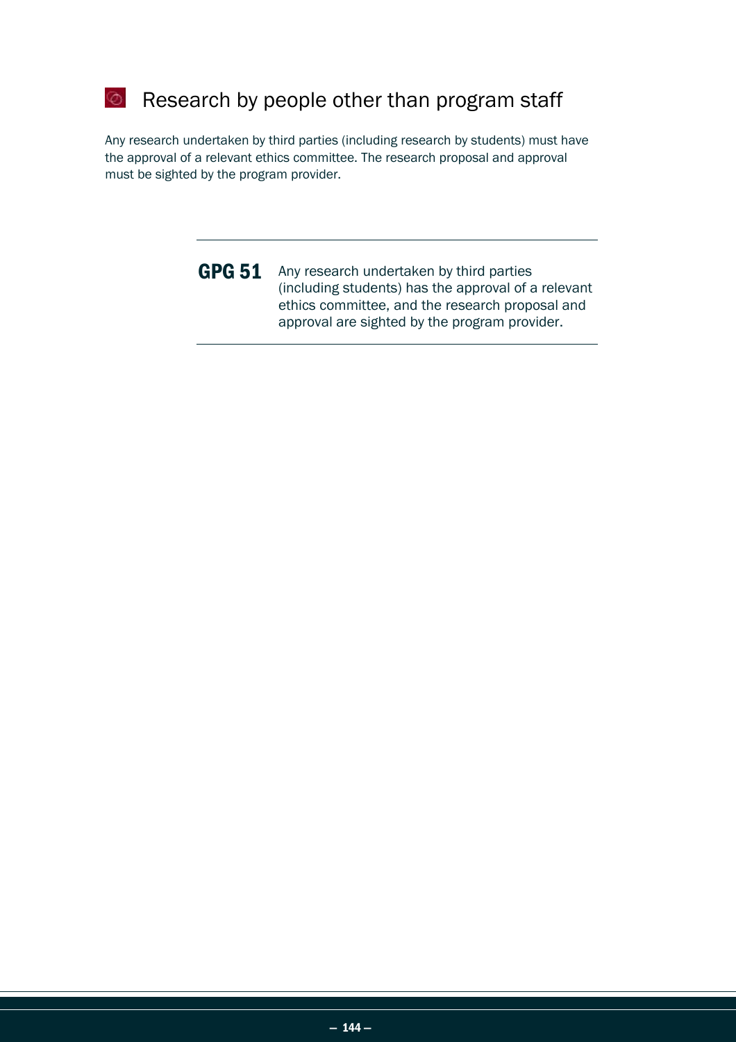## Research by people other than program staff

Any research undertaken by third parties (including research by students) must have the approval of a relevant ethics committee. The research proposal and approval must be sighted by the program provider.

---

**GPG 51** Any research undertaken by third parties (including students) has the approval of a relevant ethics committee, and the research proposal and approval are sighted by the program provider.

---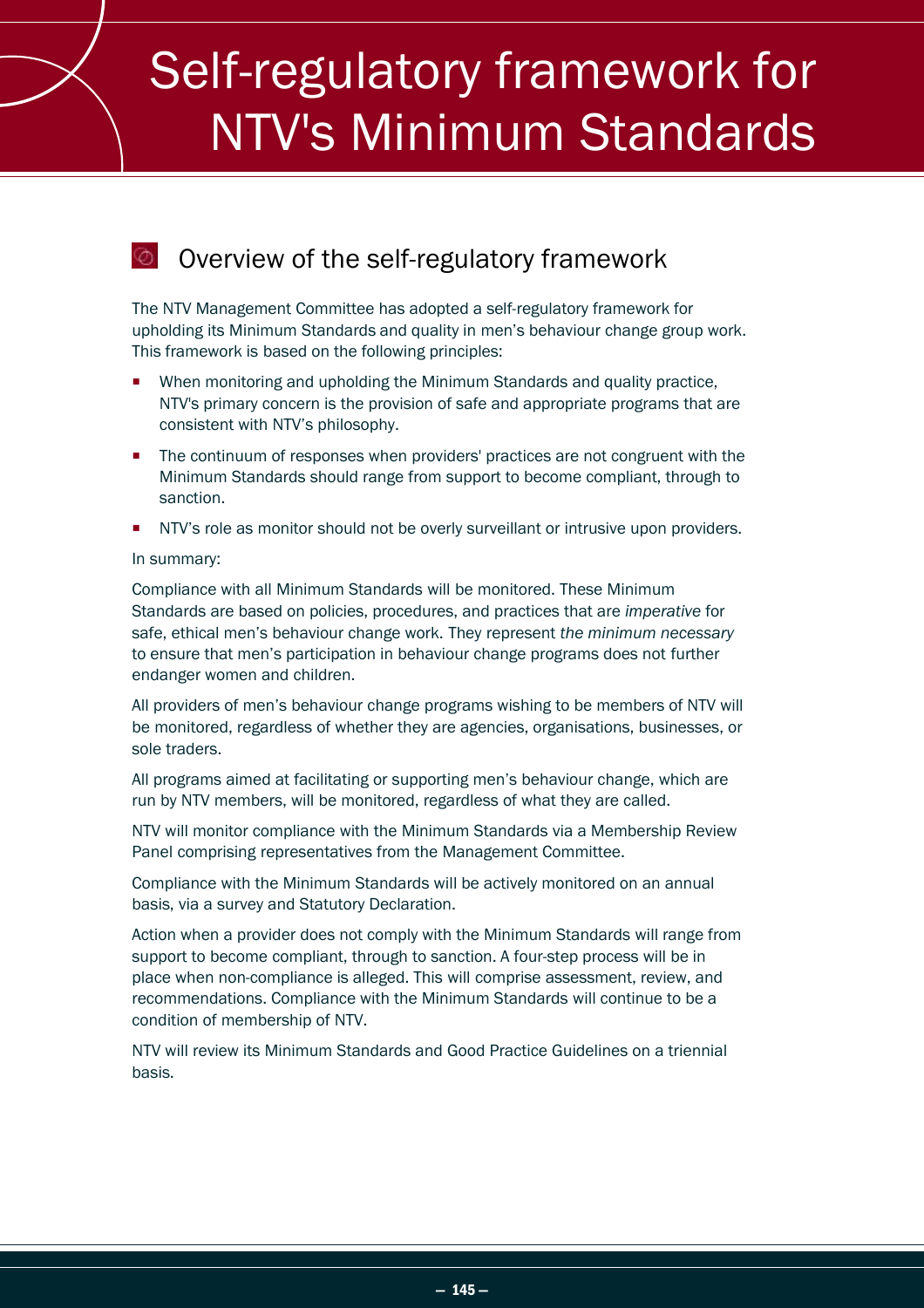# Self-regulatory framework for NTV's Minimum Standards

## Overview of the self-regulatory framework

The NTV Management Committee has adopted a self-regulatory framework for upholding its Minimum Standards and quality in men's behaviour change group work. This framework is based on the following principles:

- When monitoring and upholding the Minimum Standards and quality practice, NTV's primary concern is the provision of safe and appropriate programs that are consistent with NTV's philosophy.
- The continuum of responses when providers' practices are not congruent with the Minimum Standards should range from support to become compliant, through to sanction.
- NTV's role as monitor should not be overly surveillant or intrusive upon providers.

In summary:

Compliance with all Minimum Standards will be monitored. These Minimum Standards are based on policies, procedures, and practices that are *imperative* for safe, ethical men's behaviour change work. They represent *the minimum necessary* to ensure that men's participation in behaviour change programs does not further endanger women and children.

All providers of men's behaviour change programs wishing to be members of NTV will be monitored, regardless of whether they are agencies, organisations, businesses, or sole traders.

All programs aimed at facilitating or supporting men's behaviour change, which are run by NTV members, will be monitored, regardless of what they are called.

NTV will monitor compliance with the Minimum Standards via a Membership Review Panel comprising representatives from the Management Committee.

Compliance with the Minimum Standards will be actively monitored on an annual basis, via a survey and Statutory Declaration.

Action when a provider does not comply with the Minimum Standards will range from support to become compliant, through to sanction. A four-step process will be in place when non-compliance is alleged. This will comprise assessment, review, and recommendations. Compliance with the Minimum Standards will continue to be a condition of membership of NTV.

NTV will review its Minimum Standards and Good Practice Guidelines on a triennial basis.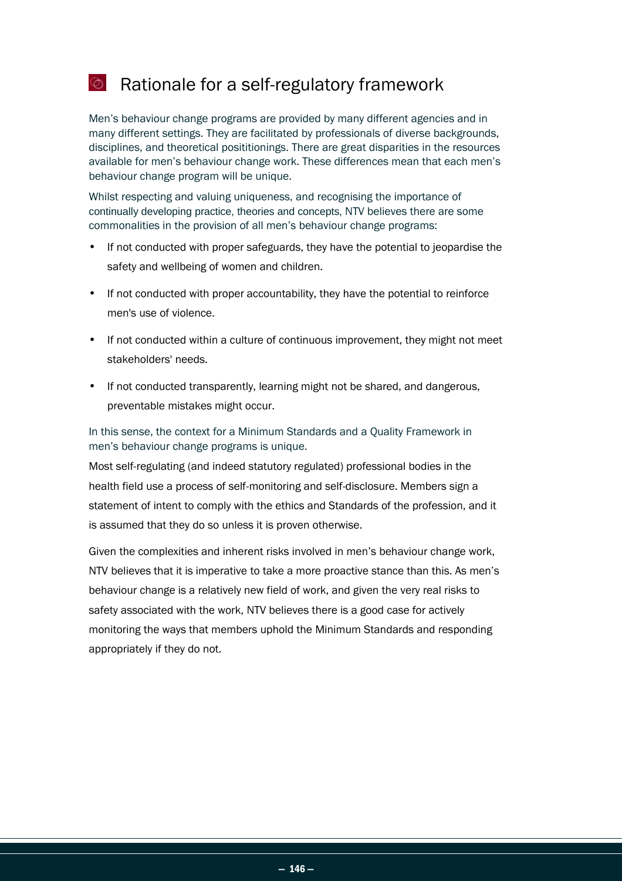## Rationale for a self-regulatory framework

Men's behaviour change programs are provided by many different agencies and in many different settings. They are facilitated by professionals of diverse backgrounds, disciplines, and theoretical posititionings. There are great disparities in the resources available for men's behaviour change work. These differences mean that each men's behaviour change program will be unique.

Whilst respecting and valuing uniqueness, and recognising the importance of continually developing practice, theories and concepts, NTV believes there are some commonalities in the provision of all men's behaviour change programs:

- If not conducted with proper safeguards, they have the potential to jeopardise the safety and wellbeing of women and children.
- If not conducted with proper accountability, they have the potential to reinforce men's use of violence.
- If not conducted within a culture of continuous improvement, they might not meet stakeholders' needs.
- If not conducted transparently, learning might not be shared, and dangerous, preventable mistakes might occur.

In this sense, the context for a Minimum Standards and a Quality Framework in men's behaviour change programs is unique.

Most self-regulating (and indeed statutory regulated) professional bodies in the health field use a process of self-monitoring and self-disclosure. Members sign a statement of intent to comply with the ethics and Standards of the profession, and it is assumed that they do so unless it is proven otherwise.

Given the complexities and inherent risks involved in men's behaviour change work, NTV believes that it is imperative to take a more proactive stance than this. As men's behaviour change is a relatively new field of work, and given the very real risks to safety associated with the work, NTV believes there is a good case for actively monitoring the ways that members uphold the Minimum Standards and responding appropriately if they do not.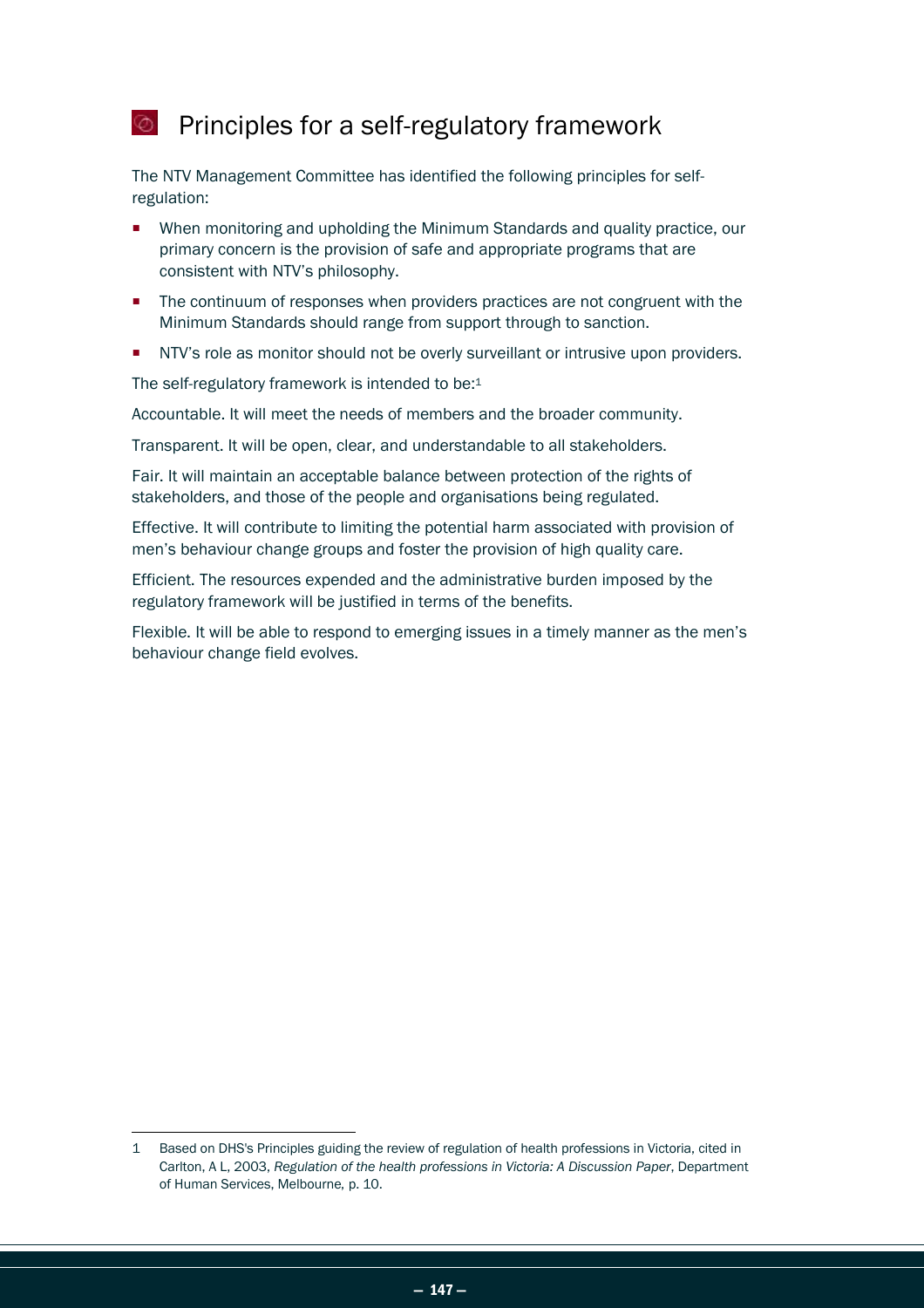## Principles for a self-regulatory framework

The NTV Management Committee has identified the following principles for self-regulation:

- When monitoring and upholding the Minimum Standards and quality practice, our primary concern is the provision of safe and appropriate programs that are consistent with NTV's philosophy.
- The continuum of responses when providers practices are not congruent with the Minimum Standards should range from support through to sanction.
- NTV's role as monitor should not be overly surveillant or intrusive upon providers.

The self-regulatory framework is intended to be:[1]

Accountable. It will meet the needs of members and the broader community.

Transparent. It will be open, clear, and understandable to all stakeholders.

Fair. It will maintain an acceptable balance between protection of the rights of stakeholders, and those of the people and organisations being regulated.

Effective. It will contribute to limiting the potential harm associated with provision of men's behaviour change groups and foster the provision of high quality care.

Efficient. The resources expended and the administrative burden imposed by the regulatory framework will be justified in terms of the benefits.

Flexible. It will be able to respond to emerging issues in a timely manner as the men's behaviour change field evolves.

---

1 Based on DHS's Principles guiding the review of regulation of health professions in Victoria, cited in Carlton, A L, 2003, *Regulation of the health professions in Victoria: A Discussion Paper*, Department of Human Services, Melbourne, p. 10.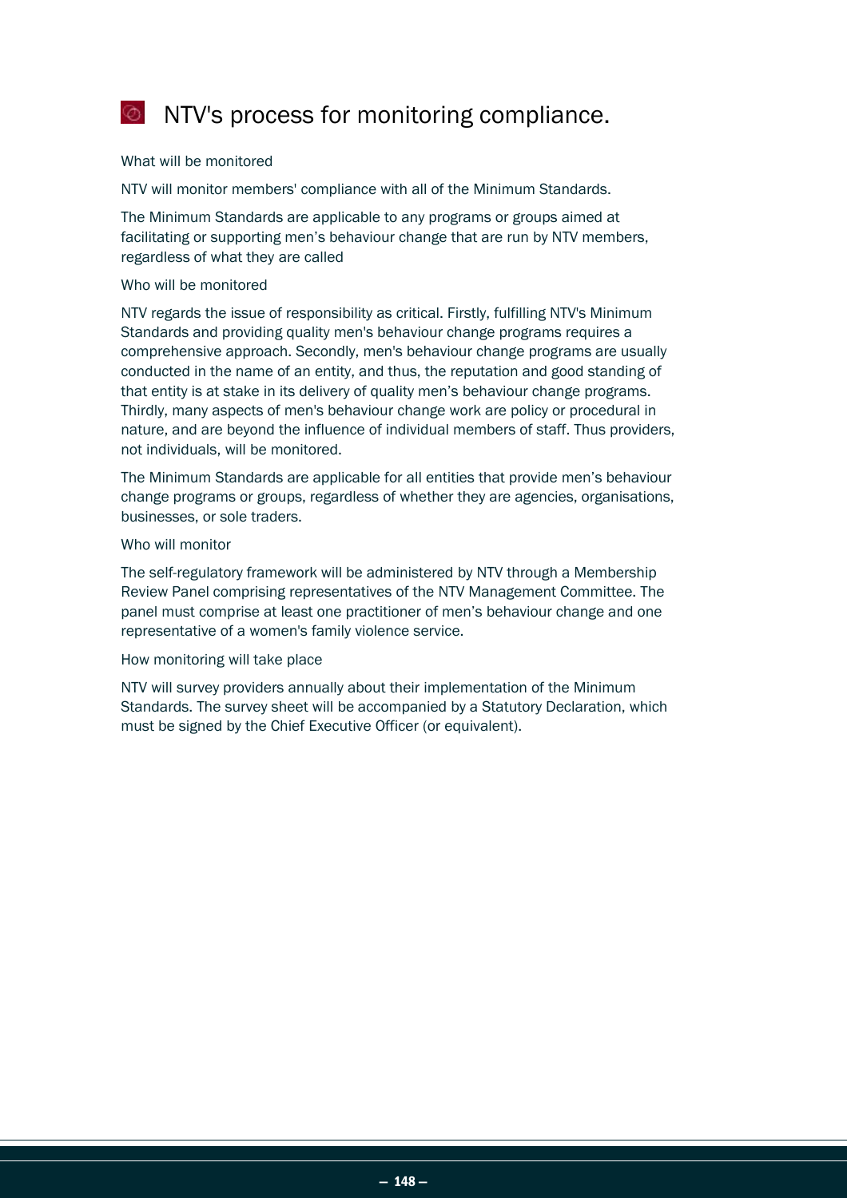# NTV's process for monitoring compliance.

What will be monitored

NTV will monitor members' compliance with all of the Minimum Standards.

The Minimum Standards are applicable to any programs or groups aimed at facilitating or supporting men's behaviour change that are run by NTV members, regardless of what they are called

Who will be monitored

NTV regards the issue of responsibility as critical. Firstly, fulfilling NTV's Minimum Standards and providing quality men's behaviour change programs requires a comprehensive approach. Secondly, men's behaviour change programs are usually conducted in the name of an entity, and thus, the reputation and good standing of that entity is at stake in its delivery of quality men's behaviour change programs. Thirdly, many aspects of men's behaviour change work are policy or procedural in nature, and are beyond the influence of individual members of staff. Thus providers, not individuals, will be monitored.

The Minimum Standards are applicable for all entities that provide men's behaviour change programs or groups, regardless of whether they are agencies, organisations, businesses, or sole traders.

Who will monitor

The self-regulatory framework will be administered by NTV through a Membership Review Panel comprising representatives of the NTV Management Committee. The panel must comprise at least one practitioner of men's behaviour change and one representative of a women's family violence service.

How monitoring will take place

NTV will survey providers annually about their implementation of the Minimum Standards. The survey sheet will be accompanied by a Statutory Declaration, which must be signed by the Chief Executive Officer (or equivalent).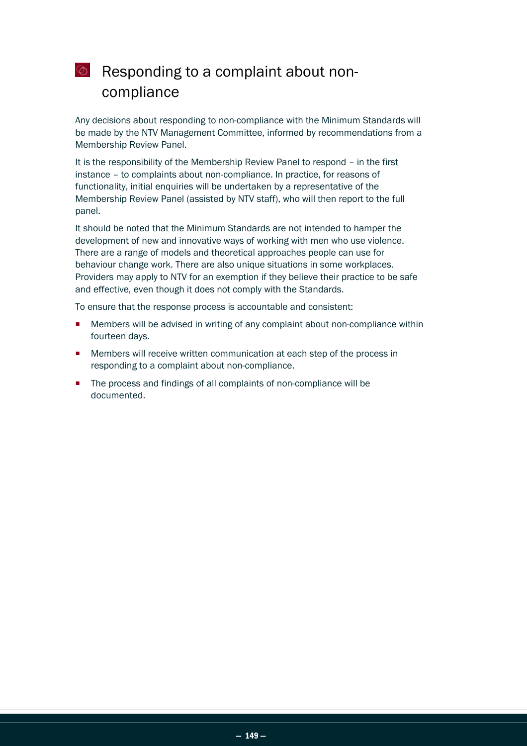## Responding to a complaint about non-compliance

Any decisions about responding to non-compliance with the Minimum Standards will be made by the NTV Management Committee, informed by recommendations from a Membership Review Panel.

It is the responsibility of the Membership Review Panel to respond – in the first instance – to complaints about non-compliance. In practice, for reasons of functionality, initial enquiries will be undertaken by a representative of the Membership Review Panel (assisted by NTV staff), who will then report to the full panel.

It should be noted that the Minimum Standards are not intended to hamper the development of new and innovative ways of working with men who use violence. There are a range of models and theoretical approaches people can use for behaviour change work. There are also unique situations in some workplaces. Providers may apply to NTV for an exemption if they believe their practice to be safe and effective, even though it does not comply with the Standards.

To ensure that the response process is accountable and consistent:

- Members will be advised in writing of any complaint about non-compliance within fourteen days.
- Members will receive written communication at each step of the process in responding to a complaint about non-compliance.
- The process and findings of all complaints of non-compliance will be documented.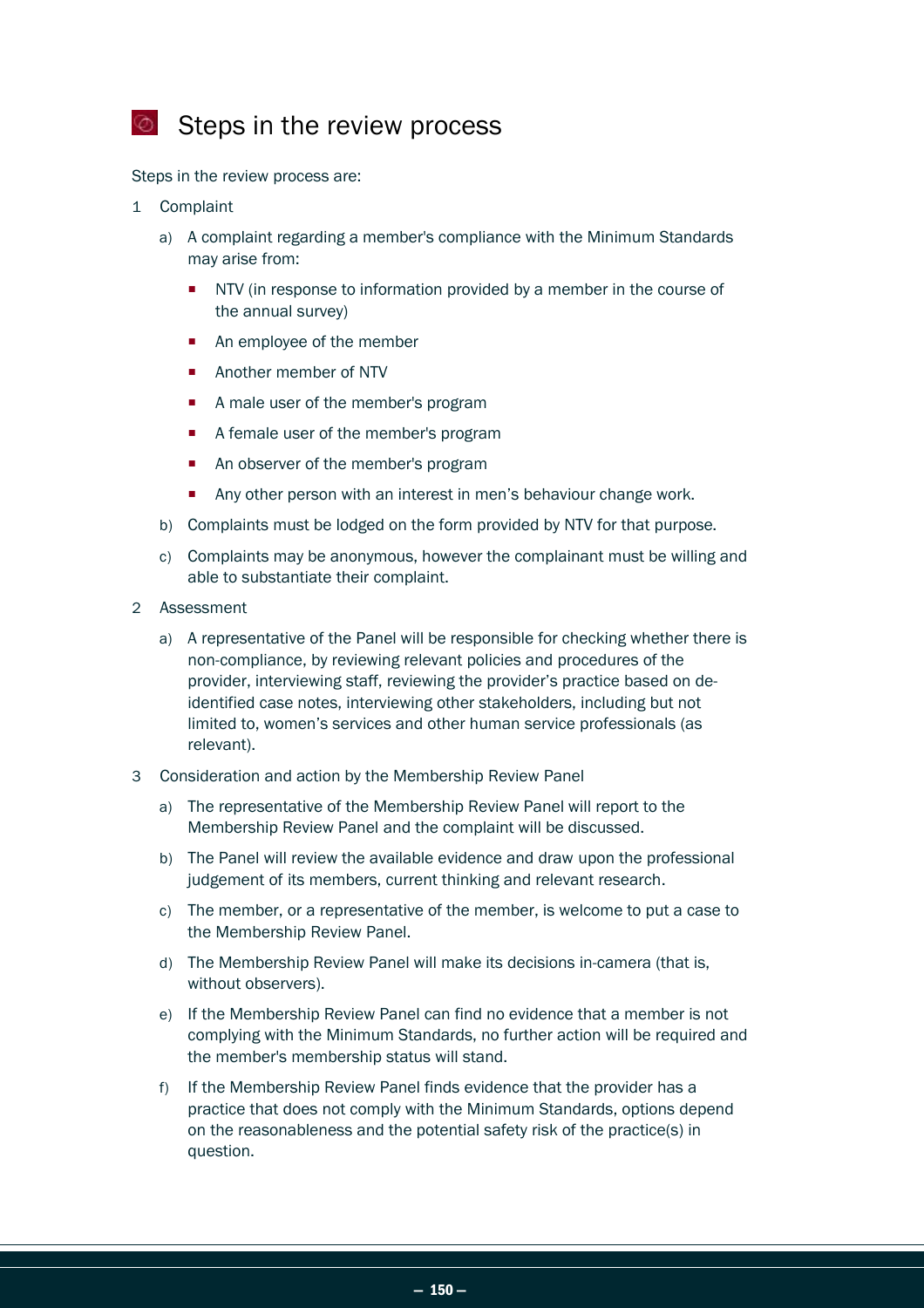## Steps in the review process

Steps in the review process are:

1. Complaint

   a) A complaint regarding a member's compliance with the Minimum Standards may arise from:

      - NTV (in response to information provided by a member in the course of the annual survey)
      - An employee of the member
      - Another member of NTV
      - A male user of the member's program
      - A female user of the member's program
      - An observer of the member's program
      - Any other person with an interest in men's behaviour change work.

   b) Complaints must be lodged on the form provided by NTV for that purpose.

   c) Complaints may be anonymous, however the complainant must be willing and able to substantiate their complaint.

2. Assessment

   a) A representative of the Panel will be responsible for checking whether there is non-compliance, by reviewing relevant policies and procedures of the provider, interviewing staff, reviewing the provider's practice based on de-identified case notes, interviewing other stakeholders, including but not limited to, women's services and other human service professionals (as relevant).

3. Consideration and action by the Membership Review Panel

   a) The representative of the Membership Review Panel will report to the Membership Review Panel and the complaint will be discussed.

   b) The Panel will review the available evidence and draw upon the professional judgement of its members, current thinking and relevant research.

   c) The member, or a representative of the member, is welcome to put a case to the Membership Review Panel.

   d) The Membership Review Panel will make its decisions in-camera (that is, without observers).

   e) If the Membership Review Panel can find no evidence that a member is not complying with the Minimum Standards, no further action will be required and the member's membership status will stand.

   f) If the Membership Review Panel finds evidence that the provider has a practice that does not comply with the Minimum Standards, options depend on the reasonableness and the potential safety risk of the practice(s) in question.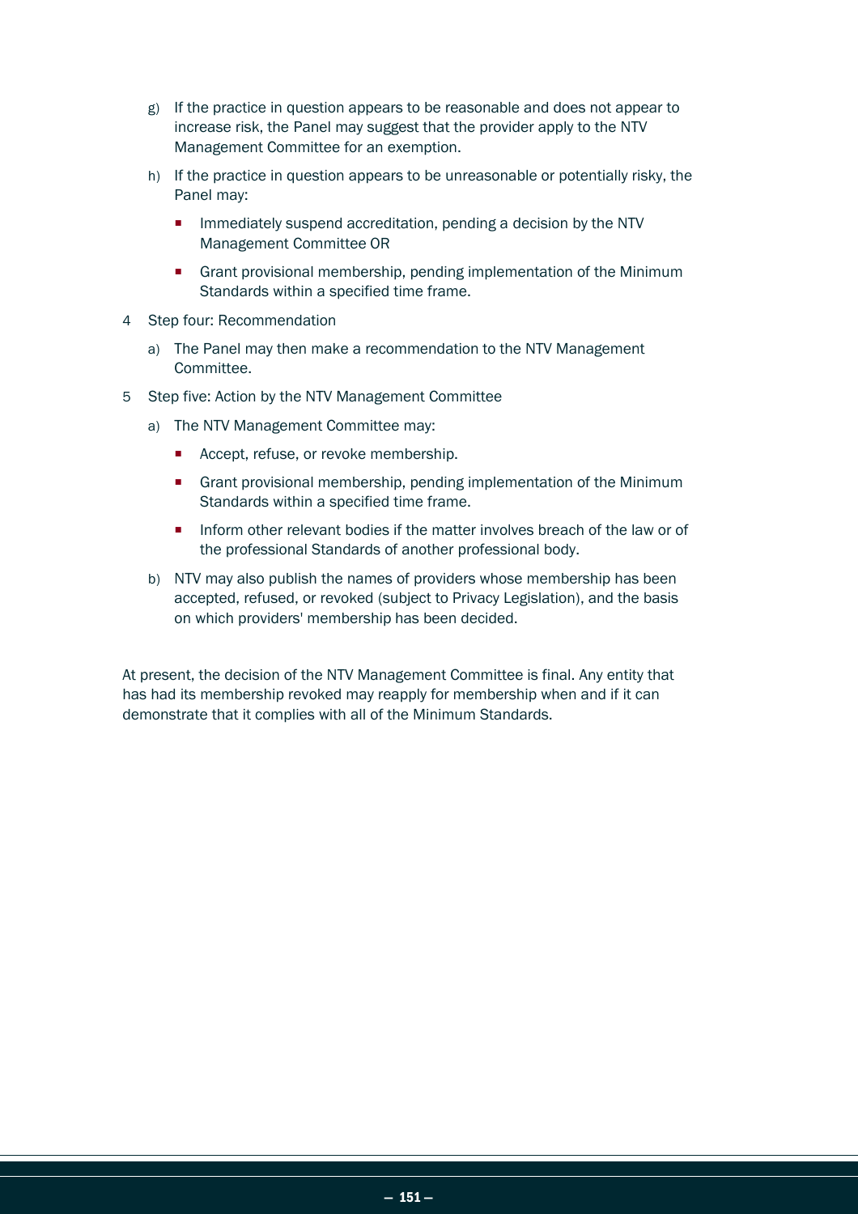g) If the practice in question appears to be reasonable and does not appear to increase risk, the Panel may suggest that the provider apply to the NTV Management Committee for an exemption.

h) If the practice in question appears to be unreasonable or potentially risky, the Panel may:

   - Immediately suspend accreditation, pending a decision by the NTV Management Committee OR
   - Grant provisional membership, pending implementation of the Minimum Standards within a specified time frame.

4 Step four: Recommendation

   a) The Panel may then make a recommendation to the NTV Management Committee.

5 Step five: Action by the NTV Management Committee

   a) The NTV Management Committee may:

      - Accept, refuse, or revoke membership.
      - Grant provisional membership, pending implementation of the Minimum Standards within a specified time frame.
      - Inform other relevant bodies if the matter involves breach of the law or of the professional Standards of another professional body.

   b) NTV may also publish the names of providers whose membership has been accepted, refused, or revoked (subject to Privacy Legislation), and the basis on which providers' membership has been decided.

At present, the decision of the NTV Management Committee is final. Any entity that has had its membership revoked may reapply for membership when and if it can demonstrate that it complies with all of the Minimum Standards.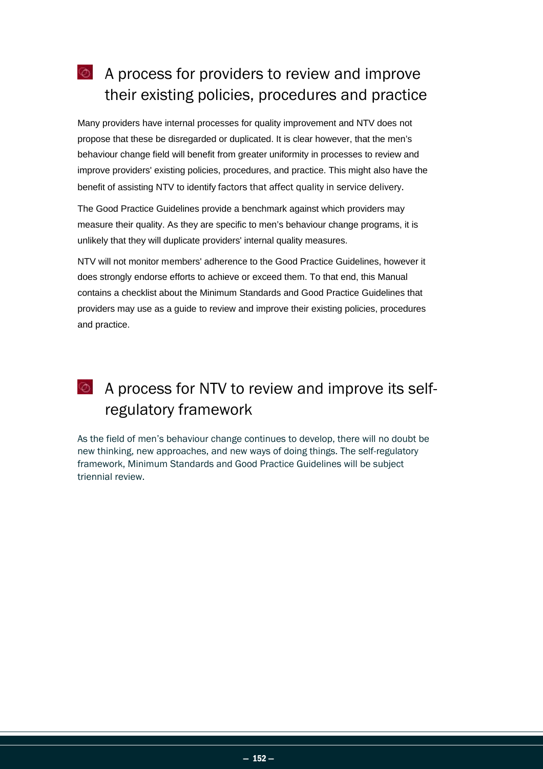## A process for providers to review and improve their existing policies, procedures and practice

Many providers have internal processes for quality improvement and NTV does not propose that these be disregarded or duplicated. It is clear however, that the men's behaviour change field will benefit from greater uniformity in processes to review and improve providers' existing policies, procedures, and practice. This might also have the benefit of assisting NTV to identify factors that affect quality in service delivery.

The Good Practice Guidelines provide a benchmark against which providers may measure their quality. As they are specific to men's behaviour change programs, it is unlikely that they will duplicate providers' internal quality measures.

NTV will not monitor members' adherence to the Good Practice Guidelines, however it does strongly endorse efforts to achieve or exceed them. To that end, this Manual contains a checklist about the Minimum Standards and Good Practice Guidelines that providers may use as a guide to review and improve their existing policies, procedures and practice.

## A process for NTV to review and improve its self-regulatory framework

As the field of men's behaviour change continues to develop, there will no doubt be new thinking, new approaches, and new ways of doing things. The self-regulatory framework, Minimum Standards and Good Practice Guidelines will be subject triennial review.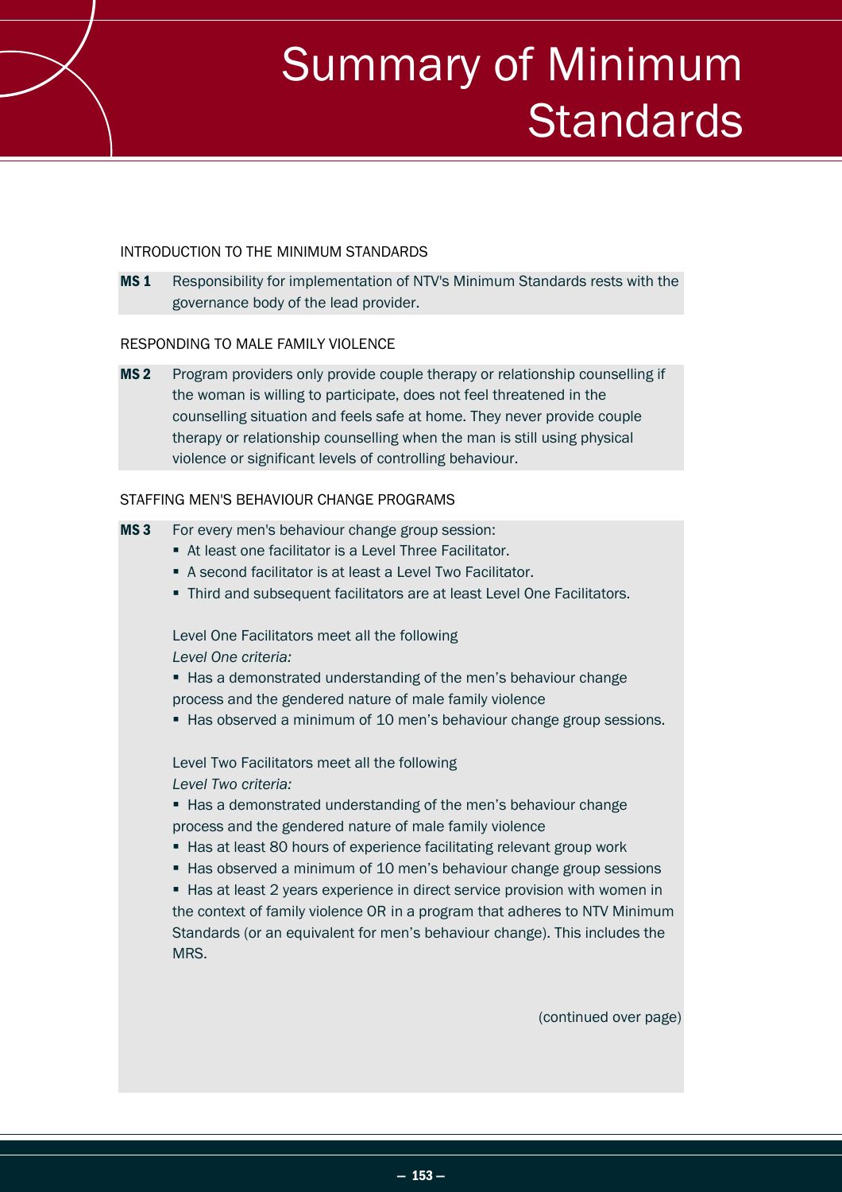# Summary of Minimum Standards

INTRODUCTION TO THE MINIMUM STANDARDS

**MS 1** Responsibility for implementation of NTV's Minimum Standards rests with the governance body of the lead provider.

RESPONDING TO MALE FAMILY VIOLENCE

**MS 2** Program providers only provide couple therapy or relationship counselling if the woman is willing to participate, does not feel threatened in the counselling situation and feels safe at home. They never provide couple therapy or relationship counselling when the man is still using physical violence or significant levels of controlling behaviour.

STAFFING MEN'S BEHAVIOUR CHANGE PROGRAMS

**MS 3** For every men's behaviour change group session:

- At least one facilitator is a Level Three Facilitator.
- A second facilitator is at least a Level Two Facilitator.
- Third and subsequent facilitators are at least Level One Facilitators.

Level One Facilitators meet all the following *Level One criteria:*

- Has a demonstrated understanding of the men's behaviour change process and the gendered nature of male family violence
- Has observed a minimum of 10 men's behaviour change group sessions.

Level Two Facilitators meet all the following *Level Two criteria:*

- Has a demonstrated understanding of the men's behaviour change process and the gendered nature of male family violence
- Has at least 80 hours of experience facilitating relevant group work
- Has observed a minimum of 10 men's behaviour change group sessions
- Has at least 2 years experience in direct service provision with women in the context of family violence OR in a program that adheres to NTV Minimum Standards (or an equivalent for men's behaviour change). This includes the MRS.

(continued over page)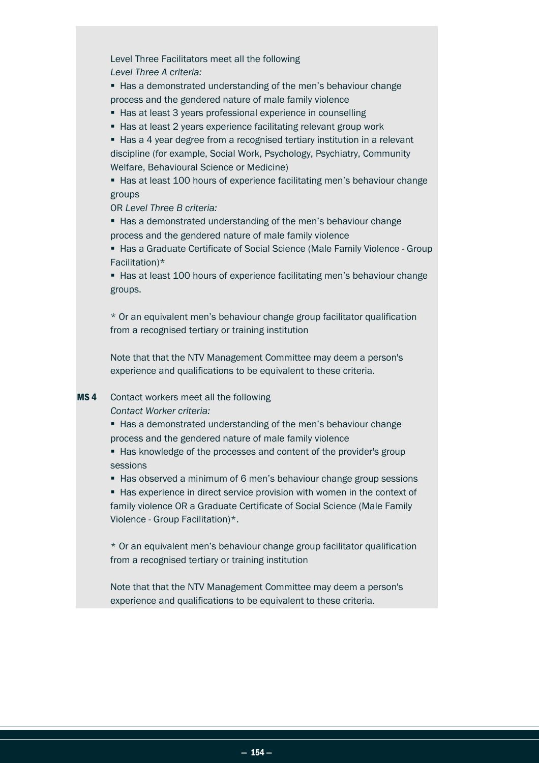Level Three Facilitators meet all the following
*Level Three A criteria:*

- Has a demonstrated understanding of the men's behaviour change process and the gendered nature of male family violence
- Has at least 3 years professional experience in counselling
- Has at least 2 years experience facilitating relevant group work
- Has a 4 year degree from a recognised tertiary institution in a relevant discipline (for example, Social Work, Psychology, Psychiatry, Community Welfare, Behavioural Science or Medicine)
- Has at least 100 hours of experience facilitating men's behaviour change groups

OR *Level Three B criteria:*

- Has a demonstrated understanding of the men's behaviour change process and the gendered nature of male family violence
- Has a Graduate Certificate of Social Science (Male Family Violence - Group Facilitation)*
- Has at least 100 hours of experience facilitating men's behaviour change groups.

\* Or an equivalent men's behaviour change group facilitator qualification from a recognised tertiary or training institution

Note that that the NTV Management Committee may deem a person's experience and qualifications to be equivalent to these criteria.

**MS 4** Contact workers meet all the following
*Contact Worker criteria:*

- Has a demonstrated understanding of the men's behaviour change process and the gendered nature of male family violence
- Has knowledge of the processes and content of the provider's group sessions
- Has observed a minimum of 6 men's behaviour change group sessions
- Has experience in direct service provision with women in the context of family violence OR a Graduate Certificate of Social Science (Male Family Violence - Group Facilitation)*.

\* Or an equivalent men's behaviour change group facilitator qualification from a recognised tertiary or training institution

Note that that the NTV Management Committee may deem a person's experience and qualifications to be equivalent to these criteria.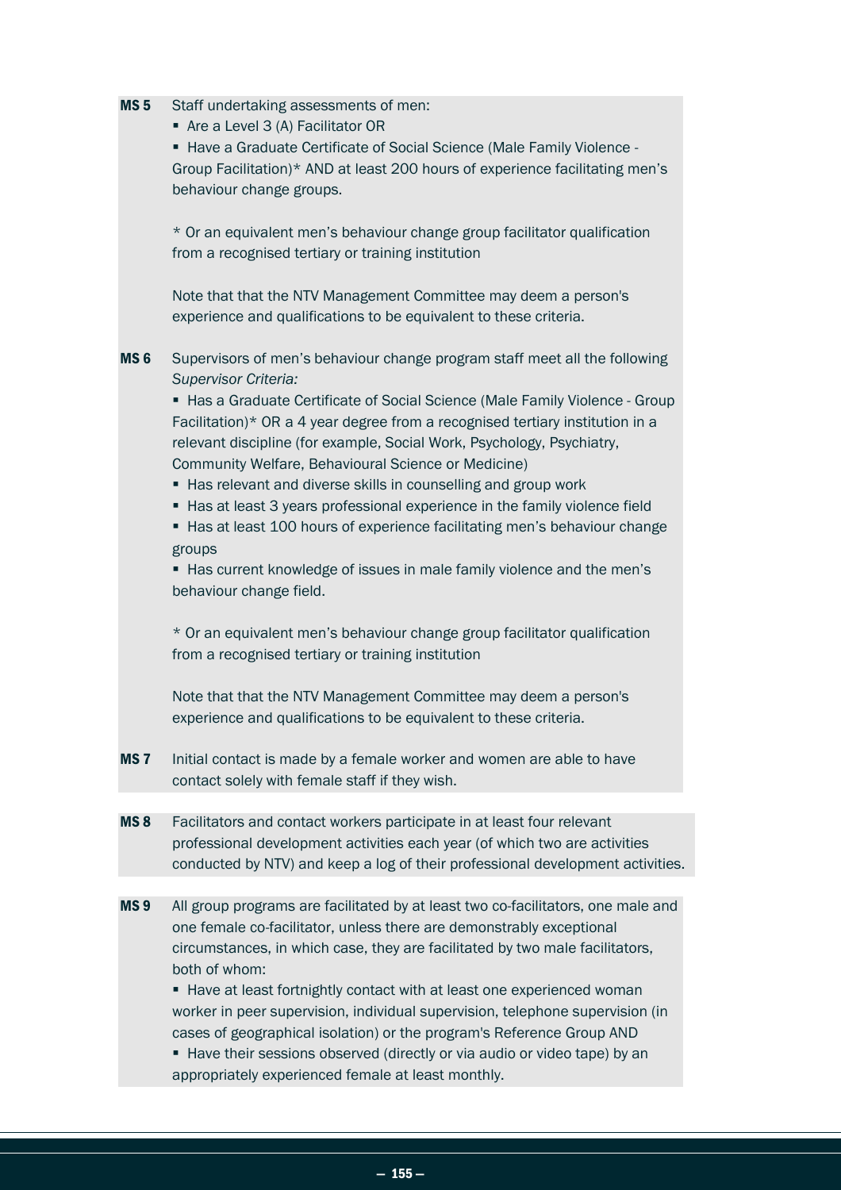**MS 5** Staff undertaking assessments of men:

- Are a Level 3 (A) Facilitator OR
- Have a Graduate Certificate of Social Science (Male Family Violence - Group Facilitation)* AND at least 200 hours of experience facilitating men's behaviour change groups.

\* Or an equivalent men's behaviour change group facilitator qualification from a recognised tertiary or training institution

Note that that the NTV Management Committee may deem a person's experience and qualifications to be equivalent to these criteria.

**MS 6** Supervisors of men's behaviour change program staff meet all the following *Supervisor Criteria:*

- Has a Graduate Certificate of Social Science (Male Family Violence - Group Facilitation)* OR a 4 year degree from a recognised tertiary institution in a relevant discipline (for example, Social Work, Psychology, Psychiatry, Community Welfare, Behavioural Science or Medicine)
- Has relevant and diverse skills in counselling and group work
- Has at least 3 years professional experience in the family violence field
- Has at least 100 hours of experience facilitating men's behaviour change groups
- Has current knowledge of issues in male family violence and the men's behaviour change field.

\* Or an equivalent men's behaviour change group facilitator qualification from a recognised tertiary or training institution

Note that that the NTV Management Committee may deem a person's experience and qualifications to be equivalent to these criteria.

**MS 7** Initial contact is made by a female worker and women are able to have contact solely with female staff if they wish.

**MS 8** Facilitators and contact workers participate in at least four relevant professional development activities each year (of which two are activities conducted by NTV) and keep a log of their professional development activities.

**MS 9** All group programs are facilitated by at least two co-facilitators, one male and one female co-facilitator, unless there are demonstrably exceptional circumstances, in which case, they are facilitated by two male facilitators, both of whom:

- Have at least fortnightly contact with at least one experienced woman worker in peer supervision, individual supervision, telephone supervision (in cases of geographical isolation) or the program's Reference Group AND
- Have their sessions observed (directly or via audio or video tape) by an appropriately experienced female at least monthly.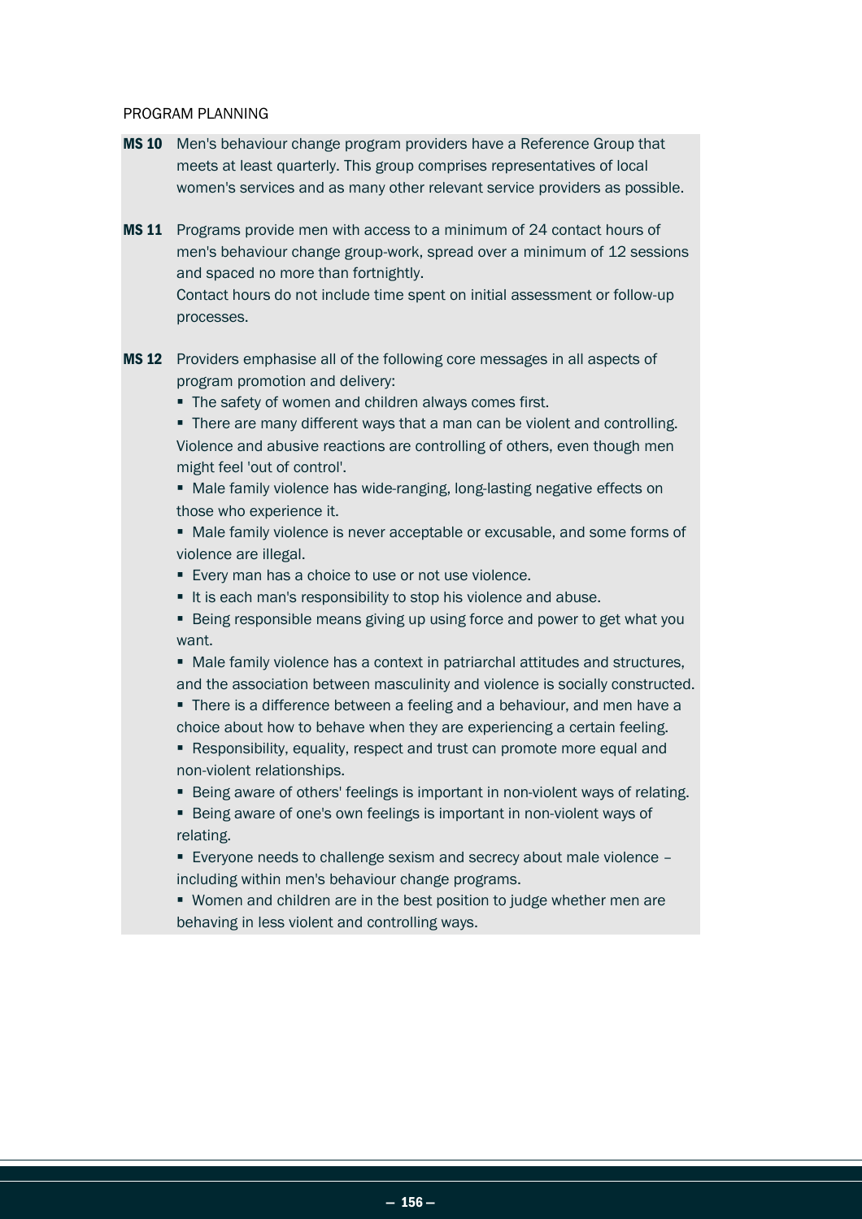PROGRAM PLANNING

**MS 10** Men's behaviour change program providers have a Reference Group that meets at least quarterly. This group comprises representatives of local women's services and as many other relevant service providers as possible.

**MS 11** Programs provide men with access to a minimum of 24 contact hours of men's behaviour change group-work, spread over a minimum of 12 sessions and spaced no more than fortnightly.
Contact hours do not include time spent on initial assessment or follow-up processes.

**MS 12** Providers emphasise all of the following core messages in all aspects of program promotion and delivery:

- The safety of women and children always comes first.
- There are many different ways that a man can be violent and controlling. Violence and abusive reactions are controlling of others, even though men might feel 'out of control'.
- Male family violence has wide-ranging, long-lasting negative effects on those who experience it.
- Male family violence is never acceptable or excusable, and some forms of violence are illegal.
- Every man has a choice to use or not use violence.
- It is each man's responsibility to stop his violence and abuse.
- Being responsible means giving up using force and power to get what you want.
- Male family violence has a context in patriarchal attitudes and structures, and the association between masculinity and violence is socially constructed.
- There is a difference between a feeling and a behaviour, and men have a choice about how to behave when they are experiencing a certain feeling.
- Responsibility, equality, respect and trust can promote more equal and non-violent relationships.
- Being aware of others' feelings is important in non-violent ways of relating.
- Being aware of one's own feelings is important in non-violent ways of relating.
- Everyone needs to challenge sexism and secrecy about male violence – including within men's behaviour change programs.
- Women and children are in the best position to judge whether men are behaving in less violent and controlling ways.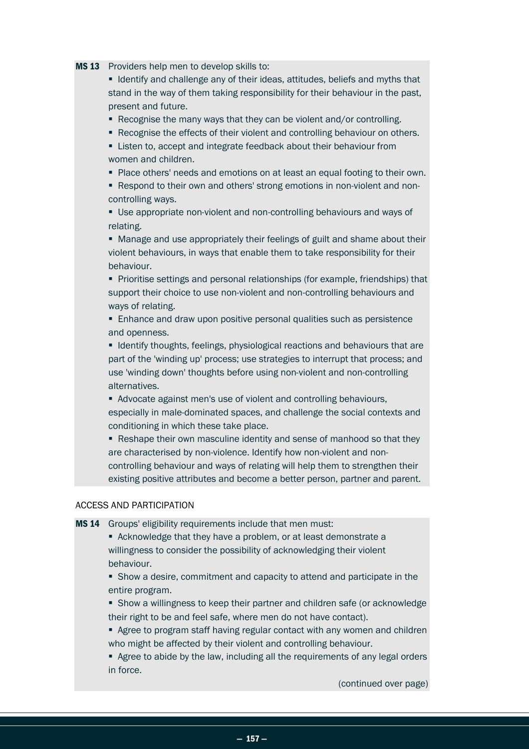**MS 13** Providers help men to develop skills to:

- Identify and challenge any of their ideas, attitudes, beliefs and myths that stand in the way of them taking responsibility for their behaviour in the past, present and future.
- Recognise the many ways that they can be violent and/or controlling.
- Recognise the effects of their violent and controlling behaviour on others.
- Listen to, accept and integrate feedback about their behaviour from women and children.
- Place others' needs and emotions on at least an equal footing to their own.
- Respond to their own and others' strong emotions in non-violent and non-controlling ways.
- Use appropriate non-violent and non-controlling behaviours and ways of relating.
- Manage and use appropriately their feelings of guilt and shame about their violent behaviours, in ways that enable them to take responsibility for their behaviour.
- Prioritise settings and personal relationships (for example, friendships) that support their choice to use non-violent and non-controlling behaviours and ways of relating.
- Enhance and draw upon positive personal qualities such as persistence and openness.
- Identify thoughts, feelings, physiological reactions and behaviours that are part of the 'winding up' process; use strategies to interrupt that process; and use 'winding down' thoughts before using non-violent and non-controlling alternatives.
- Advocate against men's use of violent and controlling behaviours, especially in male-dominated spaces, and challenge the social contexts and conditioning in which these take place.
- Reshape their own masculine identity and sense of manhood so that they are characterised by non-violence. Identify how non-violent and non-controlling behaviour and ways of relating will help them to strengthen their existing positive attributes and become a better person, partner and parent.

ACCESS AND PARTICIPATION

**MS 14** Groups' eligibility requirements include that men must:

- Acknowledge that they have a problem, or at least demonstrate a willingness to consider the possibility of acknowledging their violent behaviour.
- Show a desire, commitment and capacity to attend and participate in the entire program.
- Show a willingness to keep their partner and children safe (or acknowledge their right to be and feel safe, where men do not have contact).
- Agree to program staff having regular contact with any women and children who might be affected by their violent and controlling behaviour.
- Agree to abide by the law, including all the requirements of any legal orders in force.

(continued over page)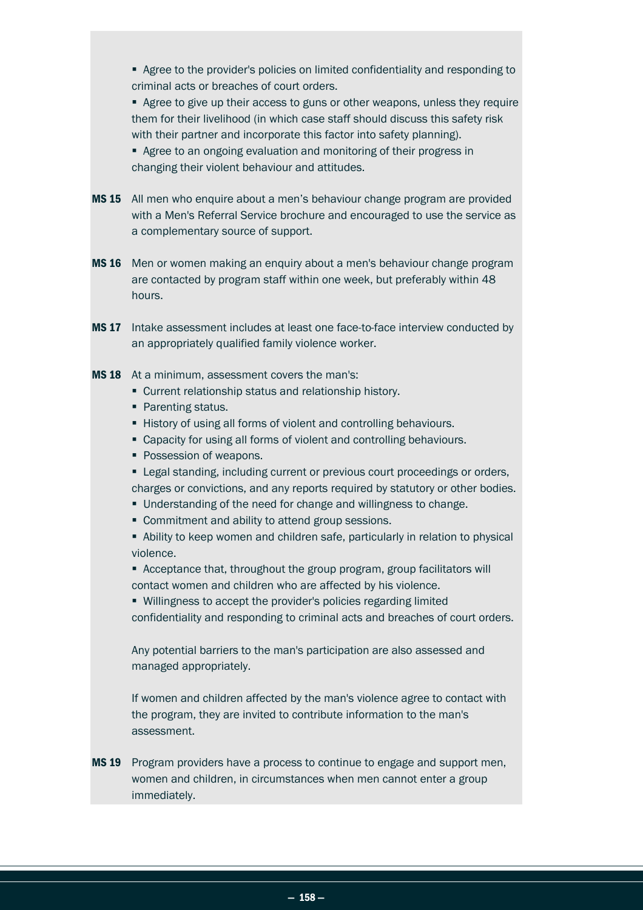- Agree to the provider's policies on limited confidentiality and responding to criminal acts or breaches of court orders.
- Agree to give up their access to guns or other weapons, unless they require them for their livelihood (in which case staff should discuss this safety risk with their partner and incorporate this factor into safety planning).
- Agree to an ongoing evaluation and monitoring of their progress in changing their violent behaviour and attitudes.

**MS 15** All men who enquire about a men's behaviour change program are provided with a Men's Referral Service brochure and encouraged to use the service as a complementary source of support.

**MS 16** Men or women making an enquiry about a men's behaviour change program are contacted by program staff within one week, but preferably within 48 hours.

**MS 17** Intake assessment includes at least one face-to-face interview conducted by an appropriately qualified family violence worker.

**MS 18** At a minimum, assessment covers the man's:

- Current relationship status and relationship history.
- Parenting status.
- History of using all forms of violent and controlling behaviours.
- Capacity for using all forms of violent and controlling behaviours.
- Possession of weapons.
- Legal standing, including current or previous court proceedings or orders, charges or convictions, and any reports required by statutory or other bodies.
- Understanding of the need for change and willingness to change.
- Commitment and ability to attend group sessions.
- Ability to keep women and children safe, particularly in relation to physical violence.
- Acceptance that, throughout the group program, group facilitators will contact women and children who are affected by his violence.
- Willingness to accept the provider's policies regarding limited confidentiality and responding to criminal acts and breaches of court orders.

Any potential barriers to the man's participation are also assessed and managed appropriately.

If women and children affected by the man's violence agree to contact with the program, they are invited to contribute information to the man's assessment.

**MS 19** Program providers have a process to continue to engage and support men, women and children, in circumstances when men cannot enter a group immediately.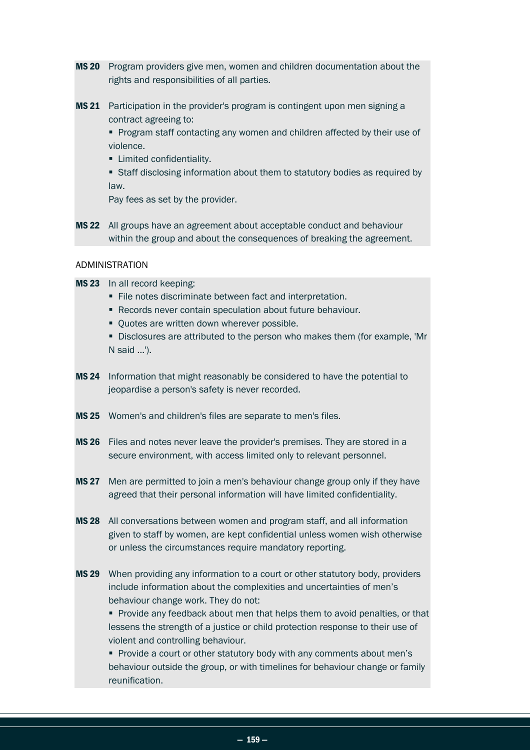**MS 20** Program providers give men, women and children documentation about the rights and responsibilities of all parties.

**MS 21** Participation in the provider's program is contingent upon men signing a contract agreeing to:

- Program staff contacting any women and children affected by their use of violence.
- Limited confidentiality.
- Staff disclosing information about them to statutory bodies as required by law.

Pay fees as set by the provider.

**MS 22** All groups have an agreement about acceptable conduct and behaviour within the group and about the consequences of breaking the agreement.

ADMINISTRATION

**MS 23** In all record keeping:

- File notes discriminate between fact and interpretation.
- Records never contain speculation about future behaviour.
- Quotes are written down wherever possible.
- Disclosures are attributed to the person who makes them (for example, 'Mr N said ...').

**MS 24** Information that might reasonably be considered to have the potential to jeopardise a person's safety is never recorded.

**MS 25** Women's and children's files are separate to men's files.

**MS 26** Files and notes never leave the provider's premises. They are stored in a secure environment, with access limited only to relevant personnel.

**MS 27** Men are permitted to join a men's behaviour change group only if they have agreed that their personal information will have limited confidentiality.

**MS 28** All conversations between women and program staff, and all information given to staff by women, are kept confidential unless women wish otherwise or unless the circumstances require mandatory reporting.

**MS 29** When providing any information to a court or other statutory body, providers include information about the complexities and uncertainties of men's behaviour change work. They do not:

- Provide any feedback about men that helps them to avoid penalties, or that lessens the strength of a justice or child protection response to their use of violent and controlling behaviour.
- Provide a court or other statutory body with any comments about men's behaviour outside the group, or with timelines for behaviour change or family reunification.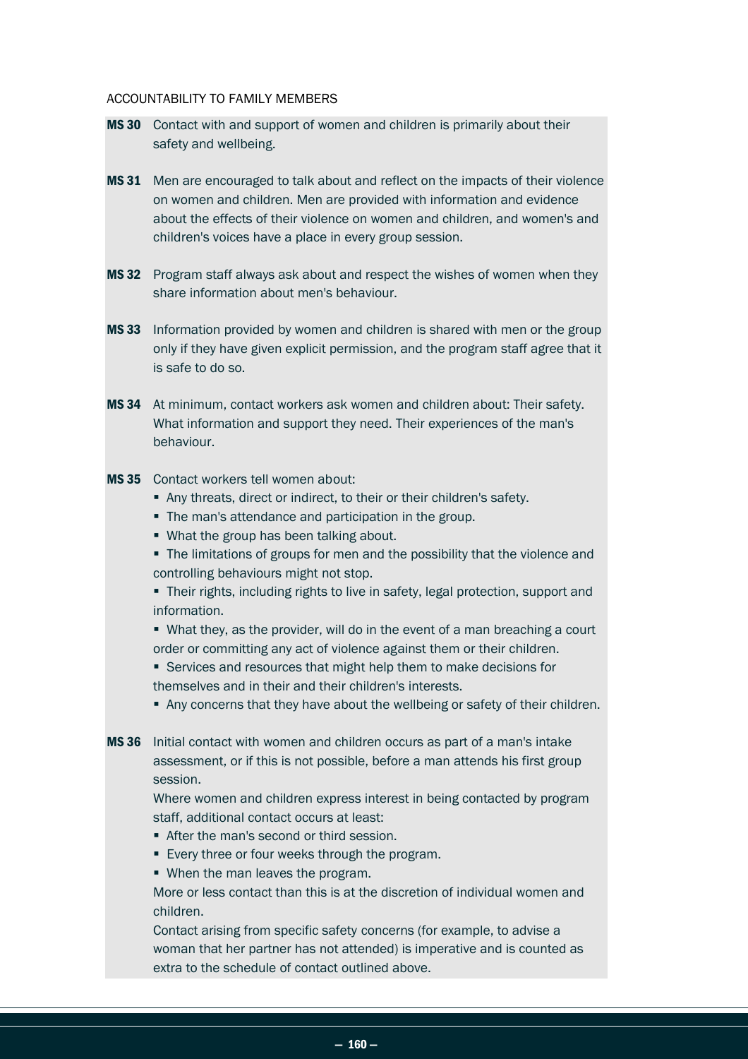ACCOUNTABILITY TO FAMILY MEMBERS

**MS 30** Contact with and support of women and children is primarily about their safety and wellbeing.

**MS 31** Men are encouraged to talk about and reflect on the impacts of their violence on women and children. Men are provided with information and evidence about the effects of their violence on women and children, and women's and children's voices have a place in every group session.

**MS 32** Program staff always ask about and respect the wishes of women when they share information about men's behaviour.

**MS 33** Information provided by women and children is shared with men or the group only if they have given explicit permission, and the program staff agree that it is safe to do so.

**MS 34** At minimum, contact workers ask women and children about: Their safety. What information and support they need. Their experiences of the man's behaviour.

**MS 35** Contact workers tell women about:

- Any threats, direct or indirect, to their or their children's safety.
- The man's attendance and participation in the group.
- What the group has been talking about.
- The limitations of groups for men and the possibility that the violence and controlling behaviours might not stop.
- Their rights, including rights to live in safety, legal protection, support and information.
- What they, as the provider, will do in the event of a man breaching a court order or committing any act of violence against them or their children.
- Services and resources that might help them to make decisions for themselves and in their and their children's interests.
- Any concerns that they have about the wellbeing or safety of their children.

**MS 36** Initial contact with women and children occurs as part of a man's intake assessment, or if this is not possible, before a man attends his first group session.

Where women and children express interest in being contacted by program staff, additional contact occurs at least:

- After the man's second or third session.
- Every three or four weeks through the program.
- When the man leaves the program.

More or less contact than this is at the discretion of individual women and children.

Contact arising from specific safety concerns (for example, to advise a woman that her partner has not attended) is imperative and is counted as extra to the schedule of contact outlined above.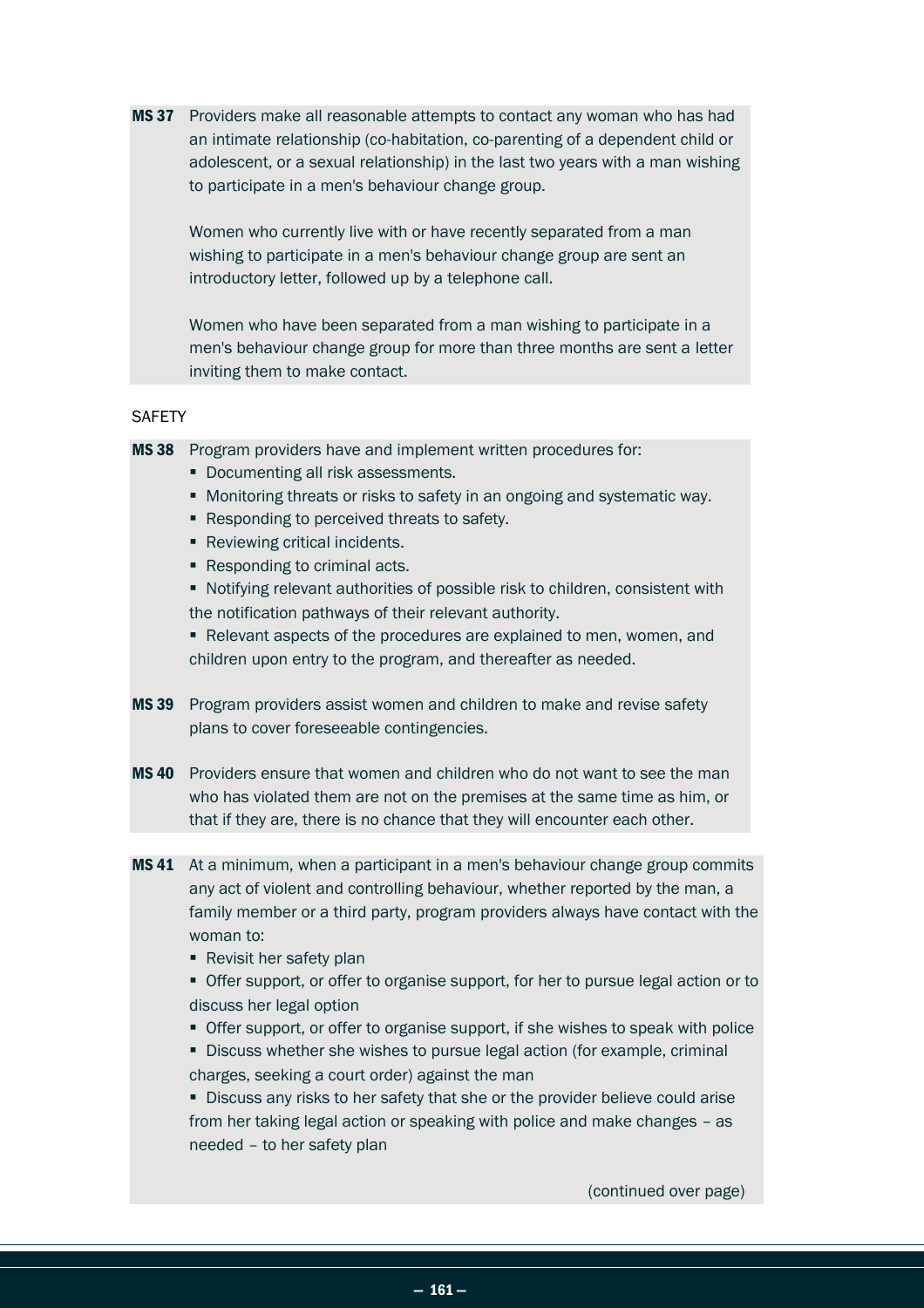**MS 37** Providers make all reasonable attempts to contact any woman who has had an intimate relationship (co-habitation, co-parenting of a dependent child or adolescent, or a sexual relationship) in the last two years with a man wishing to participate in a men's behaviour change group.

Women who currently live with or have recently separated from a man wishing to participate in a men's behaviour change group are sent an introductory letter, followed up by a telephone call.

Women who have been separated from a man wishing to participate in a men's behaviour change group for more than three months are sent a letter inviting them to make contact.

SAFETY

**MS 38** Program providers have and implement written procedures for:

- Documenting all risk assessments.
- Monitoring threats or risks to safety in an ongoing and systematic way.
- Responding to perceived threats to safety.
- Reviewing critical incidents.
- Responding to criminal acts.
- Notifying relevant authorities of possible risk to children, consistent with the notification pathways of their relevant authority.
- Relevant aspects of the procedures are explained to men, women, and children upon entry to the program, and thereafter as needed.

**MS 39** Program providers assist women and children to make and revise safety plans to cover foreseeable contingencies.

**MS 40** Providers ensure that women and children who do not want to see the man who has violated them are not on the premises at the same time as him, or that if they are, there is no chance that they will encounter each other.

**MS 41** At a minimum, when a participant in a men's behaviour change group commits any act of violent and controlling behaviour, whether reported by the man, a family member or a third party, program providers always have contact with the woman to:

- Revisit her safety plan
- Offer support, or offer to organise support, for her to pursue legal action or to discuss her legal option
- Offer support, or offer to organise support, if she wishes to speak with police
- Discuss whether she wishes to pursue legal action (for example, criminal charges, seeking a court order) against the man
- Discuss any risks to her safety that she or the provider believe could arise from her taking legal action or speaking with police and make changes – as needed – to her safety plan

(continued over page)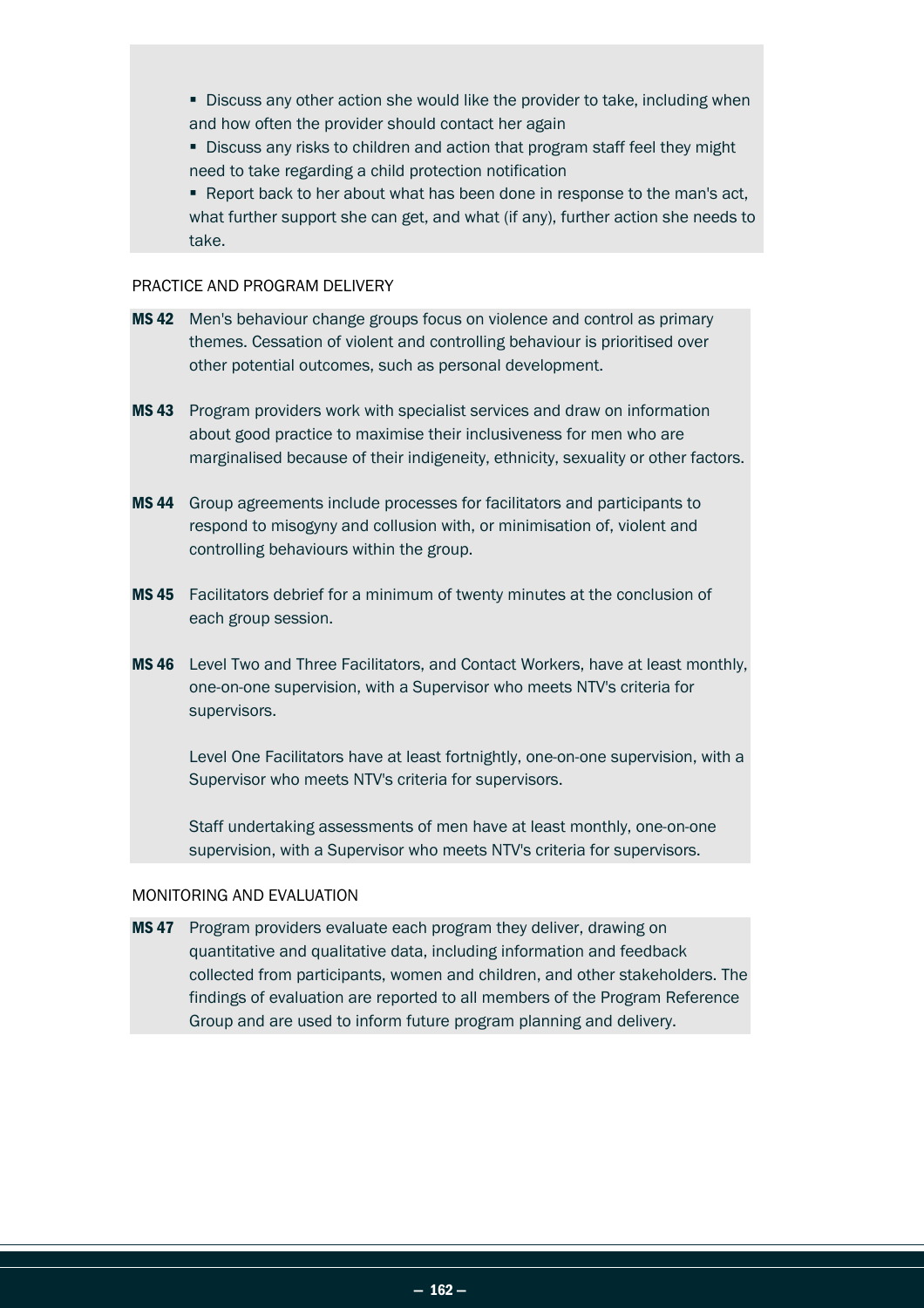- Discuss any other action she would like the provider to take, including when and how often the provider should contact her again
- Discuss any risks to children and action that program staff feel they might need to take regarding a child protection notification
- Report back to her about what has been done in response to the man's act, what further support she can get, and what (if any), further action she needs to take.

## PRACTICE AND PROGRAM DELIVERY

**MS 42** Men's behaviour change groups focus on violence and control as primary themes. Cessation of violent and controlling behaviour is prioritised over other potential outcomes, such as personal development.

**MS 43** Program providers work with specialist services and draw on information about good practice to maximise their inclusiveness for men who are marginalised because of their indigeneity, ethnicity, sexuality or other factors.

**MS 44** Group agreements include processes for facilitators and participants to respond to misogyny and collusion with, or minimisation of, violent and controlling behaviours within the group.

**MS 45** Facilitators debrief for a minimum of twenty minutes at the conclusion of each group session.

**MS 46** Level Two and Three Facilitators, and Contact Workers, have at least monthly, one-on-one supervision, with a Supervisor who meets NTV's criteria for supervisors.

Level One Facilitators have at least fortnightly, one-on-one supervision, with a Supervisor who meets NTV's criteria for supervisors.

Staff undertaking assessments of men have at least monthly, one-on-one supervision, with a Supervisor who meets NTV's criteria for supervisors.

## MONITORING AND EVALUATION

**MS 47** Program providers evaluate each program they deliver, drawing on quantitative and qualitative data, including information and feedback collected from participants, women and children, and other stakeholders. The findings of evaluation are reported to all members of the Program Reference Group and are used to inform future program planning and delivery.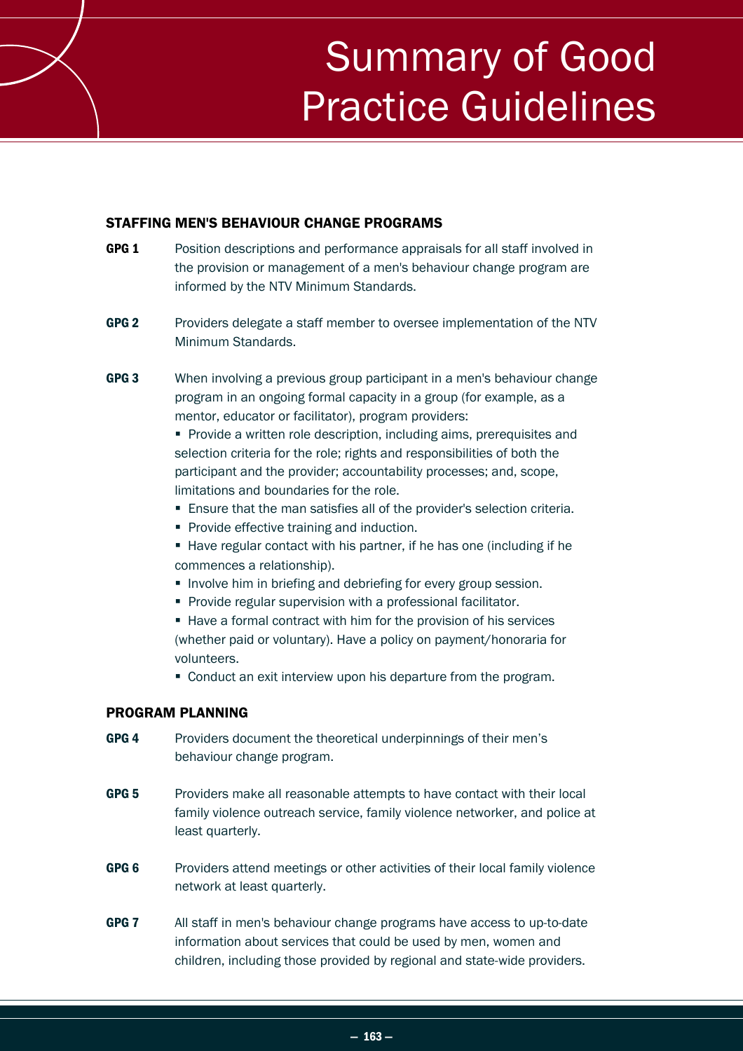# Summary of Good Practice Guidelines

## STAFFING MEN'S BEHAVIOUR CHANGE PROGRAMS

**GPG 1** Position descriptions and performance appraisals for all staff involved in the provision or management of a men's behaviour change program are informed by the NTV Minimum Standards.

**GPG 2** Providers delegate a staff member to oversee implementation of the NTV Minimum Standards.

**GPG 3** When involving a previous group participant in a men's behaviour change program in an ongoing formal capacity in a group (for example, as a mentor, educator or facilitator), program providers:

- Provide a written role description, including aims, prerequisites and selection criteria for the role; rights and responsibilities of both the participant and the provider; accountability processes; and, scope, limitations and boundaries for the role.
- Ensure that the man satisfies all of the provider's selection criteria.
- Provide effective training and induction.
- Have regular contact with his partner, if he has one (including if he commences a relationship).
- Involve him in briefing and debriefing for every group session.
- Provide regular supervision with a professional facilitator.
- Have a formal contract with him for the provision of his services (whether paid or voluntary). Have a policy on payment/honoraria for volunteers.
- Conduct an exit interview upon his departure from the program.

## PROGRAM PLANNING

**GPG 4** Providers document the theoretical underpinnings of their men's behaviour change program.

**GPG 5** Providers make all reasonable attempts to have contact with their local family violence outreach service, family violence networker, and police at least quarterly.

**GPG 6** Providers attend meetings or other activities of their local family violence network at least quarterly.

**GPG 7** All staff in men's behaviour change programs have access to up-to-date information about services that could be used by men, women and children, including those provided by regional and state-wide providers.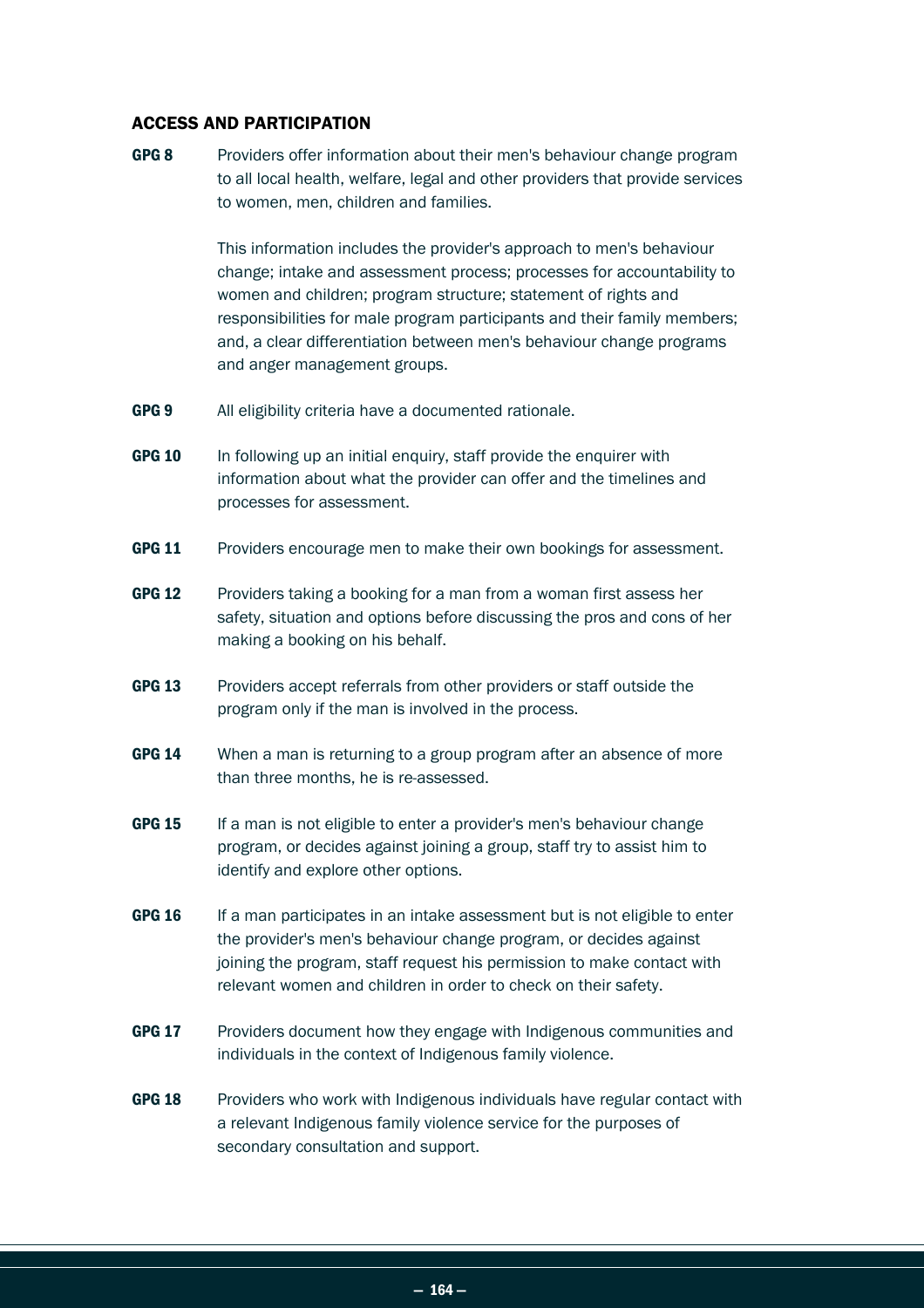## ACCESS AND PARTICIPATION

**GPG 8** Providers offer information about their men's behaviour change program to all local health, welfare, legal and other providers that provide services to women, men, children and families.

This information includes the provider's approach to men's behaviour change; intake and assessment process; processes for accountability to women and children; program structure; statement of rights and responsibilities for male program participants and their family members; and, a clear differentiation between men's behaviour change programs and anger management groups.

**GPG 9** All eligibility criteria have a documented rationale.

**GPG 10** In following up an initial enquiry, staff provide the enquirer with information about what the provider can offer and the timelines and processes for assessment.

**GPG 11** Providers encourage men to make their own bookings for assessment.

**GPG 12** Providers taking a booking for a man from a woman first assess her safety, situation and options before discussing the pros and cons of her making a booking on his behalf.

**GPG 13** Providers accept referrals from other providers or staff outside the program only if the man is involved in the process.

**GPG 14** When a man is returning to a group program after an absence of more than three months, he is re-assessed.

**GPG 15** If a man is not eligible to enter a provider's men's behaviour change program, or decides against joining a group, staff try to assist him to identify and explore other options.

**GPG 16** If a man participates in an intake assessment but is not eligible to enter the provider's men's behaviour change program, or decides against joining the program, staff request his permission to make contact with relevant women and children in order to check on their safety.

**GPG 17** Providers document how they engage with Indigenous communities and individuals in the context of Indigenous family violence.

**GPG 18** Providers who work with Indigenous individuals have regular contact with a relevant Indigenous family violence service for the purposes of secondary consultation and support.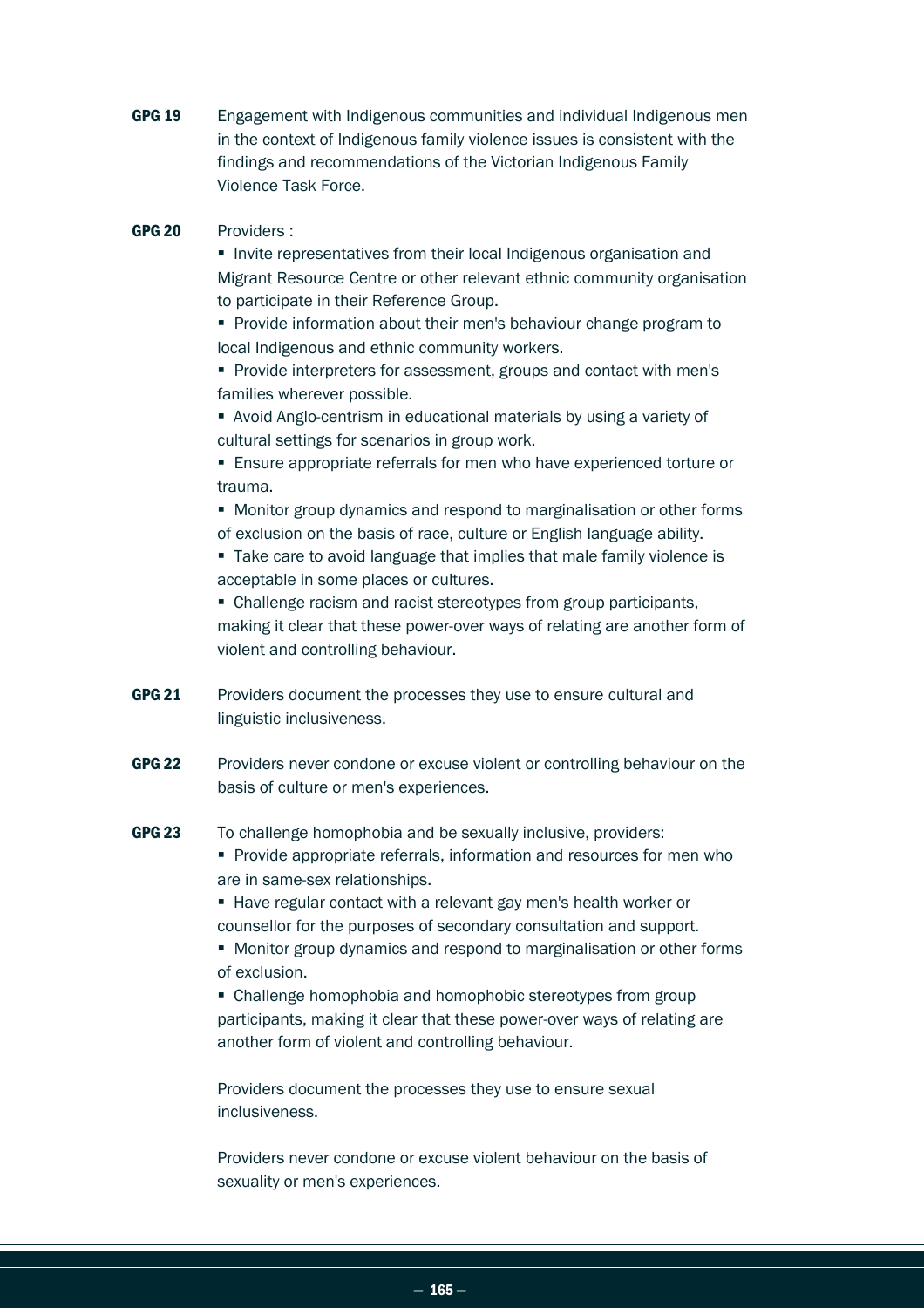**GPG 19** Engagement with Indigenous communities and individual Indigenous men in the context of Indigenous family violence issues is consistent with the findings and recommendations of the Victorian Indigenous Family Violence Task Force.

**GPG 20** Providers :

- Invite representatives from their local Indigenous organisation and Migrant Resource Centre or other relevant ethnic community organisation to participate in their Reference Group.
- Provide information about their men's behaviour change program to local Indigenous and ethnic community workers.
- Provide interpreters for assessment, groups and contact with men's families wherever possible.
- Avoid Anglo-centrism in educational materials by using a variety of cultural settings for scenarios in group work.
- Ensure appropriate referrals for men who have experienced torture or trauma.
- Monitor group dynamics and respond to marginalisation or other forms of exclusion on the basis of race, culture or English language ability.
- Take care to avoid language that implies that male family violence is acceptable in some places or cultures.
- Challenge racism and racist stereotypes from group participants, making it clear that these power-over ways of relating are another form of violent and controlling behaviour.

**GPG 21** Providers document the processes they use to ensure cultural and linguistic inclusiveness.

**GPG 22** Providers never condone or excuse violent or controlling behaviour on the basis of culture or men's experiences.

**GPG 23** To challenge homophobia and be sexually inclusive, providers:

- Provide appropriate referrals, information and resources for men who are in same-sex relationships.
- Have regular contact with a relevant gay men's health worker or counsellor for the purposes of secondary consultation and support.
- Monitor group dynamics and respond to marginalisation or other forms of exclusion.
- Challenge homophobia and homophobic stereotypes from group participants, making it clear that these power-over ways of relating are another form of violent and controlling behaviour.

Providers document the processes they use to ensure sexual inclusiveness.

Providers never condone or excuse violent behaviour on the basis of sexuality or men's experiences.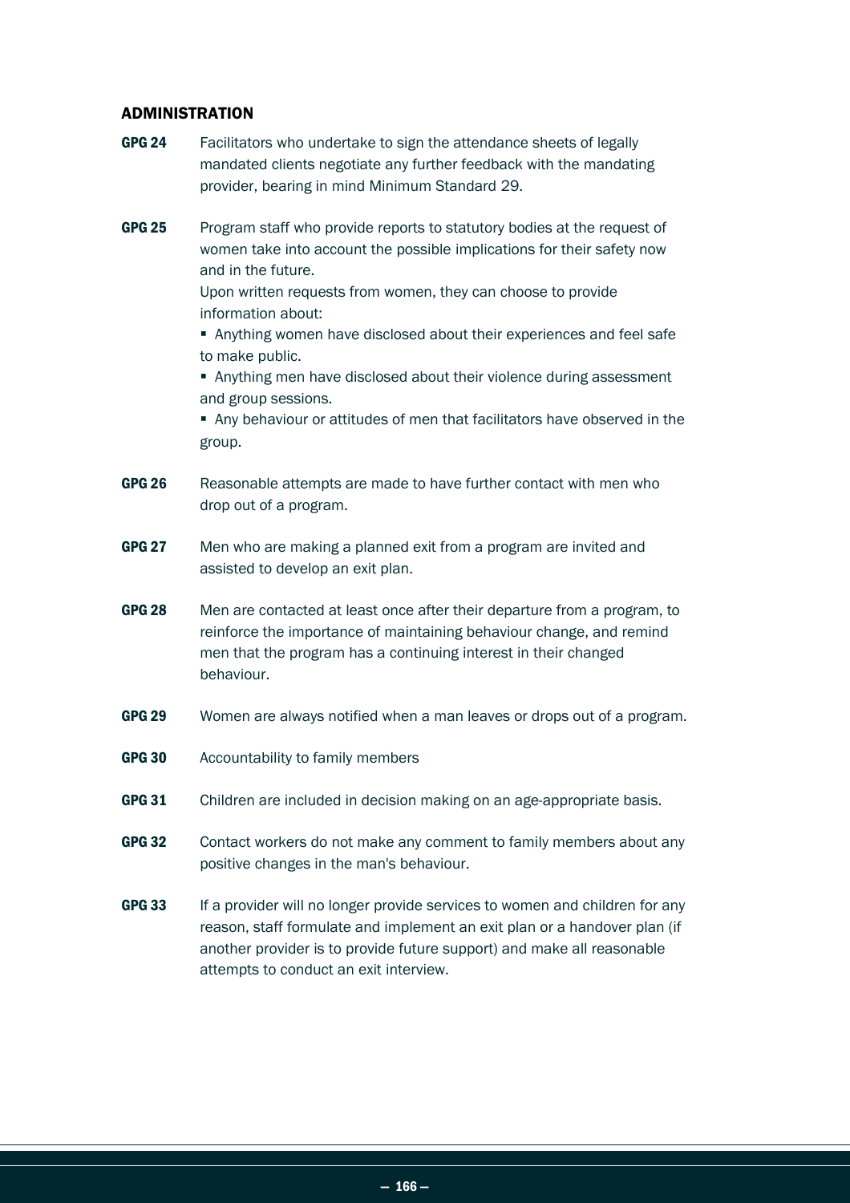## ADMINISTRATION

**GPG 24** Facilitators who undertake to sign the attendance sheets of legally mandated clients negotiate any further feedback with the mandating provider, bearing in mind Minimum Standard 29.

**GPG 25** Program staff who provide reports to statutory bodies at the request of women take into account the possible implications for their safety now and in the future.

Upon written requests from women, they can choose to provide information about:

- Anything women have disclosed about their experiences and feel safe to make public.
- Anything men have disclosed about their violence during assessment and group sessions.
- Any behaviour or attitudes of men that facilitators have observed in the group.

**GPG 26** Reasonable attempts are made to have further contact with men who drop out of a program.

**GPG 27** Men who are making a planned exit from a program are invited and assisted to develop an exit plan.

**GPG 28** Men are contacted at least once after their departure from a program, to reinforce the importance of maintaining behaviour change, and remind men that the program has a continuing interest in their changed behaviour.

**GPG 29** Women are always notified when a man leaves or drops out of a program.

**GPG 30** Accountability to family members

**GPG 31** Children are included in decision making on an age-appropriate basis.

**GPG 32** Contact workers do not make any comment to family members about any positive changes in the man's behaviour.

**GPG 33** If a provider will no longer provide services to women and children for any reason, staff formulate and implement an exit plan or a handover plan (if another provider is to provide future support) and make all reasonable attempts to conduct an exit interview.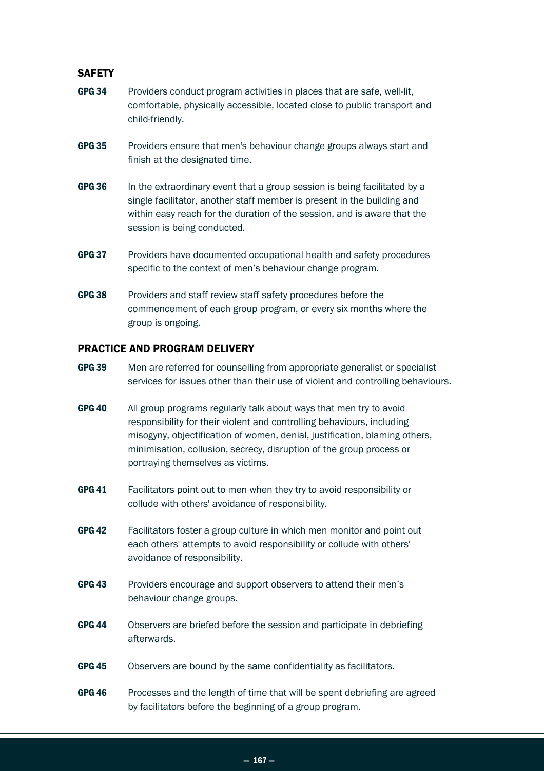## SAFETY

**GPG 34** Providers conduct program activities in places that are safe, well-lit, comfortable, physically accessible, located close to public transport and child-friendly.

**GPG 35** Providers ensure that men's behaviour change groups always start and finish at the designated time.

**GPG 36** In the extraordinary event that a group session is being facilitated by a single facilitator, another staff member is present in the building and within easy reach for the duration of the session, and is aware that the session is being conducted.

**GPG 37** Providers have documented occupational health and safety procedures specific to the context of men's behaviour change program.

**GPG 38** Providers and staff review staff safety procedures before the commencement of each group program, or every six months where the group is ongoing.

## PRACTICE AND PROGRAM DELIVERY

**GPG 39** Men are referred for counselling from appropriate generalist or specialist services for issues other than their use of violent and controlling behaviours.

**GPG 40** All group programs regularly talk about ways that men try to avoid responsibility for their violent and controlling behaviours, including misogyny, objectification of women, denial, justification, blaming others, minimisation, collusion, secrecy, disruption of the group process or portraying themselves as victims.

**GPG 41** Facilitators point out to men when they try to avoid responsibility or collude with others' avoidance of responsibility.

**GPG 42** Facilitators foster a group culture in which men monitor and point out each others' attempts to avoid responsibility or collude with others' avoidance of responsibility.

**GPG 43** Providers encourage and support observers to attend their men's behaviour change groups.

**GPG 44** Observers are briefed before the session and participate in debriefing afterwards.

**GPG 45** Observers are bound by the same confidentiality as facilitators.

**GPG 46** Processes and the length of time that will be spent debriefing are agreed by facilitators before the beginning of a group program.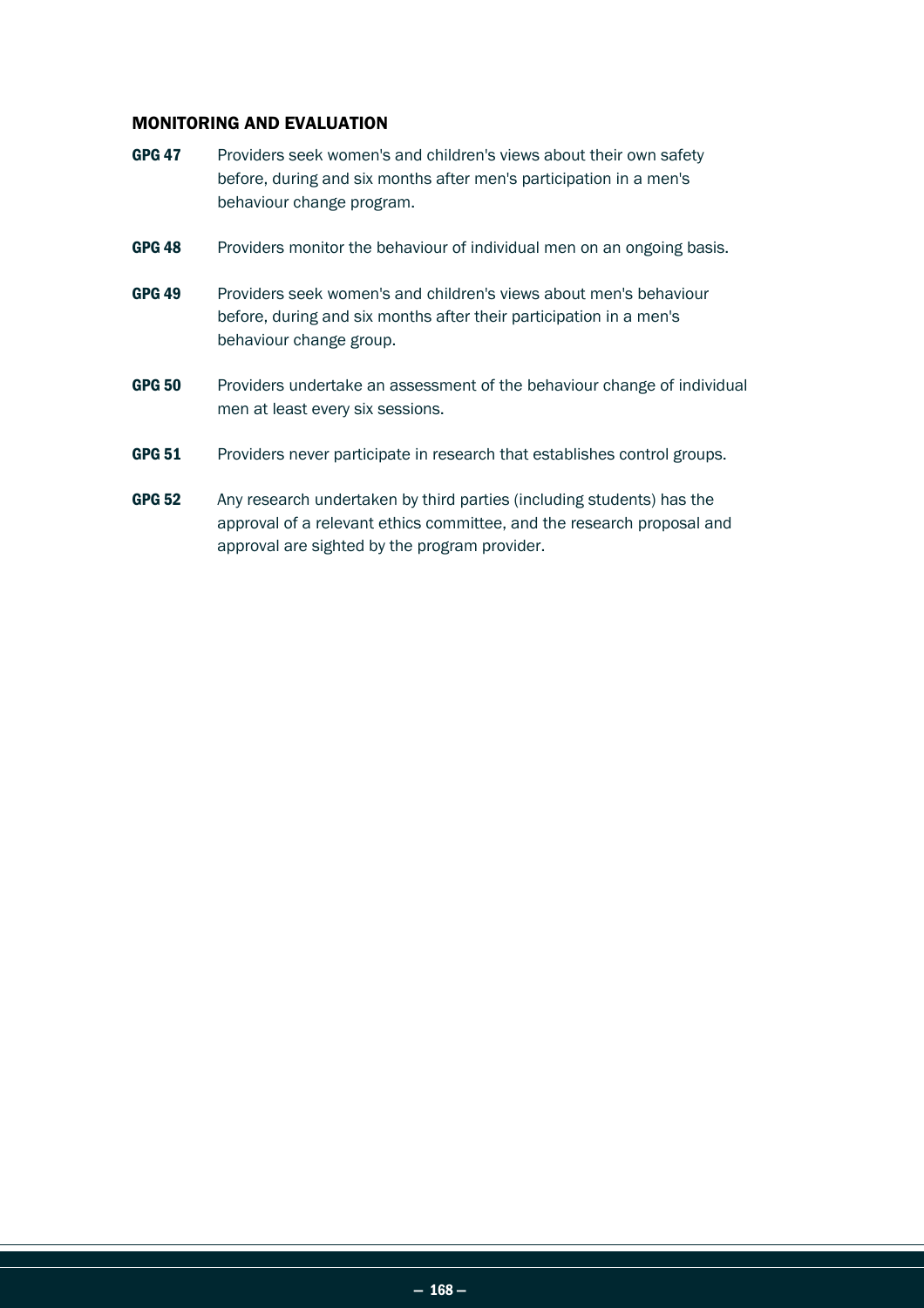## MONITORING AND EVALUATION

**GPG 47** Providers seek women's and children's views about their own safety before, during and six months after men's participation in a men's behaviour change program.

**GPG 48** Providers monitor the behaviour of individual men on an ongoing basis.

**GPG 49** Providers seek women's and children's views about men's behaviour before, during and six months after their participation in a men's behaviour change group.

**GPG 50** Providers undertake an assessment of the behaviour change of individual men at least every six sessions.

**GPG 51** Providers never participate in research that establishes control groups.

**GPG 52** Any research undertaken by third parties (including students) has the approval of a relevant ethics committee, and the research proposal and approval are sighted by the program provider.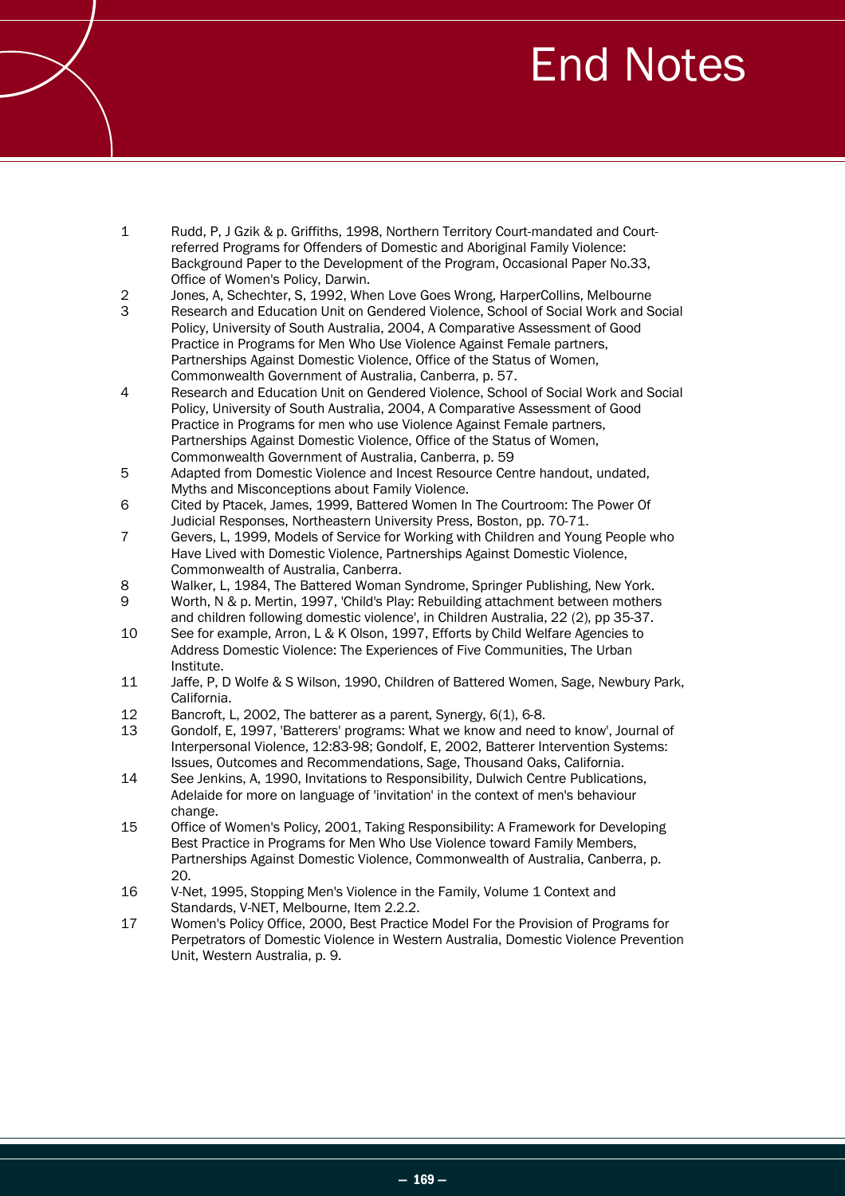# End Notes

1 Rudd, P, J Gzik & p. Griffiths, 1998, Northern Territory Court-mandated and Court-referred Programs for Offenders of Domestic and Aboriginal Family Violence: Background Paper to the Development of the Program, Occasional Paper No.33, Office of Women's Policy, Darwin.

2 Jones, A, Schechter, S, 1992, When Love Goes Wrong, HarperCollins, Melbourne

3 Research and Education Unit on Gendered Violence, School of Social Work and Social Policy, University of South Australia, 2004, A Comparative Assessment of Good Practice in Programs for Men Who Use Violence Against Female partners, Partnerships Against Domestic Violence, Office of the Status of Women, Commonwealth Government of Australia, Canberra, p. 57.

4 Research and Education Unit on Gendered Violence, School of Social Work and Social Policy, University of South Australia, 2004, A Comparative Assessment of Good Practice in Programs for men who use Violence Against Female partners, Partnerships Against Domestic Violence, Office of the Status of Women, Commonwealth Government of Australia, Canberra, p. 59

5 Adapted from Domestic Violence and Incest Resource Centre handout, undated, Myths and Misconceptions about Family Violence.

6 Cited by Ptacek, James, 1999, Battered Women In The Courtroom: The Power Of Judicial Responses, Northeastern University Press, Boston, pp. 70-71.

7 Gevers, L, 1999, Models of Service for Working with Children and Young People who Have Lived with Domestic Violence, Partnerships Against Domestic Violence, Commonwealth of Australia, Canberra.

8 Walker, L, 1984, The Battered Woman Syndrome, Springer Publishing, New York.

9 Worth, N & p. Mertin, 1997, 'Child's Play: Rebuilding attachment between mothers and children following domestic violence', in Children Australia, 22 (2), pp 35-37.

10 See for example, Arron, L & K Olson, 1997, Efforts by Child Welfare Agencies to Address Domestic Violence: The Experiences of Five Communities, The Urban Institute.

11 Jaffe, P, D Wolfe & S Wilson, 1990, Children of Battered Women, Sage, Newbury Park, California.

12 Bancroft, L, 2002, The batterer as a parent, Synergy, 6(1), 6-8.

13 Gondolf, E, 1997, 'Batterers' programs: What we know and need to know', Journal of Interpersonal Violence, 12:83-98; Gondolf, E, 2002, Batterer Intervention Systems: Issues, Outcomes and Recommendations, Sage, Thousand Oaks, California.

14 See Jenkins, A, 1990, Invitations to Responsibility, Dulwich Centre Publications, Adelaide for more on language of 'invitation' in the context of men's behaviour change.

15 Office of Women's Policy, 2001, Taking Responsibility: A Framework for Developing Best Practice in Programs for Men Who Use Violence toward Family Members, Partnerships Against Domestic Violence, Commonwealth of Australia, Canberra, p. 20.

16 V-Net, 1995, Stopping Men's Violence in the Family, Volume 1 Context and Standards, V-NET, Melbourne, Item 2.2.2.

17 Women's Policy Office, 2000, Best Practice Model For the Provision of Programs for Perpetrators of Domestic Violence in Western Australia, Domestic Violence Prevention Unit, Western Australia, p. 9.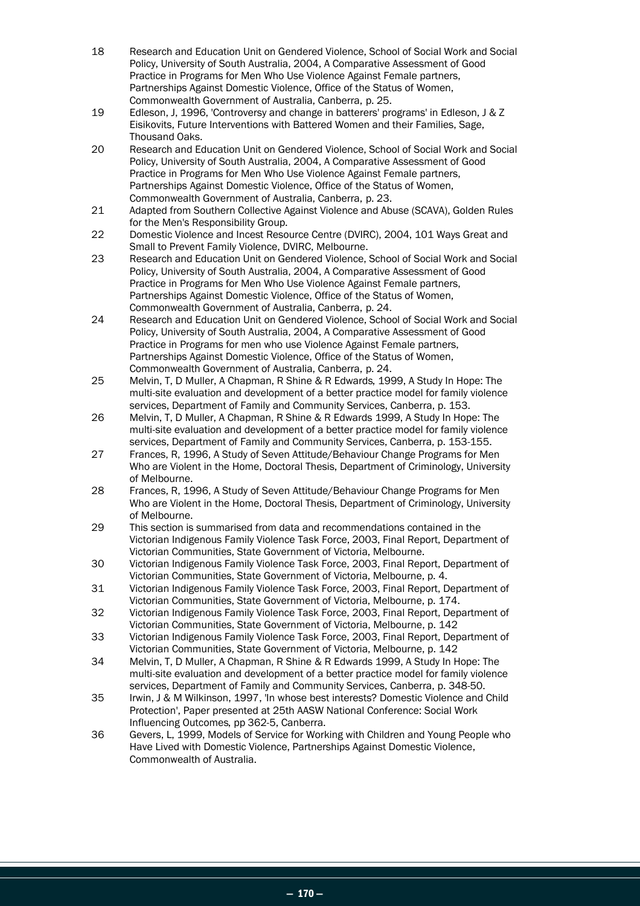18 Research and Education Unit on Gendered Violence, School of Social Work and Social Policy, University of South Australia, 2004, A Comparative Assessment of Good Practice in Programs for Men Who Use Violence Against Female partners, Partnerships Against Domestic Violence, Office of the Status of Women, Commonwealth Government of Australia, Canberra, p. 25.

19 Edleson, J, 1996, 'Controversy and change in batterers' programs' in Edleson, J & Z Eisikovits, Future Interventions with Battered Women and their Families, Sage, Thousand Oaks.

20 Research and Education Unit on Gendered Violence, School of Social Work and Social Policy, University of South Australia, 2004, A Comparative Assessment of Good Practice in Programs for Men Who Use Violence Against Female partners, Partnerships Against Domestic Violence, Office of the Status of Women, Commonwealth Government of Australia, Canberra, p. 23.

21 Adapted from Southern Collective Against Violence and Abuse (SCAVA), Golden Rules for the Men's Responsibility Group.

22 Domestic Violence and Incest Resource Centre (DVIRC), 2004, 101 Ways Great and Small to Prevent Family Violence, DVIRC, Melbourne.

23 Research and Education Unit on Gendered Violence, School of Social Work and Social Policy, University of South Australia, 2004, A Comparative Assessment of Good Practice in Programs for Men Who Use Violence Against Female partners, Partnerships Against Domestic Violence, Office of the Status of Women, Commonwealth Government of Australia, Canberra, p. 24.

24 Research and Education Unit on Gendered Violence, School of Social Work and Social Policy, University of South Australia, 2004, A Comparative Assessment of Good Practice in Programs for men who use Violence Against Female partners, Partnerships Against Domestic Violence, Office of the Status of Women, Commonwealth Government of Australia, Canberra, p. 24.

25 Melvin, T, D Muller, A Chapman, R Shine & R Edwards, 1999, A Study In Hope: The multi-site evaluation and development of a better practice model for family violence services, Department of Family and Community Services, Canberra, p. 153.

26 Melvin, T, D Muller, A Chapman, R Shine & R Edwards 1999, A Study In Hope: The multi-site evaluation and development of a better practice model for family violence services, Department of Family and Community Services, Canberra, p. 153-155.

27 Frances, R, 1996, A Study of Seven Attitude/Behaviour Change Programs for Men Who are Violent in the Home, Doctoral Thesis, Department of Criminology, University of Melbourne.

28 Frances, R, 1996, A Study of Seven Attitude/Behaviour Change Programs for Men Who are Violent in the Home, Doctoral Thesis, Department of Criminology, University of Melbourne.

29 This section is summarised from data and recommendations contained in the Victorian Indigenous Family Violence Task Force, 2003, Final Report, Department of Victorian Communities, State Government of Victoria, Melbourne.

30 Victorian Indigenous Family Violence Task Force, 2003, Final Report, Department of Victorian Communities, State Government of Victoria, Melbourne, p. 4.

31 Victorian Indigenous Family Violence Task Force, 2003, Final Report, Department of Victorian Communities, State Government of Victoria, Melbourne, p. 174.

32 Victorian Indigenous Family Violence Task Force, 2003, Final Report, Department of Victorian Communities, State Government of Victoria, Melbourne, p. 142

33 Victorian Indigenous Family Violence Task Force, 2003, Final Report, Department of Victorian Communities, State Government of Victoria, Melbourne, p. 142

34 Melvin, T, D Muller, A Chapman, R Shine & R Edwards 1999, A Study In Hope: The multi-site evaluation and development of a better practice model for family violence services, Department of Family and Community Services, Canberra, p. 348-50.

35 Irwin, J & M Wilkinson, 1997, 'In whose best interests? Domestic Violence and Child Protection', Paper presented at 25th AASW National Conference: Social Work Influencing Outcomes, pp 362-5, Canberra.

36 Gevers, L, 1999, Models of Service for Working with Children and Young People who Have Lived with Domestic Violence, Partnerships Against Domestic Violence, Commonwealth of Australia.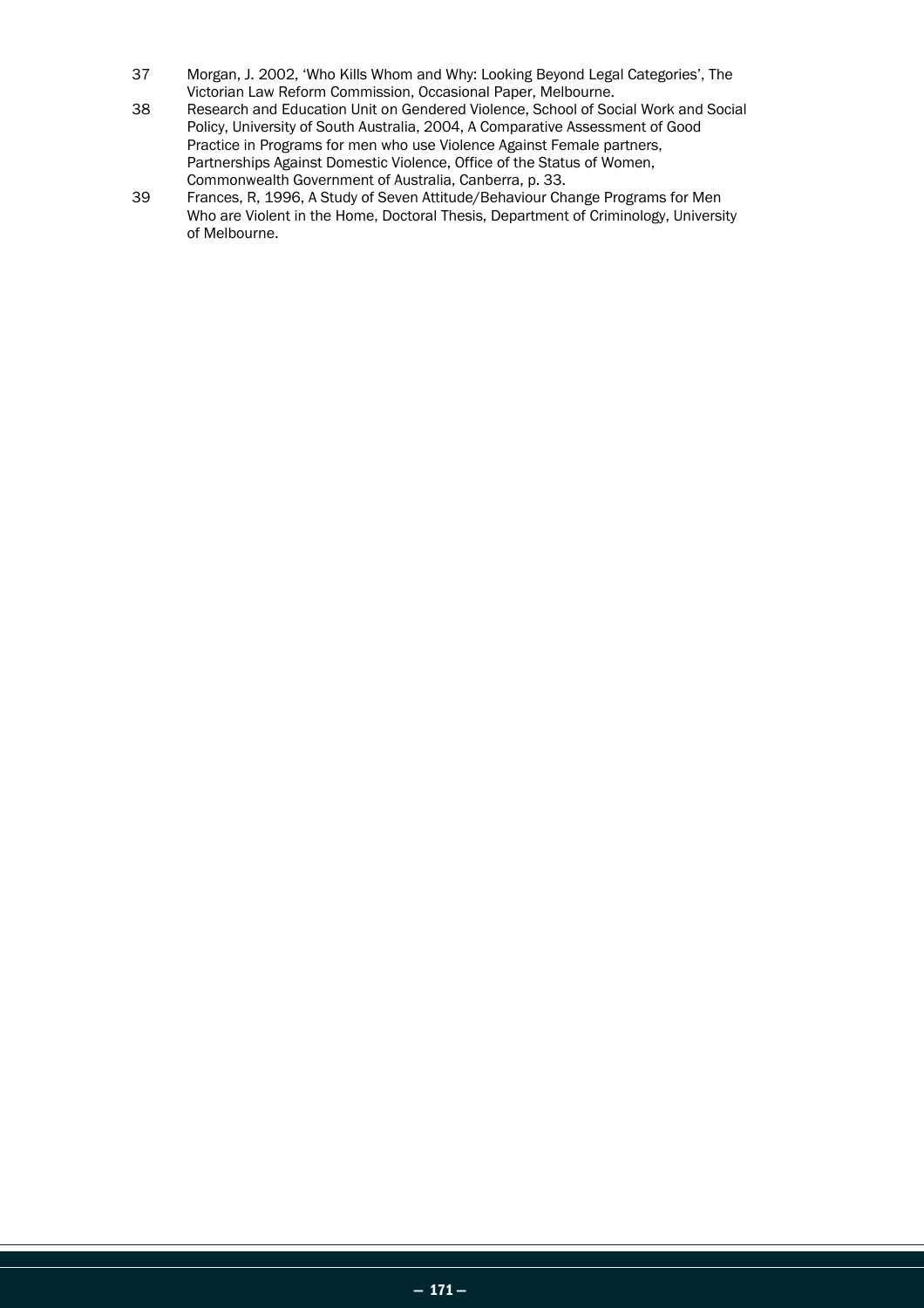37 Morgan, J. 2002, 'Who Kills Whom and Why: Looking Beyond Legal Categories', The Victorian Law Reform Commission, Occasional Paper, Melbourne.

38 Research and Education Unit on Gendered Violence, School of Social Work and Social Policy, University of South Australia, 2004, A Comparative Assessment of Good Practice in Programs for men who use Violence Against Female partners, Partnerships Against Domestic Violence, Office of the Status of Women, Commonwealth Government of Australia, Canberra, p. 33.

39 Frances, R, 1996, A Study of Seven Attitude/Behaviour Change Programs for Men Who are Violent in the Home, Doctoral Thesis, Department of Criminology, University of Melbourne.